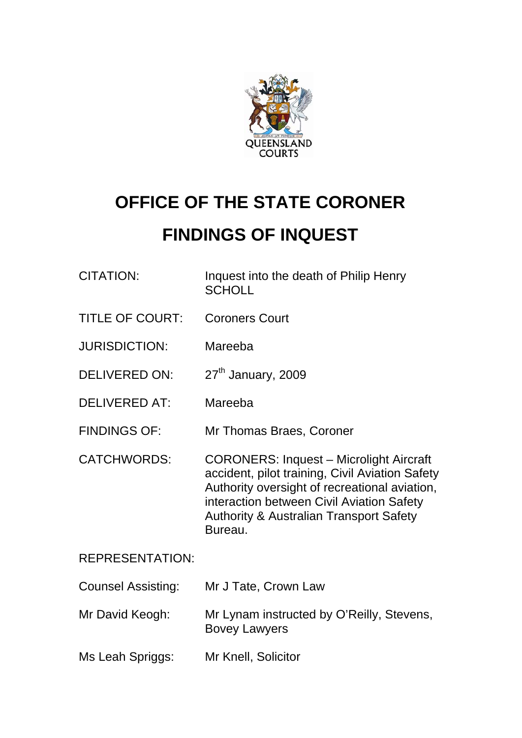QUEENSLAND COURTS

# OFFICE OF THE STATE CORONER

# FINDINGS OF INQUEST

| | |
|---|---|
| CITATION: | Inquest into the death of Philip Henry SCHOLL |
| TITLE OF COURT: | Coroners Court |
| JURISDICTION: | Mareeba |
| DELIVERED ON: | 27th January, 2009 |
| DELIVERED AT: | Mareeba |
| FINDINGS OF: | Mr Thomas Braes, Coroner |
| CATCHWORDS: | CORONERS: Inquest – Microlight Aircraft accident, pilot training, Civil Aviation Safety Authority oversight of recreational aviation, interaction between Civil Aviation Safety Authority & Australian Transport Safety Bureau. |

REPRESENTATION:

| | |
|---|---|
| Counsel Assisting: | Mr J Tate, Crown Law |
| Mr David Keogh: | Mr Lynam instructed by O'Reilly, Stevens, Bovey Lawyers |
| Ms Leah Spriggs: | Mr Knell, Solicitor |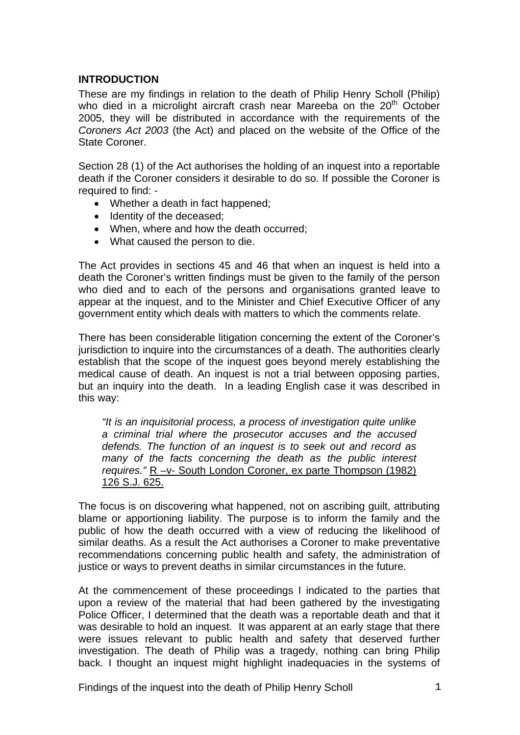## INTRODUCTION

These are my findings in relation to the death of Philip Henry Scholl (Philip) who died in a microlight aircraft crash near Mareeba on the 20th October 2005, they will be distributed in accordance with the requirements of the *Coroners Act 2003* (the Act) and placed on the website of the Office of the State Coroner.

Section 28 (1) of the Act authorises the holding of an inquest into a reportable death if the Coroner considers it desirable to do so. If possible the Coroner is required to find: -

- Whether a death in fact happened;
- Identity of the deceased;
- When, where and how the death occurred;
- What caused the person to die.

The Act provides in sections 45 and 46 that when an inquest is held into a death the Coroner's written findings must be given to the family of the person who died and to each of the persons and organisations granted leave to appear at the inquest, and to the Minister and Chief Executive Officer of any government entity which deals with matters to which the comments relate.

There has been considerable litigation concerning the extent of the Coroner's jurisdiction to inquire into the circumstances of a death. The authorities clearly establish that the scope of the inquest goes beyond merely establishing the medical cause of death. An inquest is not a trial between opposing parties, but an inquiry into the death. In a leading English case it was described in this way:

> *"It is an inquisitorial process, a process of investigation quite unlike a criminal trial where the prosecutor accuses and the accused defends. The function of an inquest is to seek out and record as many of the facts concerning the death as the public interest requires."* R –v- South London Coroner, ex parte Thompson (1982) 126 S.J. 625.

The focus is on discovering what happened, not on ascribing guilt, attributing blame or apportioning liability. The purpose is to inform the family and the public of how the death occurred with a view of reducing the likelihood of similar deaths. As a result the Act authorises a Coroner to make preventative recommendations concerning public health and safety, the administration of justice or ways to prevent deaths in similar circumstances in the future.

At the commencement of these proceedings I indicated to the parties that upon a review of the material that had been gathered by the investigating Police Officer, I determined that the death was a reportable death and that it was desirable to hold an inquest. It was apparent at an early stage that there were issues relevant to public health and safety that deserved further investigation. The death of Philip was a tragedy, nothing can bring Philip back. I thought an inquest might highlight inadequacies in the systems of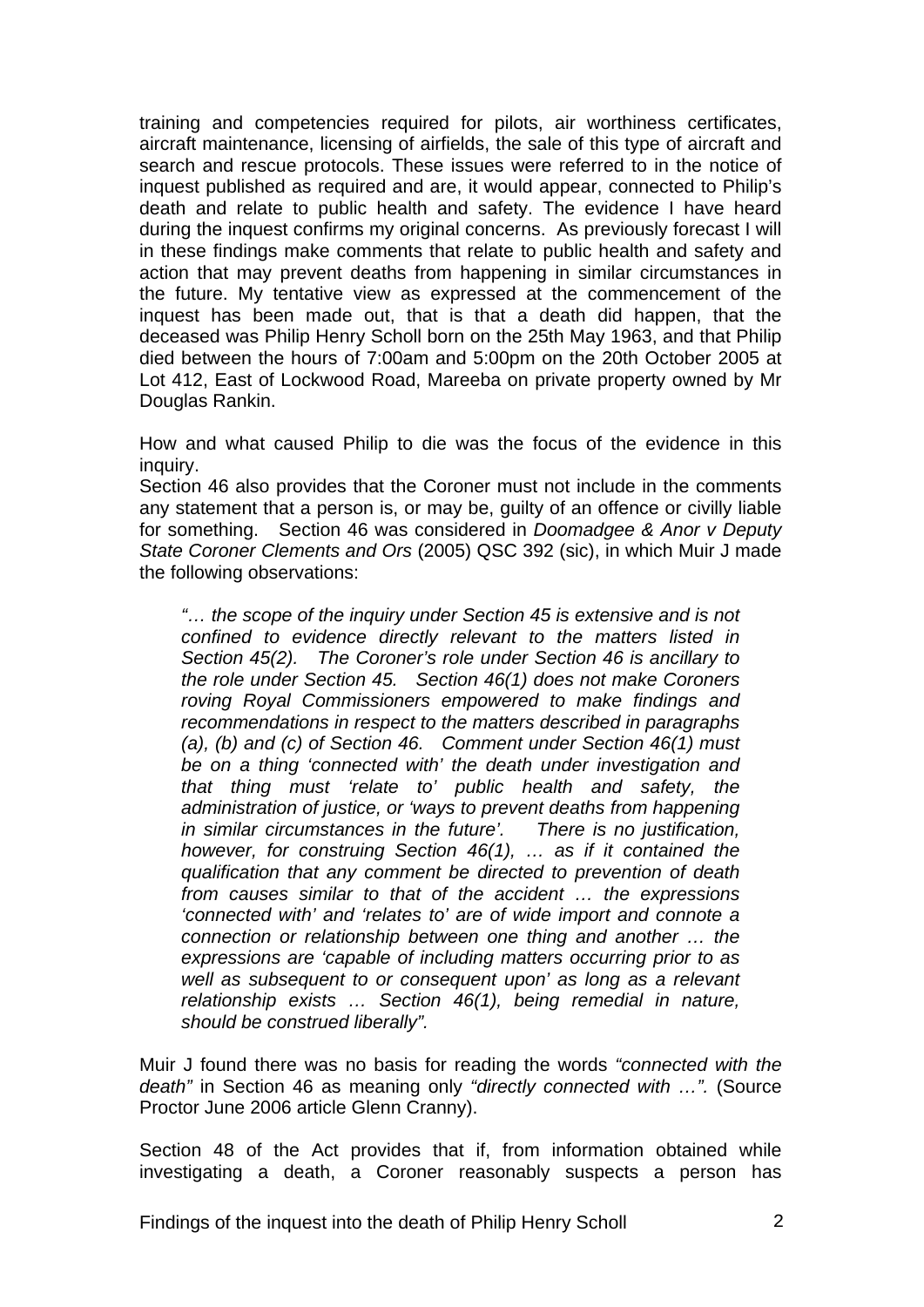training and competencies required for pilots, air worthiness certificates, aircraft maintenance, licensing of airfields, the sale of this type of aircraft and search and rescue protocols. These issues were referred to in the notice of inquest published as required and are, it would appear, connected to Philip's death and relate to public health and safety. The evidence I have heard during the inquest confirms my original concerns. As previously forecast I will in these findings make comments that relate to public health and safety and action that may prevent deaths from happening in similar circumstances in the future. My tentative view as expressed at the commencement of the inquest has been made out, that is that a death did happen, that the deceased was Philip Henry Scholl born on the 25th May 1963, and that Philip died between the hours of 7:00am and 5:00pm on the 20th October 2005 at Lot 412, East of Lockwood Road, Mareeba on private property owned by Mr Douglas Rankin.

How and what caused Philip to die was the focus of the evidence in this inquiry.

Section 46 also provides that the Coroner must not include in the comments any statement that a person is, or may be, guilty of an offence or civilly liable for something. Section 46 was considered in *Doomadgee & Anor v Deputy State Coroner Clements and Ors* (2005) QSC 392 (sic), in which Muir J made the following observations:

> *"… the scope of the inquiry under Section 45 is extensive and is not confined to evidence directly relevant to the matters listed in Section 45(2). The Coroner's role under Section 46 is ancillary to the role under Section 45. Section 46(1) does not make Coroners roving Royal Commissioners empowered to make findings and recommendations in respect to the matters described in paragraphs (a), (b) and (c) of Section 46. Comment under Section 46(1) must be on a thing 'connected with' the death under investigation and that thing must 'relate to' public health and safety, the administration of justice, or 'ways to prevent deaths from happening in similar circumstances in the future'. There is no justification, however, for construing Section 46(1), … as if it contained the qualification that any comment be directed to prevention of death from causes similar to that of the accident … the expressions 'connected with' and 'relates to' are of wide import and connote a connection or relationship between one thing and another … the expressions are 'capable of including matters occurring prior to as well as subsequent to or consequent upon' as long as a relevant relationship exists … Section 46(1), being remedial in nature, should be construed liberally".*

Muir J found there was no basis for reading the words *"connected with the death"* in Section 46 as meaning only *"directly connected with …".* (Source Proctor June 2006 article Glenn Cranny).

Section 48 of the Act provides that if, from information obtained while investigating a death, a Coroner reasonably suspects a person has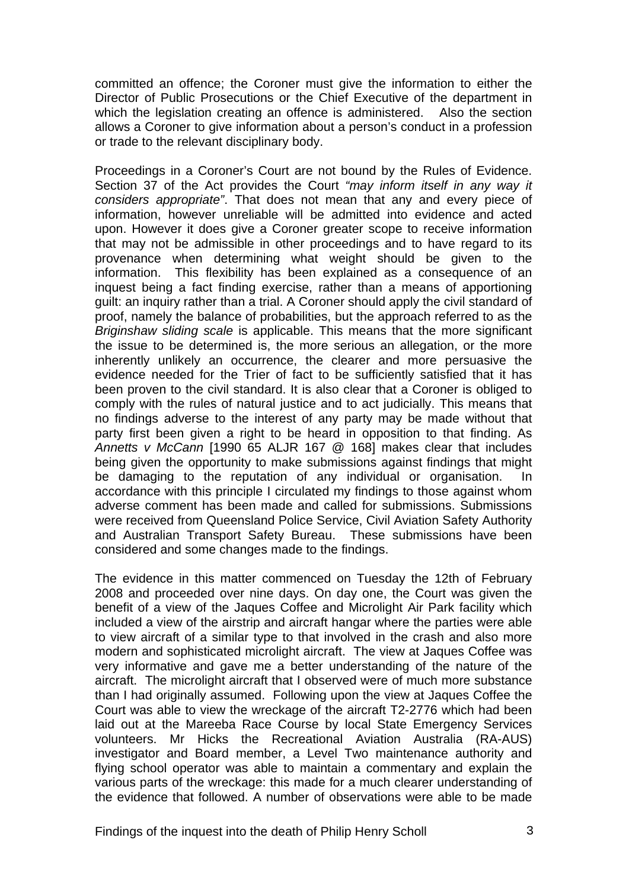committed an offence; the Coroner must give the information to either the Director of Public Prosecutions or the Chief Executive of the department in which the legislation creating an offence is administered. Also the section allows a Coroner to give information about a person's conduct in a profession or trade to the relevant disciplinary body.

Proceedings in a Coroner's Court are not bound by the Rules of Evidence. Section 37 of the Act provides the Court *"may inform itself in any way it considers appropriate"*. That does not mean that any and every piece of information, however unreliable will be admitted into evidence and acted upon. However it does give a Coroner greater scope to receive information that may not be admissible in other proceedings and to have regard to its provenance when determining what weight should be given to the information. This flexibility has been explained as a consequence of an inquest being a fact finding exercise, rather than a means of apportioning guilt: an inquiry rather than a trial. A Coroner should apply the civil standard of proof, namely the balance of probabilities, but the approach referred to as the *Briginshaw sliding scale* is applicable. This means that the more significant the issue to be determined is, the more serious an allegation, or the more inherently unlikely an occurrence, the clearer and more persuasive the evidence needed for the Trier of fact to be sufficiently satisfied that it has been proven to the civil standard. It is also clear that a Coroner is obliged to comply with the rules of natural justice and to act judicially. This means that no findings adverse to the interest of any party may be made without that party first been given a right to be heard in opposition to that finding. As *Annetts v McCann* [1990 65 ALJR 167 @ 168] makes clear that includes being given the opportunity to make submissions against findings that might be damaging to the reputation of any individual or organisation. In accordance with this principle I circulated my findings to those against whom adverse comment has been made and called for submissions. Submissions were received from Queensland Police Service, Civil Aviation Safety Authority and Australian Transport Safety Bureau. These submissions have been considered and some changes made to the findings.

The evidence in this matter commenced on Tuesday the 12th of February 2008 and proceeded over nine days. On day one, the Court was given the benefit of a view of the Jaques Coffee and Microlight Air Park facility which included a view of the airstrip and aircraft hangar where the parties were able to view aircraft of a similar type to that involved in the crash and also more modern and sophisticated microlight aircraft. The view at Jaques Coffee was very informative and gave me a better understanding of the nature of the aircraft. The microlight aircraft that I observed were of much more substance than I had originally assumed. Following upon the view at Jaques Coffee the Court was able to view the wreckage of the aircraft T2-2776 which had been laid out at the Mareeba Race Course by local State Emergency Services volunteers. Mr Hicks the Recreational Aviation Australia (RA-AUS) investigator and Board member, a Level Two maintenance authority and flying school operator was able to maintain a commentary and explain the various parts of the wreckage: this made for a much clearer understanding of the evidence that followed. A number of observations were able to be made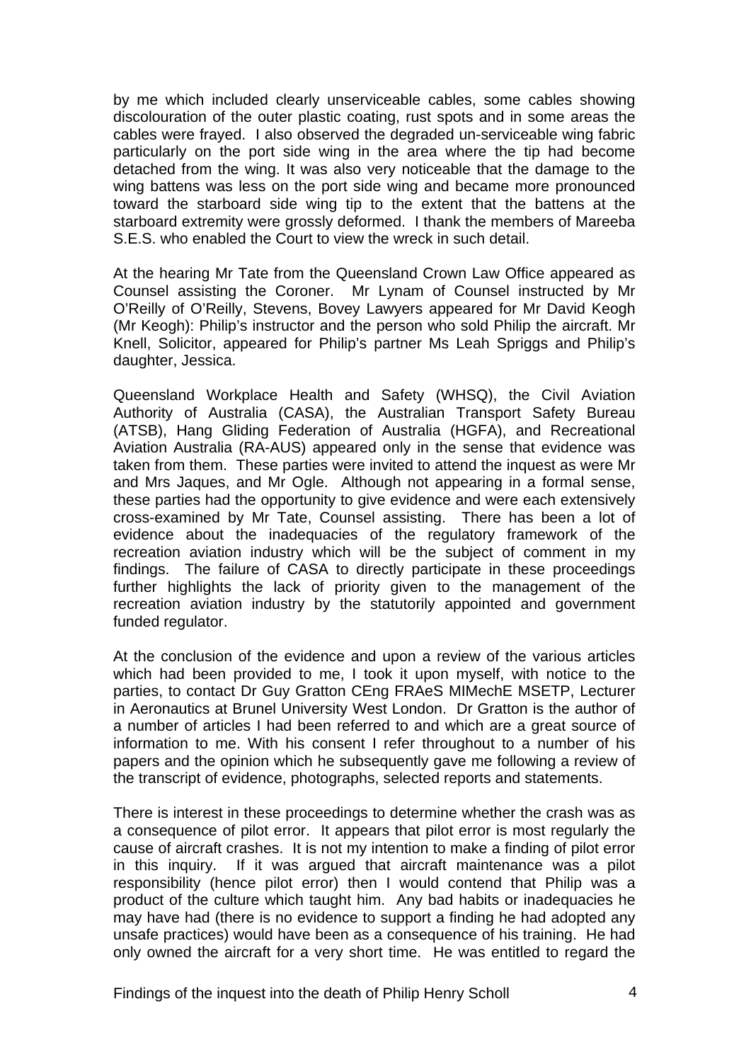by me which included clearly unserviceable cables, some cables showing discolouration of the outer plastic coating, rust spots and in some areas the cables were frayed. I also observed the degraded un-serviceable wing fabric particularly on the port side wing in the area where the tip had become detached from the wing. It was also very noticeable that the damage to the wing battens was less on the port side wing and became more pronounced toward the starboard side wing tip to the extent that the battens at the starboard extremity were grossly deformed. I thank the members of Mareeba S.E.S. who enabled the Court to view the wreck in such detail.

At the hearing Mr Tate from the Queensland Crown Law Office appeared as Counsel assisting the Coroner. Mr Lynam of Counsel instructed by Mr O'Reilly of O'Reilly, Stevens, Bovey Lawyers appeared for Mr David Keogh (Mr Keogh): Philip's instructor and the person who sold Philip the aircraft. Mr Knell, Solicitor, appeared for Philip's partner Ms Leah Spriggs and Philip's daughter, Jessica.

Queensland Workplace Health and Safety (WHSQ), the Civil Aviation Authority of Australia (CASA), the Australian Transport Safety Bureau (ATSB), Hang Gliding Federation of Australia (HGFA), and Recreational Aviation Australia (RA-AUS) appeared only in the sense that evidence was taken from them. These parties were invited to attend the inquest as were Mr and Mrs Jaques, and Mr Ogle. Although not appearing in a formal sense, these parties had the opportunity to give evidence and were each extensively cross-examined by Mr Tate, Counsel assisting. There has been a lot of evidence about the inadequacies of the regulatory framework of the recreation aviation industry which will be the subject of comment in my findings. The failure of CASA to directly participate in these proceedings further highlights the lack of priority given to the management of the recreation aviation industry by the statutorily appointed and government funded regulator.

At the conclusion of the evidence and upon a review of the various articles which had been provided to me, I took it upon myself, with notice to the parties, to contact Dr Guy Gratton CEng FRAeS MIMechE MSETP, Lecturer in Aeronautics at Brunel University West London. Dr Gratton is the author of a number of articles I had been referred to and which are a great source of information to me. With his consent I refer throughout to a number of his papers and the opinion which he subsequently gave me following a review of the transcript of evidence, photographs, selected reports and statements.

There is interest in these proceedings to determine whether the crash was as a consequence of pilot error. It appears that pilot error is most regularly the cause of aircraft crashes. It is not my intention to make a finding of pilot error in this inquiry. If it was argued that aircraft maintenance was a pilot responsibility (hence pilot error) then I would contend that Philip was a product of the culture which taught him. Any bad habits or inadequacies he may have had (there is no evidence to support a finding he had adopted any unsafe practices) would have been as a consequence of his training. He had only owned the aircraft for a very short time. He was entitled to regard the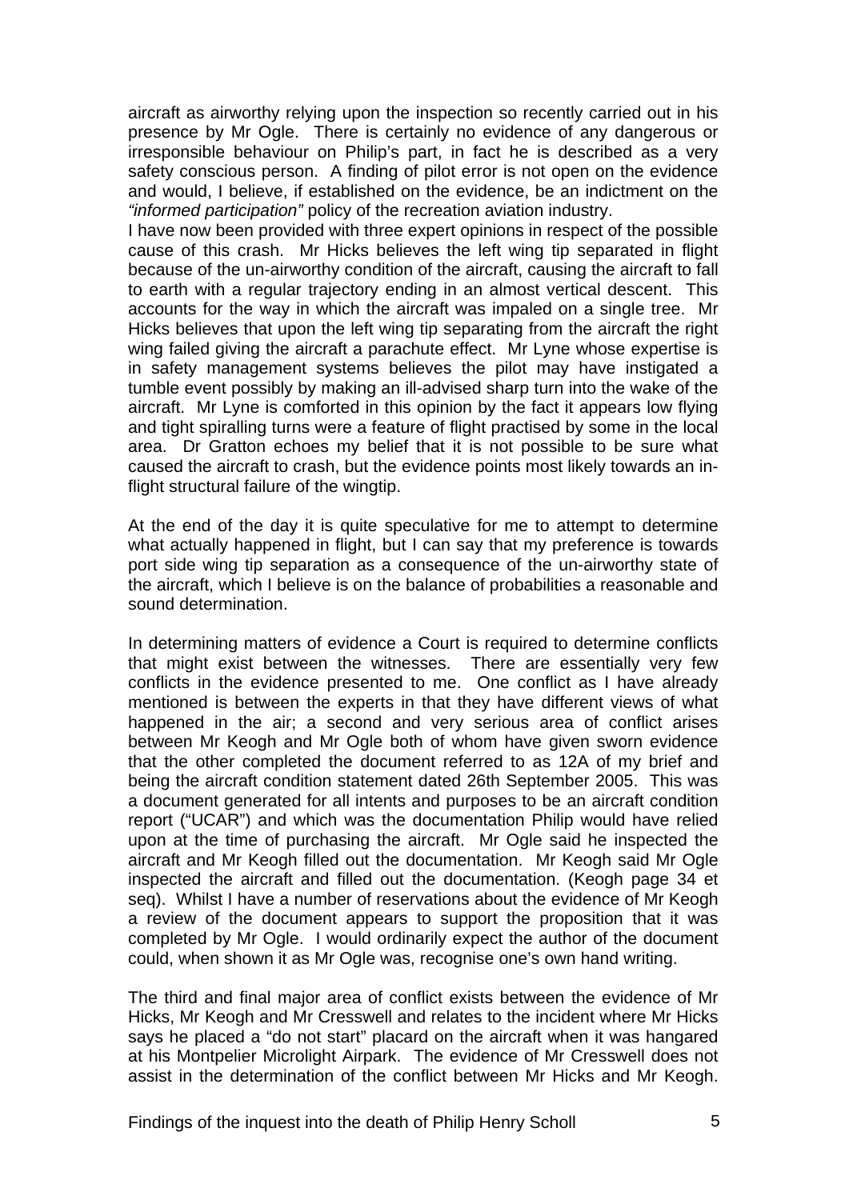aircraft as airworthy relying upon the inspection so recently carried out in his presence by Mr Ogle. There is certainly no evidence of any dangerous or irresponsible behaviour on Philip's part, in fact he is described as a very safety conscious person. A finding of pilot error is not open on the evidence and would, I believe, if established on the evidence, be an indictment on the *"informed participation"* policy of the recreation aviation industry.

I have now been provided with three expert opinions in respect of the possible cause of this crash. Mr Hicks believes the left wing tip separated in flight because of the un-airworthy condition of the aircraft, causing the aircraft to fall to earth with a regular trajectory ending in an almost vertical descent. This accounts for the way in which the aircraft was impaled on a single tree. Mr Hicks believes that upon the left wing tip separating from the aircraft the right wing failed giving the aircraft a parachute effect. Mr Lyne whose expertise is in safety management systems believes the pilot may have instigated a tumble event possibly by making an ill-advised sharp turn into the wake of the aircraft. Mr Lyne is comforted in this opinion by the fact it appears low flying and tight spiralling turns were a feature of flight practised by some in the local area. Dr Gratton echoes my belief that it is not possible to be sure what caused the aircraft to crash, but the evidence points most likely towards an in-flight structural failure of the wingtip.

At the end of the day it is quite speculative for me to attempt to determine what actually happened in flight, but I can say that my preference is towards port side wing tip separation as a consequence of the un-airworthy state of the aircraft, which I believe is on the balance of probabilities a reasonable and sound determination.

In determining matters of evidence a Court is required to determine conflicts that might exist between the witnesses. There are essentially very few conflicts in the evidence presented to me. One conflict as I have already mentioned is between the experts in that they have different views of what happened in the air; a second and very serious area of conflict arises between Mr Keogh and Mr Ogle both of whom have given sworn evidence that the other completed the document referred to as 12A of my brief and being the aircraft condition statement dated 26th September 2005. This was a document generated for all intents and purposes to be an aircraft condition report ("UCAR") and which was the documentation Philip would have relied upon at the time of purchasing the aircraft. Mr Ogle said he inspected the aircraft and Mr Keogh filled out the documentation. Mr Keogh said Mr Ogle inspected the aircraft and filled out the documentation. (Keogh page 34 et seq). Whilst I have a number of reservations about the evidence of Mr Keogh a review of the document appears to support the proposition that it was completed by Mr Ogle. I would ordinarily expect the author of the document could, when shown it as Mr Ogle was, recognise one's own hand writing.

The third and final major area of conflict exists between the evidence of Mr Hicks, Mr Keogh and Mr Cresswell and relates to the incident where Mr Hicks says he placed a "do not start" placard on the aircraft when it was hangared at his Montpelier Microlight Airpark. The evidence of Mr Cresswell does not assist in the determination of the conflict between Mr Hicks and Mr Keogh.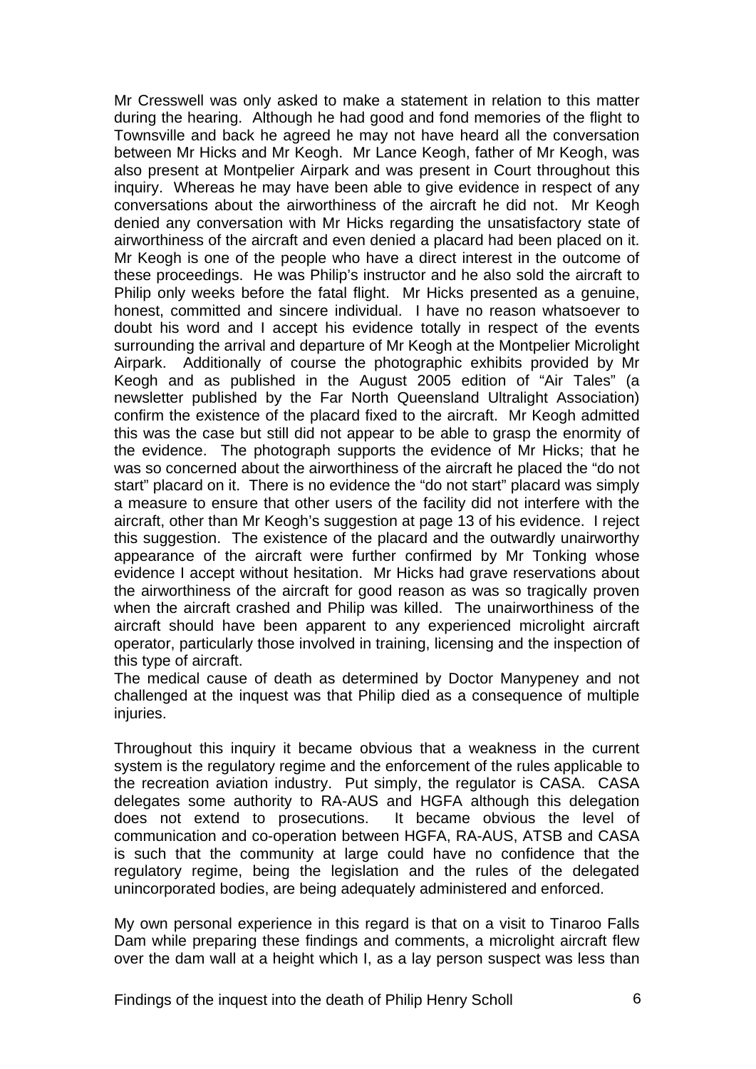Mr Cresswell was only asked to make a statement in relation to this matter during the hearing. Although he had good and fond memories of the flight to Townsville and back he agreed he may not have heard all the conversation between Mr Hicks and Mr Keogh. Mr Lance Keogh, father of Mr Keogh, was also present at Montpelier Airpark and was present in Court throughout this inquiry. Whereas he may have been able to give evidence in respect of any conversations about the airworthiness of the aircraft he did not. Mr Keogh denied any conversation with Mr Hicks regarding the unsatisfactory state of airworthiness of the aircraft and even denied a placard had been placed on it. Mr Keogh is one of the people who have a direct interest in the outcome of these proceedings. He was Philip's instructor and he also sold the aircraft to Philip only weeks before the fatal flight. Mr Hicks presented as a genuine, honest, committed and sincere individual. I have no reason whatsoever to doubt his word and I accept his evidence totally in respect of the events surrounding the arrival and departure of Mr Keogh at the Montpelier Microlight Airpark. Additionally of course the photographic exhibits provided by Mr Keogh and as published in the August 2005 edition of "Air Tales" (a newsletter published by the Far North Queensland Ultralight Association) confirm the existence of the placard fixed to the aircraft. Mr Keogh admitted this was the case but still did not appear to be able to grasp the enormity of the evidence. The photograph supports the evidence of Mr Hicks; that he was so concerned about the airworthiness of the aircraft he placed the "do not start" placard on it. There is no evidence the "do not start" placard was simply a measure to ensure that other users of the facility did not interfere with the aircraft, other than Mr Keogh's suggestion at page 13 of his evidence. I reject this suggestion. The existence of the placard and the outwardly unairworthy appearance of the aircraft were further confirmed by Mr Tonking whose evidence I accept without hesitation. Mr Hicks had grave reservations about the airworthiness of the aircraft for good reason as was so tragically proven when the aircraft crashed and Philip was killed. The unairworthiness of the aircraft should have been apparent to any experienced microlight aircraft operator, particularly those involved in training, licensing and the inspection of this type of aircraft.
The medical cause of death as determined by Doctor Manypeney and not challenged at the inquest was that Philip died as a consequence of multiple injuries.

Throughout this inquiry it became obvious that a weakness in the current system is the regulatory regime and the enforcement of the rules applicable to the recreation aviation industry. Put simply, the regulator is CASA. CASA delegates some authority to RA-AUS and HGFA although this delegation does not extend to prosecutions. It became obvious the level of communication and co-operation between HGFA, RA-AUS, ATSB and CASA is such that the community at large could have no confidence that the regulatory regime, being the legislation and the rules of the delegated unincorporated bodies, are being adequately administered and enforced.

My own personal experience in this regard is that on a visit to Tinaroo Falls Dam while preparing these findings and comments, a microlight aircraft flew over the dam wall at a height which I, as a lay person suspect was less than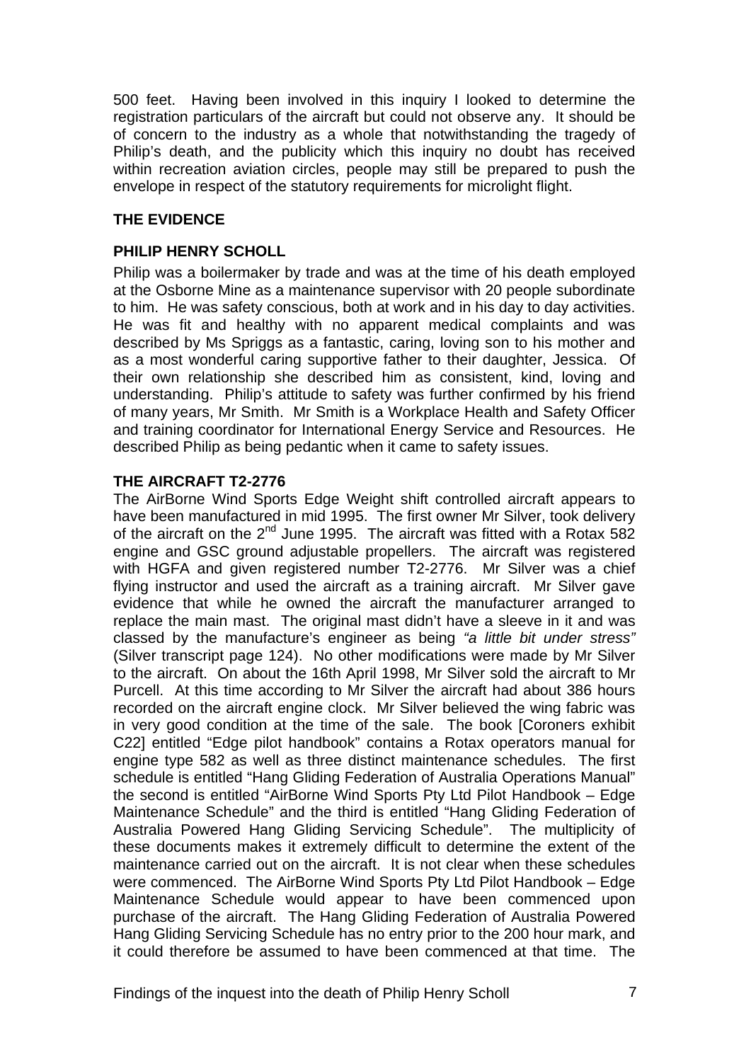500 feet. Having been involved in this inquiry I looked to determine the registration particulars of the aircraft but could not observe any. It should be of concern to the industry as a whole that notwithstanding the tragedy of Philip's death, and the publicity which this inquiry no doubt has received within recreation aviation circles, people may still be prepared to push the envelope in respect of the statutory requirements for microlight flight.

## THE EVIDENCE

### PHILIP HENRY SCHOLL

Philip was a boilermaker by trade and was at the time of his death employed at the Osborne Mine as a maintenance supervisor with 20 people subordinate to him. He was safety conscious, both at work and in his day to day activities. He was fit and healthy with no apparent medical complaints and was described by Ms Spriggs as a fantastic, caring, loving son to his mother and as a most wonderful caring supportive father to their daughter, Jessica. Of their own relationship she described him as consistent, kind, loving and understanding. Philip's attitude to safety was further confirmed by his friend of many years, Mr Smith. Mr Smith is a Workplace Health and Safety Officer and training coordinator for International Energy Service and Resources. He described Philip as being pedantic when it came to safety issues.

### THE AIRCRAFT T2-2776

The AirBorne Wind Sports Edge Weight shift controlled aircraft appears to have been manufactured in mid 1995. The first owner Mr Silver, took delivery of the aircraft on the 2nd June 1995. The aircraft was fitted with a Rotax 582 engine and GSC ground adjustable propellers. The aircraft was registered with HGFA and given registered number T2-2776. Mr Silver was a chief flying instructor and used the aircraft as a training aircraft. Mr Silver gave evidence that while he owned the aircraft the manufacturer arranged to replace the main mast. The original mast didn't have a sleeve in it and was classed by the manufacture's engineer as being *"a little bit under stress"* (Silver transcript page 124). No other modifications were made by Mr Silver to the aircraft. On about the 16th April 1998, Mr Silver sold the aircraft to Mr Purcell. At this time according to Mr Silver the aircraft had about 386 hours recorded on the aircraft engine clock. Mr Silver believed the wing fabric was in very good condition at the time of the sale. The book [Coroners exhibit C22] entitled "Edge pilot handbook" contains a Rotax operators manual for engine type 582 as well as three distinct maintenance schedules. The first schedule is entitled "Hang Gliding Federation of Australia Operations Manual" the second is entitled "AirBorne Wind Sports Pty Ltd Pilot Handbook – Edge Maintenance Schedule" and the third is entitled "Hang Gliding Federation of Australia Powered Hang Gliding Servicing Schedule". The multiplicity of these documents makes it extremely difficult to determine the extent of the maintenance carried out on the aircraft. It is not clear when these schedules were commenced. The AirBorne Wind Sports Pty Ltd Pilot Handbook – Edge Maintenance Schedule would appear to have been commenced upon purchase of the aircraft. The Hang Gliding Federation of Australia Powered Hang Gliding Servicing Schedule has no entry prior to the 200 hour mark, and it could therefore be assumed to have been commenced at that time. The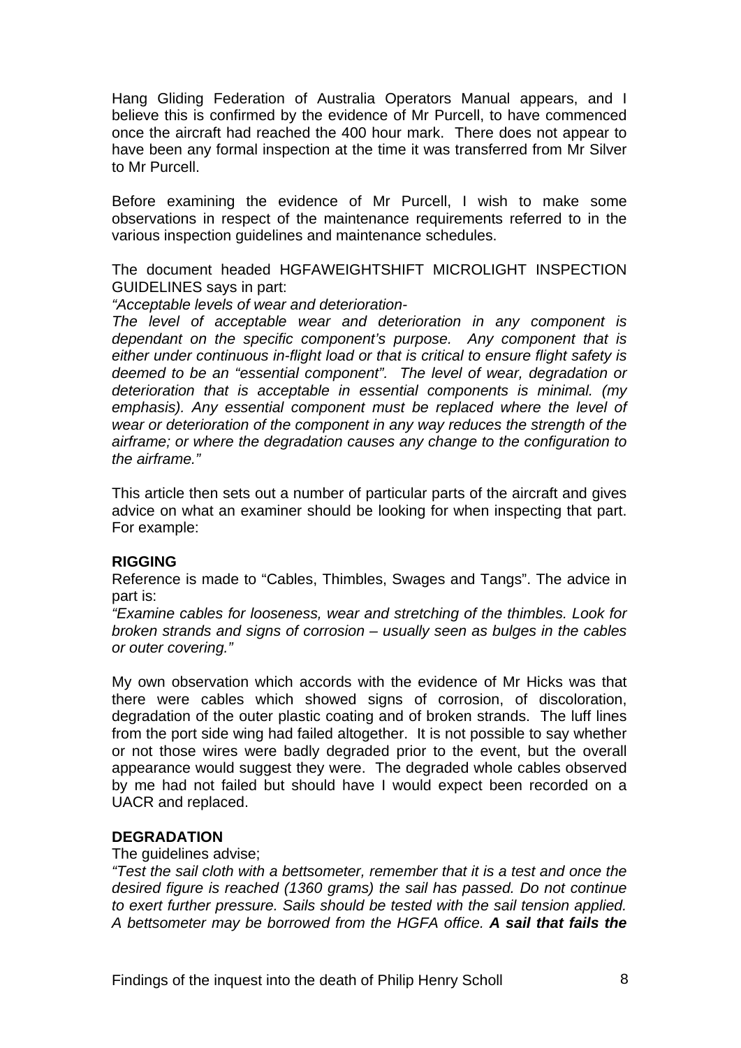Hang Gliding Federation of Australia Operators Manual appears, and I believe this is confirmed by the evidence of Mr Purcell, to have commenced once the aircraft had reached the 400 hour mark. There does not appear to have been any formal inspection at the time it was transferred from Mr Silver to Mr Purcell.

Before examining the evidence of Mr Purcell, I wish to make some observations in respect of the maintenance requirements referred to in the various inspection guidelines and maintenance schedules.

The document headed HGFAWEIGHTSHIFT MICROLIGHT INSPECTION GUIDELINES says in part:

*"Acceptable levels of wear and deterioration-*
*The level of acceptable wear and deterioration in any component is dependant on the specific component's purpose. Any component that is either under continuous in-flight load or that is critical to ensure flight safety is deemed to be an "essential component". The level of wear, degradation or deterioration that is acceptable in essential components is minimal. (my emphasis). Any essential component must be replaced where the level of wear or deterioration of the component in any way reduces the strength of the airframe; or where the degradation causes any change to the configuration to the airframe."*

This article then sets out a number of particular parts of the aircraft and gives advice on what an examiner should be looking for when inspecting that part. For example:

**RIGGING**

Reference is made to "Cables, Thimbles, Swages and Tangs". The advice in part is:

*"Examine cables for looseness, wear and stretching of the thimbles. Look for broken strands and signs of corrosion – usually seen as bulges in the cables or outer covering."*

My own observation which accords with the evidence of Mr Hicks was that there were cables which showed signs of corrosion, of discoloration, degradation of the outer plastic coating and of broken strands. The luff lines from the port side wing had failed altogether. It is not possible to say whether or not those wires were badly degraded prior to the event, but the overall appearance would suggest they were. The degraded whole cables observed by me had not failed but should have I would expect been recorded on a UACR and replaced.

**DEGRADATION**

The guidelines advise;

*"Test the sail cloth with a bettsometer, remember that it is a test and once the desired figure is reached (1360 grams) the sail has passed. Do not continue to exert further pressure. Sails should be tested with the sail tension applied. A bettsometer may be borrowed from the HGFA office.* ***A sail that fails the***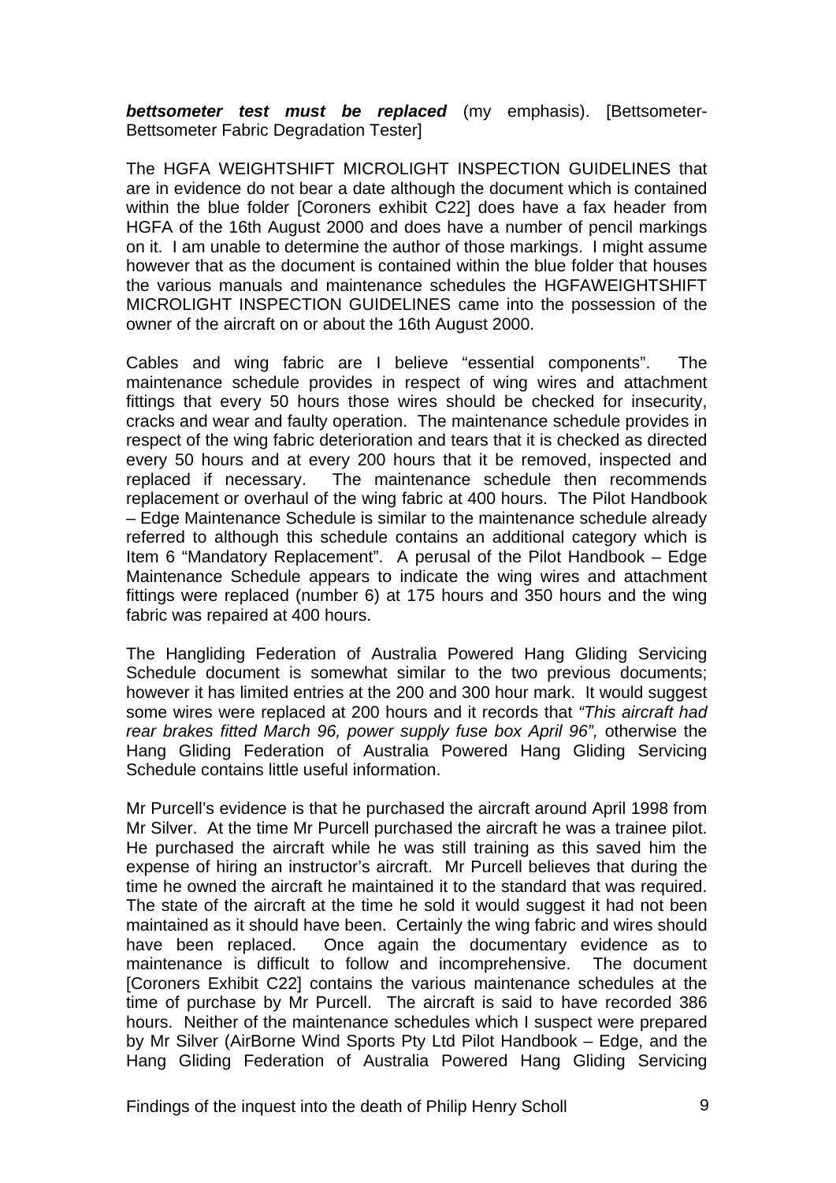***bettsometer test must be replaced*** (my emphasis). [Bettsometer-Bettsometer Fabric Degradation Tester]

The HGFA WEIGHTSHIFT MICROLIGHT INSPECTION GUIDELINES that are in evidence do not bear a date although the document which is contained within the blue folder [Coroners exhibit C22] does have a fax header from HGFA of the 16th August 2000 and does have a number of pencil markings on it. I am unable to determine the author of those markings. I might assume however that as the document is contained within the blue folder that houses the various manuals and maintenance schedules the HGFAWEIGHTSHIFT MICROLIGHT INSPECTION GUIDELINES came into the possession of the owner of the aircraft on or about the 16th August 2000.

Cables and wing fabric are I believe "essential components". The maintenance schedule provides in respect of wing wires and attachment fittings that every 50 hours those wires should be checked for insecurity, cracks and wear and faulty operation. The maintenance schedule provides in respect of the wing fabric deterioration and tears that it is checked as directed every 50 hours and at every 200 hours that it be removed, inspected and replaced if necessary. The maintenance schedule then recommends replacement or overhaul of the wing fabric at 400 hours. The Pilot Handbook – Edge Maintenance Schedule is similar to the maintenance schedule already referred to although this schedule contains an additional category which is Item 6 "Mandatory Replacement". A perusal of the Pilot Handbook – Edge Maintenance Schedule appears to indicate the wing wires and attachment fittings were replaced (number 6) at 175 hours and 350 hours and the wing fabric was repaired at 400 hours.

The Hangliding Federation of Australia Powered Hang Gliding Servicing Schedule document is somewhat similar to the two previous documents; however it has limited entries at the 200 and 300 hour mark. It would suggest some wires were replaced at 200 hours and it records that *"This aircraft had rear brakes fitted March 96, power supply fuse box April 96",* otherwise the Hang Gliding Federation of Australia Powered Hang Gliding Servicing Schedule contains little useful information.

Mr Purcell's evidence is that he purchased the aircraft around April 1998 from Mr Silver. At the time Mr Purcell purchased the aircraft he was a trainee pilot. He purchased the aircraft while he was still training as this saved him the expense of hiring an instructor's aircraft. Mr Purcell believes that during the time he owned the aircraft he maintained it to the standard that was required. The state of the aircraft at the time he sold it would suggest it had not been maintained as it should have been. Certainly the wing fabric and wires should have been replaced. Once again the documentary evidence as to maintenance is difficult to follow and incomprehensive. The document [Coroners Exhibit C22] contains the various maintenance schedules at the time of purchase by Mr Purcell. The aircraft is said to have recorded 386 hours. Neither of the maintenance schedules which I suspect were prepared by Mr Silver (AirBorne Wind Sports Pty Ltd Pilot Handbook – Edge, and the Hang Gliding Federation of Australia Powered Hang Gliding Servicing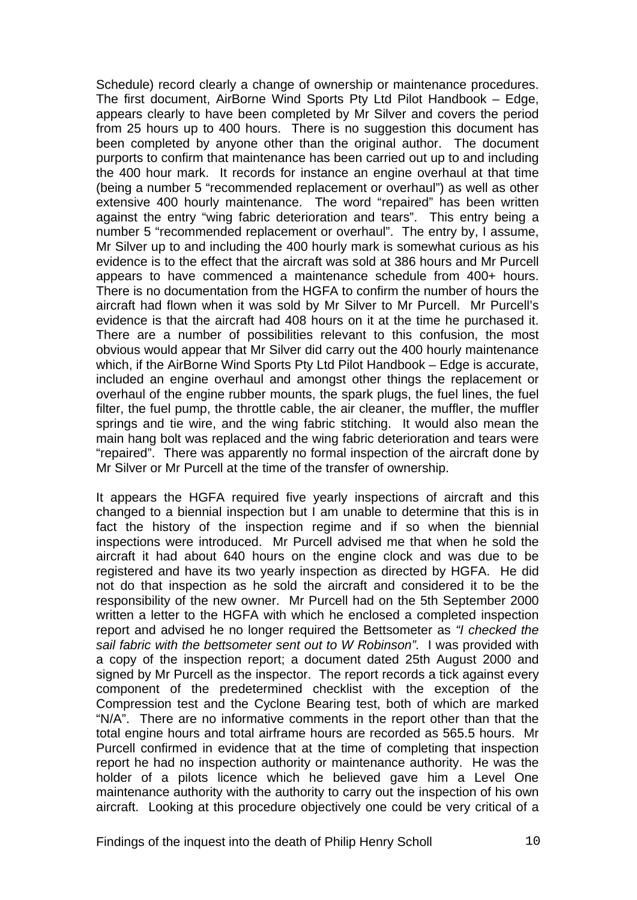Schedule) record clearly a change of ownership or maintenance procedures. The first document, AirBorne Wind Sports Pty Ltd Pilot Handbook – Edge, appears clearly to have been completed by Mr Silver and covers the period from 25 hours up to 400 hours. There is no suggestion this document has been completed by anyone other than the original author. The document purports to confirm that maintenance has been carried out up to and including the 400 hour mark. It records for instance an engine overhaul at that time (being a number 5 "recommended replacement or overhaul") as well as other extensive 400 hourly maintenance. The word "repaired" has been written against the entry "wing fabric deterioration and tears". This entry being a number 5 "recommended replacement or overhaul". The entry by, I assume, Mr Silver up to and including the 400 hourly mark is somewhat curious as his evidence is to the effect that the aircraft was sold at 386 hours and Mr Purcell appears to have commenced a maintenance schedule from 400+ hours. There is no documentation from the HGFA to confirm the number of hours the aircraft had flown when it was sold by Mr Silver to Mr Purcell. Mr Purcell's evidence is that the aircraft had 408 hours on it at the time he purchased it. There are a number of possibilities relevant to this confusion, the most obvious would appear that Mr Silver did carry out the 400 hourly maintenance which, if the AirBorne Wind Sports Pty Ltd Pilot Handbook – Edge is accurate, included an engine overhaul and amongst other things the replacement or overhaul of the engine rubber mounts, the spark plugs, the fuel lines, the fuel filter, the fuel pump, the throttle cable, the air cleaner, the muffler, the muffler springs and tie wire, and the wing fabric stitching. It would also mean the main hang bolt was replaced and the wing fabric deterioration and tears were "repaired". There was apparently no formal inspection of the aircraft done by Mr Silver or Mr Purcell at the time of the transfer of ownership.

It appears the HGFA required five yearly inspections of aircraft and this changed to a biennial inspection but I am unable to determine that this is in fact the history of the inspection regime and if so when the biennial inspections were introduced. Mr Purcell advised me that when he sold the aircraft it had about 640 hours on the engine clock and was due to be registered and have its two yearly inspection as directed by HGFA. He did not do that inspection as he sold the aircraft and considered it to be the responsibility of the new owner. Mr Purcell had on the 5th September 2000 written a letter to the HGFA with which he enclosed a completed inspection report and advised he no longer required the Bettsometer as *"I checked the sail fabric with the bettsometer sent out to W Robinson".* I was provided with a copy of the inspection report; a document dated 25th August 2000 and signed by Mr Purcell as the inspector. The report records a tick against every component of the predetermined checklist with the exception of the Compression test and the Cyclone Bearing test, both of which are marked "N/A". There are no informative comments in the report other than that the total engine hours and total airframe hours are recorded as 565.5 hours. Mr Purcell confirmed in evidence that at the time of completing that inspection report he had no inspection authority or maintenance authority. He was the holder of a pilots licence which he believed gave him a Level One maintenance authority with the authority to carry out the inspection of his own aircraft. Looking at this procedure objectively one could be very critical of a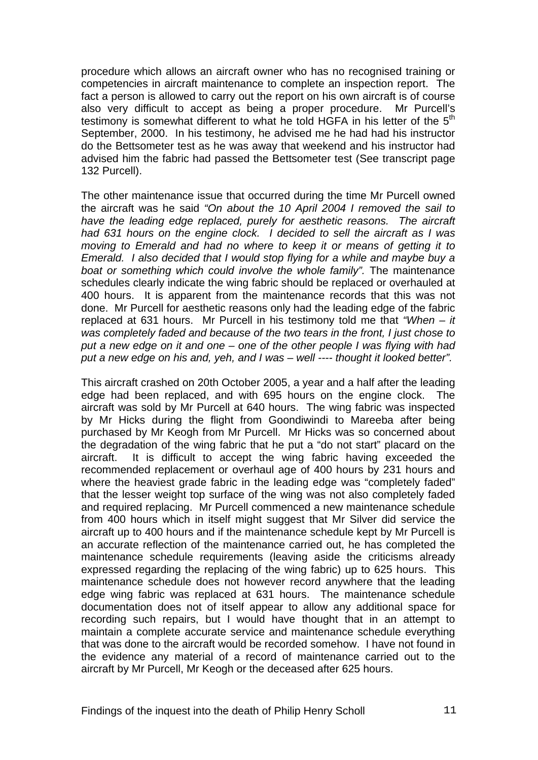procedure which allows an aircraft owner who has no recognised training or competencies in aircraft maintenance to complete an inspection report. The fact a person is allowed to carry out the report on his own aircraft is of course also very difficult to accept as being a proper procedure. Mr Purcell's testimony is somewhat different to what he told HGFA in his letter of the 5th September, 2000. In his testimony, he advised me he had had his instructor do the Bettsometer test as he was away that weekend and his instructor had advised him the fabric had passed the Bettsometer test (See transcript page 132 Purcell).

The other maintenance issue that occurred during the time Mr Purcell owned the aircraft was he said *"On about the 10 April 2004 I removed the sail to have the leading edge replaced, purely for aesthetic reasons. The aircraft had 631 hours on the engine clock. I decided to sell the aircraft as I was moving to Emerald and had no where to keep it or means of getting it to Emerald. I also decided that I would stop flying for a while and maybe buy a boat or something which could involve the whole family".* The maintenance schedules clearly indicate the wing fabric should be replaced or overhauled at 400 hours. It is apparent from the maintenance records that this was not done. Mr Purcell for aesthetic reasons only had the leading edge of the fabric replaced at 631 hours. Mr Purcell in his testimony told me that *"When – it was completely faded and because of the two tears in the front, I just chose to put a new edge on it and one – one of the other people I was flying with had put a new edge on his and, yeh, and I was – well ---- thought it looked better".*

This aircraft crashed on 20th October 2005, a year and a half after the leading edge had been replaced, and with 695 hours on the engine clock. The aircraft was sold by Mr Purcell at 640 hours. The wing fabric was inspected by Mr Hicks during the flight from Goondiwindi to Mareeba after being purchased by Mr Keogh from Mr Purcell. Mr Hicks was so concerned about the degradation of the wing fabric that he put a "do not start" placard on the aircraft. It is difficult to accept the wing fabric having exceeded the recommended replacement or overhaul age of 400 hours by 231 hours and where the heaviest grade fabric in the leading edge was "completely faded" that the lesser weight top surface of the wing was not also completely faded and required replacing. Mr Purcell commenced a new maintenance schedule from 400 hours which in itself might suggest that Mr Silver did service the aircraft up to 400 hours and if the maintenance schedule kept by Mr Purcell is an accurate reflection of the maintenance carried out, he has completed the maintenance schedule requirements (leaving aside the criticisms already expressed regarding the replacing of the wing fabric) up to 625 hours. This maintenance schedule does not however record anywhere that the leading edge wing fabric was replaced at 631 hours. The maintenance schedule documentation does not of itself appear to allow any additional space for recording such repairs, but I would have thought that in an attempt to maintain a complete accurate service and maintenance schedule everything that was done to the aircraft would be recorded somehow. I have not found in the evidence any material of a record of maintenance carried out to the aircraft by Mr Purcell, Mr Keogh or the deceased after 625 hours.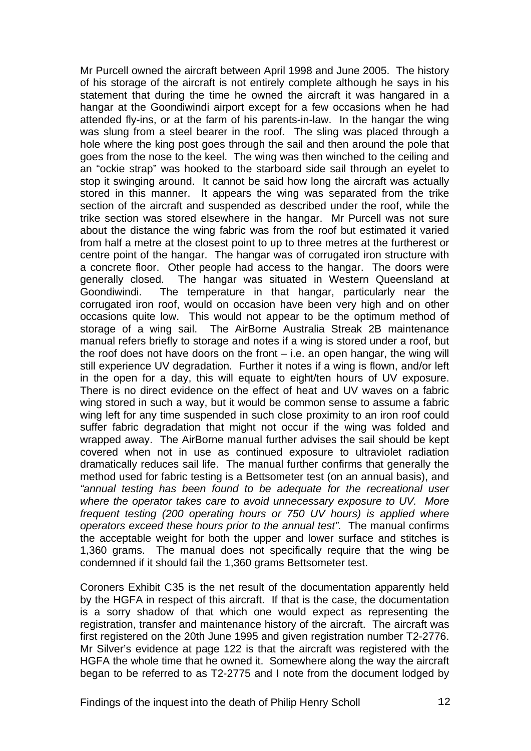Mr Purcell owned the aircraft between April 1998 and June 2005. The history of his storage of the aircraft is not entirely complete although he says in his statement that during the time he owned the aircraft it was hangared in a hangar at the Goondiwindi airport except for a few occasions when he had attended fly-ins, or at the farm of his parents-in-law. In the hangar the wing was slung from a steel bearer in the roof. The sling was placed through a hole where the king post goes through the sail and then around the pole that goes from the nose to the keel. The wing was then winched to the ceiling and an "ockie strap" was hooked to the starboard side sail through an eyelet to stop it swinging around. It cannot be said how long the aircraft was actually stored in this manner. It appears the wing was separated from the trike section of the aircraft and suspended as described under the roof, while the trike section was stored elsewhere in the hangar. Mr Purcell was not sure about the distance the wing fabric was from the roof but estimated it varied from half a metre at the closest point to up to three metres at the furtherest or centre point of the hangar. The hangar was of corrugated iron structure with a concrete floor. Other people had access to the hangar. The doors were generally closed. The hangar was situated in Western Queensland at Goondiwindi. The temperature in that hangar, particularly near the corrugated iron roof, would on occasion have been very high and on other occasions quite low. This would not appear to be the optimum method of storage of a wing sail. The AirBorne Australia Streak 2B maintenance manual refers briefly to storage and notes if a wing is stored under a roof, but the roof does not have doors on the front – i.e. an open hangar, the wing will still experience UV degradation. Further it notes if a wing is flown, and/or left in the open for a day, this will equate to eight/ten hours of UV exposure. There is no direct evidence on the effect of heat and UV waves on a fabric wing stored in such a way, but it would be common sense to assume a fabric wing left for any time suspended in such close proximity to an iron roof could suffer fabric degradation that might not occur if the wing was folded and wrapped away. The AirBorne manual further advises the sail should be kept covered when not in use as continued exposure to ultraviolet radiation dramatically reduces sail life. The manual further confirms that generally the method used for fabric testing is a Bettsometer test (on an annual basis), and *"annual testing has been found to be adequate for the recreational user where the operator takes care to avoid unnecessary exposure to UV. More frequent testing (200 operating hours or 750 UV hours) is applied where operators exceed these hours prior to the annual test".* The manual confirms the acceptable weight for both the upper and lower surface and stitches is 1,360 grams. The manual does not specifically require that the wing be condemned if it should fail the 1,360 grams Bettsometer test.

Coroners Exhibit C35 is the net result of the documentation apparently held by the HGFA in respect of this aircraft. If that is the case, the documentation is a sorry shadow of that which one would expect as representing the registration, transfer and maintenance history of the aircraft. The aircraft was first registered on the 20th June 1995 and given registration number T2-2776. Mr Silver's evidence at page 122 is that the aircraft was registered with the HGFA the whole time that he owned it. Somewhere along the way the aircraft began to be referred to as T2-2775 and I note from the document lodged by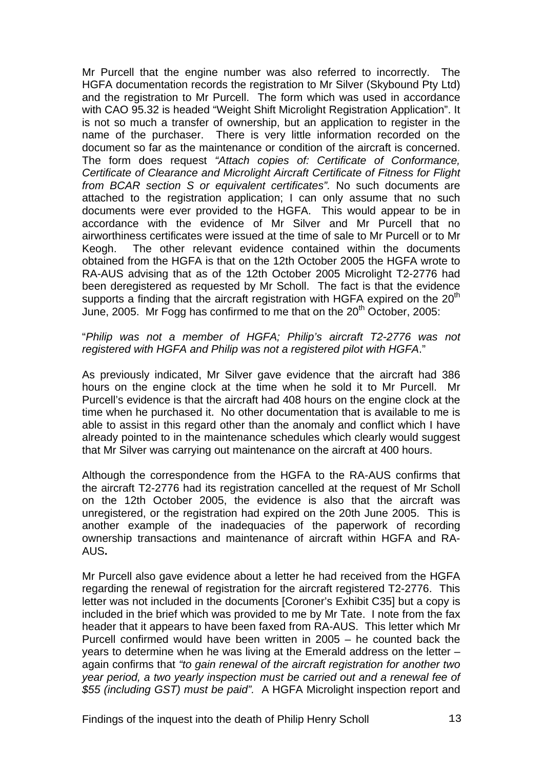Mr Purcell that the engine number was also referred to incorrectly. The HGFA documentation records the registration to Mr Silver (Skybound Pty Ltd) and the registration to Mr Purcell. The form which was used in accordance with CAO 95.32 is headed "Weight Shift Microlight Registration Application". It is not so much a transfer of ownership, but an application to register in the name of the purchaser. There is very little information recorded on the document so far as the maintenance or condition of the aircraft is concerned. The form does request *"Attach copies of: Certificate of Conformance, Certificate of Clearance and Microlight Aircraft Certificate of Fitness for Flight from BCAR section S or equivalent certificates".* No such documents are attached to the registration application; I can only assume that no such documents were ever provided to the HGFA. This would appear to be in accordance with the evidence of Mr Silver and Mr Purcell that no airworthiness certificates were issued at the time of sale to Mr Purcell or to Mr Keogh. The other relevant evidence contained within the documents obtained from the HGFA is that on the 12th October 2005 the HGFA wrote to RA-AUS advising that as of the 12th October 2005 Microlight T2-2776 had been deregistered as requested by Mr Scholl. The fact is that the evidence supports a finding that the aircraft registration with HGFA expired on the 20th June, 2005. Mr Fogg has confirmed to me that on the 20th October, 2005:

"*Philip was not a member of HGFA; Philip's aircraft T2-2776 was not registered with HGFA and Philip was not a registered pilot with HGFA*."

As previously indicated, Mr Silver gave evidence that the aircraft had 386 hours on the engine clock at the time when he sold it to Mr Purcell. Mr Purcell's evidence is that the aircraft had 408 hours on the engine clock at the time when he purchased it. No other documentation that is available to me is able to assist in this regard other than the anomaly and conflict which I have already pointed to in the maintenance schedules which clearly would suggest that Mr Silver was carrying out maintenance on the aircraft at 400 hours.

Although the correspondence from the HGFA to the RA-AUS confirms that the aircraft T2-2776 had its registration cancelled at the request of Mr Scholl on the 12th October 2005, the evidence is also that the aircraft was unregistered, or the registration had expired on the 20th June 2005. This is another example of the inadequacies of the paperwork of recording ownership transactions and maintenance of aircraft within HGFA and RA-AUS**.**

Mr Purcell also gave evidence about a letter he had received from the HGFA regarding the renewal of registration for the aircraft registered T2-2776. This letter was not included in the documents [Coroner's Exhibit C35] but a copy is included in the brief which was provided to me by Mr Tate. I note from the fax header that it appears to have been faxed from RA-AUS. This letter which Mr Purcell confirmed would have been written in 2005 – he counted back the years to determine when he was living at the Emerald address on the letter – again confirms that *"to gain renewal of the aircraft registration for another two year period, a two yearly inspection must be carried out and a renewal fee of $55 (including GST) must be paid".* A HGFA Microlight inspection report and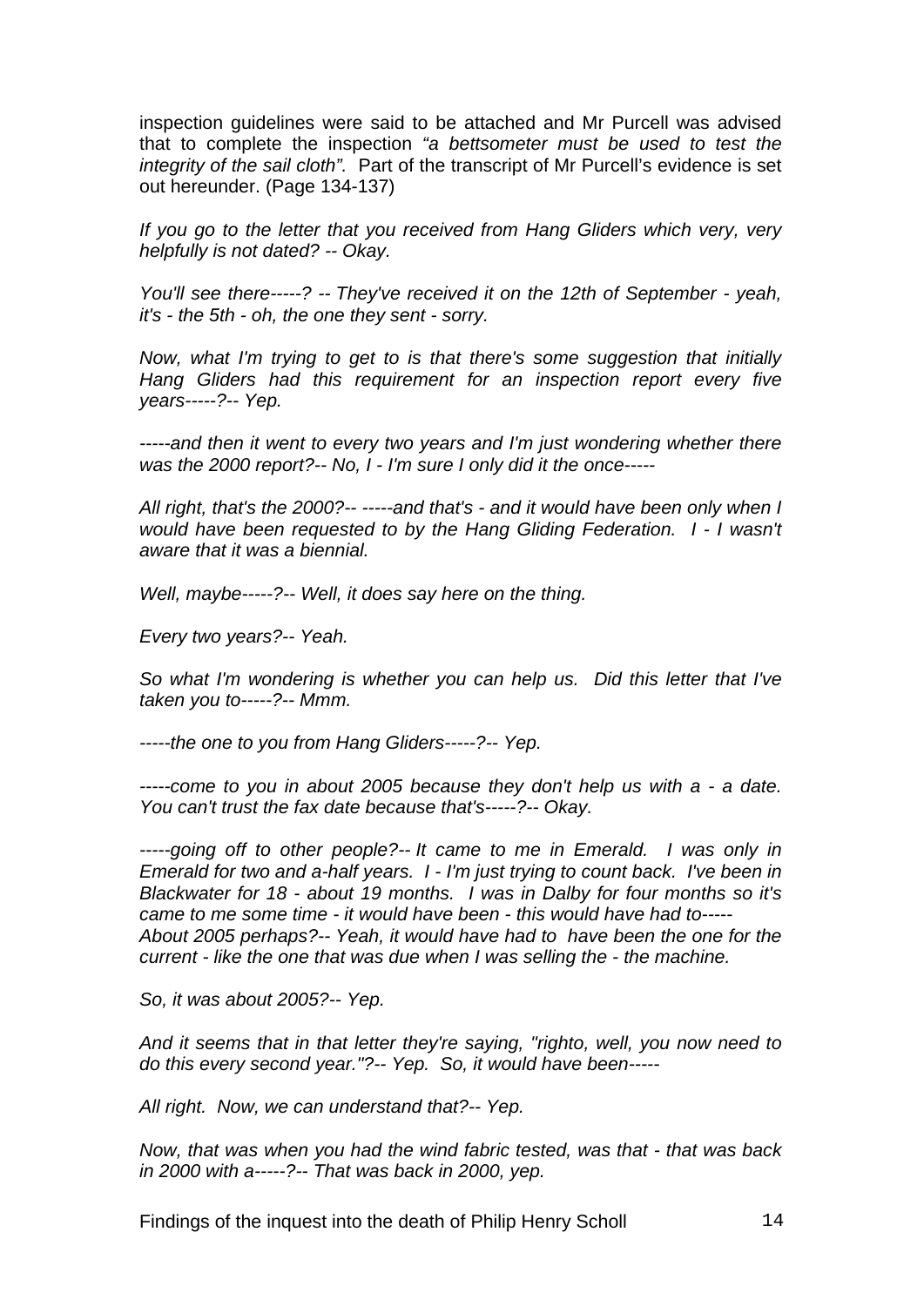inspection guidelines were said to be attached and Mr Purcell was advised that to complete the inspection *"a bettsometer must be used to test the integrity of the sail cloth".* Part of the transcript of Mr Purcell's evidence is set out hereunder. (Page 134-137)

*If you go to the letter that you received from Hang Gliders which very, very helpfully is not dated? -- Okay.*

*You'll see there-----? -- They've received it on the 12th of September - yeah, it's - the 5th - oh, the one they sent - sorry.*

*Now, what I'm trying to get to is that there's some suggestion that initially Hang Gliders had this requirement for an inspection report every five years-----?-- Yep.*

*-----and then it went to every two years and I'm just wondering whether there was the 2000 report?-- No, I - I'm sure I only did it the once-----*

*All right, that's the 2000?-- -----and that's - and it would have been only when I would have been requested to by the Hang Gliding Federation. I - I wasn't aware that it was a biennial.*

*Well, maybe-----?-- Well, it does say here on the thing.*

*Every two years?-- Yeah.*

*So what I'm wondering is whether you can help us. Did this letter that I've taken you to-----?-- Mmm.*

*-----the one to you from Hang Gliders-----?-- Yep.*

*-----come to you in about 2005 because they don't help us with a - a date. You can't trust the fax date because that's-----?-- Okay.*

*-----going off to other people?-- It came to me in Emerald. I was only in Emerald for two and a-half years. I - I'm just trying to count back. I've been in Blackwater for 18 - about 19 months. I was in Dalby for four months so it's came to me some time - it would have been - this would have had to-----*
*About 2005 perhaps?-- Yeah, it would have had to have been the one for the current - like the one that was due when I was selling the - the machine.*

*So, it was about 2005?-- Yep.*

*And it seems that in that letter they're saying, "righto, well, you now need to do this every second year."?-- Yep. So, it would have been-----*

*All right. Now, we can understand that?-- Yep.*

*Now, that was when you had the wind fabric tested, was that - that was back in 2000 with a-----?-- That was back in 2000, yep.*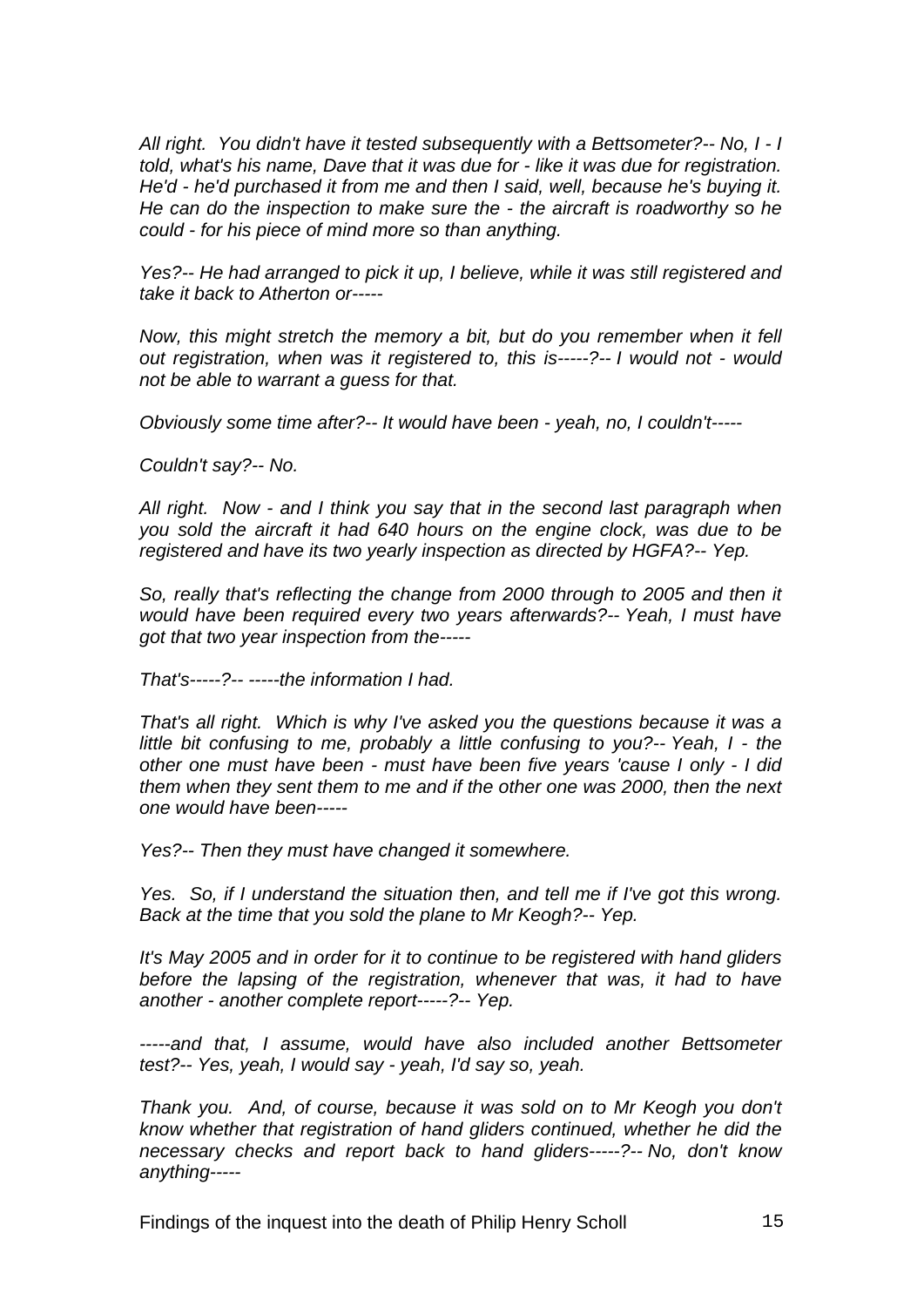*All right. You didn't have it tested subsequently with a Bettsometer?-- No, I - I told, what's his name, Dave that it was due for - like it was due for registration. He'd - he'd purchased it from me and then I said, well, because he's buying it. He can do the inspection to make sure the - the aircraft is roadworthy so he could - for his piece of mind more so than anything.*

*Yes?-- He had arranged to pick it up, I believe, while it was still registered and take it back to Atherton or-----*

*Now, this might stretch the memory a bit, but do you remember when it fell out registration, when was it registered to, this is-----?-- I would not - would not be able to warrant a guess for that.*

*Obviously some time after?-- It would have been - yeah, no, I couldn't-----*

*Couldn't say?-- No.*

*All right. Now - and I think you say that in the second last paragraph when you sold the aircraft it had 640 hours on the engine clock, was due to be registered and have its two yearly inspection as directed by HGFA?-- Yep.*

*So, really that's reflecting the change from 2000 through to 2005 and then it would have been required every two years afterwards?-- Yeah, I must have got that two year inspection from the-----*

*That's-----?-- -----the information I had.*

*That's all right. Which is why I've asked you the questions because it was a little bit confusing to me, probably a little confusing to you?-- Yeah, I - the other one must have been - must have been five years 'cause I only - I did them when they sent them to me and if the other one was 2000, then the next one would have been-----*

*Yes?-- Then they must have changed it somewhere.*

*Yes. So, if I understand the situation then, and tell me if I've got this wrong. Back at the time that you sold the plane to Mr Keogh?-- Yep.*

*It's May 2005 and in order for it to continue to be registered with hand gliders before the lapsing of the registration, whenever that was, it had to have another - another complete report-----?-- Yep.*

*-----and that, I assume, would have also included another Bettsometer test?-- Yes, yeah, I would say - yeah, I'd say so, yeah.*

*Thank you. And, of course, because it was sold on to Mr Keogh you don't know whether that registration of hand gliders continued, whether he did the necessary checks and report back to hand gliders-----?-- No, don't know anything-----*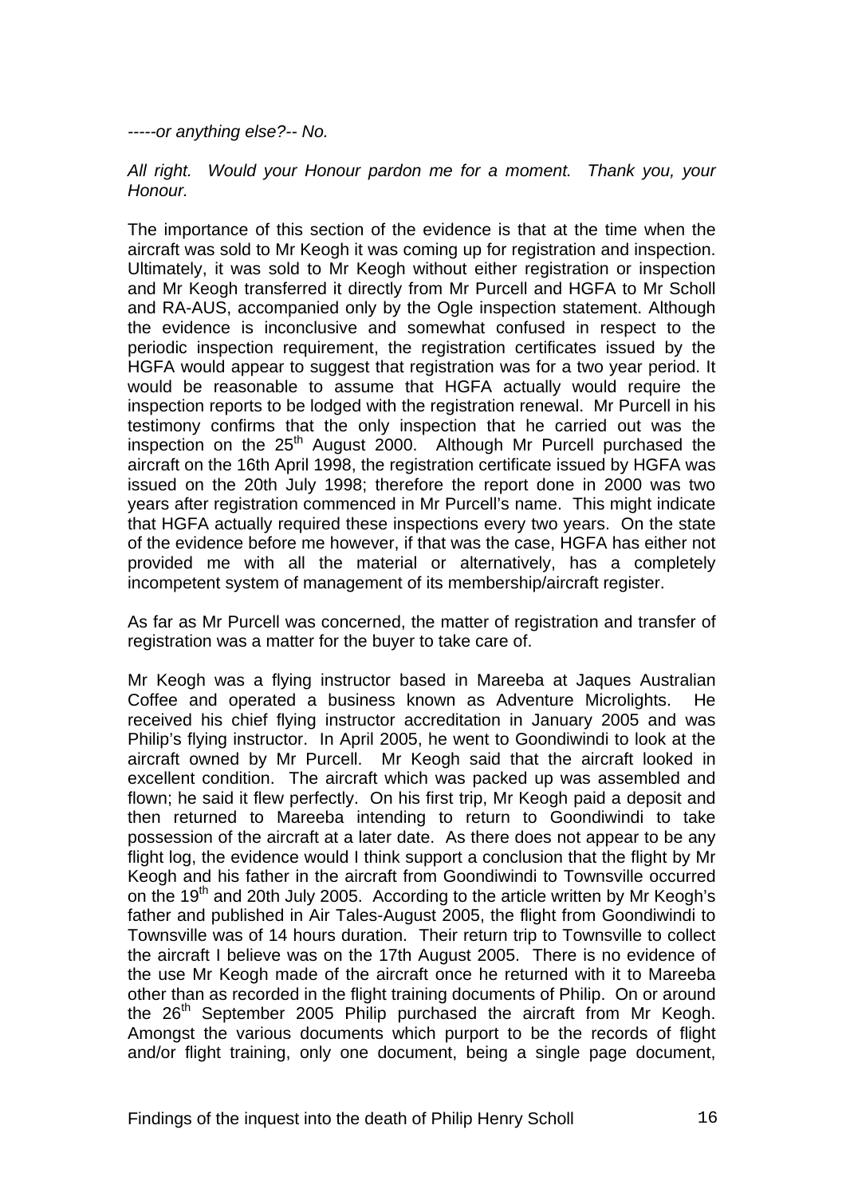*-----or anything else?-- No.*

*All right. Would your Honour pardon me for a moment. Thank you, your Honour.*

The importance of this section of the evidence is that at the time when the aircraft was sold to Mr Keogh it was coming up for registration and inspection. Ultimately, it was sold to Mr Keogh without either registration or inspection and Mr Keogh transferred it directly from Mr Purcell and HGFA to Mr Scholl and RA-AUS, accompanied only by the Ogle inspection statement. Although the evidence is inconclusive and somewhat confused in respect to the periodic inspection requirement, the registration certificates issued by the HGFA would appear to suggest that registration was for a two year period. It would be reasonable to assume that HGFA actually would require the inspection reports to be lodged with the registration renewal. Mr Purcell in his testimony confirms that the only inspection that he carried out was the inspection on the 25th August 2000. Although Mr Purcell purchased the aircraft on the 16th April 1998, the registration certificate issued by HGFA was issued on the 20th July 1998; therefore the report done in 2000 was two years after registration commenced in Mr Purcell's name. This might indicate that HGFA actually required these inspections every two years. On the state of the evidence before me however, if that was the case, HGFA has either not provided me with all the material or alternatively, has a completely incompetent system of management of its membership/aircraft register.

As far as Mr Purcell was concerned, the matter of registration and transfer of registration was a matter for the buyer to take care of.

Mr Keogh was a flying instructor based in Mareeba at Jaques Australian Coffee and operated a business known as Adventure Microlights. He received his chief flying instructor accreditation in January 2005 and was Philip's flying instructor. In April 2005, he went to Goondiwindi to look at the aircraft owned by Mr Purcell. Mr Keogh said that the aircraft looked in excellent condition. The aircraft which was packed up was assembled and flown; he said it flew perfectly. On his first trip, Mr Keogh paid a deposit and then returned to Mareeba intending to return to Goondiwindi to take possession of the aircraft at a later date. As there does not appear to be any flight log, the evidence would I think support a conclusion that the flight by Mr Keogh and his father in the aircraft from Goondiwindi to Townsville occurred on the 19th and 20th July 2005. According to the article written by Mr Keogh's father and published in Air Tales-August 2005, the flight from Goondiwindi to Townsville was of 14 hours duration. Their return trip to Townsville to collect the aircraft I believe was on the 17th August 2005. There is no evidence of the use Mr Keogh made of the aircraft once he returned with it to Mareeba other than as recorded in the flight training documents of Philip. On or around the 26th September 2005 Philip purchased the aircraft from Mr Keogh. Amongst the various documents which purport to be the records of flight and/or flight training, only one document, being a single page document,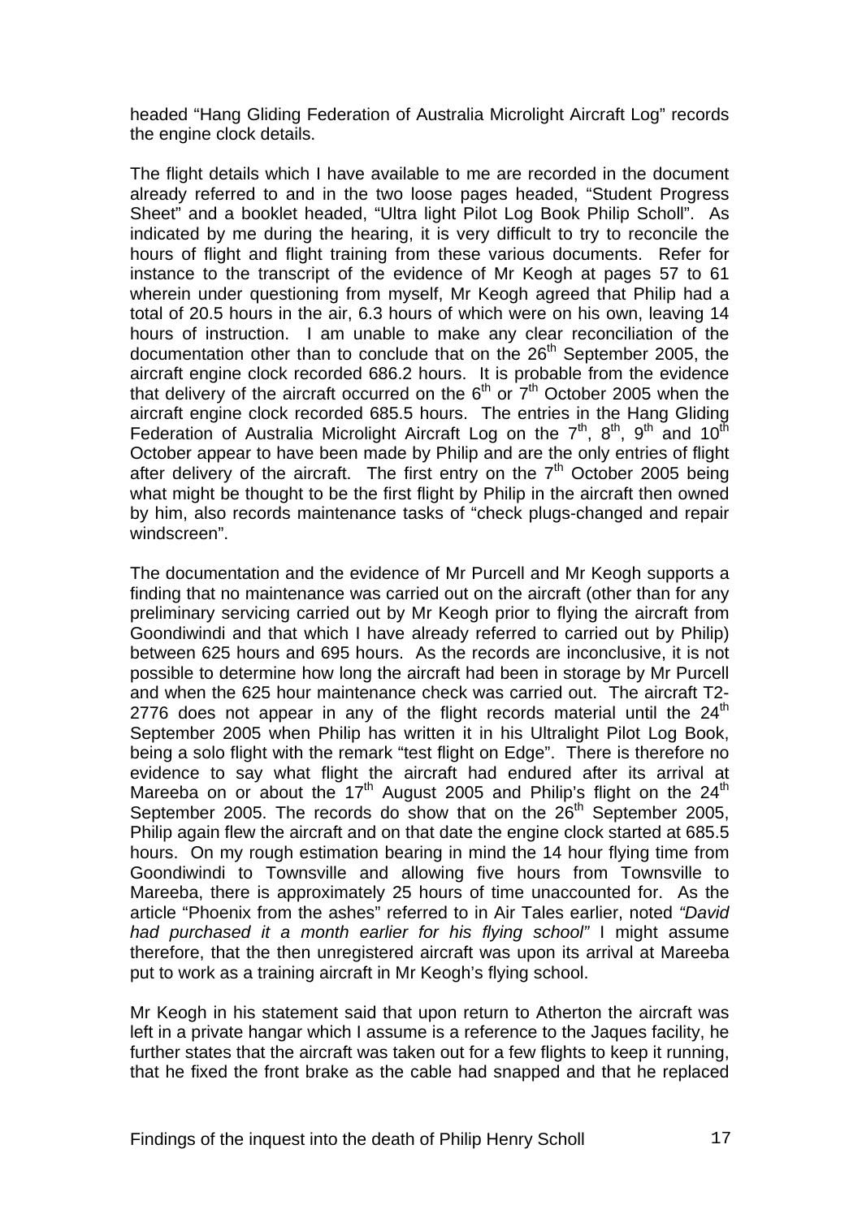headed "Hang Gliding Federation of Australia Microlight Aircraft Log" records the engine clock details.

The flight details which I have available to me are recorded in the document already referred to and in the two loose pages headed, "Student Progress Sheet" and a booklet headed, "Ultra light Pilot Log Book Philip Scholl". As indicated by me during the hearing, it is very difficult to try to reconcile the hours of flight and flight training from these various documents. Refer for instance to the transcript of the evidence of Mr Keogh at pages 57 to 61 wherein under questioning from myself, Mr Keogh agreed that Philip had a total of 20.5 hours in the air, 6.3 hours of which were on his own, leaving 14 hours of instruction. I am unable to make any clear reconciliation of the documentation other than to conclude that on the 26th September 2005, the aircraft engine clock recorded 686.2 hours. It is probable from the evidence that delivery of the aircraft occurred on the 6th or 7th October 2005 when the aircraft engine clock recorded 685.5 hours. The entries in the Hang Gliding Federation of Australia Microlight Aircraft Log on the 7th, 8th, 9th and 10th October appear to have been made by Philip and are the only entries of flight after delivery of the aircraft. The first entry on the 7th October 2005 being what might be thought to be the first flight by Philip in the aircraft then owned by him, also records maintenance tasks of "check plugs-changed and repair windscreen".

The documentation and the evidence of Mr Purcell and Mr Keogh supports a finding that no maintenance was carried out on the aircraft (other than for any preliminary servicing carried out by Mr Keogh prior to flying the aircraft from Goondiwindi and that which I have already referred to carried out by Philip) between 625 hours and 695 hours. As the records are inconclusive, it is not possible to determine how long the aircraft had been in storage by Mr Purcell and when the 625 hour maintenance check was carried out. The aircraft T2-2776 does not appear in any of the flight records material until the 24th September 2005 when Philip has written it in his Ultralight Pilot Log Book, being a solo flight with the remark "test flight on Edge". There is therefore no evidence to say what flight the aircraft had endured after its arrival at Mareeba on or about the 17th August 2005 and Philip's flight on the 24th September 2005. The records do show that on the 26th September 2005, Philip again flew the aircraft and on that date the engine clock started at 685.5 hours. On my rough estimation bearing in mind the 14 hour flying time from Goondiwindi to Townsville and allowing five hours from Townsville to Mareeba, there is approximately 25 hours of time unaccounted for. As the article "Phoenix from the ashes" referred to in Air Tales earlier, noted *"David had purchased it a month earlier for his flying school"* I might assume therefore, that the then unregistered aircraft was upon its arrival at Mareeba put to work as a training aircraft in Mr Keogh's flying school.

Mr Keogh in his statement said that upon return to Atherton the aircraft was left in a private hangar which I assume is a reference to the Jaques facility, he further states that the aircraft was taken out for a few flights to keep it running, that he fixed the front brake as the cable had snapped and that he replaced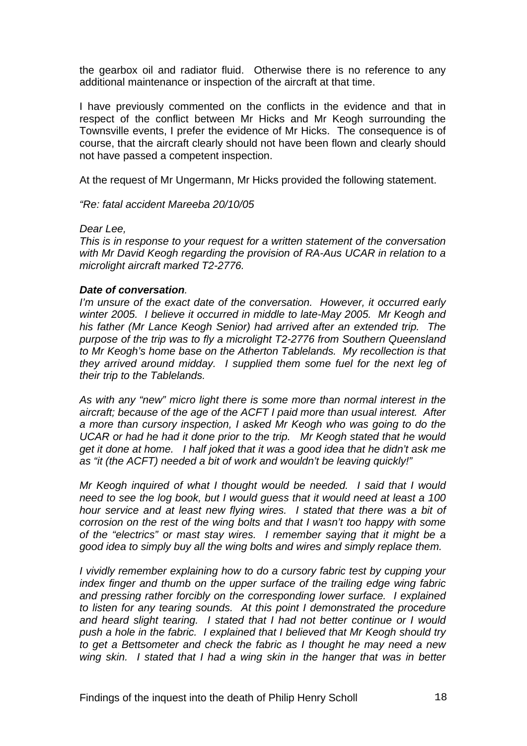the gearbox oil and radiator fluid. Otherwise there is no reference to any additional maintenance or inspection of the aircraft at that time.

I have previously commented on the conflicts in the evidence and that in respect of the conflict between Mr Hicks and Mr Keogh surrounding the Townsville events, I prefer the evidence of Mr Hicks. The consequence is of course, that the aircraft clearly should not have been flown and clearly should not have passed a competent inspection.

At the request of Mr Ungermann, Mr Hicks provided the following statement.

*"Re: fatal accident Mareeba 20/10/05*

*Dear Lee,*

*This is in response to your request for a written statement of the conversation with Mr David Keogh regarding the provision of RA-Aus UCAR in relation to a microlight aircraft marked T2-2776.*

***Date of conversation**.*

*I'm unsure of the exact date of the conversation. However, it occurred early winter 2005. I believe it occurred in middle to late-May 2005. Mr Keogh and his father (Mr Lance Keogh Senior) had arrived after an extended trip. The purpose of the trip was to fly a microlight T2-2776 from Southern Queensland to Mr Keogh's home base on the Atherton Tablelands. My recollection is that they arrived around midday. I supplied them some fuel for the next leg of their trip to the Tablelands.*

*As with any "new" micro light there is some more than normal interest in the aircraft; because of the age of the ACFT I paid more than usual interest. After a more than cursory inspection, I asked Mr Keogh who was going to do the UCAR or had he had it done prior to the trip. Mr Keogh stated that he would get it done at home. I half joked that it was a good idea that he didn't ask me as "it (the ACFT) needed a bit of work and wouldn't be leaving quickly!"*

*Mr Keogh inquired of what I thought would be needed. I said that I would need to see the log book, but I would guess that it would need at least a 100 hour service and at least new flying wires. I stated that there was a bit of corrosion on the rest of the wing bolts and that I wasn't too happy with some of the "electrics" or mast stay wires. I remember saying that it might be a good idea to simply buy all the wing bolts and wires and simply replace them.*

*I vividly remember explaining how to do a cursory fabric test by cupping your index finger and thumb on the upper surface of the trailing edge wing fabric and pressing rather forcibly on the corresponding lower surface. I explained to listen for any tearing sounds. At this point I demonstrated the procedure and heard slight tearing. I stated that I had not better continue or I would push a hole in the fabric. I explained that I believed that Mr Keogh should try to get a Bettsometer and check the fabric as I thought he may need a new wing skin. I stated that I had a wing skin in the hanger that was in better*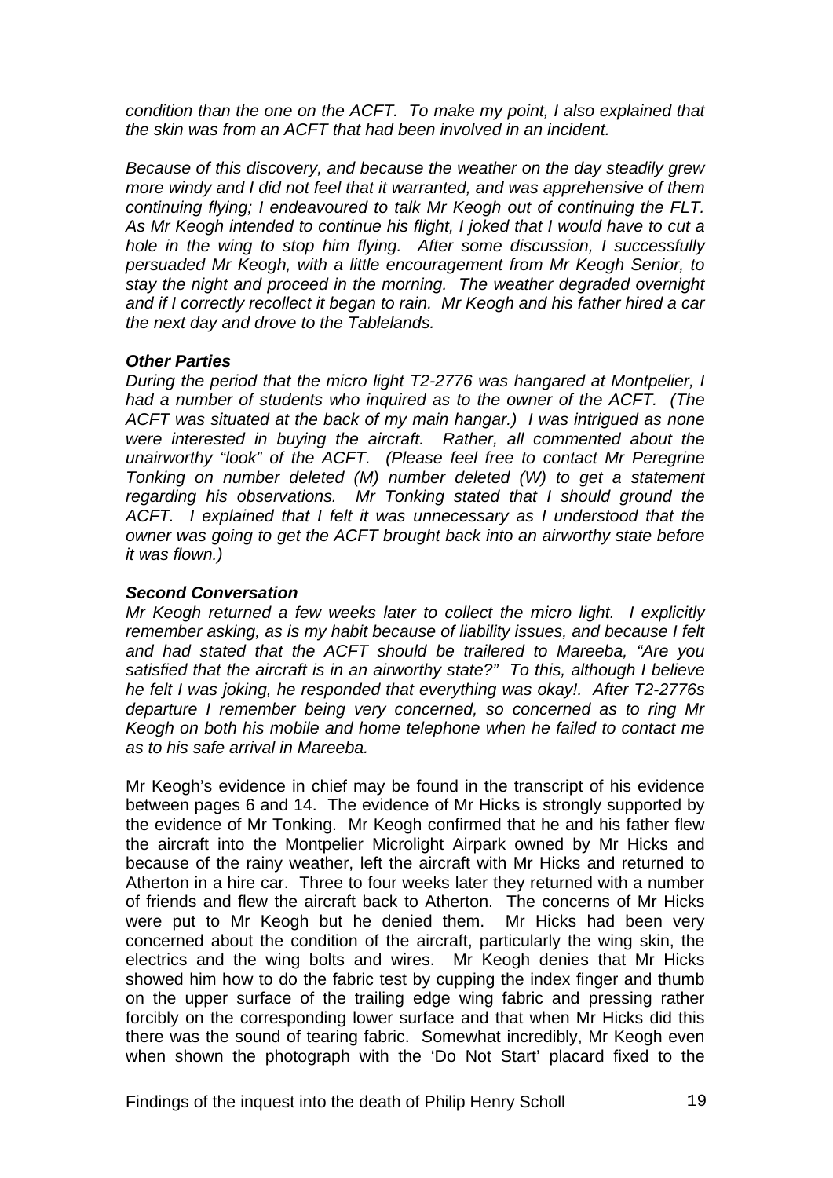*condition than the one on the ACFT. To make my point, I also explained that the skin was from an ACFT that had been involved in an incident.*

*Because of this discovery, and because the weather on the day steadily grew more windy and I did not feel that it warranted, and was apprehensive of them continuing flying; I endeavoured to talk Mr Keogh out of continuing the FLT. As Mr Keogh intended to continue his flight, I joked that I would have to cut a hole in the wing to stop him flying. After some discussion, I successfully persuaded Mr Keogh, with a little encouragement from Mr Keogh Senior, to stay the night and proceed in the morning. The weather degraded overnight and if I correctly recollect it began to rain. Mr Keogh and his father hired a car the next day and drove to the Tablelands.*

***Other Parties***

*During the period that the micro light T2-2776 was hangared at Montpelier, I had a number of students who inquired as to the owner of the ACFT. (The ACFT was situated at the back of my main hangar.) I was intrigued as none were interested in buying the aircraft. Rather, all commented about the unairworthy "look" of the ACFT. (Please feel free to contact Mr Peregrine Tonking on number deleted (M) number deleted (W) to get a statement regarding his observations. Mr Tonking stated that I should ground the ACFT. I explained that I felt it was unnecessary as I understood that the owner was going to get the ACFT brought back into an airworthy state before it was flown.)*

***Second Conversation***

*Mr Keogh returned a few weeks later to collect the micro light. I explicitly remember asking, as is my habit because of liability issues, and because I felt and had stated that the ACFT should be trailered to Mareeba, "Are you satisfied that the aircraft is in an airworthy state?" To this, although I believe he felt I was joking, he responded that everything was okay!. After T2-2776s departure I remember being very concerned, so concerned as to ring Mr Keogh on both his mobile and home telephone when he failed to contact me as to his safe arrival in Mareeba.*

Mr Keogh's evidence in chief may be found in the transcript of his evidence between pages 6 and 14. The evidence of Mr Hicks is strongly supported by the evidence of Mr Tonking. Mr Keogh confirmed that he and his father flew the aircraft into the Montpelier Microlight Airpark owned by Mr Hicks and because of the rainy weather, left the aircraft with Mr Hicks and returned to Atherton in a hire car. Three to four weeks later they returned with a number of friends and flew the aircraft back to Atherton. The concerns of Mr Hicks were put to Mr Keogh but he denied them. Mr Hicks had been very concerned about the condition of the aircraft, particularly the wing skin, the electrics and the wing bolts and wires. Mr Keogh denies that Mr Hicks showed him how to do the fabric test by cupping the index finger and thumb on the upper surface of the trailing edge wing fabric and pressing rather forcibly on the corresponding lower surface and that when Mr Hicks did this there was the sound of tearing fabric. Somewhat incredibly, Mr Keogh even when shown the photograph with the 'Do Not Start' placard fixed to the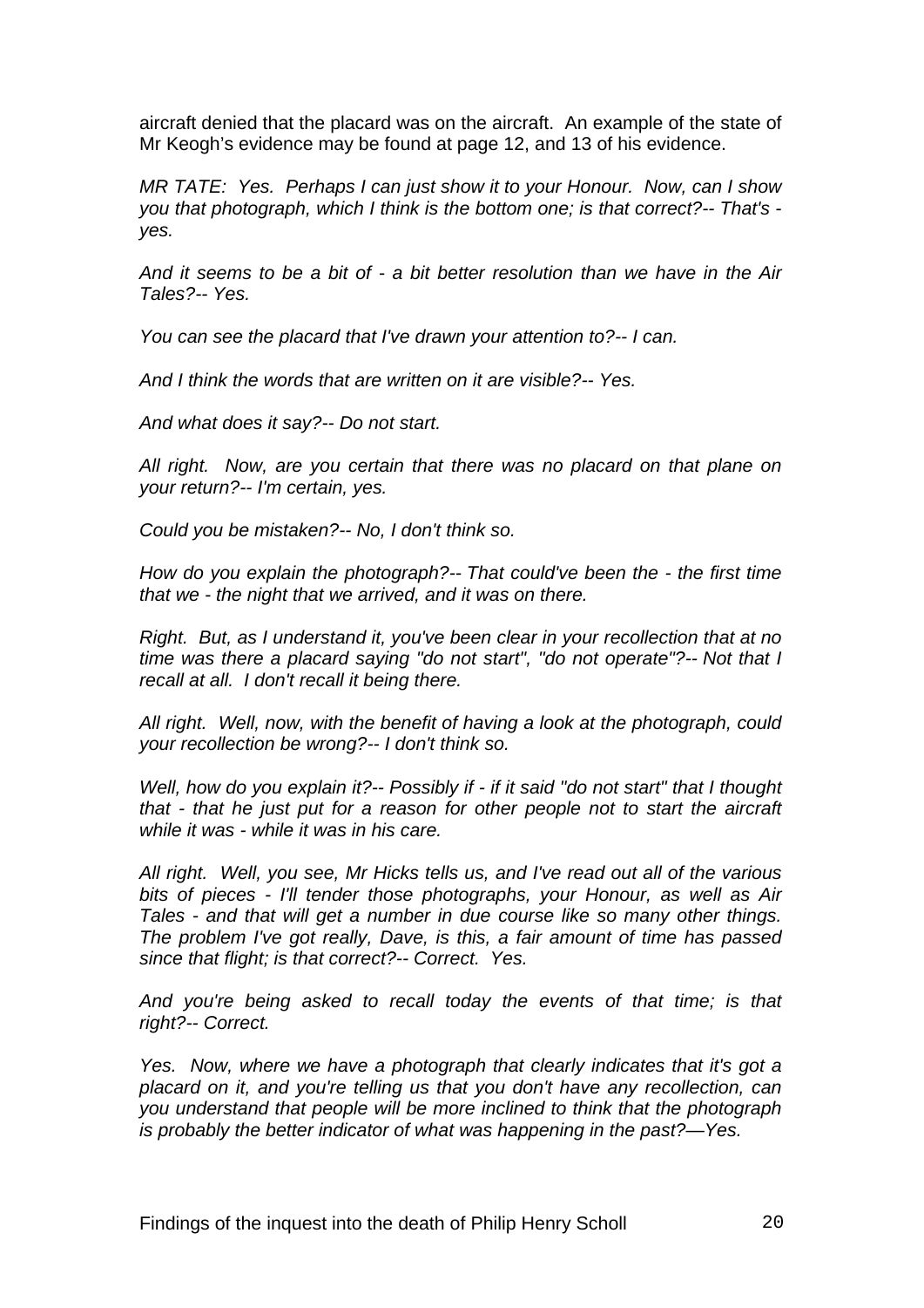aircraft denied that the placard was on the aircraft. An example of the state of Mr Keogh's evidence may be found at page 12, and 13 of his evidence.

*MR TATE: Yes. Perhaps I can just show it to your Honour. Now, can I show you that photograph, which I think is the bottom one; is that correct?-- That's - yes.*

*And it seems to be a bit of - a bit better resolution than we have in the Air Tales?-- Yes.*

*You can see the placard that I've drawn your attention to?-- I can.*

*And I think the words that are written on it are visible?-- Yes.*

*And what does it say?-- Do not start.*

*All right. Now, are you certain that there was no placard on that plane on your return?-- I'm certain, yes.*

*Could you be mistaken?-- No, I don't think so.*

*How do you explain the photograph?-- That could've been the - the first time that we - the night that we arrived, and it was on there.*

*Right. But, as I understand it, you've been clear in your recollection that at no time was there a placard saying "do not start", "do not operate"?-- Not that I recall at all. I don't recall it being there.*

*All right. Well, now, with the benefit of having a look at the photograph, could your recollection be wrong?-- I don't think so.*

*Well, how do you explain it?-- Possibly if - if it said "do not start" that I thought that - that he just put for a reason for other people not to start the aircraft while it was - while it was in his care.*

*All right. Well, you see, Mr Hicks tells us, and I've read out all of the various bits of pieces - I'll tender those photographs, your Honour, as well as Air Tales - and that will get a number in due course like so many other things. The problem I've got really, Dave, is this, a fair amount of time has passed since that flight; is that correct?-- Correct. Yes.*

*And you're being asked to recall today the events of that time; is that right?-- Correct.*

*Yes. Now, where we have a photograph that clearly indicates that it's got a placard on it, and you're telling us that you don't have any recollection, can you understand that people will be more inclined to think that the photograph is probably the better indicator of what was happening in the past?—Yes.*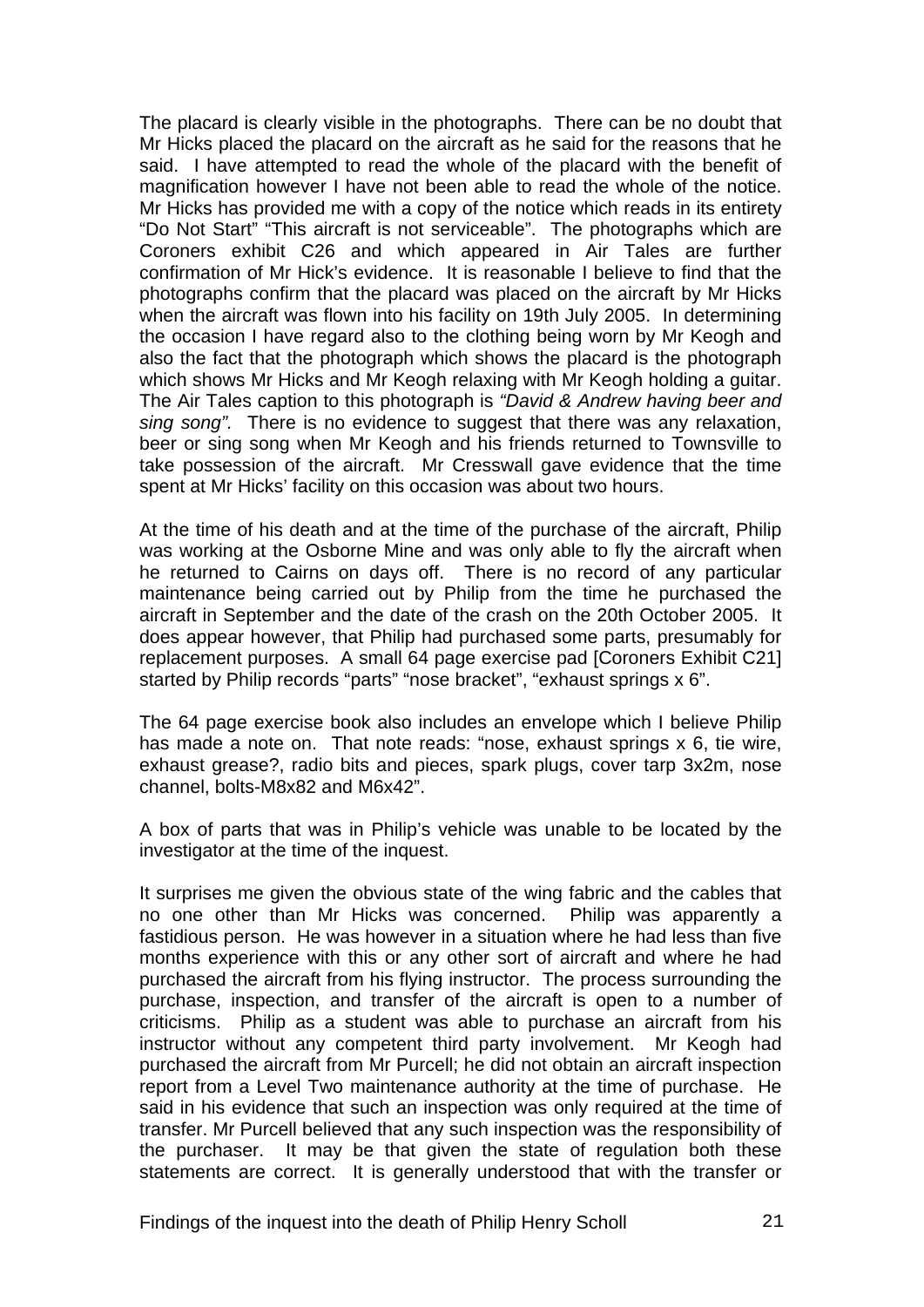The placard is clearly visible in the photographs. There can be no doubt that Mr Hicks placed the placard on the aircraft as he said for the reasons that he said. I have attempted to read the whole of the placard with the benefit of magnification however I have not been able to read the whole of the notice. Mr Hicks has provided me with a copy of the notice which reads in its entirety "Do Not Start" "This aircraft is not serviceable". The photographs which are Coroners exhibit C26 and which appeared in Air Tales are further confirmation of Mr Hick's evidence. It is reasonable I believe to find that the photographs confirm that the placard was placed on the aircraft by Mr Hicks when the aircraft was flown into his facility on 19th July 2005. In determining the occasion I have regard also to the clothing being worn by Mr Keogh and also the fact that the photograph which shows the placard is the photograph which shows Mr Hicks and Mr Keogh relaxing with Mr Keogh holding a guitar. The Air Tales caption to this photograph is *"David & Andrew having beer and sing song".* There is no evidence to suggest that there was any relaxation, beer or sing song when Mr Keogh and his friends returned to Townsville to take possession of the aircraft. Mr Cresswall gave evidence that the time spent at Mr Hicks' facility on this occasion was about two hours.

At the time of his death and at the time of the purchase of the aircraft, Philip was working at the Osborne Mine and was only able to fly the aircraft when he returned to Cairns on days off. There is no record of any particular maintenance being carried out by Philip from the time he purchased the aircraft in September and the date of the crash on the 20th October 2005. It does appear however, that Philip had purchased some parts, presumably for replacement purposes. A small 64 page exercise pad [Coroners Exhibit C21] started by Philip records "parts" "nose bracket", "exhaust springs x 6".

The 64 page exercise book also includes an envelope which I believe Philip has made a note on. That note reads: "nose, exhaust springs x 6, tie wire, exhaust grease?, radio bits and pieces, spark plugs, cover tarp 3x2m, nose channel, bolts-M8x82 and M6x42".

A box of parts that was in Philip's vehicle was unable to be located by the investigator at the time of the inquest.

It surprises me given the obvious state of the wing fabric and the cables that no one other than Mr Hicks was concerned. Philip was apparently a fastidious person. He was however in a situation where he had less than five months experience with this or any other sort of aircraft and where he had purchased the aircraft from his flying instructor. The process surrounding the purchase, inspection, and transfer of the aircraft is open to a number of criticisms. Philip as a student was able to purchase an aircraft from his instructor without any competent third party involvement. Mr Keogh had purchased the aircraft from Mr Purcell; he did not obtain an aircraft inspection report from a Level Two maintenance authority at the time of purchase. He said in his evidence that such an inspection was only required at the time of transfer. Mr Purcell believed that any such inspection was the responsibility of the purchaser. It may be that given the state of regulation both these statements are correct. It is generally understood that with the transfer or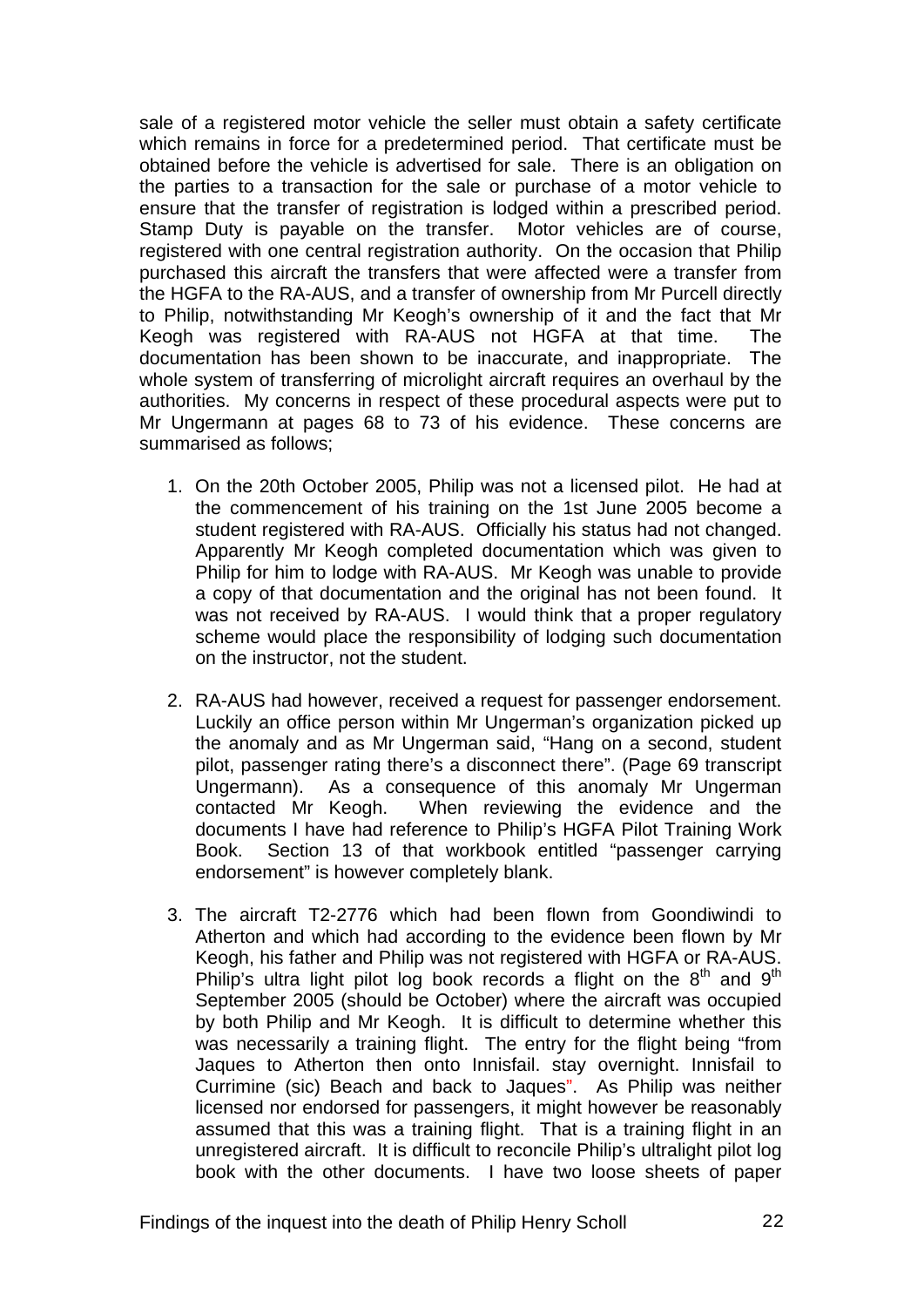sale of a registered motor vehicle the seller must obtain a safety certificate which remains in force for a predetermined period. That certificate must be obtained before the vehicle is advertised for sale. There is an obligation on the parties to a transaction for the sale or purchase of a motor vehicle to ensure that the transfer of registration is lodged within a prescribed period. Stamp Duty is payable on the transfer. Motor vehicles are of course, registered with one central registration authority. On the occasion that Philip purchased this aircraft the transfers that were affected were a transfer from the HGFA to the RA-AUS, and a transfer of ownership from Mr Purcell directly to Philip, notwithstanding Mr Keogh's ownership of it and the fact that Mr Keogh was registered with RA-AUS not HGFA at that time. The documentation has been shown to be inaccurate, and inappropriate. The whole system of transferring of microlight aircraft requires an overhaul by the authorities. My concerns in respect of these procedural aspects were put to Mr Ungermann at pages 68 to 73 of his evidence. These concerns are summarised as follows;

1. On the 20th October 2005, Philip was not a licensed pilot. He had at the commencement of his training on the 1st June 2005 become a student registered with RA-AUS. Officially his status had not changed. Apparently Mr Keogh completed documentation which was given to Philip for him to lodge with RA-AUS. Mr Keogh was unable to provide a copy of that documentation and the original has not been found. It was not received by RA-AUS. I would think that a proper regulatory scheme would place the responsibility of lodging such documentation on the instructor, not the student.

2. RA-AUS had however, received a request for passenger endorsement. Luckily an office person within Mr Ungerman's organization picked up the anomaly and as Mr Ungerman said, "Hang on a second, student pilot, passenger rating there's a disconnect there". (Page 69 transcript Ungermann). As a consequence of this anomaly Mr Ungerman contacted Mr Keogh. When reviewing the evidence and the documents I have had reference to Philip's HGFA Pilot Training Work Book. Section 13 of that workbook entitled "passenger carrying endorsement" is however completely blank.

3. The aircraft T2-2776 which had been flown from Goondiwindi to Atherton and which had according to the evidence been flown by Mr Keogh, his father and Philip was not registered with HGFA or RA-AUS. Philip's ultra light pilot log book records a flight on the 8th and 9th September 2005 (should be October) where the aircraft was occupied by both Philip and Mr Keogh. It is difficult to determine whether this was necessarily a training flight. The entry for the flight being "from Jaques to Atherton then onto Innisfail. stay overnight. Innisfail to Currimine (sic) Beach and back to Jaques". As Philip was neither licensed nor endorsed for passengers, it might however be reasonably assumed that this was a training flight. That is a training flight in an unregistered aircraft. It is difficult to reconcile Philip's ultralight pilot log book with the other documents. I have two loose sheets of paper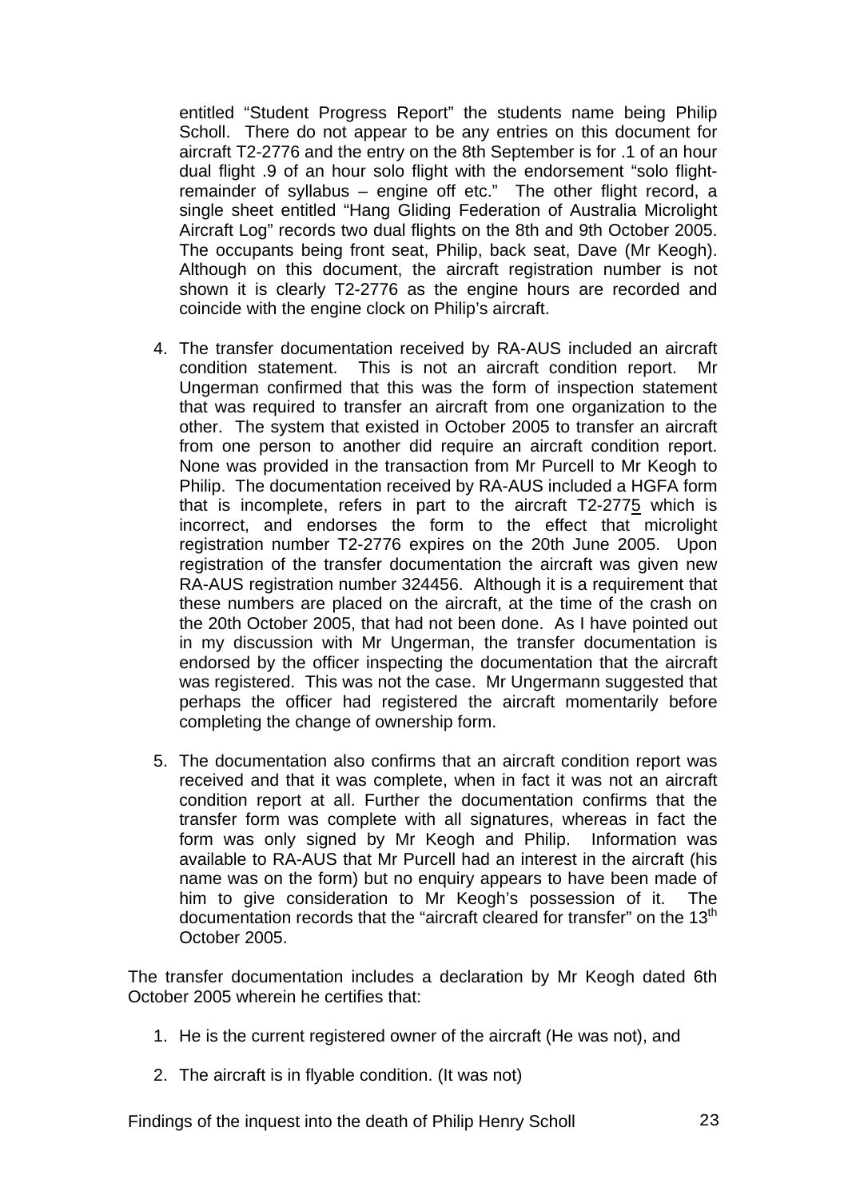entitled "Student Progress Report" the students name being Philip Scholl. There do not appear to be any entries on this document for aircraft T2-2776 and the entry on the 8th September is for .1 of an hour dual flight .9 of an hour solo flight with the endorsement "solo flight-remainder of syllabus – engine off etc." The other flight record, a single sheet entitled "Hang Gliding Federation of Australia Microlight Aircraft Log" records two dual flights on the 8th and 9th October 2005. The occupants being front seat, Philip, back seat, Dave (Mr Keogh). Although on this document, the aircraft registration number is not shown it is clearly T2-2776 as the engine hours are recorded and coincide with the engine clock on Philip's aircraft.

4. The transfer documentation received by RA-AUS included an aircraft condition statement. This is not an aircraft condition report. Mr Ungerman confirmed that this was the form of inspection statement that was required to transfer an aircraft from one organization to the other. The system that existed in October 2005 to transfer an aircraft from one person to another did require an aircraft condition report. None was provided in the transaction from Mr Purcell to Mr Keogh to Philip. The documentation received by RA-AUS included a HGFA form that is incomplete, refers in part to the aircraft T2-277<u>5</u> which is incorrect, and endorses the form to the effect that microlight registration number T2-2776 expires on the 20th June 2005. Upon registration of the transfer documentation the aircraft was given new RA-AUS registration number 324456. Although it is a requirement that these numbers are placed on the aircraft, at the time of the crash on the 20th October 2005, that had not been done. As I have pointed out in my discussion with Mr Ungerman, the transfer documentation is endorsed by the officer inspecting the documentation that the aircraft was registered. This was not the case. Mr Ungermann suggested that perhaps the officer had registered the aircraft momentarily before completing the change of ownership form.

5. The documentation also confirms that an aircraft condition report was received and that it was complete, when in fact it was not an aircraft condition report at all. Further the documentation confirms that the transfer form was complete with all signatures, whereas in fact the form was only signed by Mr Keogh and Philip. Information was available to RA-AUS that Mr Purcell had an interest in the aircraft (his name was on the form) but no enquiry appears to have been made of him to give consideration to Mr Keogh's possession of it. The documentation records that the "aircraft cleared for transfer" on the 13th October 2005.

The transfer documentation includes a declaration by Mr Keogh dated 6th October 2005 wherein he certifies that:

1. He is the current registered owner of the aircraft (He was not), and

2. The aircraft is in flyable condition. (It was not)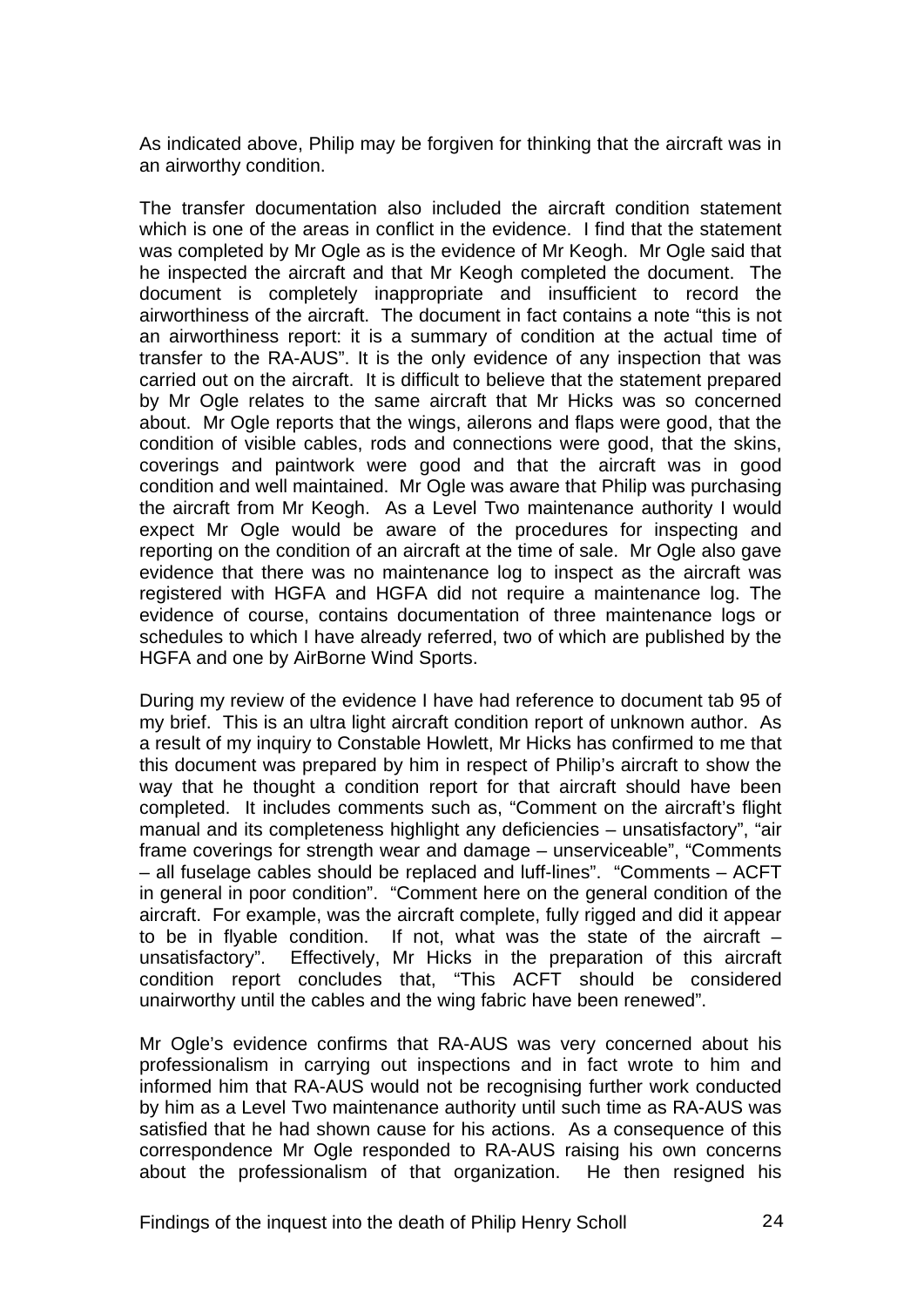As indicated above, Philip may be forgiven for thinking that the aircraft was in an airworthy condition.

The transfer documentation also included the aircraft condition statement which is one of the areas in conflict in the evidence. I find that the statement was completed by Mr Ogle as is the evidence of Mr Keogh. Mr Ogle said that he inspected the aircraft and that Mr Keogh completed the document. The document is completely inappropriate and insufficient to record the airworthiness of the aircraft. The document in fact contains a note "this is not an airworthiness report: it is a summary of condition at the actual time of transfer to the RA-AUS". It is the only evidence of any inspection that was carried out on the aircraft. It is difficult to believe that the statement prepared by Mr Ogle relates to the same aircraft that Mr Hicks was so concerned about. Mr Ogle reports that the wings, ailerons and flaps were good, that the condition of visible cables, rods and connections were good, that the skins, coverings and paintwork were good and that the aircraft was in good condition and well maintained. Mr Ogle was aware that Philip was purchasing the aircraft from Mr Keogh. As a Level Two maintenance authority I would expect Mr Ogle would be aware of the procedures for inspecting and reporting on the condition of an aircraft at the time of sale. Mr Ogle also gave evidence that there was no maintenance log to inspect as the aircraft was registered with HGFA and HGFA did not require a maintenance log. The evidence of course, contains documentation of three maintenance logs or schedules to which I have already referred, two of which are published by the HGFA and one by AirBorne Wind Sports.

During my review of the evidence I have had reference to document tab 95 of my brief. This is an ultra light aircraft condition report of unknown author. As a result of my inquiry to Constable Howlett, Mr Hicks has confirmed to me that this document was prepared by him in respect of Philip's aircraft to show the way that he thought a condition report for that aircraft should have been completed. It includes comments such as, "Comment on the aircraft's flight manual and its completeness highlight any deficiencies – unsatisfactory", "air frame coverings for strength wear and damage – unserviceable", "Comments – all fuselage cables should be replaced and luff-lines". "Comments – ACFT in general in poor condition". "Comment here on the general condition of the aircraft. For example, was the aircraft complete, fully rigged and did it appear to be in flyable condition. If not, what was the state of the aircraft – unsatisfactory". Effectively, Mr Hicks in the preparation of this aircraft condition report concludes that, "This ACFT should be considered unairworthy until the cables and the wing fabric have been renewed".

Mr Ogle's evidence confirms that RA-AUS was very concerned about his professionalism in carrying out inspections and in fact wrote to him and informed him that RA-AUS would not be recognising further work conducted by him as a Level Two maintenance authority until such time as RA-AUS was satisfied that he had shown cause for his actions. As a consequence of this correspondence Mr Ogle responded to RA-AUS raising his own concerns about the professionalism of that organization. He then resigned his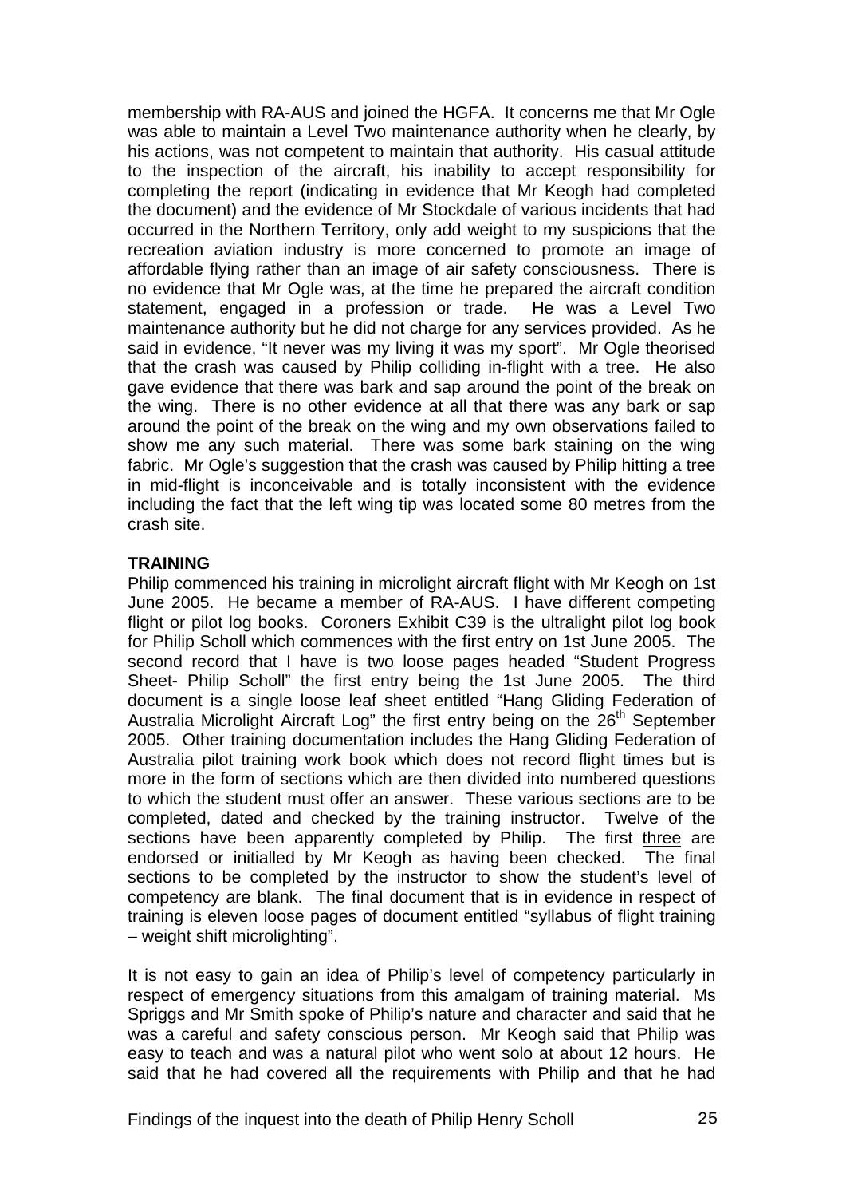membership with RA-AUS and joined the HGFA. It concerns me that Mr Ogle was able to maintain a Level Two maintenance authority when he clearly, by his actions, was not competent to maintain that authority. His casual attitude to the inspection of the aircraft, his inability to accept responsibility for completing the report (indicating in evidence that Mr Keogh had completed the document) and the evidence of Mr Stockdale of various incidents that had occurred in the Northern Territory, only add weight to my suspicions that the recreation aviation industry is more concerned to promote an image of affordable flying rather than an image of air safety consciousness. There is no evidence that Mr Ogle was, at the time he prepared the aircraft condition statement, engaged in a profession or trade. He was a Level Two maintenance authority but he did not charge for any services provided. As he said in evidence, "It never was my living it was my sport". Mr Ogle theorised that the crash was caused by Philip colliding in-flight with a tree. He also gave evidence that there was bark and sap around the point of the break on the wing. There is no other evidence at all that there was any bark or sap around the point of the break on the wing and my own observations failed to show me any such material. There was some bark staining on the wing fabric. Mr Ogle's suggestion that the crash was caused by Philip hitting a tree in mid-flight is inconceivable and is totally inconsistent with the evidence including the fact that the left wing tip was located some 80 metres from the crash site.

**TRAINING**

Philip commenced his training in microlight aircraft flight with Mr Keogh on 1st June 2005. He became a member of RA-AUS. I have different competing flight or pilot log books. Coroners Exhibit C39 is the ultralight pilot log book for Philip Scholl which commences with the first entry on 1st June 2005. The second record that I have is two loose pages headed "Student Progress Sheet- Philip Scholl" the first entry being the 1st June 2005. The third document is a single loose leaf sheet entitled "Hang Gliding Federation of Australia Microlight Aircraft Log" the first entry being on the 26th September 2005. Other training documentation includes the Hang Gliding Federation of Australia pilot training work book which does not record flight times but is more in the form of sections which are then divided into numbered questions to which the student must offer an answer. These various sections are to be completed, dated and checked by the training instructor. Twelve of the sections have been apparently completed by Philip. The first <u>three</u> are endorsed or initialled by Mr Keogh as having been checked. The final sections to be completed by the instructor to show the student's level of competency are blank. The final document that is in evidence in respect of training is eleven loose pages of document entitled "syllabus of flight training – weight shift microlighting".

It is not easy to gain an idea of Philip's level of competency particularly in respect of emergency situations from this amalgam of training material. Ms Spriggs and Mr Smith spoke of Philip's nature and character and said that he was a careful and safety conscious person. Mr Keogh said that Philip was easy to teach and was a natural pilot who went solo at about 12 hours. He said that he had covered all the requirements with Philip and that he had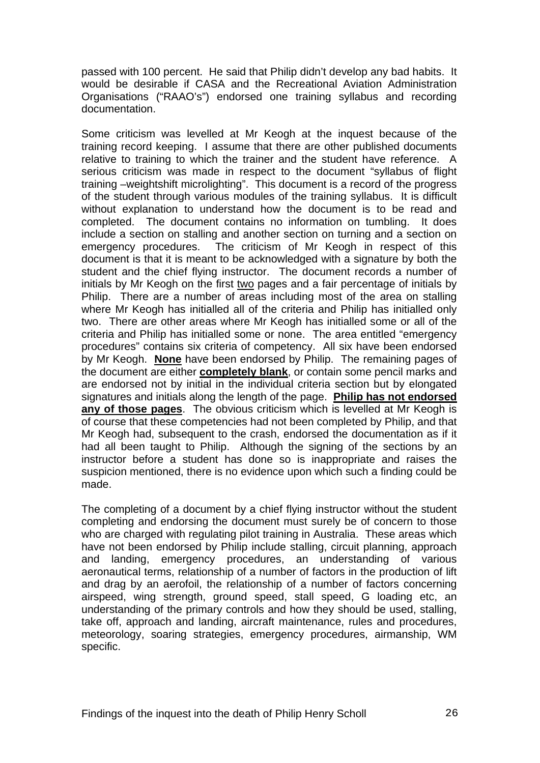passed with 100 percent. He said that Philip didn't develop any bad habits. It would be desirable if CASA and the Recreational Aviation Administration Organisations ("RAAO's") endorsed one training syllabus and recording documentation.

Some criticism was levelled at Mr Keogh at the inquest because of the training record keeping. I assume that there are other published documents relative to training to which the trainer and the student have reference. A serious criticism was made in respect to the document "syllabus of flight training –weightshift microlighting". This document is a record of the progress of the student through various modules of the training syllabus. It is difficult without explanation to understand how the document is to be read and completed. The document contains no information on tumbling. It does include a section on stalling and another section on turning and a section on emergency procedures. The criticism of Mr Keogh in respect of this document is that it is meant to be acknowledged with a signature by both the student and the chief flying instructor. The document records a number of initials by Mr Keogh on the first two pages and a fair percentage of initials by Philip. There are a number of areas including most of the area on stalling where Mr Keogh has initialled all of the criteria and Philip has initialled only two. There are other areas where Mr Keogh has initialled some or all of the criteria and Philip has initialled some or none. The area entitled "emergency procedures" contains six criteria of competency. All six have been endorsed by Mr Keogh. **None** have been endorsed by Philip. The remaining pages of the document are either **completely blank**, or contain some pencil marks and are endorsed not by initial in the individual criteria section but by elongated signatures and initials along the length of the page. **Philip has not endorsed any of those pages**. The obvious criticism which is levelled at Mr Keogh is of course that these competencies had not been completed by Philip, and that Mr Keogh had, subsequent to the crash, endorsed the documentation as if it had all been taught to Philip. Although the signing of the sections by an instructor before a student has done so is inappropriate and raises the suspicion mentioned, there is no evidence upon which such a finding could be made.

The completing of a document by a chief flying instructor without the student completing and endorsing the document must surely be of concern to those who are charged with regulating pilot training in Australia. These areas which have not been endorsed by Philip include stalling, circuit planning, approach and landing, emergency procedures, an understanding of various aeronautical terms, relationship of a number of factors in the production of lift and drag by an aerofoil, the relationship of a number of factors concerning airspeed, wing strength, ground speed, stall speed, G loading etc, an understanding of the primary controls and how they should be used, stalling, take off, approach and landing, aircraft maintenance, rules and procedures, meteorology, soaring strategies, emergency procedures, airmanship, WM specific.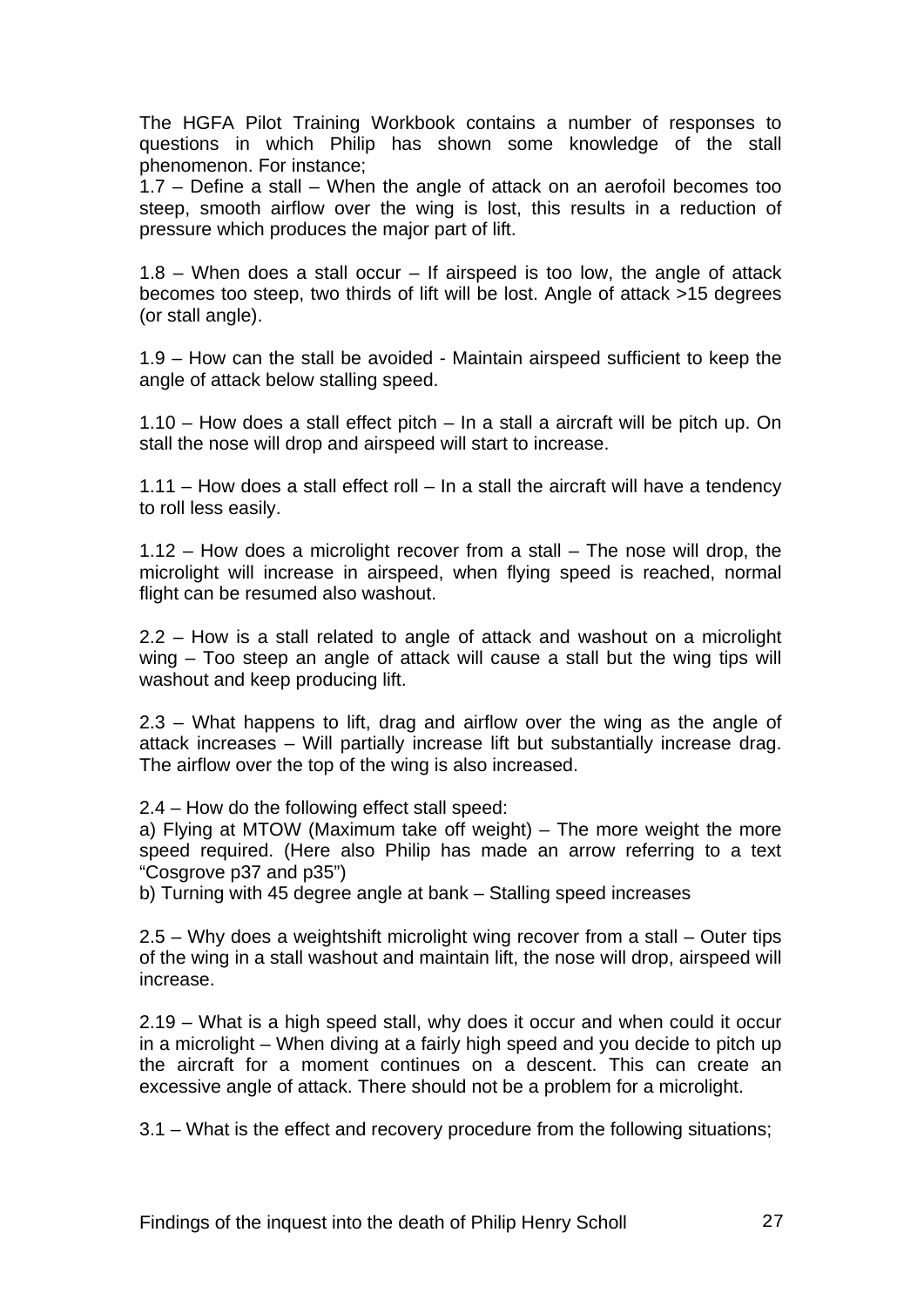The HGFA Pilot Training Workbook contains a number of responses to questions in which Philip has shown some knowledge of the stall phenomenon. For instance;

1.7 – Define a stall – When the angle of attack on an aerofoil becomes too steep, smooth airflow over the wing is lost, this results in a reduction of pressure which produces the major part of lift.

1.8 – When does a stall occur – If airspeed is too low, the angle of attack becomes too steep, two thirds of lift will be lost. Angle of attack >15 degrees (or stall angle).

1.9 – How can the stall be avoided - Maintain airspeed sufficient to keep the angle of attack below stalling speed.

1.10 – How does a stall effect pitch – In a stall a aircraft will be pitch up. On stall the nose will drop and airspeed will start to increase.

1.11 – How does a stall effect roll – In a stall the aircraft will have a tendency to roll less easily.

1.12 – How does a microlight recover from a stall – The nose will drop, the microlight will increase in airspeed, when flying speed is reached, normal flight can be resumed also washout.

2.2 – How is a stall related to angle of attack and washout on a microlight wing – Too steep an angle of attack will cause a stall but the wing tips will washout and keep producing lift.

2.3 – What happens to lift, drag and airflow over the wing as the angle of attack increases – Will partially increase lift but substantially increase drag. The airflow over the top of the wing is also increased.

2.4 – How do the following effect stall speed:

a) Flying at MTOW (Maximum take off weight) – The more weight the more speed required. (Here also Philip has made an arrow referring to a text "Cosgrove p37 and p35")

b) Turning with 45 degree angle at bank – Stalling speed increases

2.5 – Why does a weightshift microlight wing recover from a stall – Outer tips of the wing in a stall washout and maintain lift, the nose will drop, airspeed will increase.

2.19 – What is a high speed stall, why does it occur and when could it occur in a microlight – When diving at a fairly high speed and you decide to pitch up the aircraft for a moment continues on a descent. This can create an excessive angle of attack. There should not be a problem for a microlight.

3.1 – What is the effect and recovery procedure from the following situations;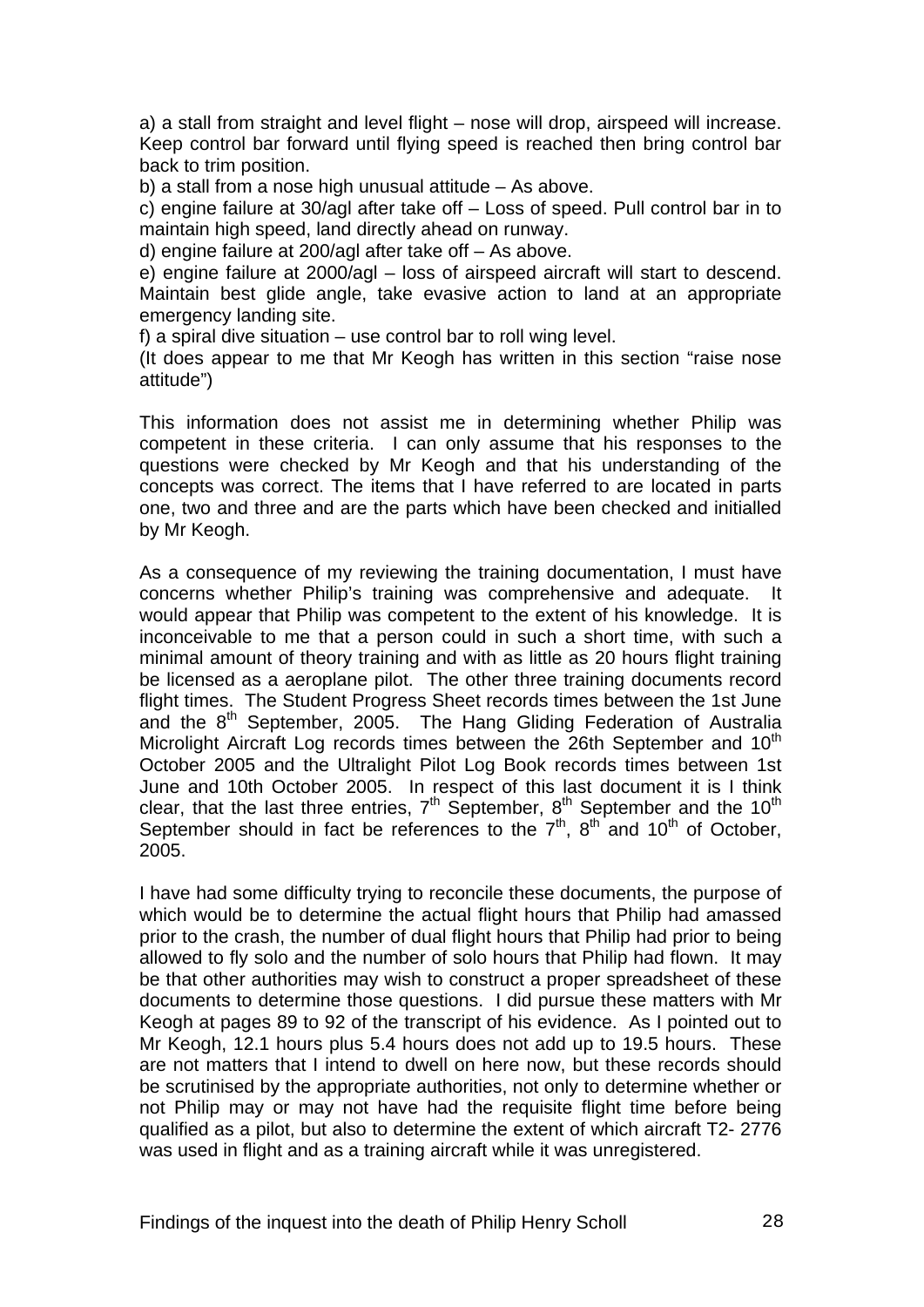a) a stall from straight and level flight – nose will drop, airspeed will increase. Keep control bar forward until flying speed is reached then bring control bar back to trim position.
b) a stall from a nose high unusual attitude – As above.
c) engine failure at 30/agl after take off – Loss of speed. Pull control bar in to maintain high speed, land directly ahead on runway.
d) engine failure at 200/agl after take off – As above.
e) engine failure at 2000/agl – loss of airspeed aircraft will start to descend. Maintain best glide angle, take evasive action to land at an appropriate emergency landing site.
f) a spiral dive situation – use control bar to roll wing level.
(It does appear to me that Mr Keogh has written in this section "raise nose attitude")

This information does not assist me in determining whether Philip was competent in these criteria. I can only assume that his responses to the questions were checked by Mr Keogh and that his understanding of the concepts was correct. The items that I have referred to are located in parts one, two and three and are the parts which have been checked and initialled by Mr Keogh.

As a consequence of my reviewing the training documentation, I must have concerns whether Philip's training was comprehensive and adequate. It would appear that Philip was competent to the extent of his knowledge. It is inconceivable to me that a person could in such a short time, with such a minimal amount of theory training and with as little as 20 hours flight training be licensed as a aeroplane pilot. The other three training documents record flight times. The Student Progress Sheet records times between the 1st June and the 8th September, 2005. The Hang Gliding Federation of Australia Microlight Aircraft Log records times between the 26th September and 10th October 2005 and the Ultralight Pilot Log Book records times between 1st June and 10th October 2005. In respect of this last document it is I think clear, that the last three entries, 7th September, 8th September and the 10th September should in fact be references to the 7th, 8th and 10th of October, 2005.

I have had some difficulty trying to reconcile these documents, the purpose of which would be to determine the actual flight hours that Philip had amassed prior to the crash, the number of dual flight hours that Philip had prior to being allowed to fly solo and the number of solo hours that Philip had flown. It may be that other authorities may wish to construct a proper spreadsheet of these documents to determine those questions. I did pursue these matters with Mr Keogh at pages 89 to 92 of the transcript of his evidence. As I pointed out to Mr Keogh, 12.1 hours plus 5.4 hours does not add up to 19.5 hours. These are not matters that I intend to dwell on here now, but these records should be scrutinised by the appropriate authorities, not only to determine whether or not Philip may or may not have had the requisite flight time before being qualified as a pilot, but also to determine the extent of which aircraft T2- 2776 was used in flight and as a training aircraft while it was unregistered.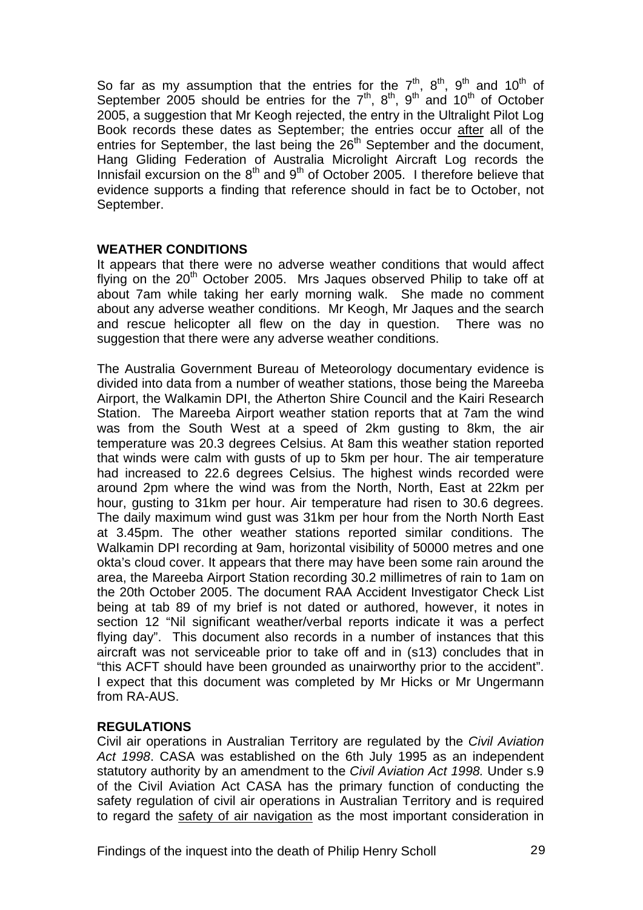So far as my assumption that the entries for the 7th, 8th, 9th and 10th of September 2005 should be entries for the 7th, 8th, 9th and 10th of October 2005, a suggestion that Mr Keogh rejected, the entry in the Ultralight Pilot Log Book records these dates as September; the entries occur after all of the entries for September, the last being the 26th September and the document, Hang Gliding Federation of Australia Microlight Aircraft Log records the Innisfail excursion on the 8th and 9th of October 2005. I therefore believe that evidence supports a finding that reference should in fact be to October, not September.

**WEATHER CONDITIONS**

It appears that there were no adverse weather conditions that would affect flying on the 20th October 2005. Mrs Jaques observed Philip to take off at about 7am while taking her early morning walk. She made no comment about any adverse weather conditions. Mr Keogh, Mr Jaques and the search and rescue helicopter all flew on the day in question. There was no suggestion that there were any adverse weather conditions.

The Australia Government Bureau of Meteorology documentary evidence is divided into data from a number of weather stations, those being the Mareeba Airport, the Walkamin DPI, the Atherton Shire Council and the Kairi Research Station. The Mareeba Airport weather station reports that at 7am the wind was from the South West at a speed of 2km gusting to 8km, the air temperature was 20.3 degrees Celsius. At 8am this weather station reported that winds were calm with gusts of up to 5km per hour. The air temperature had increased to 22.6 degrees Celsius. The highest winds recorded were around 2pm where the wind was from the North, North, East at 22km per hour, gusting to 31km per hour. Air temperature had risen to 30.6 degrees. The daily maximum wind gust was 31km per hour from the North North East at 3.45pm. The other weather stations reported similar conditions. The Walkamin DPI recording at 9am, horizontal visibility of 50000 metres and one okta's cloud cover. It appears that there may have been some rain around the area, the Mareeba Airport Station recording 30.2 millimetres of rain to 1am on the 20th October 2005. The document RAA Accident Investigator Check List being at tab 89 of my brief is not dated or authored, however, it notes in section 12 "Nil significant weather/verbal reports indicate it was a perfect flying day". This document also records in a number of instances that this aircraft was not serviceable prior to take off and in (s13) concludes that in "this ACFT should have been grounded as unairworthy prior to the accident". I expect that this document was completed by Mr Hicks or Mr Ungermann from RA-AUS.

**REGULATIONS**

Civil air operations in Australian Territory are regulated by the *Civil Aviation Act 1998*. CASA was established on the 6th July 1995 as an independent statutory authority by an amendment to the *Civil Aviation Act 1998.* Under s.9 of the Civil Aviation Act CASA has the primary function of conducting the safety regulation of civil air operations in Australian Territory and is required to regard the safety of air navigation as the most important consideration in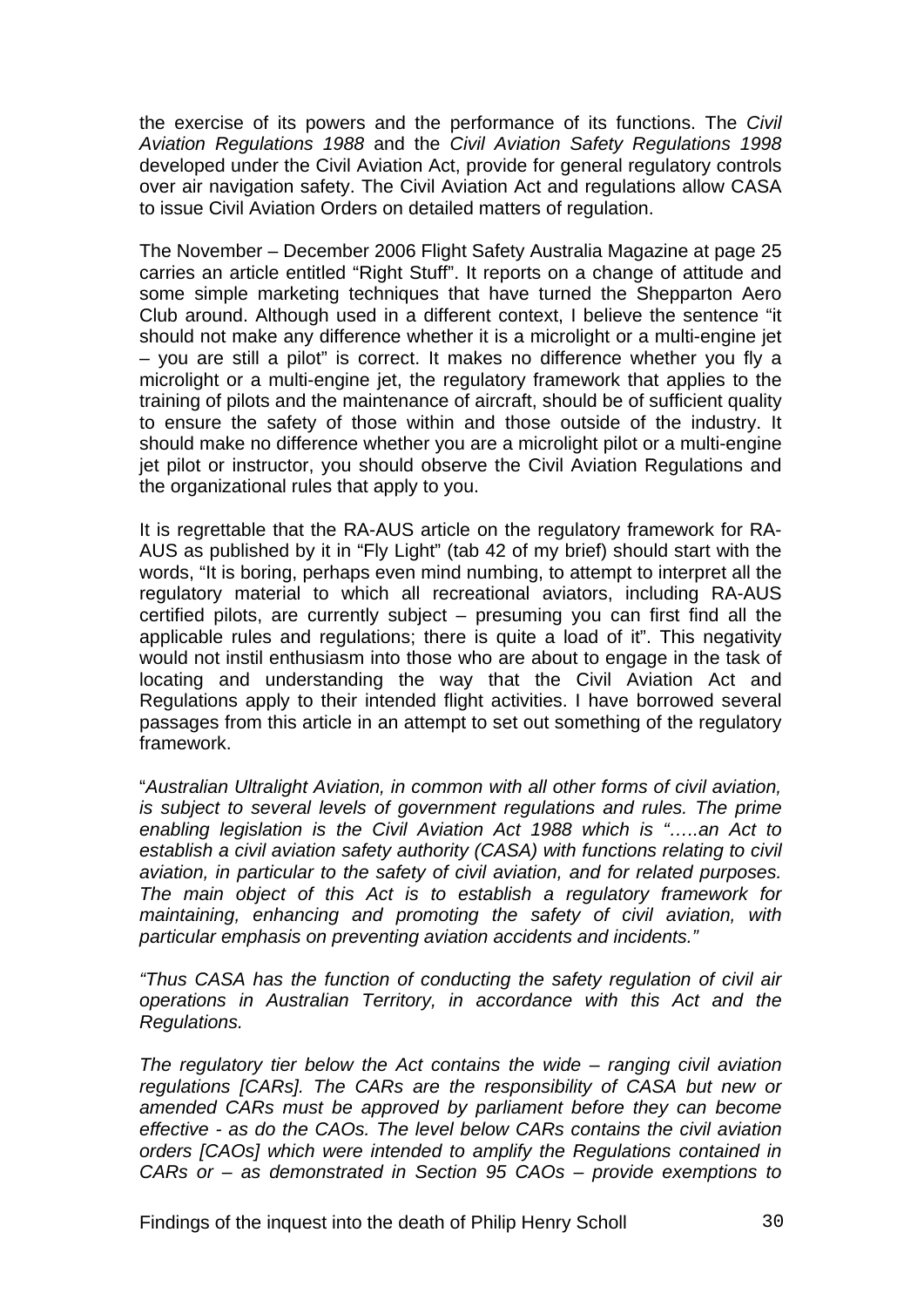the exercise of its powers and the performance of its functions. The *Civil Aviation Regulations 1988* and the *Civil Aviation Safety Regulations 1998* developed under the Civil Aviation Act, provide for general regulatory controls over air navigation safety. The Civil Aviation Act and regulations allow CASA to issue Civil Aviation Orders on detailed matters of regulation.

The November – December 2006 Flight Safety Australia Magazine at page 25 carries an article entitled "Right Stuff". It reports on a change of attitude and some simple marketing techniques that have turned the Shepparton Aero Club around. Although used in a different context, I believe the sentence "it should not make any difference whether it is a microlight or a multi-engine jet – you are still a pilot" is correct. It makes no difference whether you fly a microlight or a multi-engine jet, the regulatory framework that applies to the training of pilots and the maintenance of aircraft, should be of sufficient quality to ensure the safety of those within and those outside of the industry. It should make no difference whether you are a microlight pilot or a multi-engine jet pilot or instructor, you should observe the Civil Aviation Regulations and the organizational rules that apply to you.

It is regrettable that the RA-AUS article on the regulatory framework for RA-AUS as published by it in "Fly Light" (tab 42 of my brief) should start with the words, "It is boring, perhaps even mind numbing, to attempt to interpret all the regulatory material to which all recreational aviators, including RA-AUS certified pilots, are currently subject – presuming you can first find all the applicable rules and regulations; there is quite a load of it". This negativity would not instil enthusiasm into those who are about to engage in the task of locating and understanding the way that the Civil Aviation Act and Regulations apply to their intended flight activities. I have borrowed several passages from this article in an attempt to set out something of the regulatory framework.

"*Australian Ultralight Aviation, in common with all other forms of civil aviation, is subject to several levels of government regulations and rules. The prime enabling legislation is the Civil Aviation Act 1988 which is "…..an Act to establish a civil aviation safety authority (CASA) with functions relating to civil aviation, in particular to the safety of civil aviation, and for related purposes. The main object of this Act is to establish a regulatory framework for maintaining, enhancing and promoting the safety of civil aviation, with particular emphasis on preventing aviation accidents and incidents."*

*"Thus CASA has the function of conducting the safety regulation of civil air operations in Australian Territory, in accordance with this Act and the Regulations.*

*The regulatory tier below the Act contains the wide – ranging civil aviation regulations [CARs]. The CARs are the responsibility of CASA but new or amended CARs must be approved by parliament before they can become effective - as do the CAOs. The level below CARs contains the civil aviation orders [CAOs] which were intended to amplify the Regulations contained in CARs or – as demonstrated in Section 95 CAOs – provide exemptions to*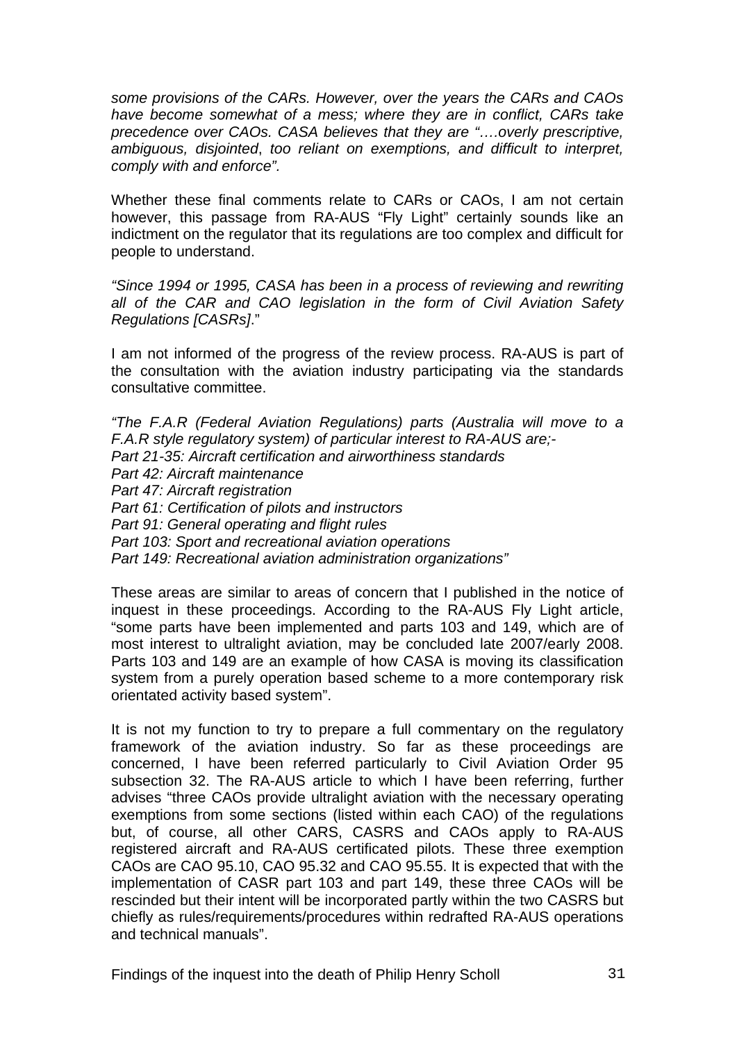*some provisions of the CARs. However, over the years the CARs and CAOs have become somewhat of a mess; where they are in conflict, CARs take precedence over CAOs. CASA believes that they are "….overly prescriptive, ambiguous, disjointed, too reliant on exemptions, and difficult to interpret, comply with and enforce".*

Whether these final comments relate to CARs or CAOs, I am not certain however, this passage from RA-AUS "Fly Light" certainly sounds like an indictment on the regulator that its regulations are too complex and difficult for people to understand.

*"Since 1994 or 1995, CASA has been in a process of reviewing and rewriting all of the CAR and CAO legislation in the form of Civil Aviation Safety Regulations [CASRs]*."

I am not informed of the progress of the review process. RA-AUS is part of the consultation with the aviation industry participating via the standards consultative committee.

*"The F.A.R (Federal Aviation Regulations) parts (Australia will move to a F.A.R style regulatory system) of particular interest to RA-AUS are;-*
*Part 21-35: Aircraft certification and airworthiness standards*
*Part 42: Aircraft maintenance*
*Part 47: Aircraft registration*
*Part 61: Certification of pilots and instructors*
*Part 91: General operating and flight rules*
*Part 103: Sport and recreational aviation operations*
*Part 149: Recreational aviation administration organizations"*

These areas are similar to areas of concern that I published in the notice of inquest in these proceedings. According to the RA-AUS Fly Light article, "some parts have been implemented and parts 103 and 149, which are of most interest to ultralight aviation, may be concluded late 2007/early 2008. Parts 103 and 149 are an example of how CASA is moving its classification system from a purely operation based scheme to a more contemporary risk orientated activity based system".

It is not my function to try to prepare a full commentary on the regulatory framework of the aviation industry. So far as these proceedings are concerned, I have been referred particularly to Civil Aviation Order 95 subsection 32. The RA-AUS article to which I have been referring, further advises "three CAOs provide ultralight aviation with the necessary operating exemptions from some sections (listed within each CAO) of the regulations but, of course, all other CARS, CASRS and CAOs apply to RA-AUS registered aircraft and RA-AUS certificated pilots. These three exemption CAOs are CAO 95.10, CAO 95.32 and CAO 95.55. It is expected that with the implementation of CASR part 103 and part 149, these three CAOs will be rescinded but their intent will be incorporated partly within the two CASRS but chiefly as rules/requirements/procedures within redrafted RA-AUS operations and technical manuals".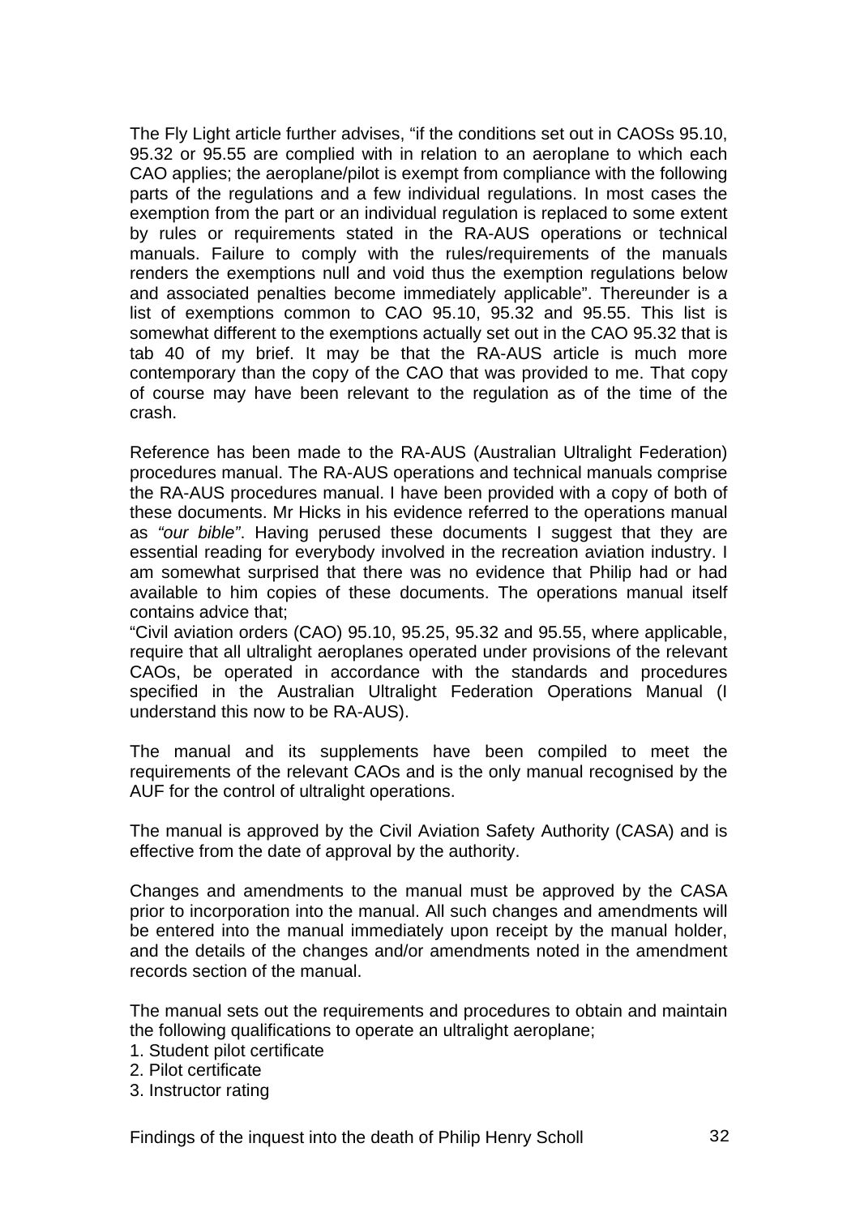The Fly Light article further advises, “if the conditions set out in CAOSs 95.10, 95.32 or 95.55 are complied with in relation to an aeroplane to which each CAO applies; the aeroplane/pilot is exempt from compliance with the following parts of the regulations and a few individual regulations. In most cases the exemption from the part or an individual regulation is replaced to some extent by rules or requirements stated in the RA-AUS operations or technical manuals. Failure to comply with the rules/requirements of the manuals renders the exemptions null and void thus the exemption regulations below and associated penalties become immediately applicable”. Thereunder is a list of exemptions common to CAO 95.10, 95.32 and 95.55. This list is somewhat different to the exemptions actually set out in the CAO 95.32 that is tab 40 of my brief. It may be that the RA-AUS article is much more contemporary than the copy of the CAO that was provided to me. That copy of course may have been relevant to the regulation as of the time of the crash.

Reference has been made to the RA-AUS (Australian Ultralight Federation) procedures manual. The RA-AUS operations and technical manuals comprise the RA-AUS procedures manual. I have been provided with a copy of both of these documents. Mr Hicks in his evidence referred to the operations manual as *“our bible”*. Having perused these documents I suggest that they are essential reading for everybody involved in the recreation aviation industry. I am somewhat surprised that there was no evidence that Philip had or had available to him copies of these documents. The operations manual itself contains advice that;

“Civil aviation orders (CAO) 95.10, 95.25, 95.32 and 95.55, where applicable, require that all ultralight aeroplanes operated under provisions of the relevant CAOs, be operated in accordance with the standards and procedures specified in the Australian Ultralight Federation Operations Manual (I understand this now to be RA-AUS).

The manual and its supplements have been compiled to meet the requirements of the relevant CAOs and is the only manual recognised by the AUF for the control of ultralight operations.

The manual is approved by the Civil Aviation Safety Authority (CASA) and is effective from the date of approval by the authority.

Changes and amendments to the manual must be approved by the CASA prior to incorporation into the manual. All such changes and amendments will be entered into the manual immediately upon receipt by the manual holder, and the details of the changes and/or amendments noted in the amendment records section of the manual.

The manual sets out the requirements and procedures to obtain and maintain the following qualifications to operate an ultralight aeroplane;

1. Student pilot certificate
2. Pilot certificate
3. Instructor rating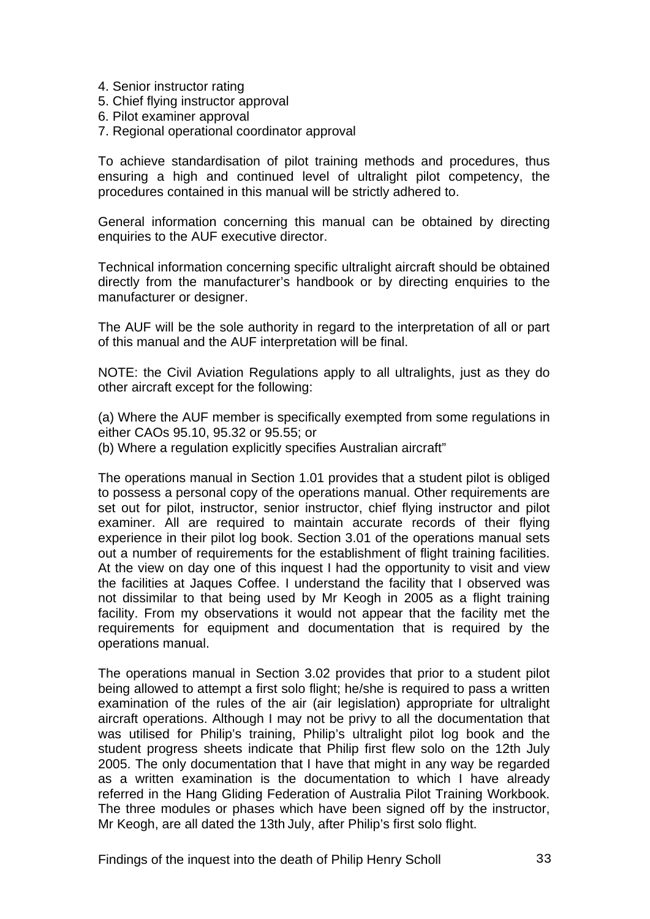4. Senior instructor rating
5. Chief flying instructor approval
6. Pilot examiner approval
7. Regional operational coordinator approval

To achieve standardisation of pilot training methods and procedures, thus ensuring a high and continued level of ultralight pilot competency, the procedures contained in this manual will be strictly adhered to.

General information concerning this manual can be obtained by directing enquiries to the AUF executive director.

Technical information concerning specific ultralight aircraft should be obtained directly from the manufacturer's handbook or by directing enquiries to the manufacturer or designer.

The AUF will be the sole authority in regard to the interpretation of all or part of this manual and the AUF interpretation will be final.

NOTE: the Civil Aviation Regulations apply to all ultralights, just as they do other aircraft except for the following:

(a) Where the AUF member is specifically exempted from some regulations in either CAOs 95.10, 95.32 or 95.55; or
(b) Where a regulation explicitly specifies Australian aircraft"

The operations manual in Section 1.01 provides that a student pilot is obliged to possess a personal copy of the operations manual. Other requirements are set out for pilot, instructor, senior instructor, chief flying instructor and pilot examiner. All are required to maintain accurate records of their flying experience in their pilot log book. Section 3.01 of the operations manual sets out a number of requirements for the establishment of flight training facilities. At the view on day one of this inquest I had the opportunity to visit and view the facilities at Jaques Coffee. I understand the facility that I observed was not dissimilar to that being used by Mr Keogh in 2005 as a flight training facility. From my observations it would not appear that the facility met the requirements for equipment and documentation that is required by the operations manual.

The operations manual in Section 3.02 provides that prior to a student pilot being allowed to attempt a first solo flight; he/she is required to pass a written examination of the rules of the air (air legislation) appropriate for ultralight aircraft operations. Although I may not be privy to all the documentation that was utilised for Philip's training, Philip's ultralight pilot log book and the student progress sheets indicate that Philip first flew solo on the 12th July 2005. The only documentation that I have that might in any way be regarded as a written examination is the documentation to which I have already referred in the Hang Gliding Federation of Australia Pilot Training Workbook. The three modules or phases which have been signed off by the instructor, Mr Keogh, are all dated the 13th July, after Philip's first solo flight.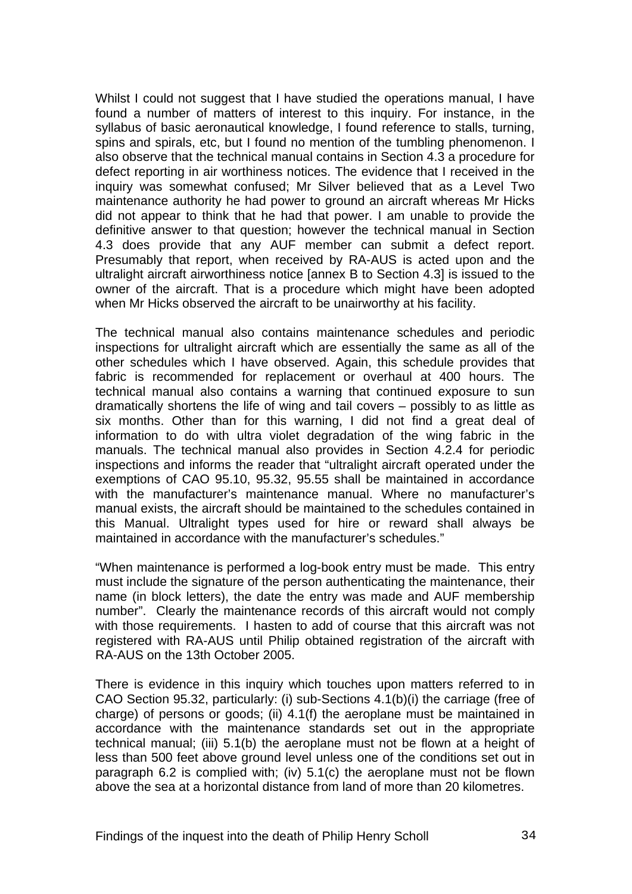Whilst I could not suggest that I have studied the operations manual, I have found a number of matters of interest to this inquiry. For instance, in the syllabus of basic aeronautical knowledge, I found reference to stalls, turning, spins and spirals, etc, but I found no mention of the tumbling phenomenon. I also observe that the technical manual contains in Section 4.3 a procedure for defect reporting in air worthiness notices. The evidence that I received in the inquiry was somewhat confused; Mr Silver believed that as a Level Two maintenance authority he had power to ground an aircraft whereas Mr Hicks did not appear to think that he had that power. I am unable to provide the definitive answer to that question; however the technical manual in Section 4.3 does provide that any AUF member can submit a defect report. Presumably that report, when received by RA-AUS is acted upon and the ultralight aircraft airworthiness notice [annex B to Section 4.3] is issued to the owner of the aircraft. That is a procedure which might have been adopted when Mr Hicks observed the aircraft to be unairworthy at his facility.

The technical manual also contains maintenance schedules and periodic inspections for ultralight aircraft which are essentially the same as all of the other schedules which I have observed. Again, this schedule provides that fabric is recommended for replacement or overhaul at 400 hours. The technical manual also contains a warning that continued exposure to sun dramatically shortens the life of wing and tail covers – possibly to as little as six months. Other than for this warning, I did not find a great deal of information to do with ultra violet degradation of the wing fabric in the manuals. The technical manual also provides in Section 4.2.4 for periodic inspections and informs the reader that "ultralight aircraft operated under the exemptions of CAO 95.10, 95.32, 95.55 shall be maintained in accordance with the manufacturer's maintenance manual. Where no manufacturer's manual exists, the aircraft should be maintained to the schedules contained in this Manual. Ultralight types used for hire or reward shall always be maintained in accordance with the manufacturer's schedules."

"When maintenance is performed a log-book entry must be made. This entry must include the signature of the person authenticating the maintenance, their name (in block letters), the date the entry was made and AUF membership number". Clearly the maintenance records of this aircraft would not comply with those requirements. I hasten to add of course that this aircraft was not registered with RA-AUS until Philip obtained registration of the aircraft with RA-AUS on the 13th October 2005.

There is evidence in this inquiry which touches upon matters referred to in CAO Section 95.32, particularly: (i) sub-Sections 4.1(b)(i) the carriage (free of charge) of persons or goods; (ii) 4.1(f) the aeroplane must be maintained in accordance with the maintenance standards set out in the appropriate technical manual; (iii) 5.1(b) the aeroplane must not be flown at a height of less than 500 feet above ground level unless one of the conditions set out in paragraph 6.2 is complied with; (iv) 5.1(c) the aeroplane must not be flown above the sea at a horizontal distance from land of more than 20 kilometres.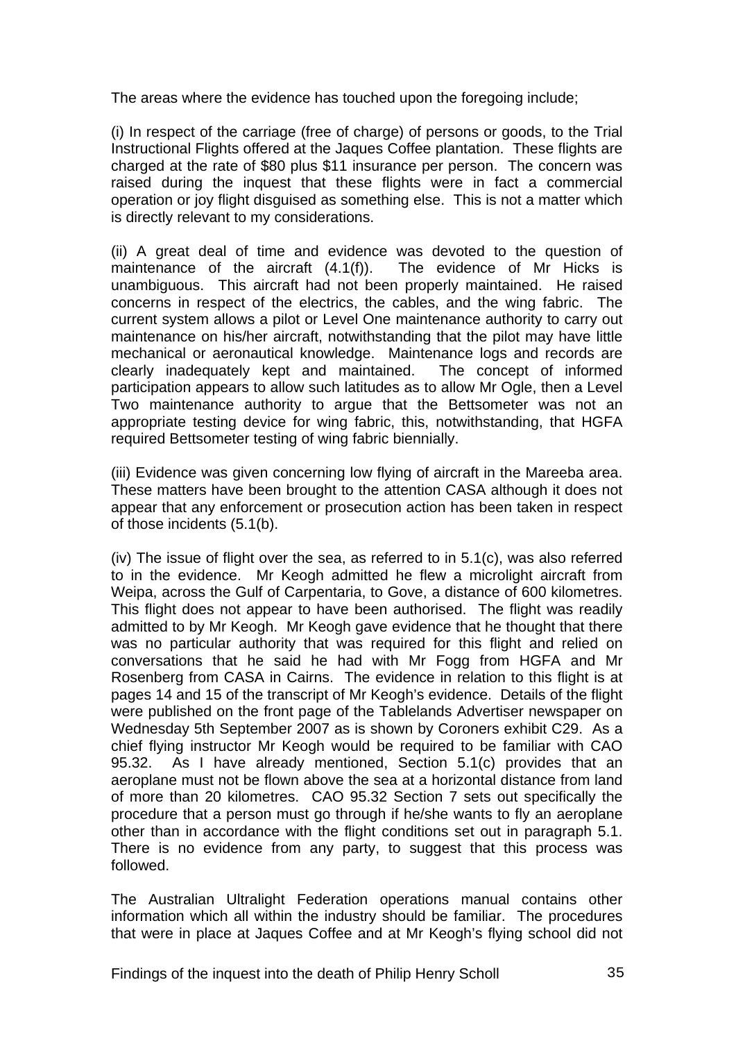The areas where the evidence has touched upon the foregoing include;

(i) In respect of the carriage (free of charge) of persons or goods, to the Trial Instructional Flights offered at the Jaques Coffee plantation. These flights are charged at the rate of $80 plus $11 insurance per person. The concern was raised during the inquest that these flights were in fact a commercial operation or joy flight disguised as something else. This is not a matter which is directly relevant to my considerations.

(ii) A great deal of time and evidence was devoted to the question of maintenance of the aircraft (4.1(f)). The evidence of Mr Hicks is unambiguous. This aircraft had not been properly maintained. He raised concerns in respect of the electrics, the cables, and the wing fabric. The current system allows a pilot or Level One maintenance authority to carry out maintenance on his/her aircraft, notwithstanding that the pilot may have little mechanical or aeronautical knowledge. Maintenance logs and records are clearly inadequately kept and maintained. The concept of informed participation appears to allow such latitudes as to allow Mr Ogle, then a Level Two maintenance authority to argue that the Bettsometer was not an appropriate testing device for wing fabric, this, notwithstanding, that HGFA required Bettsometer testing of wing fabric biennially.

(iii) Evidence was given concerning low flying of aircraft in the Mareeba area. These matters have been brought to the attention CASA although it does not appear that any enforcement or prosecution action has been taken in respect of those incidents (5.1(b).

(iv) The issue of flight over the sea, as referred to in 5.1(c), was also referred to in the evidence. Mr Keogh admitted he flew a microlight aircraft from Weipa, across the Gulf of Carpentaria, to Gove, a distance of 600 kilometres. This flight does not appear to have been authorised. The flight was readily admitted to by Mr Keogh. Mr Keogh gave evidence that he thought that there was no particular authority that was required for this flight and relied on conversations that he said he had with Mr Fogg from HGFA and Mr Rosenberg from CASA in Cairns. The evidence in relation to this flight is at pages 14 and 15 of the transcript of Mr Keogh's evidence. Details of the flight were published on the front page of the Tablelands Advertiser newspaper on Wednesday 5th September 2007 as is shown by Coroners exhibit C29. As a chief flying instructor Mr Keogh would be required to be familiar with CAO 95.32. As I have already mentioned, Section 5.1(c) provides that an aeroplane must not be flown above the sea at a horizontal distance from land of more than 20 kilometres. CAO 95.32 Section 7 sets out specifically the procedure that a person must go through if he/she wants to fly an aeroplane other than in accordance with the flight conditions set out in paragraph 5.1. There is no evidence from any party, to suggest that this process was followed.

The Australian Ultralight Federation operations manual contains other information which all within the industry should be familiar. The procedures that were in place at Jaques Coffee and at Mr Keogh's flying school did not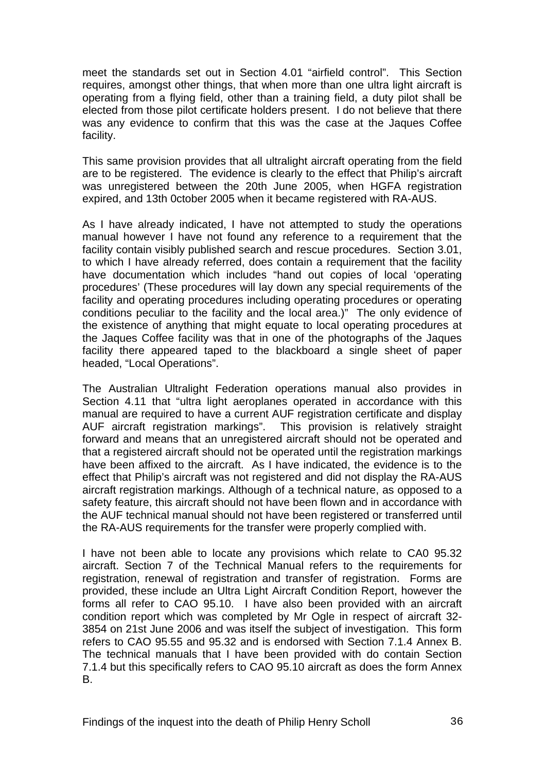meet the standards set out in Section 4.01 "airfield control". This Section requires, amongst other things, that when more than one ultra light aircraft is operating from a flying field, other than a training field, a duty pilot shall be elected from those pilot certificate holders present. I do not believe that there was any evidence to confirm that this was the case at the Jaques Coffee facility.

This same provision provides that all ultralight aircraft operating from the field are to be registered. The evidence is clearly to the effect that Philip's aircraft was unregistered between the 20th June 2005, when HGFA registration expired, and 13th 0ctober 2005 when it became registered with RA-AUS.

As I have already indicated, I have not attempted to study the operations manual however I have not found any reference to a requirement that the facility contain visibly published search and rescue procedures. Section 3.01, to which I have already referred, does contain a requirement that the facility have documentation which includes "hand out copies of local 'operating procedures' (These procedures will lay down any special requirements of the facility and operating procedures including operating procedures or operating conditions peculiar to the facility and the local area.)" The only evidence of the existence of anything that might equate to local operating procedures at the Jaques Coffee facility was that in one of the photographs of the Jaques facility there appeared taped to the blackboard a single sheet of paper headed, "Local Operations".

The Australian Ultralight Federation operations manual also provides in Section 4.11 that "ultra light aeroplanes operated in accordance with this manual are required to have a current AUF registration certificate and display AUF aircraft registration markings". This provision is relatively straight forward and means that an unregistered aircraft should not be operated and that a registered aircraft should not be operated until the registration markings have been affixed to the aircraft. As I have indicated, the evidence is to the effect that Philip's aircraft was not registered and did not display the RA-AUS aircraft registration markings. Although of a technical nature, as opposed to a safety feature, this aircraft should not have been flown and in accordance with the AUF technical manual should not have been registered or transferred until the RA-AUS requirements for the transfer were properly complied with.

I have not been able to locate any provisions which relate to CA0 95.32 aircraft. Section 7 of the Technical Manual refers to the requirements for registration, renewal of registration and transfer of registration. Forms are provided, these include an Ultra Light Aircraft Condition Report, however the forms all refer to CAO 95.10. I have also been provided with an aircraft condition report which was completed by Mr Ogle in respect of aircraft 32-3854 on 21st June 2006 and was itself the subject of investigation. This form refers to CAO 95.55 and 95.32 and is endorsed with Section 7.1.4 Annex B. The technical manuals that I have been provided with do contain Section 7.1.4 but this specifically refers to CAO 95.10 aircraft as does the form Annex B.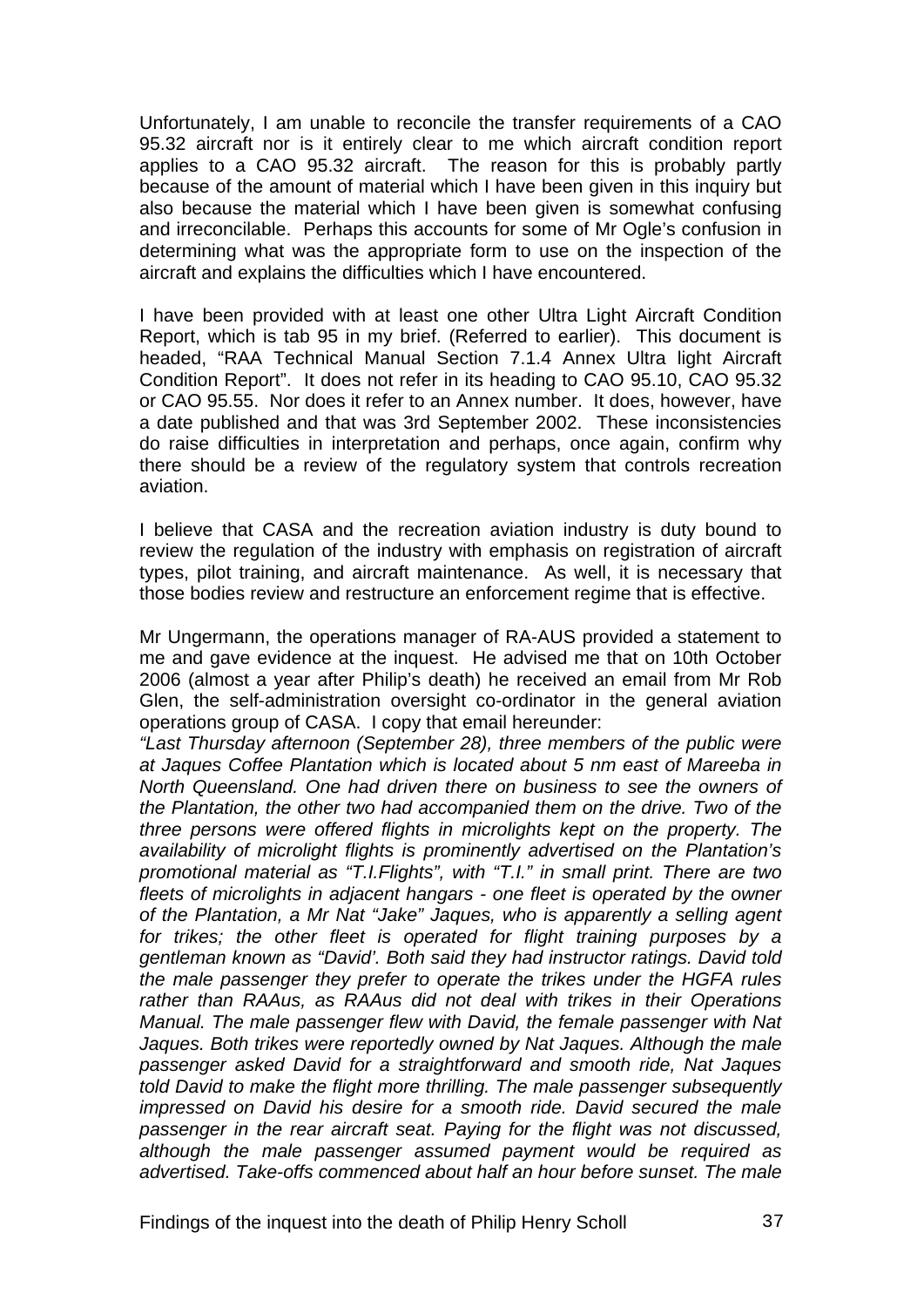Unfortunately, I am unable to reconcile the transfer requirements of a CAO 95.32 aircraft nor is it entirely clear to me which aircraft condition report applies to a CAO 95.32 aircraft. The reason for this is probably partly because of the amount of material which I have been given in this inquiry but also because the material which I have been given is somewhat confusing and irreconcilable. Perhaps this accounts for some of Mr Ogle's confusion in determining what was the appropriate form to use on the inspection of the aircraft and explains the difficulties which I have encountered.

I have been provided with at least one other Ultra Light Aircraft Condition Report, which is tab 95 in my brief. (Referred to earlier). This document is headed, "RAA Technical Manual Section 7.1.4 Annex Ultra light Aircraft Condition Report". It does not refer in its heading to CAO 95.10, CAO 95.32 or CAO 95.55. Nor does it refer to an Annex number. It does, however, have a date published and that was 3rd September 2002. These inconsistencies do raise difficulties in interpretation and perhaps, once again, confirm why there should be a review of the regulatory system that controls recreation aviation.

I believe that CASA and the recreation aviation industry is duty bound to review the regulation of the industry with emphasis on registration of aircraft types, pilot training, and aircraft maintenance. As well, it is necessary that those bodies review and restructure an enforcement regime that is effective.

Mr Ungermann, the operations manager of RA-AUS provided a statement to me and gave evidence at the inquest. He advised me that on 10th October 2006 (almost a year after Philip's death) he received an email from Mr Rob Glen, the self-administration oversight co-ordinator in the general aviation operations group of CASA. I copy that email hereunder:

*"Last Thursday afternoon (September 28), three members of the public were at Jaques Coffee Plantation which is located about 5 nm east of Mareeba in North Queensland. One had driven there on business to see the owners of the Plantation, the other two had accompanied them on the drive. Two of the three persons were offered flights in microlights kept on the property. The availability of microlight flights is prominently advertised on the Plantation's promotional material as "T.I.Flights", with "T.I." in small print. There are two fleets of microlights in adjacent hangars - one fleet is operated by the owner of the Plantation, a Mr Nat "Jake" Jaques, who is apparently a selling agent for trikes; the other fleet is operated for flight training purposes by a gentleman known as "David'. Both said they had instructor ratings. David told the male passenger they prefer to operate the trikes under the HGFA rules rather than RAAus, as RAAus did not deal with trikes in their Operations Manual. The male passenger flew with David, the female passenger with Nat Jaques. Both trikes were reportedly owned by Nat Jaques. Although the male passenger asked David for a straightforward and smooth ride, Nat Jaques told David to make the flight more thrilling. The male passenger subsequently impressed on David his desire for a smooth ride. David secured the male passenger in the rear aircraft seat. Paying for the flight was not discussed, although the male passenger assumed payment would be required as advertised. Take-offs commenced about half an hour before sunset. The male*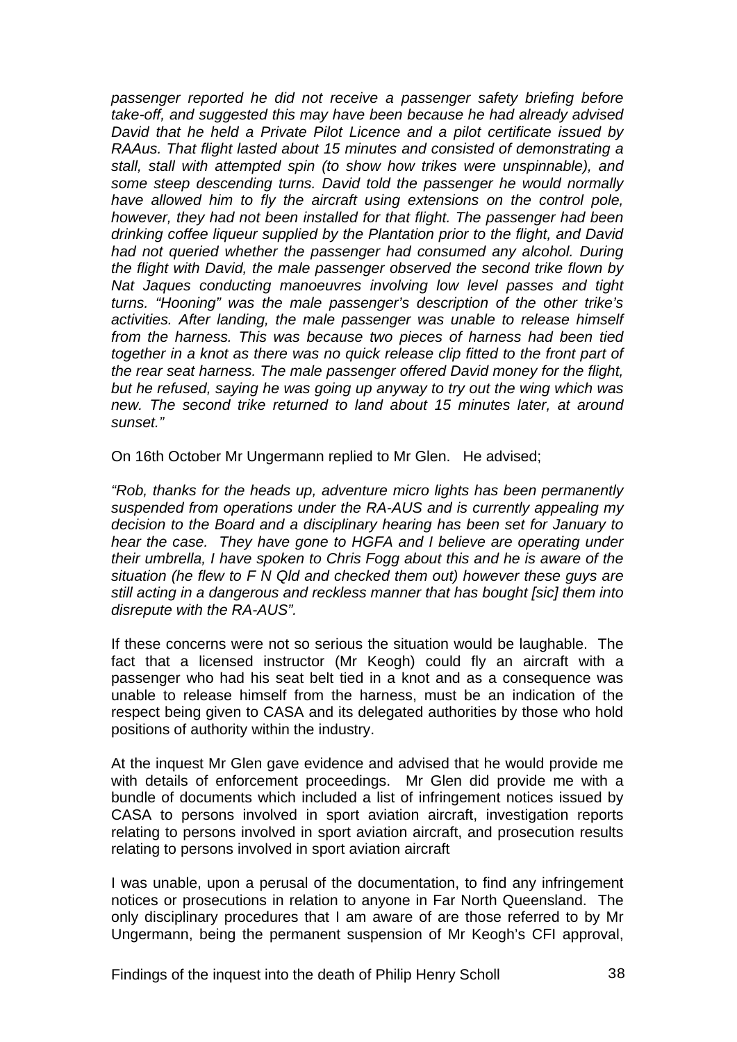*passenger reported he did not receive a passenger safety briefing before take-off, and suggested this may have been because he had already advised David that he held a Private Pilot Licence and a pilot certificate issued by RAAus. That flight lasted about 15 minutes and consisted of demonstrating a stall, stall with attempted spin (to show how trikes were unspinnable), and some steep descending turns. David told the passenger he would normally have allowed him to fly the aircraft using extensions on the control pole, however, they had not been installed for that flight. The passenger had been drinking coffee liqueur supplied by the Plantation prior to the flight, and David had not queried whether the passenger had consumed any alcohol. During the flight with David, the male passenger observed the second trike flown by Nat Jaques conducting manoeuvres involving low level passes and tight turns. "Hooning" was the male passenger's description of the other trike's activities. After landing, the male passenger was unable to release himself from the harness. This was because two pieces of harness had been tied together in a knot as there was no quick release clip fitted to the front part of the rear seat harness. The male passenger offered David money for the flight, but he refused, saying he was going up anyway to try out the wing which was new. The second trike returned to land about 15 minutes later, at around sunset."*

On 16th October Mr Ungermann replied to Mr Glen. He advised;

*"Rob, thanks for the heads up, adventure micro lights has been permanently suspended from operations under the RA-AUS and is currently appealing my decision to the Board and a disciplinary hearing has been set for January to hear the case. They have gone to HGFA and I believe are operating under their umbrella, I have spoken to Chris Fogg about this and he is aware of the situation (he flew to F N Qld and checked them out) however these guys are still acting in a dangerous and reckless manner that has bought [sic] them into disrepute with the RA-AUS".*

If these concerns were not so serious the situation would be laughable. The fact that a licensed instructor (Mr Keogh) could fly an aircraft with a passenger who had his seat belt tied in a knot and as a consequence was unable to release himself from the harness, must be an indication of the respect being given to CASA and its delegated authorities by those who hold positions of authority within the industry.

At the inquest Mr Glen gave evidence and advised that he would provide me with details of enforcement proceedings. Mr Glen did provide me with a bundle of documents which included a list of infringement notices issued by CASA to persons involved in sport aviation aircraft, investigation reports relating to persons involved in sport aviation aircraft, and prosecution results relating to persons involved in sport aviation aircraft

I was unable, upon a perusal of the documentation, to find any infringement notices or prosecutions in relation to anyone in Far North Queensland. The only disciplinary procedures that I am aware of are those referred to by Mr Ungermann, being the permanent suspension of Mr Keogh's CFI approval,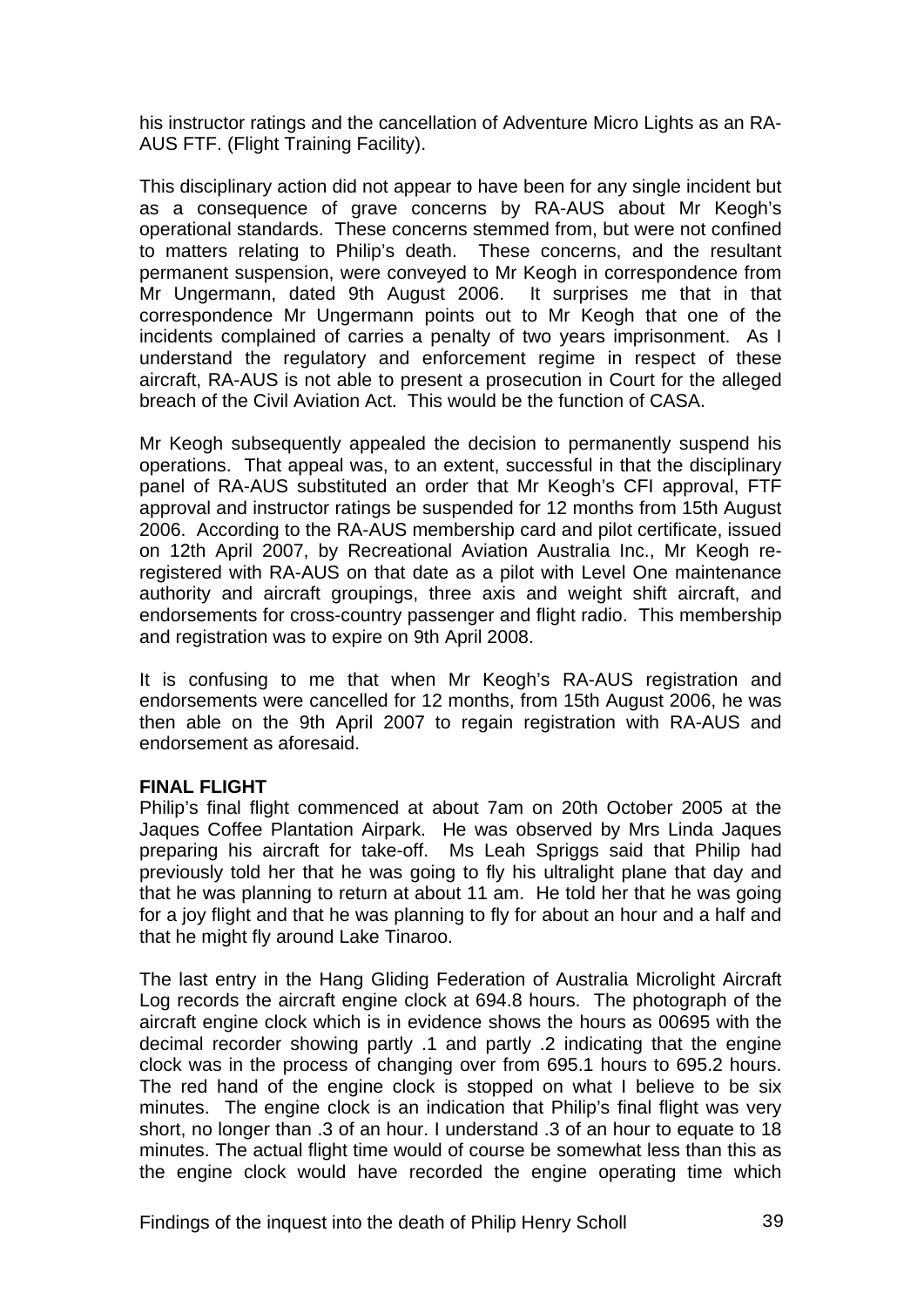his instructor ratings and the cancellation of Adventure Micro Lights as an RA-AUS FTF. (Flight Training Facility).

This disciplinary action did not appear to have been for any single incident but as a consequence of grave concerns by RA-AUS about Mr Keogh's operational standards. These concerns stemmed from, but were not confined to matters relating to Philip's death. These concerns, and the resultant permanent suspension, were conveyed to Mr Keogh in correspondence from Mr Ungermann, dated 9th August 2006. It surprises me that in that correspondence Mr Ungermann points out to Mr Keogh that one of the incidents complained of carries a penalty of two years imprisonment. As I understand the regulatory and enforcement regime in respect of these aircraft, RA-AUS is not able to present a prosecution in Court for the alleged breach of the Civil Aviation Act. This would be the function of CASA.

Mr Keogh subsequently appealed the decision to permanently suspend his operations. That appeal was, to an extent, successful in that the disciplinary panel of RA-AUS substituted an order that Mr Keogh's CFI approval, FTF approval and instructor ratings be suspended for 12 months from 15th August 2006. According to the RA-AUS membership card and pilot certificate, issued on 12th April 2007, by Recreational Aviation Australia Inc., Mr Keogh re-registered with RA-AUS on that date as a pilot with Level One maintenance authority and aircraft groupings, three axis and weight shift aircraft, and endorsements for cross-country passenger and flight radio. This membership and registration was to expire on 9th April 2008.

It is confusing to me that when Mr Keogh's RA-AUS registration and endorsements were cancelled for 12 months, from 15th August 2006, he was then able on the 9th April 2007 to regain registration with RA-AUS and endorsement as aforesaid.

**FINAL FLIGHT**

Philip's final flight commenced at about 7am on 20th October 2005 at the Jaques Coffee Plantation Airpark. He was observed by Mrs Linda Jaques preparing his aircraft for take-off. Ms Leah Spriggs said that Philip had previously told her that he was going to fly his ultralight plane that day and that he was planning to return at about 11 am. He told her that he was going for a joy flight and that he was planning to fly for about an hour and a half and that he might fly around Lake Tinaroo.

The last entry in the Hang Gliding Federation of Australia Microlight Aircraft Log records the aircraft engine clock at 694.8 hours. The photograph of the aircraft engine clock which is in evidence shows the hours as 00695 with the decimal recorder showing partly .1 and partly .2 indicating that the engine clock was in the process of changing over from 695.1 hours to 695.2 hours. The red hand of the engine clock is stopped on what I believe to be six minutes. The engine clock is an indication that Philip's final flight was very short, no longer than .3 of an hour. I understand .3 of an hour to equate to 18 minutes. The actual flight time would of course be somewhat less than this as the engine clock would have recorded the engine operating time which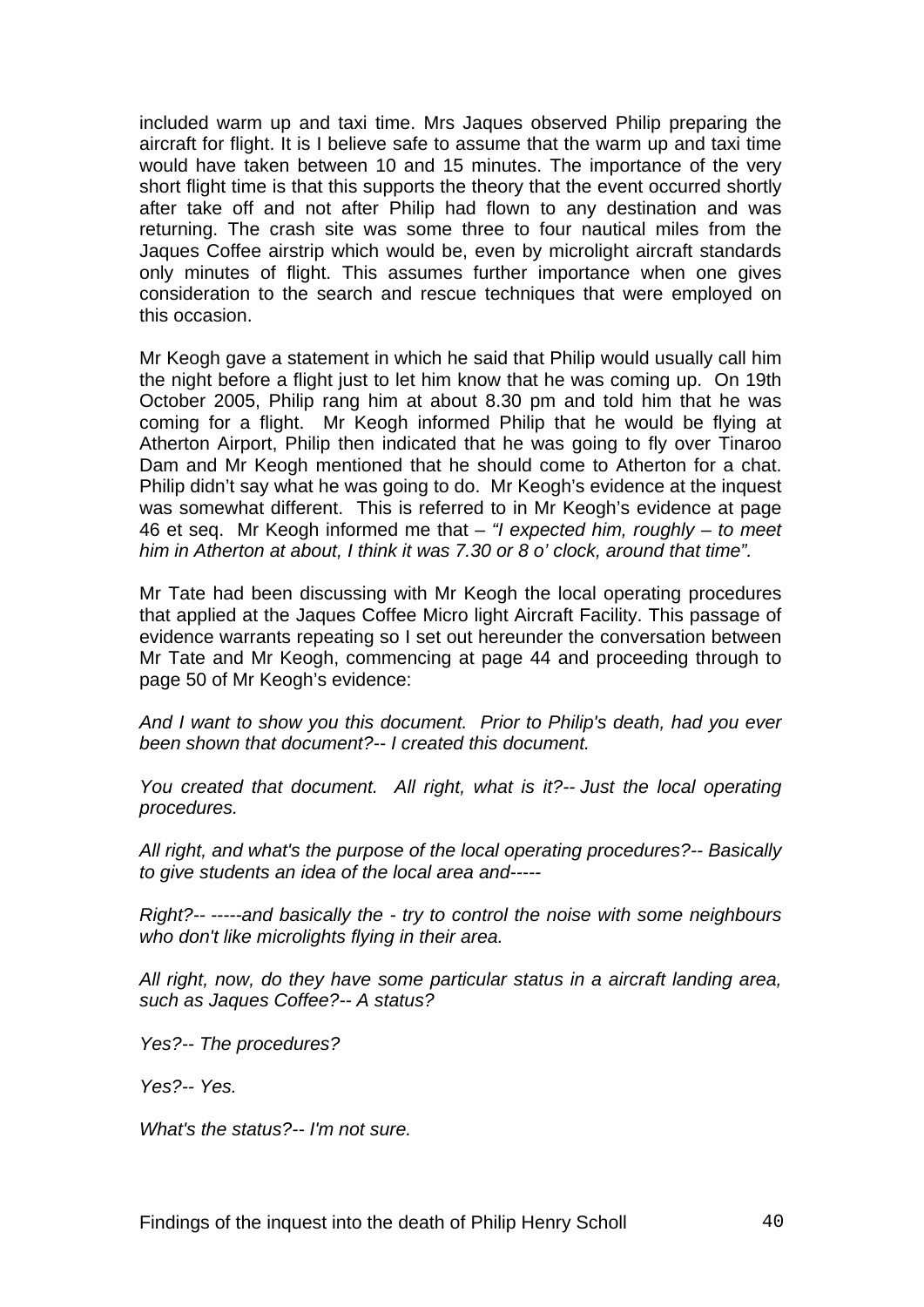included warm up and taxi time. Mrs Jaques observed Philip preparing the aircraft for flight. It is I believe safe to assume that the warm up and taxi time would have taken between 10 and 15 minutes. The importance of the very short flight time is that this supports the theory that the event occurred shortly after take off and not after Philip had flown to any destination and was returning. The crash site was some three to four nautical miles from the Jaques Coffee airstrip which would be, even by microlight aircraft standards only minutes of flight. This assumes further importance when one gives consideration to the search and rescue techniques that were employed on this occasion.

Mr Keogh gave a statement in which he said that Philip would usually call him the night before a flight just to let him know that he was coming up. On 19th October 2005, Philip rang him at about 8.30 pm and told him that he was coming for a flight. Mr Keogh informed Philip that he would be flying at Atherton Airport, Philip then indicated that he was going to fly over Tinaroo Dam and Mr Keogh mentioned that he should come to Atherton for a chat. Philip didn't say what he was going to do. Mr Keogh's evidence at the inquest was somewhat different. This is referred to in Mr Keogh's evidence at page 46 et seq. Mr Keogh informed me that – *"I expected him, roughly – to meet him in Atherton at about, I think it was 7.30 or 8 o' clock, around that time".*

Mr Tate had been discussing with Mr Keogh the local operating procedures that applied at the Jaques Coffee Micro light Aircraft Facility. This passage of evidence warrants repeating so I set out hereunder the conversation between Mr Tate and Mr Keogh, commencing at page 44 and proceeding through to page 50 of Mr Keogh's evidence:

*And I want to show you this document. Prior to Philip's death, had you ever been shown that document?-- I created this document.*

*You created that document. All right, what is it?-- Just the local operating procedures.*

*All right, and what's the purpose of the local operating procedures?-- Basically to give students an idea of the local area and-----*

*Right?-- -----and basically the - try to control the noise with some neighbours who don't like microlights flying in their area.*

*All right, now, do they have some particular status in a aircraft landing area, such as Jaques Coffee?-- A status?*

*Yes?-- The procedures?*

*Yes?-- Yes.*

*What's the status?-- I'm not sure.*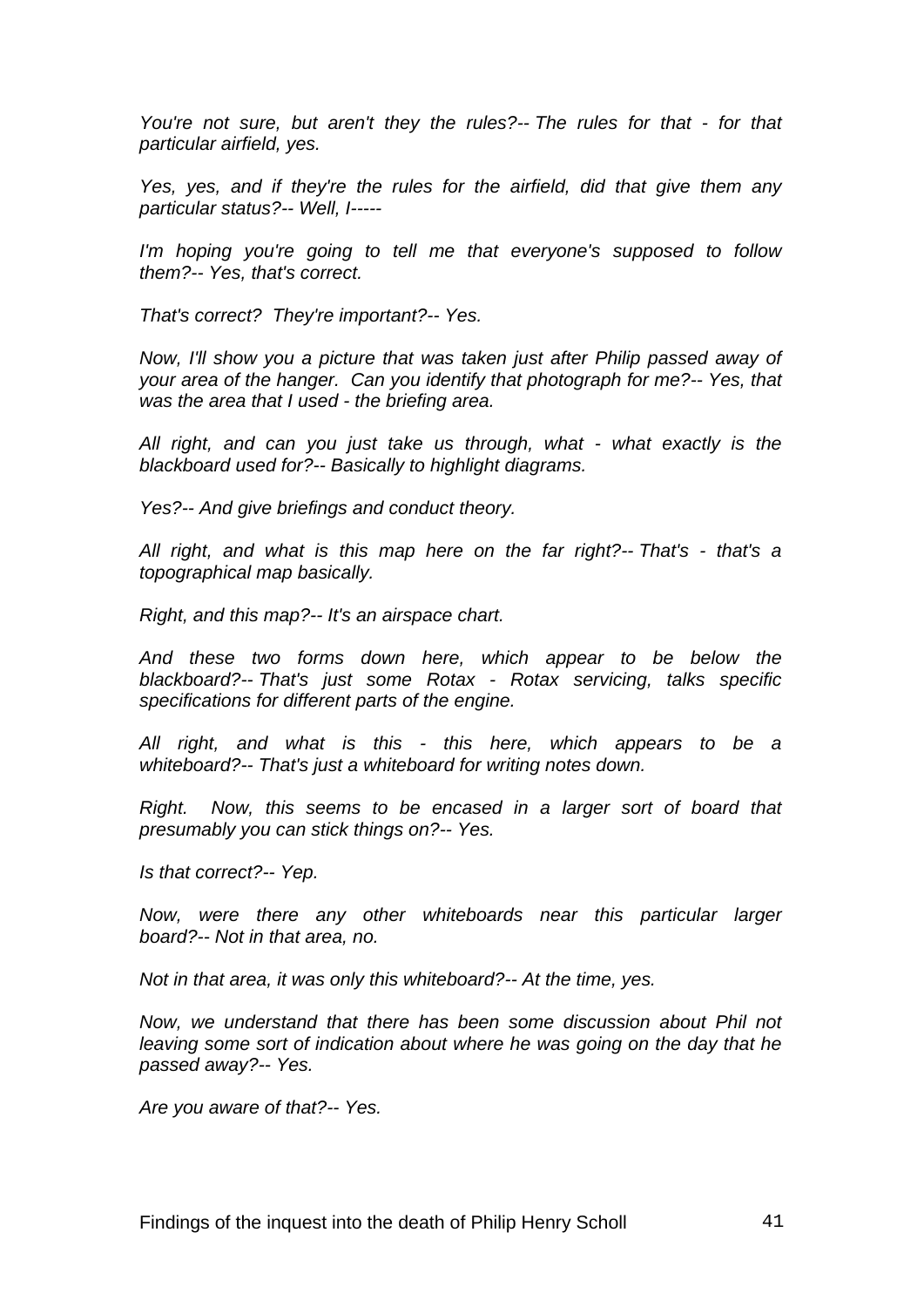*You're not sure, but aren't they the rules?-- The rules for that - for that particular airfield, yes.*

*Yes, yes, and if they're the rules for the airfield, did that give them any particular status?-- Well, I-----*

*I'm hoping you're going to tell me that everyone's supposed to follow them?-- Yes, that's correct.*

*That's correct? They're important?-- Yes.*

*Now, I'll show you a picture that was taken just after Philip passed away of your area of the hanger. Can you identify that photograph for me?-- Yes, that was the area that I used - the briefing area.*

*All right, and can you just take us through, what - what exactly is the blackboard used for?-- Basically to highlight diagrams.*

*Yes?-- And give briefings and conduct theory.*

*All right, and what is this map here on the far right?-- That's - that's a topographical map basically.*

*Right, and this map?-- It's an airspace chart.*

*And these two forms down here, which appear to be below the blackboard?-- That's just some Rotax - Rotax servicing, talks specific specifications for different parts of the engine.*

*All right, and what is this - this here, which appears to be a whiteboard?-- That's just a whiteboard for writing notes down.*

*Right. Now, this seems to be encased in a larger sort of board that presumably you can stick things on?-- Yes.*

*Is that correct?-- Yep.*

*Now, were there any other whiteboards near this particular larger board?-- Not in that area, no.*

*Not in that area, it was only this whiteboard?-- At the time, yes.*

*Now, we understand that there has been some discussion about Phil not leaving some sort of indication about where he was going on the day that he passed away?-- Yes.*

*Are you aware of that?-- Yes.*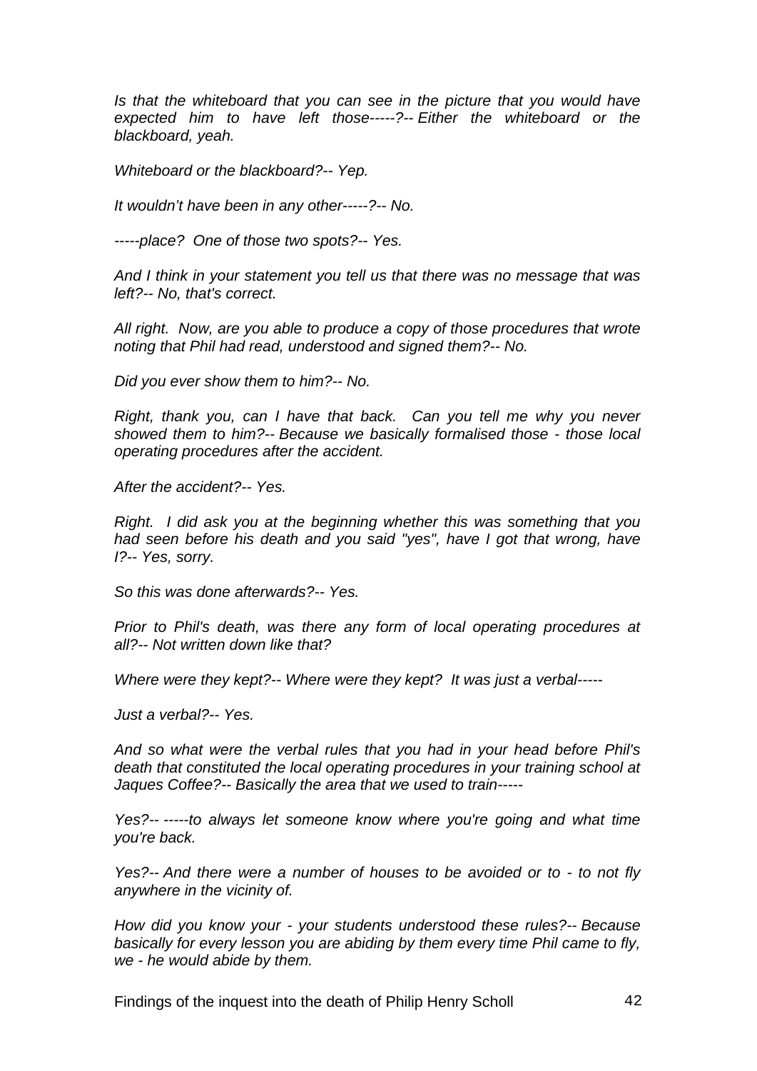*Is that the whiteboard that you can see in the picture that you would have expected him to have left those-----?-- Either the whiteboard or the blackboard, yeah.*

*Whiteboard or the blackboard?-- Yep.*

*It wouldn't have been in any other-----?-- No.*

*-----place? One of those two spots?-- Yes.*

*And I think in your statement you tell us that there was no message that was left?-- No, that's correct.*

*All right. Now, are you able to produce a copy of those procedures that wrote noting that Phil had read, understood and signed them?-- No.*

*Did you ever show them to him?-- No.*

*Right, thank you, can I have that back. Can you tell me why you never showed them to him?-- Because we basically formalised those - those local operating procedures after the accident.*

*After the accident?-- Yes.*

*Right. I did ask you at the beginning whether this was something that you had seen before his death and you said "yes", have I got that wrong, have I?-- Yes, sorry.*

*So this was done afterwards?-- Yes.*

*Prior to Phil's death, was there any form of local operating procedures at all?-- Not written down like that?*

*Where were they kept?-- Where were they kept? It was just a verbal-----*

*Just a verbal?-- Yes.*

*And so what were the verbal rules that you had in your head before Phil's death that constituted the local operating procedures in your training school at Jaques Coffee?-- Basically the area that we used to train-----*

*Yes?-- -----to always let someone know where you're going and what time you're back.*

*Yes?-- And there were a number of houses to be avoided or to - to not fly anywhere in the vicinity of.*

*How did you know your - your students understood these rules?-- Because basically for every lesson you are abiding by them every time Phil came to fly, we - he would abide by them.*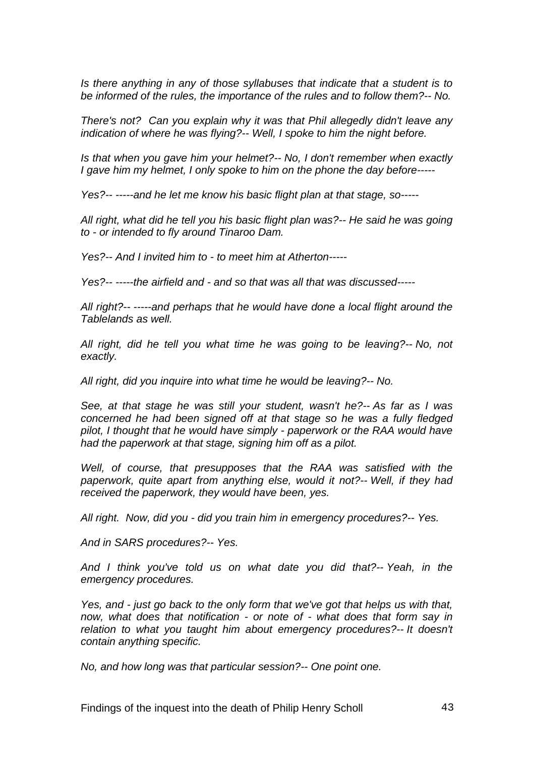*Is there anything in any of those syllabuses that indicate that a student is to be informed of the rules, the importance of the rules and to follow them?-- No.*

*There's not? Can you explain why it was that Phil allegedly didn't leave any indication of where he was flying?-- Well, I spoke to him the night before.*

*Is that when you gave him your helmet?-- No, I don't remember when exactly I gave him my helmet, I only spoke to him on the phone the day before-----*

*Yes?-- -----and he let me know his basic flight plan at that stage, so-----*

*All right, what did he tell you his basic flight plan was?-- He said he was going to - or intended to fly around Tinaroo Dam.*

*Yes?-- And I invited him to - to meet him at Atherton-----*

*Yes?-- -----the airfield and - and so that was all that was discussed-----*

*All right?-- -----and perhaps that he would have done a local flight around the Tablelands as well.*

*All right, did he tell you what time he was going to be leaving?-- No, not exactly.*

*All right, did you inquire into what time he would be leaving?-- No.*

*See, at that stage he was still your student, wasn't he?-- As far as I was concerned he had been signed off at that stage so he was a fully fledged pilot, I thought that he would have simply - paperwork or the RAA would have had the paperwork at that stage, signing him off as a pilot.*

*Well, of course, that presupposes that the RAA was satisfied with the paperwork, quite apart from anything else, would it not?-- Well, if they had received the paperwork, they would have been, yes.*

*All right. Now, did you - did you train him in emergency procedures?-- Yes.*

*And in SARS procedures?-- Yes.*

*And I think you've told us on what date you did that?-- Yeah, in the emergency procedures.*

*Yes, and - just go back to the only form that we've got that helps us with that, now, what does that notification - or note of - what does that form say in relation to what you taught him about emergency procedures?-- It doesn't contain anything specific.*

*No, and how long was that particular session?-- One point one.*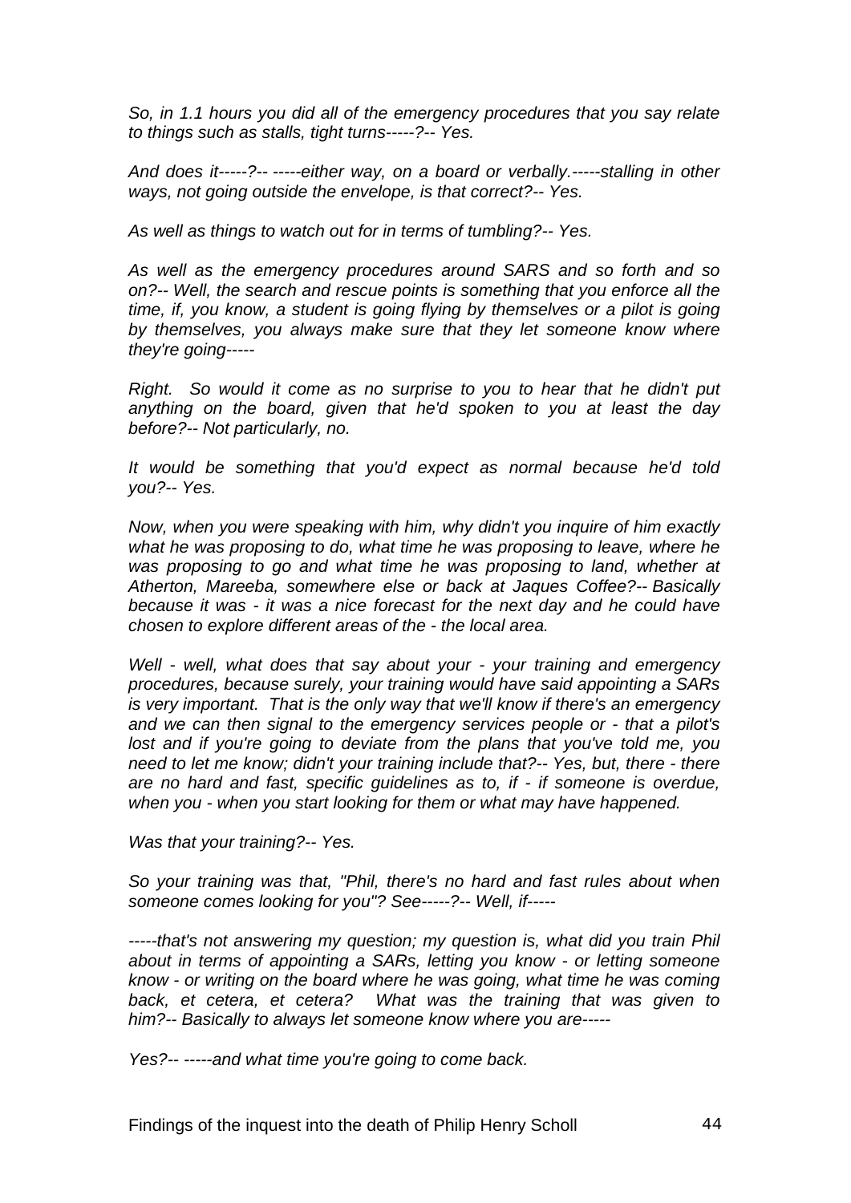*So, in 1.1 hours you did all of the emergency procedures that you say relate to things such as stalls, tight turns-----?-- Yes.*

*And does it-----?-- -----either way, on a board or verbally.-----stalling in other ways, not going outside the envelope, is that correct?-- Yes.*

*As well as things to watch out for in terms of tumbling?-- Yes.*

*As well as the emergency procedures around SARS and so forth and so on?-- Well, the search and rescue points is something that you enforce all the time, if, you know, a student is going flying by themselves or a pilot is going by themselves, you always make sure that they let someone know where they're going-----*

*Right. So would it come as no surprise to you to hear that he didn't put anything on the board, given that he'd spoken to you at least the day before?-- Not particularly, no.*

*It would be something that you'd expect as normal because he'd told you?-- Yes.*

*Now, when you were speaking with him, why didn't you inquire of him exactly what he was proposing to do, what time he was proposing to leave, where he was proposing to go and what time he was proposing to land, whether at Atherton, Mareeba, somewhere else or back at Jaques Coffee?-- Basically because it was - it was a nice forecast for the next day and he could have chosen to explore different areas of the - the local area.*

*Well - well, what does that say about your - your training and emergency procedures, because surely, your training would have said appointing a SARs is very important. That is the only way that we'll know if there's an emergency and we can then signal to the emergency services people or - that a pilot's lost and if you're going to deviate from the plans that you've told me, you need to let me know; didn't your training include that?-- Yes, but, there - there are no hard and fast, specific guidelines as to, if - if someone is overdue, when you - when you start looking for them or what may have happened.*

*Was that your training?-- Yes.*

*So your training was that, "Phil, there's no hard and fast rules about when someone comes looking for you"? See-----?-- Well, if-----*

*-----that's not answering my question; my question is, what did you train Phil about in terms of appointing a SARs, letting you know - or letting someone know - or writing on the board where he was going, what time he was coming back, et cetera, et cetera? What was the training that was given to him?-- Basically to always let someone know where you are-----*

*Yes?-- -----and what time you're going to come back.*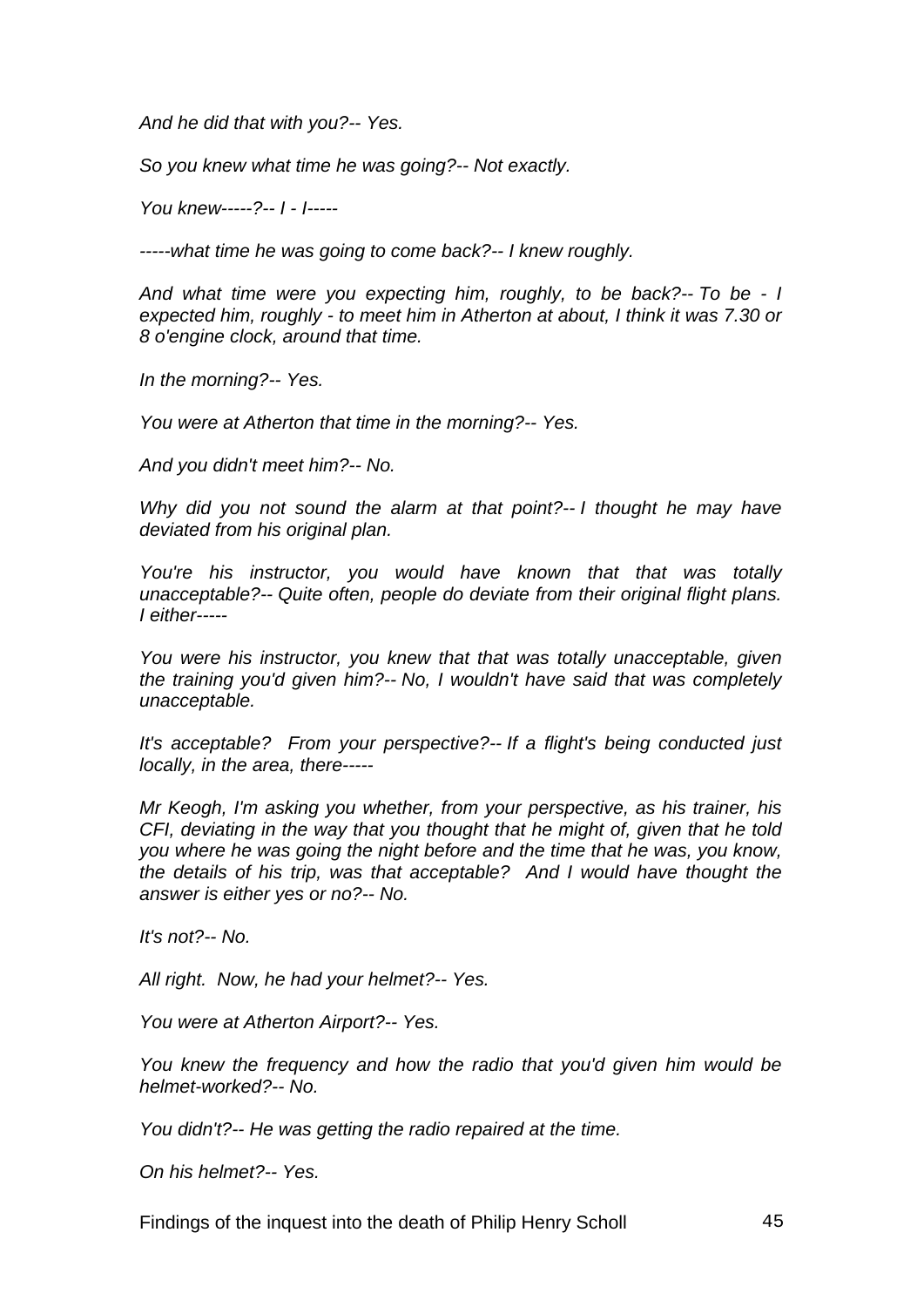*And he did that with you?-- Yes.*

*So you knew what time he was going?-- Not exactly.*

*You knew-----?-- I - I-----*

*-----what time he was going to come back?-- I knew roughly.*

*And what time were you expecting him, roughly, to be back?-- To be - I expected him, roughly - to meet him in Atherton at about, I think it was 7.30 or 8 o'engine clock, around that time.*

*In the morning?-- Yes.*

*You were at Atherton that time in the morning?-- Yes.*

*And you didn't meet him?-- No.*

*Why did you not sound the alarm at that point?-- I thought he may have deviated from his original plan.*

*You're his instructor, you would have known that that was totally unacceptable?-- Quite often, people do deviate from their original flight plans. I either-----*

*You were his instructor, you knew that that was totally unacceptable, given the training you'd given him?-- No, I wouldn't have said that was completely unacceptable.*

*It's acceptable? From your perspective?-- If a flight's being conducted just locally, in the area, there-----*

*Mr Keogh, I'm asking you whether, from your perspective, as his trainer, his CFI, deviating in the way that you thought that he might of, given that he told you where he was going the night before and the time that he was, you know, the details of his trip, was that acceptable? And I would have thought the answer is either yes or no?-- No.*

*It's not?-- No.*

*All right. Now, he had your helmet?-- Yes.*

*You were at Atherton Airport?-- Yes.*

*You knew the frequency and how the radio that you'd given him would be helmet-worked?-- No.*

*You didn't?-- He was getting the radio repaired at the time.*

*On his helmet?-- Yes.*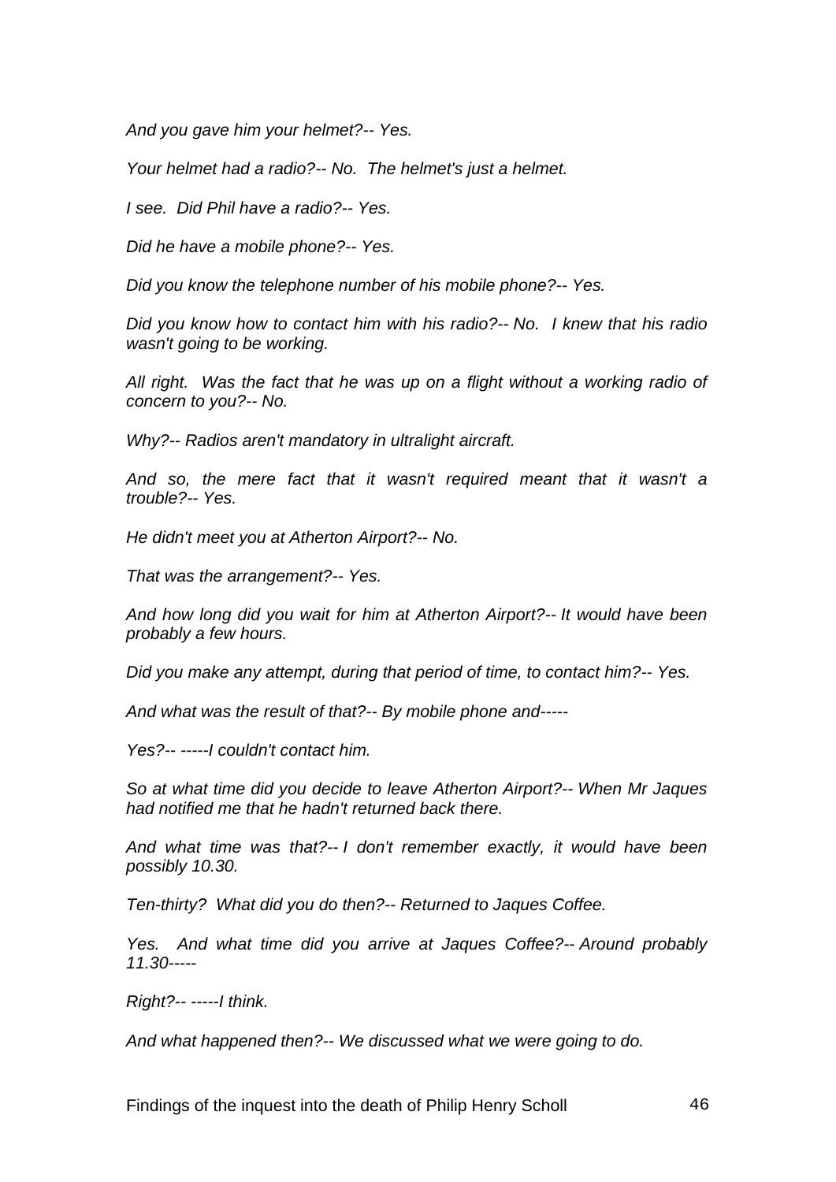*And you gave him your helmet?-- Yes.*

*Your helmet had a radio?-- No. The helmet's just a helmet.*

*I see. Did Phil have a radio?-- Yes.*

*Did he have a mobile phone?-- Yes.*

*Did you know the telephone number of his mobile phone?-- Yes.*

*Did you know how to contact him with his radio?-- No. I knew that his radio wasn't going to be working.*

*All right. Was the fact that he was up on a flight without a working radio of concern to you?-- No.*

*Why?-- Radios aren't mandatory in ultralight aircraft.*

*And so, the mere fact that it wasn't required meant that it wasn't a trouble?-- Yes.*

*He didn't meet you at Atherton Airport?-- No.*

*That was the arrangement?-- Yes.*

*And how long did you wait for him at Atherton Airport?-- It would have been probably a few hours.*

*Did you make any attempt, during that period of time, to contact him?-- Yes.*

*And what was the result of that?-- By mobile phone and-----*

*Yes?-- -----I couldn't contact him.*

*So at what time did you decide to leave Atherton Airport?-- When Mr Jaques had notified me that he hadn't returned back there.*

*And what time was that?-- I don't remember exactly, it would have been possibly 10.30.*

*Ten-thirty? What did you do then?-- Returned to Jaques Coffee.*

*Yes. And what time did you arrive at Jaques Coffee?-- Around probably 11.30-----*

*Right?-- -----I think.*

*And what happened then?-- We discussed what we were going to do.*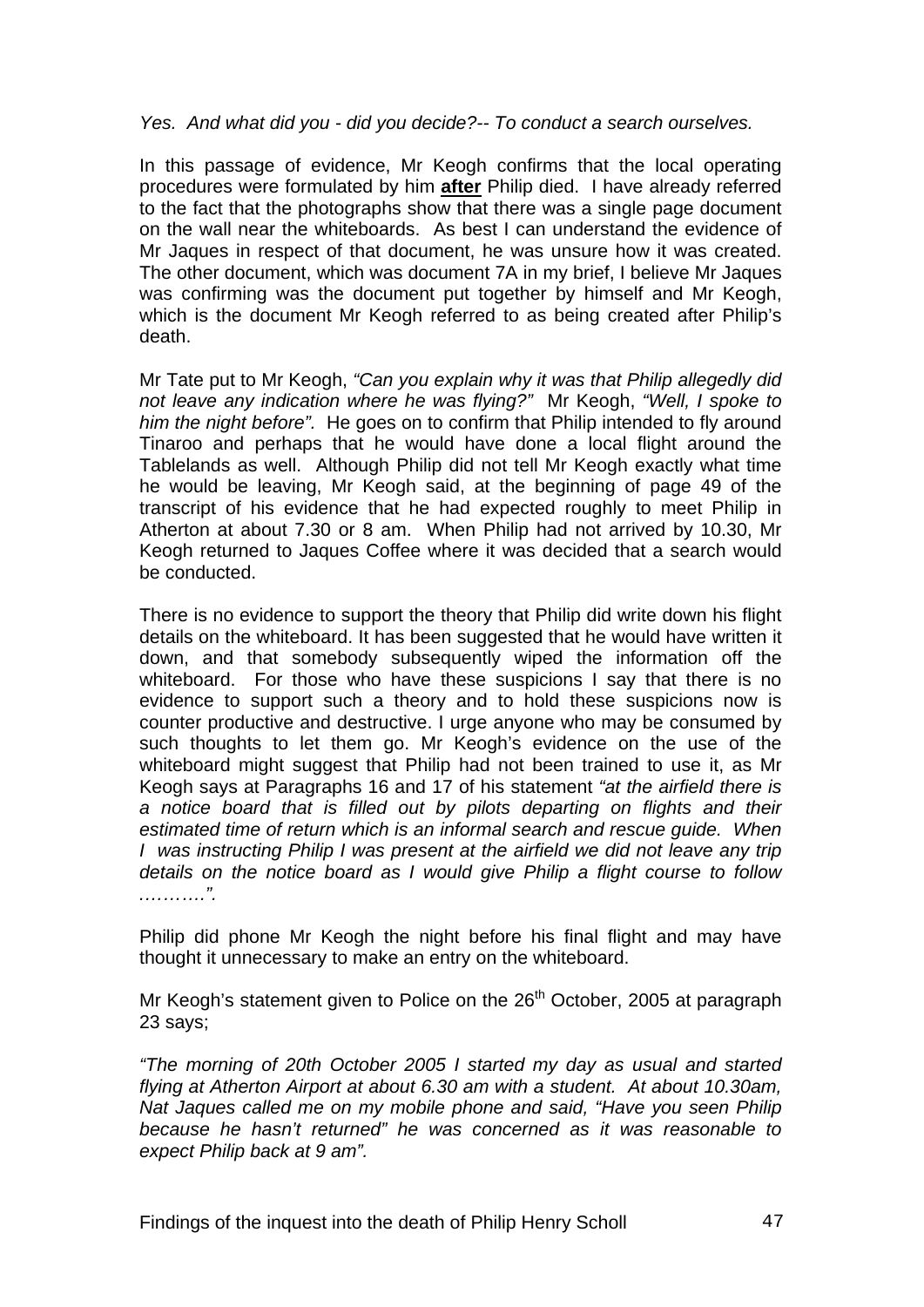*Yes. And what did you - did you decide?-- To conduct a search ourselves.*

In this passage of evidence, Mr Keogh confirms that the local operating procedures were formulated by him **after** Philip died. I have already referred to the fact that the photographs show that there was a single page document on the wall near the whiteboards. As best I can understand the evidence of Mr Jaques in respect of that document, he was unsure how it was created. The other document, which was document 7A in my brief, I believe Mr Jaques was confirming was the document put together by himself and Mr Keogh, which is the document Mr Keogh referred to as being created after Philip's death.

Mr Tate put to Mr Keogh, *"Can you explain why it was that Philip allegedly did not leave any indication where he was flying?"* Mr Keogh, *"Well, I spoke to him the night before".* He goes on to confirm that Philip intended to fly around Tinaroo and perhaps that he would have done a local flight around the Tablelands as well. Although Philip did not tell Mr Keogh exactly what time he would be leaving, Mr Keogh said, at the beginning of page 49 of the transcript of his evidence that he had expected roughly to meet Philip in Atherton at about 7.30 or 8 am. When Philip had not arrived by 10.30, Mr Keogh returned to Jaques Coffee where it was decided that a search would be conducted.

There is no evidence to support the theory that Philip did write down his flight details on the whiteboard. It has been suggested that he would have written it down, and that somebody subsequently wiped the information off the whiteboard. For those who have these suspicions I say that there is no evidence to support such a theory and to hold these suspicions now is counter productive and destructive. I urge anyone who may be consumed by such thoughts to let them go. Mr Keogh's evidence on the use of the whiteboard might suggest that Philip had not been trained to use it, as Mr Keogh says at Paragraphs 16 and 17 of his statement *"at the airfield there is a notice board that is filled out by pilots departing on flights and their estimated time of return which is an informal search and rescue guide. When I was instructing Philip I was present at the airfield we did not leave any trip details on the notice board as I would give Philip a flight course to follow ……….".*

Philip did phone Mr Keogh the night before his final flight and may have thought it unnecessary to make an entry on the whiteboard.

Mr Keogh's statement given to Police on the 26th October, 2005 at paragraph 23 says;

*"The morning of 20th October 2005 I started my day as usual and started flying at Atherton Airport at about 6.30 am with a student. At about 10.30am, Nat Jaques called me on my mobile phone and said, "Have you seen Philip because he hasn't returned" he was concerned as it was reasonable to expect Philip back at 9 am".*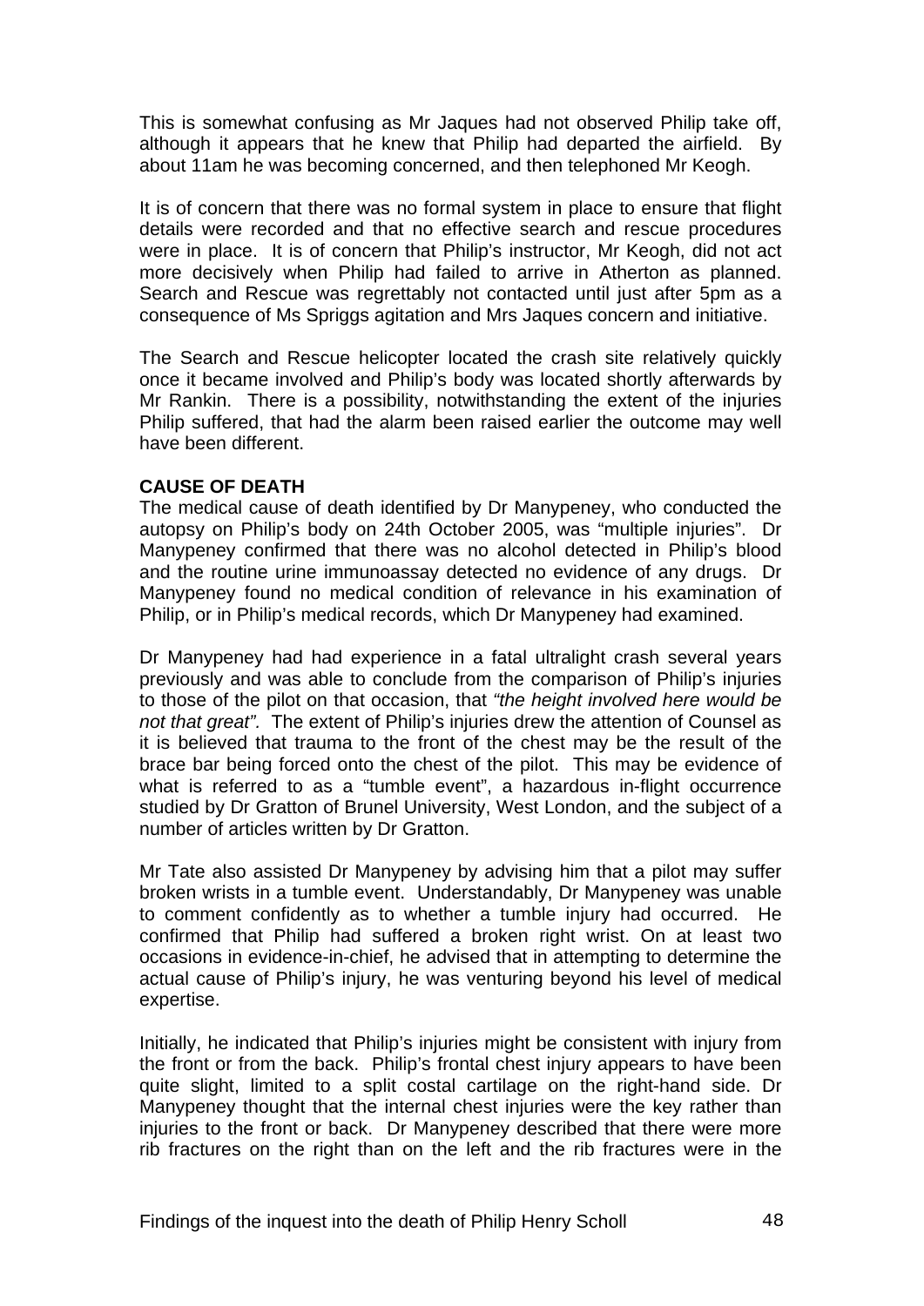This is somewhat confusing as Mr Jaques had not observed Philip take off, although it appears that he knew that Philip had departed the airfield. By about 11am he was becoming concerned, and then telephoned Mr Keogh.

It is of concern that there was no formal system in place to ensure that flight details were recorded and that no effective search and rescue procedures were in place. It is of concern that Philip's instructor, Mr Keogh, did not act more decisively when Philip had failed to arrive in Atherton as planned. Search and Rescue was regrettably not contacted until just after 5pm as a consequence of Ms Spriggs agitation and Mrs Jaques concern and initiative.

The Search and Rescue helicopter located the crash site relatively quickly once it became involved and Philip's body was located shortly afterwards by Mr Rankin. There is a possibility, notwithstanding the extent of the injuries Philip suffered, that had the alarm been raised earlier the outcome may well have been different.

**CAUSE OF DEATH**

The medical cause of death identified by Dr Manypeney, who conducted the autopsy on Philip's body on 24th October 2005, was "multiple injuries". Dr Manypeney confirmed that there was no alcohol detected in Philip's blood and the routine urine immunoassay detected no evidence of any drugs. Dr Manypeney found no medical condition of relevance in his examination of Philip, or in Philip's medical records, which Dr Manypeney had examined.

Dr Manypeney had had experience in a fatal ultralight crash several years previously and was able to conclude from the comparison of Philip's injuries to those of the pilot on that occasion, that *"the height involved here would be not that great".* The extent of Philip's injuries drew the attention of Counsel as it is believed that trauma to the front of the chest may be the result of the brace bar being forced onto the chest of the pilot. This may be evidence of what is referred to as a "tumble event", a hazardous in-flight occurrence studied by Dr Gratton of Brunel University, West London, and the subject of a number of articles written by Dr Gratton.

Mr Tate also assisted Dr Manypeney by advising him that a pilot may suffer broken wrists in a tumble event. Understandably, Dr Manypeney was unable to comment confidently as to whether a tumble injury had occurred. He confirmed that Philip had suffered a broken right wrist. On at least two occasions in evidence-in-chief, he advised that in attempting to determine the actual cause of Philip's injury, he was venturing beyond his level of medical expertise.

Initially, he indicated that Philip's injuries might be consistent with injury from the front or from the back. Philip's frontal chest injury appears to have been quite slight, limited to a split costal cartilage on the right-hand side. Dr Manypeney thought that the internal chest injuries were the key rather than injuries to the front or back. Dr Manypeney described that there were more rib fractures on the right than on the left and the rib fractures were in the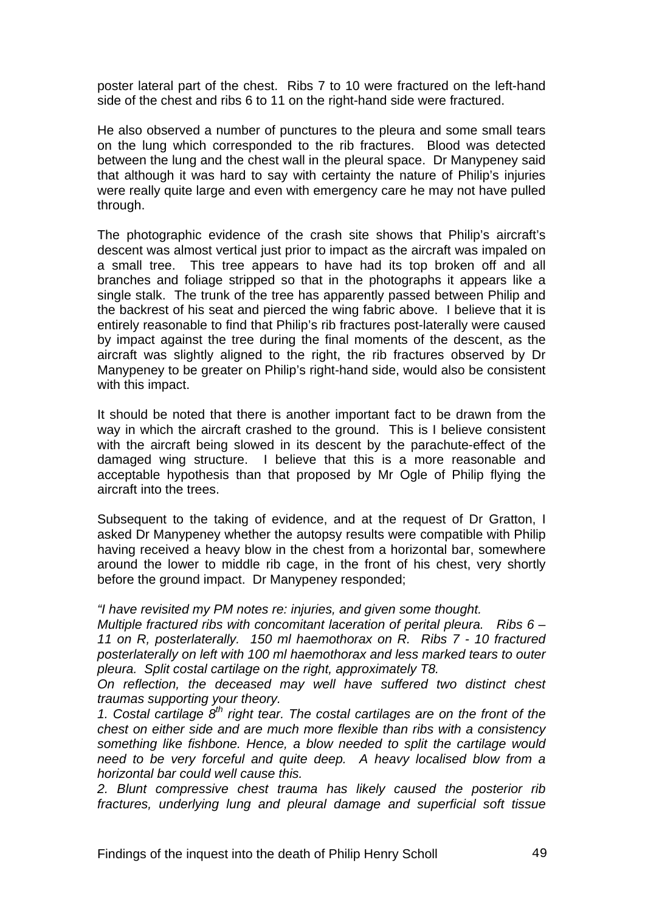poster lateral part of the chest. Ribs 7 to 10 were fractured on the left-hand side of the chest and ribs 6 to 11 on the right-hand side were fractured.

He also observed a number of punctures to the pleura and some small tears on the lung which corresponded to the rib fractures. Blood was detected between the lung and the chest wall in the pleural space. Dr Manypeney said that although it was hard to say with certainty the nature of Philip's injuries were really quite large and even with emergency care he may not have pulled through.

The photographic evidence of the crash site shows that Philip's aircraft's descent was almost vertical just prior to impact as the aircraft was impaled on a small tree. This tree appears to have had its top broken off and all branches and foliage stripped so that in the photographs it appears like a single stalk. The trunk of the tree has apparently passed between Philip and the backrest of his seat and pierced the wing fabric above. I believe that it is entirely reasonable to find that Philip's rib fractures post-laterally were caused by impact against the tree during the final moments of the descent, as the aircraft was slightly aligned to the right, the rib fractures observed by Dr Manypeney to be greater on Philip's right-hand side, would also be consistent with this impact.

It should be noted that there is another important fact to be drawn from the way in which the aircraft crashed to the ground. This is I believe consistent with the aircraft being slowed in its descent by the parachute-effect of the damaged wing structure. I believe that this is a more reasonable and acceptable hypothesis than that proposed by Mr Ogle of Philip flying the aircraft into the trees.

Subsequent to the taking of evidence, and at the request of Dr Gratton, I asked Dr Manypeney whether the autopsy results were compatible with Philip having received a heavy blow in the chest from a horizontal bar, somewhere around the lower to middle rib cage, in the front of his chest, very shortly before the ground impact. Dr Manypeney responded;

*"I have revisited my PM notes re: injuries, and given some thought.*
*Multiple fractured ribs with concomitant laceration of perital pleura. Ribs 6 – 11 on R, posterlaterally. 150 ml haemothorax on R. Ribs 7 - 10 fractured posterlaterally on left with 100 ml haemothorax and less marked tears to outer pleura. Split costal cartilage on the right, approximately T8.*
*On reflection, the deceased may well have suffered two distinct chest traumas supporting your theory.*
*1. Costal cartilage 8th right tear. The costal cartilages are on the front of the chest on either side and are much more flexible than ribs with a consistency something like fishbone. Hence, a blow needed to split the cartilage would need to be very forceful and quite deep. A heavy localised blow from a horizontal bar could well cause this.*
*2. Blunt compressive chest trauma has likely caused the posterior rib fractures, underlying lung and pleural damage and superficial soft tissue*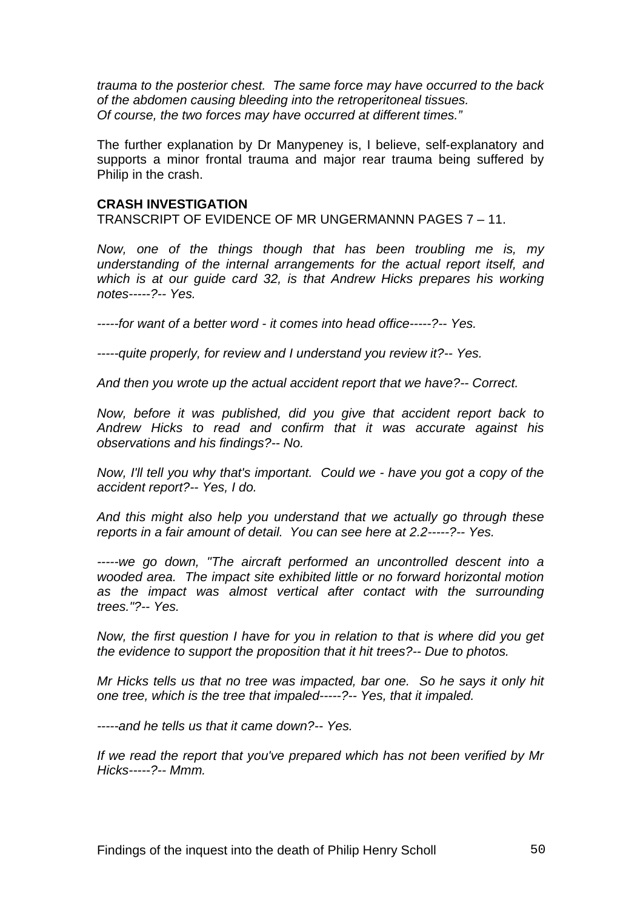*trauma to the posterior chest. The same force may have occurred to the back of the abdomen causing bleeding into the retroperitoneal tissues. Of course, the two forces may have occurred at different times."*

The further explanation by Dr Manypeney is, I believe, self-explanatory and supports a minor frontal trauma and major rear trauma being suffered by Philip in the crash.

**CRASH INVESTIGATION**

TRANSCRIPT OF EVIDENCE OF MR UNGERMANNN PAGES 7 – 11.

*Now, one of the things though that has been troubling me is, my understanding of the internal arrangements for the actual report itself, and which is at our guide card 32, is that Andrew Hicks prepares his working notes-----?-- Yes.*

*-----for want of a better word - it comes into head office-----?-- Yes.*

*-----quite properly, for review and I understand you review it?-- Yes.*

*And then you wrote up the actual accident report that we have?-- Correct.*

*Now, before it was published, did you give that accident report back to Andrew Hicks to read and confirm that it was accurate against his observations and his findings?-- No.*

*Now, I'll tell you why that's important. Could we - have you got a copy of the accident report?-- Yes, I do.*

*And this might also help you understand that we actually go through these reports in a fair amount of detail. You can see here at 2.2-----?-- Yes.*

*-----we go down, "The aircraft performed an uncontrolled descent into a wooded area. The impact site exhibited little or no forward horizontal motion as the impact was almost vertical after contact with the surrounding trees."?-- Yes.*

*Now, the first question I have for you in relation to that is where did you get the evidence to support the proposition that it hit trees?-- Due to photos.*

*Mr Hicks tells us that no tree was impacted, bar one. So he says it only hit one tree, which is the tree that impaled-----?-- Yes, that it impaled.*

*-----and he tells us that it came down?-- Yes.*

*If we read the report that you've prepared which has not been verified by Mr Hicks-----?-- Mmm.*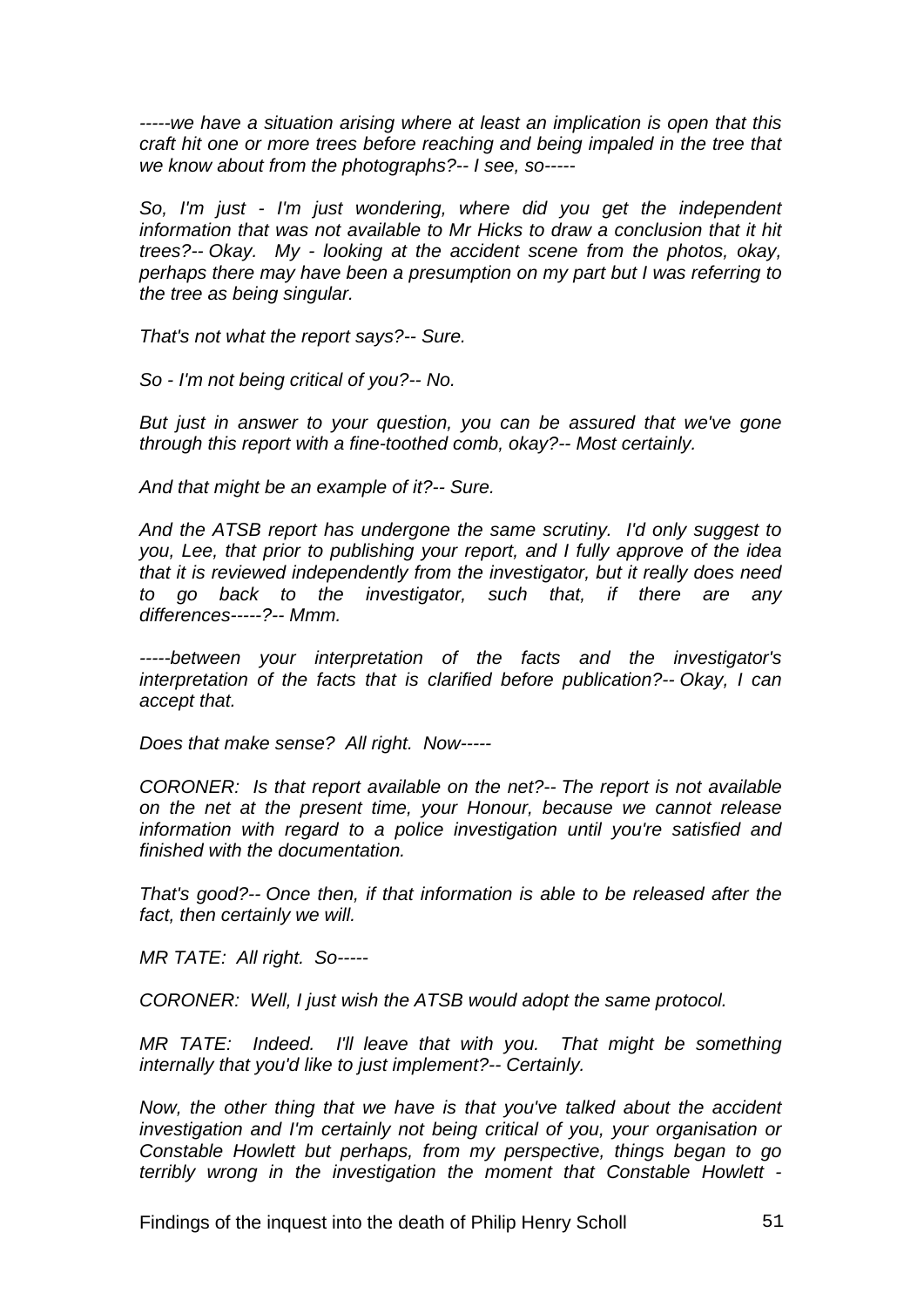*-----we have a situation arising where at least an implication is open that this craft hit one or more trees before reaching and being impaled in the tree that we know about from the photographs?-- I see, so-----*

*So, I'm just - I'm just wondering, where did you get the independent information that was not available to Mr Hicks to draw a conclusion that it hit trees?-- Okay. My - looking at the accident scene from the photos, okay, perhaps there may have been a presumption on my part but I was referring to the tree as being singular.*

*That's not what the report says?-- Sure.*

*So - I'm not being critical of you?-- No.*

*But just in answer to your question, you can be assured that we've gone through this report with a fine-toothed comb, okay?-- Most certainly.*

*And that might be an example of it?-- Sure.*

*And the ATSB report has undergone the same scrutiny. I'd only suggest to you, Lee, that prior to publishing your report, and I fully approve of the idea that it is reviewed independently from the investigator, but it really does need to go back to the investigator, such that, if there are any differences-----?-- Mmm.*

*-----between your interpretation of the facts and the investigator's interpretation of the facts that is clarified before publication?-- Okay, I can accept that.*

*Does that make sense? All right. Now-----*

*CORONER: Is that report available on the net?-- The report is not available on the net at the present time, your Honour, because we cannot release information with regard to a police investigation until you're satisfied and finished with the documentation.*

*That's good?-- Once then, if that information is able to be released after the fact, then certainly we will.*

*MR TATE: All right. So-----*

*CORONER: Well, I just wish the ATSB would adopt the same protocol.*

*MR TATE: Indeed. I'll leave that with you. That might be something internally that you'd like to just implement?-- Certainly.*

*Now, the other thing that we have is that you've talked about the accident investigation and I'm certainly not being critical of you, your organisation or Constable Howlett but perhaps, from my perspective, things began to go terribly wrong in the investigation the moment that Constable Howlett -*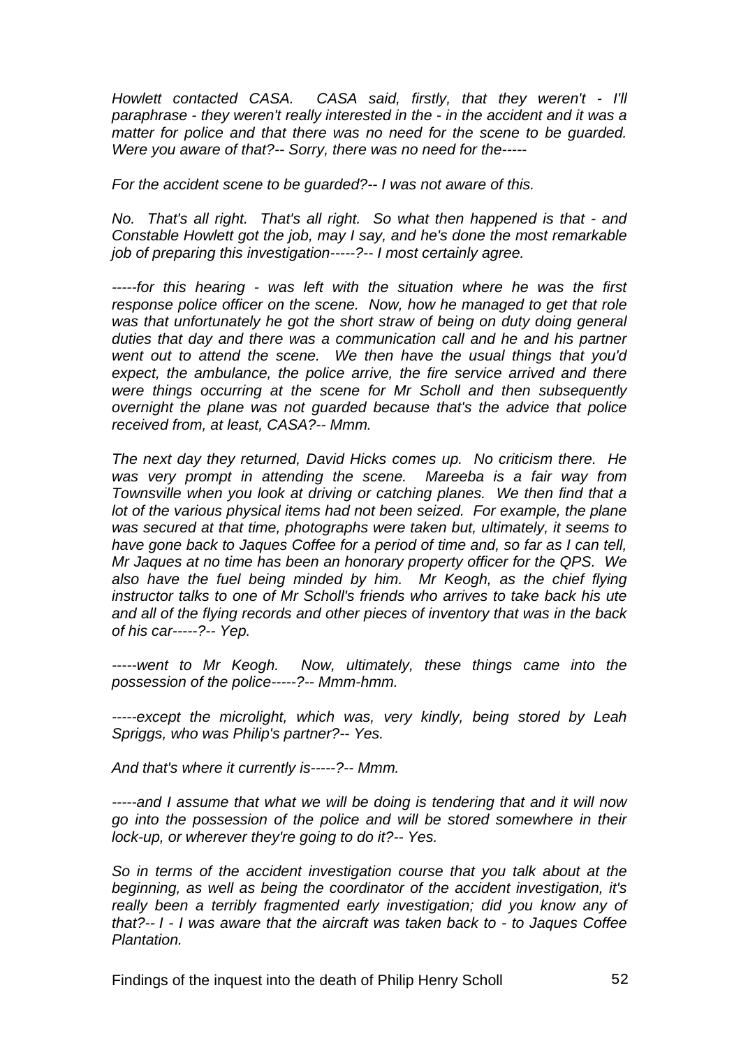*Howlett contacted CASA. CASA said, firstly, that they weren't - I'll paraphrase - they weren't really interested in the - in the accident and it was a matter for police and that there was no need for the scene to be guarded. Were you aware of that?-- Sorry, there was no need for the-----*

*For the accident scene to be guarded?-- I was not aware of this.*

*No. That's all right. That's all right. So what then happened is that - and Constable Howlett got the job, may I say, and he's done the most remarkable job of preparing this investigation-----?-- I most certainly agree.*

*-----for this hearing - was left with the situation where he was the first response police officer on the scene. Now, how he managed to get that role was that unfortunately he got the short straw of being on duty doing general duties that day and there was a communication call and he and his partner went out to attend the scene. We then have the usual things that you'd expect, the ambulance, the police arrive, the fire service arrived and there were things occurring at the scene for Mr Scholl and then subsequently overnight the plane was not guarded because that's the advice that police received from, at least, CASA?-- Mmm.*

*The next day they returned, David Hicks comes up. No criticism there. He was very prompt in attending the scene. Mareeba is a fair way from Townsville when you look at driving or catching planes. We then find that a lot of the various physical items had not been seized. For example, the plane was secured at that time, photographs were taken but, ultimately, it seems to have gone back to Jaques Coffee for a period of time and, so far as I can tell, Mr Jaques at no time has been an honorary property officer for the QPS. We also have the fuel being minded by him. Mr Keogh, as the chief flying instructor talks to one of Mr Scholl's friends who arrives to take back his ute and all of the flying records and other pieces of inventory that was in the back of his car-----?-- Yep.*

*-----went to Mr Keogh. Now, ultimately, these things came into the possession of the police-----?-- Mmm-hmm.*

*-----except the microlight, which was, very kindly, being stored by Leah Spriggs, who was Philip's partner?-- Yes.*

*And that's where it currently is-----?-- Mmm.*

*-----and I assume that what we will be doing is tendering that and it will now go into the possession of the police and will be stored somewhere in their lock-up, or wherever they're going to do it?-- Yes.*

*So in terms of the accident investigation course that you talk about at the beginning, as well as being the coordinator of the accident investigation, it's really been a terribly fragmented early investigation; did you know any of that?-- I - I was aware that the aircraft was taken back to - to Jaques Coffee Plantation.*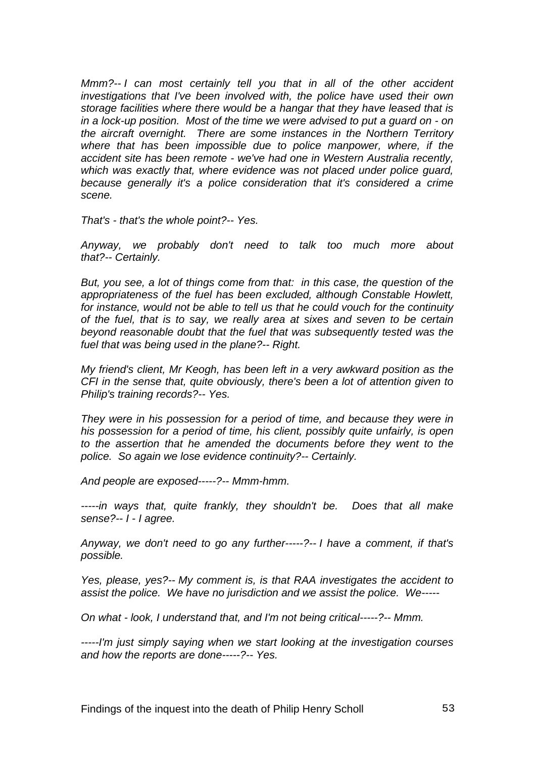*Mmm?-- I can most certainly tell you that in all of the other accident investigations that I've been involved with, the police have used their own storage facilities where there would be a hangar that they have leased that is in a lock-up position. Most of the time we were advised to put a guard on - on the aircraft overnight. There are some instances in the Northern Territory where that has been impossible due to police manpower, where, if the accident site has been remote - we've had one in Western Australia recently, which was exactly that, where evidence was not placed under police guard, because generally it's a police consideration that it's considered a crime scene.*

*That's - that's the whole point?-- Yes.*

*Anyway, we probably don't need to talk too much more about that?-- Certainly.*

*But, you see, a lot of things come from that: in this case, the question of the appropriateness of the fuel has been excluded, although Constable Howlett, for instance, would not be able to tell us that he could vouch for the continuity of the fuel, that is to say, we really area at sixes and seven to be certain beyond reasonable doubt that the fuel that was subsequently tested was the fuel that was being used in the plane?-- Right.*

*My friend's client, Mr Keogh, has been left in a very awkward position as the CFI in the sense that, quite obviously, there's been a lot of attention given to Philip's training records?-- Yes.*

*They were in his possession for a period of time, and because they were in his possession for a period of time, his client, possibly quite unfairly, is open to the assertion that he amended the documents before they went to the police. So again we lose evidence continuity?-- Certainly.*

*And people are exposed-----?-- Mmm-hmm.*

*-----in ways that, quite frankly, they shouldn't be. Does that all make sense?-- I - I agree.*

*Anyway, we don't need to go any further-----?-- I have a comment, if that's possible.*

*Yes, please, yes?-- My comment is, is that RAA investigates the accident to assist the police. We have no jurisdiction and we assist the police. We-----*

*On what - look, I understand that, and I'm not being critical-----?-- Mmm.*

*-----I'm just simply saying when we start looking at the investigation courses and how the reports are done-----?-- Yes.*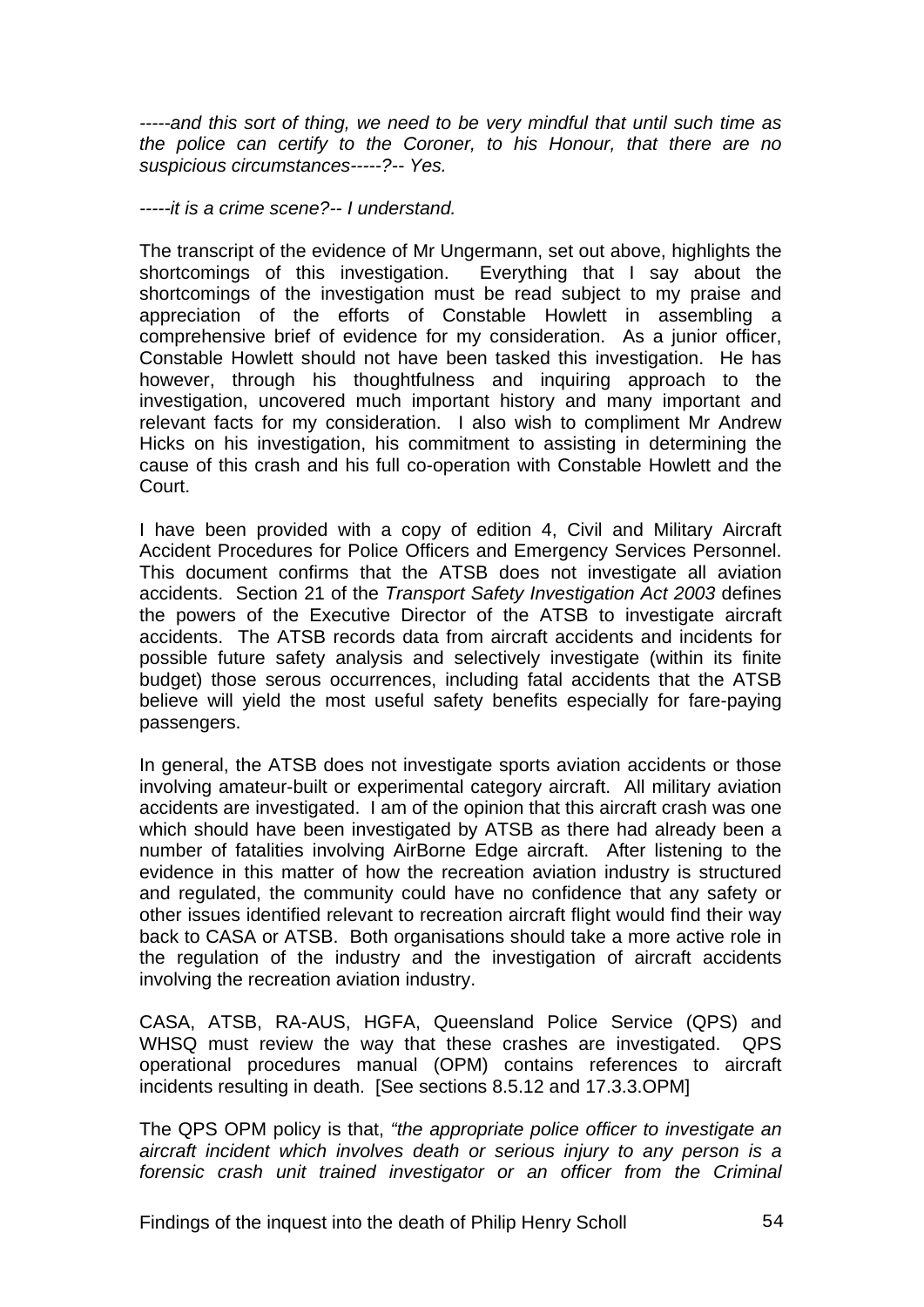*-----and this sort of thing, we need to be very mindful that until such time as the police can certify to the Coroner, to his Honour, that there are no suspicious circumstances-----?-- Yes.*

*-----it is a crime scene?-- I understand.*

The transcript of the evidence of Mr Ungermann, set out above, highlights the shortcomings of this investigation. Everything that I say about the shortcomings of the investigation must be read subject to my praise and appreciation of the efforts of Constable Howlett in assembling a comprehensive brief of evidence for my consideration. As a junior officer, Constable Howlett should not have been tasked this investigation. He has however, through his thoughtfulness and inquiring approach to the investigation, uncovered much important history and many important and relevant facts for my consideration. I also wish to compliment Mr Andrew Hicks on his investigation, his commitment to assisting in determining the cause of this crash and his full co-operation with Constable Howlett and the Court.

I have been provided with a copy of edition 4, Civil and Military Aircraft Accident Procedures for Police Officers and Emergency Services Personnel. This document confirms that the ATSB does not investigate all aviation accidents. Section 21 of the *Transport Safety Investigation Act 2003* defines the powers of the Executive Director of the ATSB to investigate aircraft accidents. The ATSB records data from aircraft accidents and incidents for possible future safety analysis and selectively investigate (within its finite budget) those serous occurrences, including fatal accidents that the ATSB believe will yield the most useful safety benefits especially for fare-paying passengers.

In general, the ATSB does not investigate sports aviation accidents or those involving amateur-built or experimental category aircraft. All military aviation accidents are investigated. I am of the opinion that this aircraft crash was one which should have been investigated by ATSB as there had already been a number of fatalities involving AirBorne Edge aircraft. After listening to the evidence in this matter of how the recreation aviation industry is structured and regulated, the community could have no confidence that any safety or other issues identified relevant to recreation aircraft flight would find their way back to CASA or ATSB. Both organisations should take a more active role in the regulation of the industry and the investigation of aircraft accidents involving the recreation aviation industry.

CASA, ATSB, RA-AUS, HGFA, Queensland Police Service (QPS) and WHSQ must review the way that these crashes are investigated. QPS operational procedures manual (OPM) contains references to aircraft incidents resulting in death. [See sections 8.5.12 and 17.3.3.OPM]

The QPS OPM policy is that, *"the appropriate police officer to investigate an aircraft incident which involves death or serious injury to any person is a forensic crash unit trained investigator or an officer from the Criminal*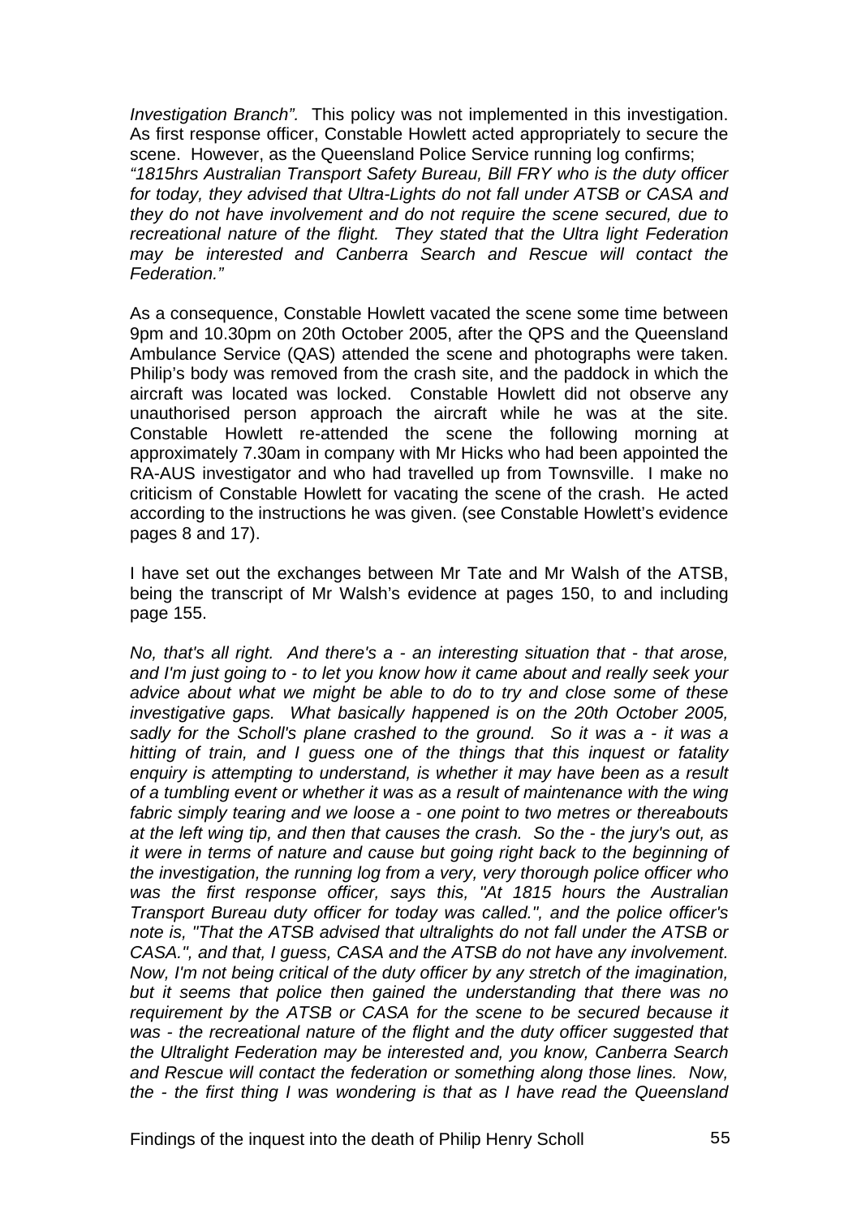*Investigation Branch".* This policy was not implemented in this investigation. As first response officer, Constable Howlett acted appropriately to secure the scene. However, as the Queensland Police Service running log confirms; *"1815hrs Australian Transport Safety Bureau, Bill FRY who is the duty officer for today, they advised that Ultra-Lights do not fall under ATSB or CASA and they do not have involvement and do not require the scene secured, due to recreational nature of the flight. They stated that the Ultra light Federation may be interested and Canberra Search and Rescue will contact the Federation."*

As a consequence, Constable Howlett vacated the scene some time between 9pm and 10.30pm on 20th October 2005, after the QPS and the Queensland Ambulance Service (QAS) attended the scene and photographs were taken. Philip's body was removed from the crash site, and the paddock in which the aircraft was located was locked. Constable Howlett did not observe any unauthorised person approach the aircraft while he was at the site. Constable Howlett re-attended the scene the following morning at approximately 7.30am in company with Mr Hicks who had been appointed the RA-AUS investigator and who had travelled up from Townsville. I make no criticism of Constable Howlett for vacating the scene of the crash. He acted according to the instructions he was given. (see Constable Howlett's evidence pages 8 and 17).

I have set out the exchanges between Mr Tate and Mr Walsh of the ATSB, being the transcript of Mr Walsh's evidence at pages 150, to and including page 155.

*No, that's all right. And there's a - an interesting situation that - that arose, and I'm just going to - to let you know how it came about and really seek your advice about what we might be able to do to try and close some of these investigative gaps. What basically happened is on the 20th October 2005, sadly for the Scholl's plane crashed to the ground. So it was a - it was a hitting of train, and I guess one of the things that this inquest or fatality enquiry is attempting to understand, is whether it may have been as a result of a tumbling event or whether it was as a result of maintenance with the wing fabric simply tearing and we loose a - one point to two metres or thereabouts at the left wing tip, and then that causes the crash. So the - the jury's out, as it were in terms of nature and cause but going right back to the beginning of the investigation, the running log from a very, very thorough police officer who was the first response officer, says this, "At 1815 hours the Australian Transport Safety Bureau duty officer for today was called.", and the police officer's note is, "That the ATSB advised that ultralights do not fall under the ATSB or CASA.", and that, I guess, CASA and the ATSB do not have any involvement. Now, I'm not being critical of the duty officer by any stretch of the imagination, but it seems that police then gained the understanding that there was no requirement by the ATSB or CASA for the scene to be secured because it was - the recreational nature of the flight and the duty officer suggested that the Ultralight Federation may be interested and, you know, Canberra Search and Rescue will contact the federation or something along those lines. Now, the - the first thing I was wondering is that as I have read the Queensland*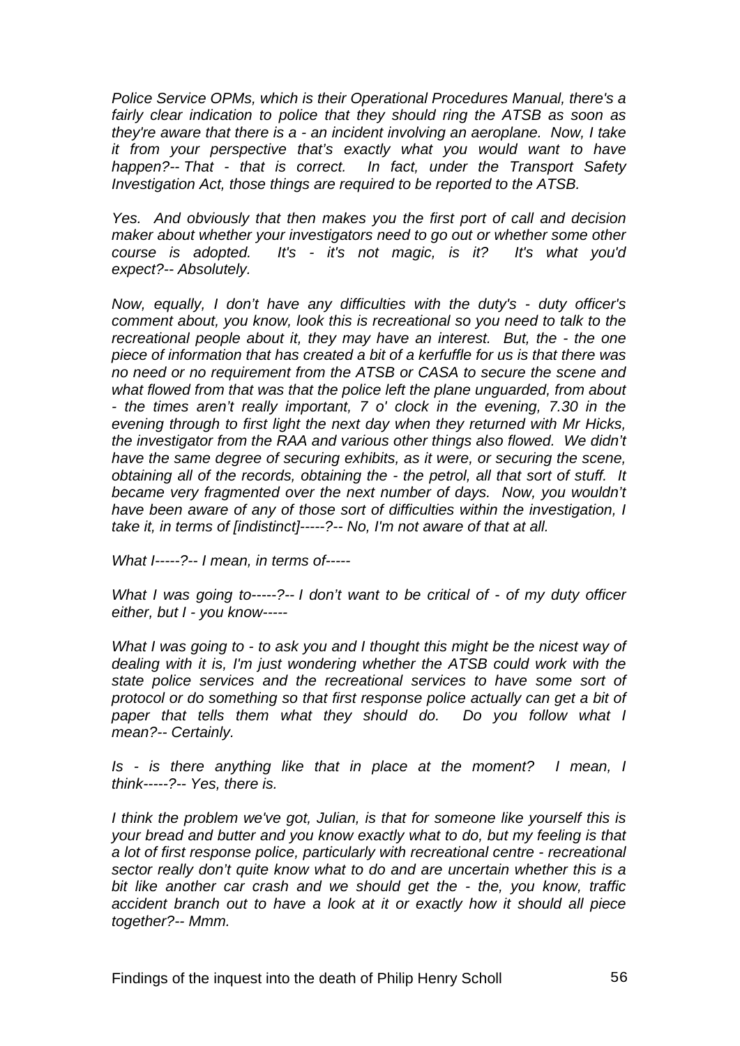*Police Service OPMs, which is their Operational Procedures Manual, there's a fairly clear indication to police that they should ring the ATSB as soon as they're aware that there is a - an incident involving an aeroplane. Now, I take it from your perspective that's exactly what you would want to have happen?-- That - that is correct. In fact, under the Transport Safety Investigation Act, those things are required to be reported to the ATSB.*

*Yes. And obviously that then makes you the first port of call and decision maker about whether your investigators need to go out or whether some other course is adopted. It's - it's not magic, is it? It's what you'd expect?-- Absolutely.*

*Now, equally, I don't have any difficulties with the duty's - duty officer's comment about, you know, look this is recreational so you need to talk to the recreational people about it, they may have an interest. But, the - the one piece of information that has created a bit of a kerfuffle for us is that there was no need or no requirement from the ATSB or CASA to secure the scene and what flowed from that was that the police left the plane unguarded, from about - the times aren't really important, 7 o' clock in the evening, 7.30 in the evening through to first light the next day when they returned with Mr Hicks, the investigator from the RAA and various other things also flowed. We didn't have the same degree of securing exhibits, as it were, or securing the scene, obtaining all of the records, obtaining the - the petrol, all that sort of stuff. It became very fragmented over the next number of days. Now, you wouldn't have been aware of any of those sort of difficulties within the investigation, I take it, in terms of [indistinct]-----?-- No, I'm not aware of that at all.*

*What I-----?-- I mean, in terms of-----*

*What I was going to-----?-- I don't want to be critical of - of my duty officer either, but I - you know-----*

*What I was going to - to ask you and I thought this might be the nicest way of dealing with it is, I'm just wondering whether the ATSB could work with the state police services and the recreational services to have some sort of protocol or do something so that first response police actually can get a bit of paper that tells them what they should do. Do you follow what I mean?-- Certainly.*

*Is - is there anything like that in place at the moment? I mean, I think-----?-- Yes, there is.*

*I think the problem we've got, Julian, is that for someone like yourself this is your bread and butter and you know exactly what to do, but my feeling is that a lot of first response police, particularly with recreational centre - recreational sector really don't quite know what to do and are uncertain whether this is a bit like another car crash and we should get the - the, you know, traffic accident branch out to have a look at it or exactly how it should all piece together?-- Mmm.*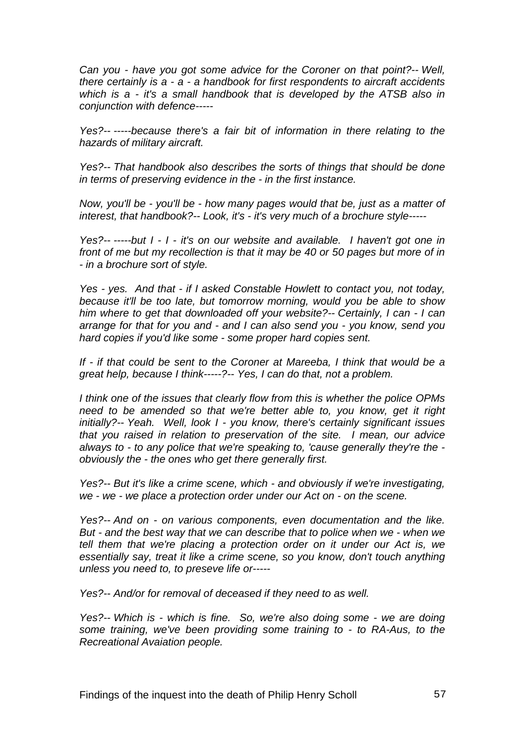*Can you - have you got some advice for the Coroner on that point?-- Well, there certainly is a - a - a handbook for first respondents to aircraft accidents which is a - it's a small handbook that is developed by the ATSB also in conjunction with defence-----*

*Yes?-- -----because there's a fair bit of information in there relating to the hazards of military aircraft.*

*Yes?-- That handbook also describes the sorts of things that should be done in terms of preserving evidence in the - in the first instance.*

*Now, you'll be - you'll be - how many pages would that be, just as a matter of interest, that handbook?-- Look, it's - it's very much of a brochure style-----*

*Yes?-- -----but I - I - it's on our website and available. I haven't got one in front of me but my recollection is that it may be 40 or 50 pages but more of in - in a brochure sort of style.*

*Yes - yes. And that - if I asked Constable Howlett to contact you, not today, because it'll be too late, but tomorrow morning, would you be able to show him where to get that downloaded off your website?-- Certainly, I can - I can arrange for that for you and - and I can also send you - you know, send you hard copies if you'd like some - some proper hard copies sent.*

*If - if that could be sent to the Coroner at Mareeba, I think that would be a great help, because I think-----?-- Yes, I can do that, not a problem.*

*I think one of the issues that clearly flow from this is whether the police OPMs need to be amended so that we're better able to, you know, get it right initially?-- Yeah. Well, look I - you know, there's certainly significant issues that you raised in relation to preservation of the site. I mean, our advice always to - to any police that we're speaking to, 'cause generally they're the - obviously the - the ones who get there generally first.*

*Yes?-- But it's like a crime scene, which - and obviously if we're investigating, we - we - we place a protection order under our Act on - on the scene.*

*Yes?-- And on - on various components, even documentation and the like. But - and the best way that we can describe that to police when we - when we tell them that we're placing a protection order on it under our Act is, we essentially say, treat it like a crime scene, so you know, don't touch anything unless you need to, to preseve life or-----*

*Yes?-- And/or for removal of deceased if they need to as well.*

*Yes?-- Which is - which is fine. So, we're also doing some - we are doing some training, we've been providing some training to - to RA-Aus, to the Recreational Avaiation people.*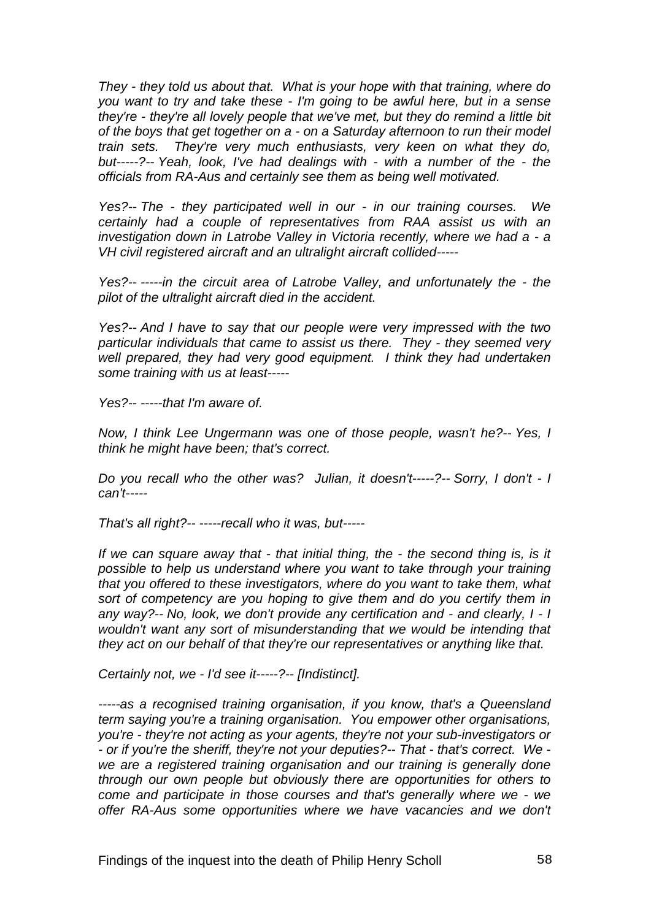*They - they told us about that. What is your hope with that training, where do you want to try and take these - I'm going to be awful here, but in a sense they're - they're all lovely people that we've met, but they do remind a little bit of the boys that get together on a - on a Saturday afternoon to run their model train sets. They're very much enthusiasts, very keen on what they do, but-----?-- Yeah, look, I've had dealings with - with a number of the - the officials from RA-Aus and certainly see them as being well motivated.*

*Yes?-- The - they participated well in our - in our training courses. We certainly had a couple of representatives from RAA assist us with an investigation down in Latrobe Valley in Victoria recently, where we had a - a VH civil registered aircraft and an ultralight aircraft collided-----*

*Yes?-- -----in the circuit area of Latrobe Valley, and unfortunately the - the pilot of the ultralight aircraft died in the accident.*

*Yes?-- And I have to say that our people were very impressed with the two particular individuals that came to assist us there. They - they seemed very well prepared, they had very good equipment. I think they had undertaken some training with us at least-----*

*Yes?-- -----that I'm aware of.*

*Now, I think Lee Ungermann was one of those people, wasn't he?-- Yes, I think he might have been; that's correct.*

*Do you recall who the other was? Julian, it doesn't-----?-- Sorry, I don't - I can't-----*

*That's all right?-- -----recall who it was, but-----*

*If we can square away that - that initial thing, the - the second thing is, is it possible to help us understand where you want to take through your training that you offered to these investigators, where do you want to take them, what sort of competency are you hoping to give them and do you certify them in any way?-- No, look, we don't provide any certification and - and clearly, I - I wouldn't want any sort of misunderstanding that we would be intending that they act on our behalf of that they're our representatives or anything like that.*

*Certainly not, we - I'd see it-----?-- [Indistinct].*

*-----as a recognised training organisation, if you know, that's a Queensland term saying you're a training organisation. You empower other organisations, you're - they're not acting as your agents, they're not your sub-investigators or - or if you're the sheriff, they're not your deputies?-- That - that's correct. We - we are a registered training organisation and our training is generally done through our own people but obviously there are opportunities for others to come and participate in those courses and that's generally where we - we offer RA-Aus some opportunities where we have vacancies and we don't*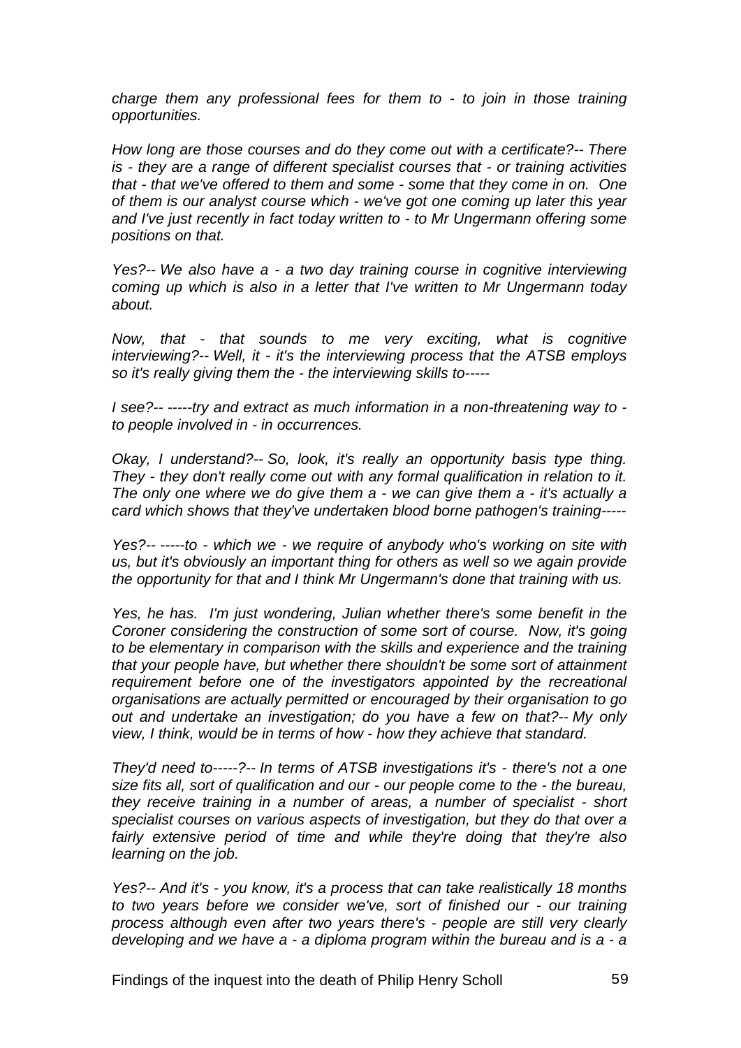*charge them any professional fees for them to - to join in those training opportunities.*

*How long are those courses and do they come out with a certificate?-- There is - they are a range of different specialist courses that - or training activities that - that we've offered to them and some - some that they come in on. One of them is our analyst course which - we've got one coming up later this year and I've just recently in fact today written to - to Mr Ungermann offering some positions on that.*

*Yes?-- We also have a - a two day training course in cognitive interviewing coming up which is also in a letter that I've written to Mr Ungermann today about.*

*Now, that - that sounds to me very exciting, what is cognitive interviewing?-- Well, it - it's the interviewing process that the ATSB employs so it's really giving them the - the interviewing skills to-----*

*I see?-- -----try and extract as much information in a non-threatening way to - to people involved in - in occurrences.*

*Okay, I understand?-- So, look, it's really an opportunity basis type thing. They - they don't really come out with any formal qualification in relation to it. The only one where we do give them a - we can give them a - it's actually a card which shows that they've undertaken blood borne pathogen's training-----*

*Yes?-- -----to - which we - we require of anybody who's working on site with us, but it's obviously an important thing for others as well so we again provide the opportunity for that and I think Mr Ungermann's done that training with us.*

*Yes, he has. I'm just wondering, Julian whether there's some benefit in the Coroner considering the construction of some sort of course. Now, it's going to be elementary in comparison with the skills and experience and the training that your people have, but whether there shouldn't be some sort of attainment requirement before one of the investigators appointed by the recreational organisations are actually permitted or encouraged by their organisation to go out and undertake an investigation; do you have a few on that?-- My only view, I think, would be in terms of how - how they achieve that standard.*

*They'd need to-----?-- In terms of ATSB investigations it's - there's not a one size fits all, sort of qualification and our - our people come to the - the bureau, they receive training in a number of areas, a number of specialist - short specialist courses on various aspects of investigation, but they do that over a fairly extensive period of time and while they're doing that they're also learning on the job.*

*Yes?-- And it's - you know, it's a process that can take realistically 18 months to two years before we consider we've, sort of finished our - our training process although even after two years there's - people are still very clearly developing and we have a - a diploma program within the bureau and is a - a*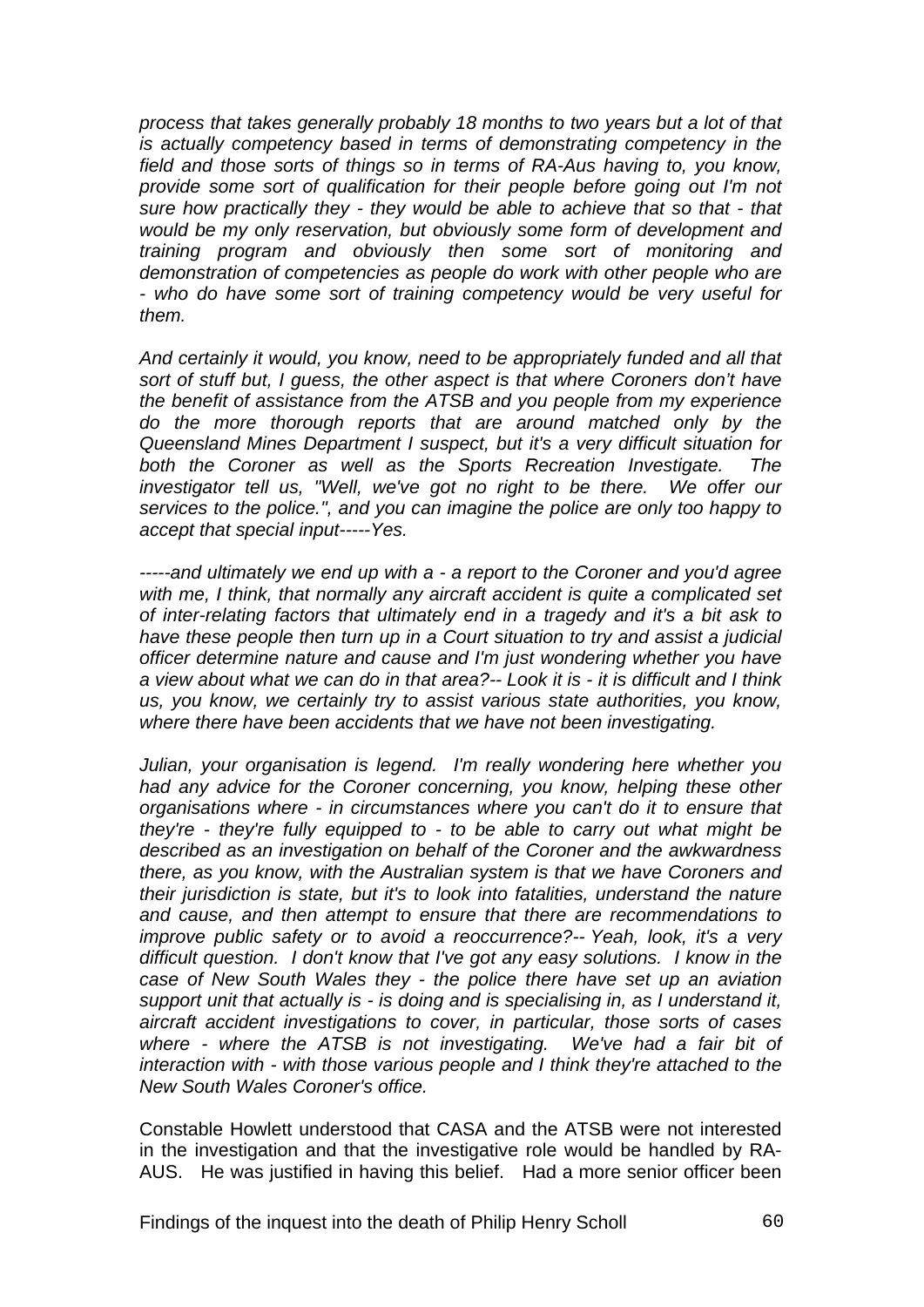*process that takes generally probably 18 months to two years but a lot of that is actually competency based in terms of demonstrating competency in the field and those sorts of things so in terms of RA-Aus having to, you know, provide some sort of qualification for their people before going out I'm not sure how practically they - they would be able to achieve that so that - that would be my only reservation, but obviously some form of development and training program and obviously then some sort of monitoring and demonstration of competencies as people do work with other people who are - who do have some sort of training competency would be very useful for them.*

*And certainly it would, you know, need to be appropriately funded and all that sort of stuff but, I guess, the other aspect is that where Coroners don't have the benefit of assistance from the ATSB and you people from my experience do the more thorough reports that are around matched only by the Queensland Mines Department I suspect, but it's a very difficult situation for both the Coroner as well as the Sports Recreation Investigate. The investigator tell us, "Well, we've got no right to be there. We offer our services to the police.", and you can imagine the police are only too happy to accept that special input-----Yes.*

*-----and ultimately we end up with a - a report to the Coroner and you'd agree with me, I think, that normally any aircraft accident is quite a complicated set of inter-relating factors that ultimately end in a tragedy and it's a bit ask to have these people then turn up in a Court situation to try and assist a judicial officer determine nature and cause and I'm just wondering whether you have a view about what we can do in that area?-- Look it is - it is difficult and I think us, you know, we certainly try to assist various state authorities, you know, where there have been accidents that we have not been investigating.*

*Julian, your organisation is legend. I'm really wondering here whether you had any advice for the Coroner concerning, you know, helping these other organisations where - in circumstances where you can't do it to ensure that they're - they're fully equipped to - to be able to carry out what might be described as an investigation on behalf of the Coroner and the awkwardness there, as you know, with the Australian system is that we have Coroners and their jurisdiction is state, but it's to look into fatalities, understand the nature and cause, and then attempt to ensure that there are recommendations to improve public safety or to avoid a reoccurrence?-- Yeah, look, it's a very difficult question. I don't know that I've got any easy solutions. I know in the case of New South Wales they - the police there have set up an aviation support unit that actually is - is doing and is specialising in, as I understand it, aircraft accident investigations to cover, in particular, those sorts of cases where - where the ATSB is not investigating. We've had a fair bit of interaction with - with those various people and I think they're attached to the New South Wales Coroner's office.*

Constable Howlett understood that CASA and the ATSB were not interested in the investigation and that the investigative role would be handled by RA-AUS. He was justified in having this belief. Had a more senior officer been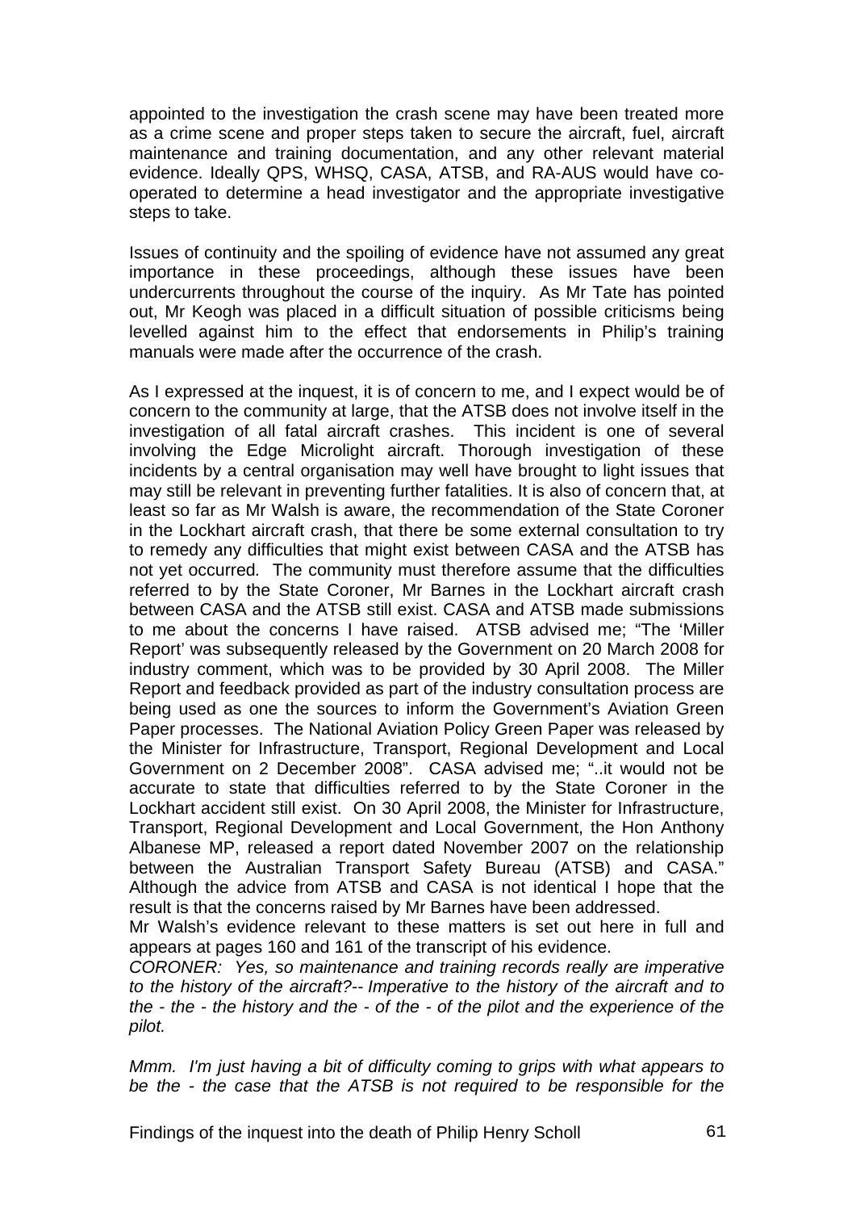appointed to the investigation the crash scene may have been treated more as a crime scene and proper steps taken to secure the aircraft, fuel, aircraft maintenance and training documentation, and any other relevant material evidence. Ideally QPS, WHSQ, CASA, ATSB, and RA-AUS would have co-operated to determine a head investigator and the appropriate investigative steps to take.

Issues of continuity and the spoiling of evidence have not assumed any great importance in these proceedings, although these issues have been undercurrents throughout the course of the inquiry. As Mr Tate has pointed out, Mr Keogh was placed in a difficult situation of possible criticisms being levelled against him to the effect that endorsements in Philip's training manuals were made after the occurrence of the crash.

As I expressed at the inquest, it is of concern to me, and I expect would be of concern to the community at large, that the ATSB does not involve itself in the investigation of all fatal aircraft crashes. This incident is one of several involving the Edge Microlight aircraft. Thorough investigation of these incidents by a central organisation may well have brought to light issues that may still be relevant in preventing further fatalities. It is also of concern that, at least so far as Mr Walsh is aware, the recommendation of the State Coroner in the Lockhart aircraft crash, that there be some external consultation to try to remedy any difficulties that might exist between CASA and the ATSB has not yet occurred. The community must therefore assume that the difficulties referred to by the State Coroner, Mr Barnes in the Lockhart aircraft crash between CASA and the ATSB still exist. CASA and ATSB made submissions to me about the concerns I have raised. ATSB advised me; "The 'Miller Report' was subsequently released by the Government on 20 March 2008 for industry comment, which was to be provided by 30 April 2008. The Miller Report and feedback provided as part of the industry consultation process are being used as one the sources to inform the Government's Aviation Green Paper processes. The National Aviation Policy Green Paper was released by the Minister for Infrastructure, Transport, Regional Development and Local Government on 2 December 2008". CASA advised me; "..it would not be accurate to state that difficulties referred to by the State Coroner in the Lockhart accident still exist. On 30 April 2008, the Minister for Infrastructure, Transport, Regional Development and Local Government, the Hon Anthony Albanese MP, released a report dated November 2007 on the relationship between the Australian Transport Safety Bureau (ATSB) and CASA." Although the advice from ATSB and CASA is not identical I hope that the result is that the concerns raised by Mr Barnes have been addressed.

Mr Walsh's evidence relevant to these matters is set out here in full and appears at pages 160 and 161 of the transcript of his evidence.

*CORONER: Yes, so maintenance and training records really are imperative to the history of the aircraft?-- Imperative to the history of the aircraft and to the - the - the history and the - of the - of the pilot and the experience of the pilot.*

*Mmm. I'm just having a bit of difficulty coming to grips with what appears to be the - the case that the ATSB is not required to be responsible for the*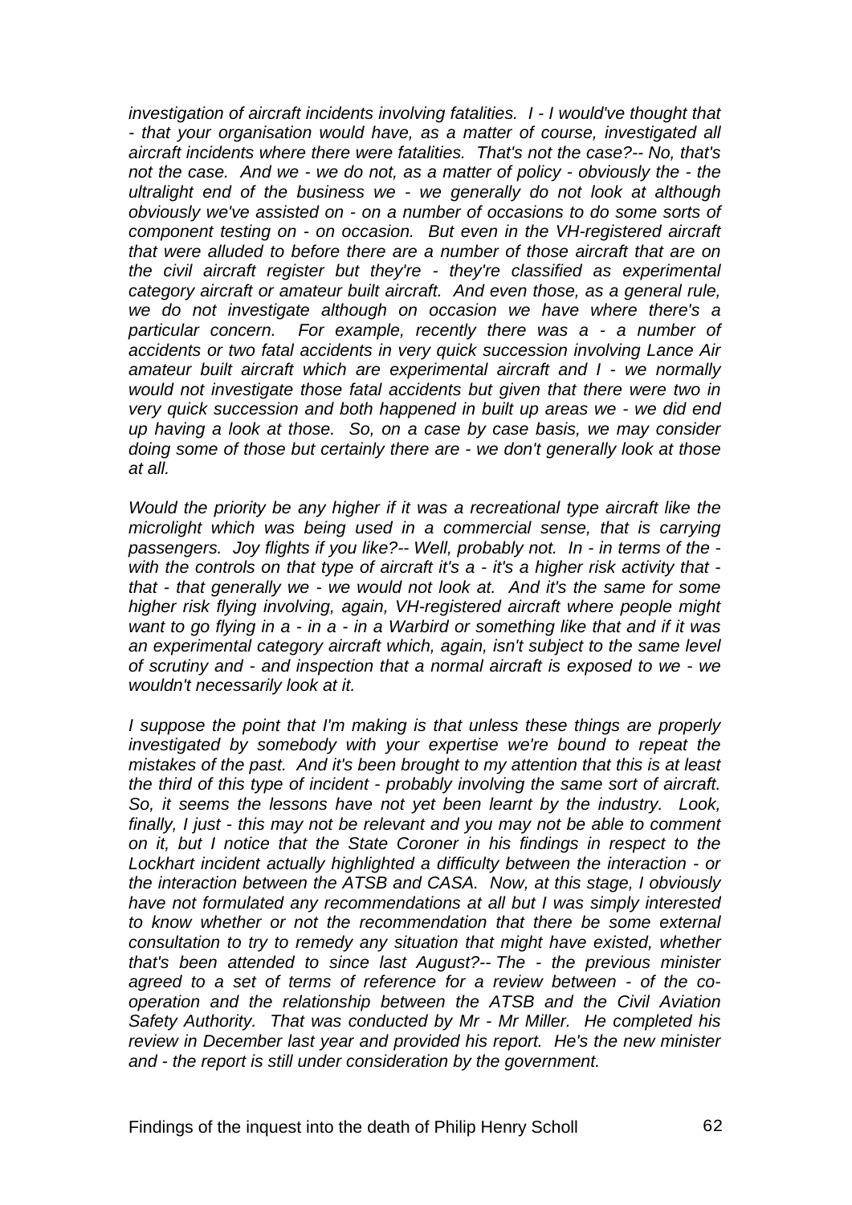*investigation of aircraft incidents involving fatalities. I - I would've thought that - that your organisation would have, as a matter of course, investigated all aircraft incidents where there were fatalities. That's not the case?-- No, that's not the case. And we - we do not, as a matter of policy - obviously the - the ultralight end of the business we - we generally do not look at although obviously we've assisted on - on a number of occasions to do some sorts of component testing on - on occasion. But even in the VH-registered aircraft that were alluded to before there are a number of those aircraft that are on the civil aircraft register but they're - they're classified as experimental category aircraft or amateur built aircraft. And even those, as a general rule, we do not investigate although on occasion we have where there's a particular concern. For example, recently there was a - a number of accidents or two fatal accidents in very quick succession involving Lance Air amateur built aircraft which are experimental aircraft and I - we normally would not investigate those fatal accidents but given that there were two in very quick succession and both happened in built up areas we - we did end up having a look at those. So, on a case by case basis, we may consider doing some of those but certainly there are - we don't generally look at those at all.*

*Would the priority be any higher if it was a recreational type aircraft like the microlight which was being used in a commercial sense, that is carrying passengers. Joy flights if you like?-- Well, probably not. In - in terms of the - with the controls on that type of aircraft it's a - it's a higher risk activity that - that - that generally we - we would not look at. And it's the same for some higher risk flying involving, again, VH-registered aircraft where people might want to go flying in a - in a - in a Warbird or something like that and if it was an experimental category aircraft which, again, isn't subject to the same level of scrutiny and - and inspection that a normal aircraft is exposed to we - we wouldn't necessarily look at it.*

*I suppose the point that I'm making is that unless these things are properly investigated by somebody with your expertise we're bound to repeat the mistakes of the past. And it's been brought to my attention that this is at least the third of this type of incident - probably involving the same sort of aircraft. So, it seems the lessons have not yet been learnt by the industry. Look, finally, I just - this may not be relevant and you may not be able to comment on it, but I notice that the State Coroner in his findings in respect to the Lockhart incident actually highlighted a difficulty between the interaction - or the interaction between the ATSB and CASA. Now, at this stage, I obviously have not formulated any recommendations at all but I was simply interested to know whether or not the recommendation that there be some external consultation to try to remedy any situation that might have existed, whether that's been attended to since last August?-- The - the previous minister agreed to a set of terms of reference for a review between - of the co-operation and the relationship between the ATSB and the Civil Aviation Safety Authority. That was conducted by Mr - Mr Miller. He completed his review in December last year and provided his report. He's the new minister and - the report is still under consideration by the government.*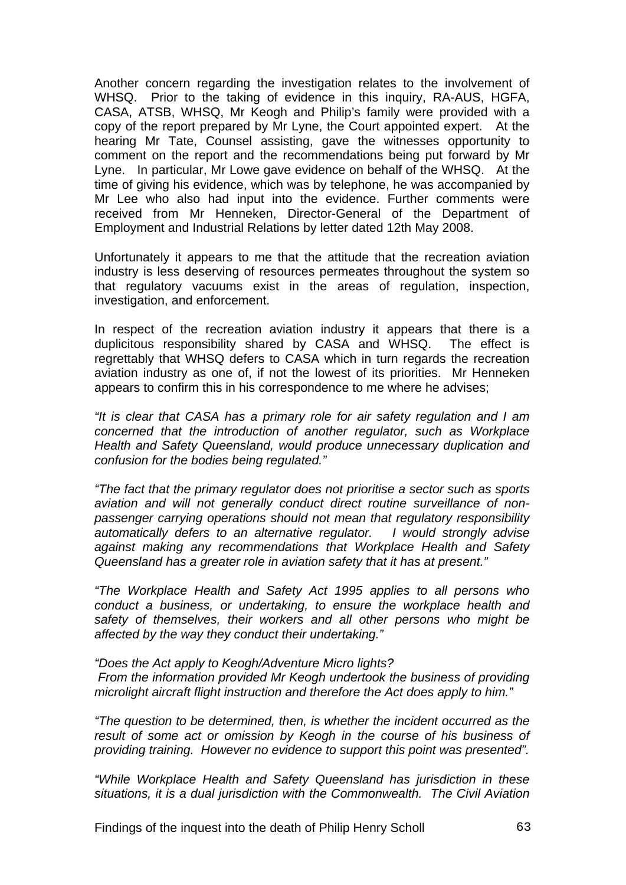Another concern regarding the investigation relates to the involvement of WHSQ. Prior to the taking of evidence in this inquiry, RA-AUS, HGFA, CASA, ATSB, WHSQ, Mr Keogh and Philip's family were provided with a copy of the report prepared by Mr Lyne, the Court appointed expert. At the hearing Mr Tate, Counsel assisting, gave the witnesses opportunity to comment on the report and the recommendations being put forward by Mr Lyne. In particular, Mr Lowe gave evidence on behalf of the WHSQ. At the time of giving his evidence, which was by telephone, he was accompanied by Mr Lee who also had input into the evidence. Further comments were received from Mr Henneken, Director-General of the Department of Employment and Industrial Relations by letter dated 12th May 2008.

Unfortunately it appears to me that the attitude that the recreation aviation industry is less deserving of resources permeates throughout the system so that regulatory vacuums exist in the areas of regulation, inspection, investigation, and enforcement.

In respect of the recreation aviation industry it appears that there is a duplicitous responsibility shared by CASA and WHSQ. The effect is regrettably that WHSQ defers to CASA which in turn regards the recreation aviation industry as one of, if not the lowest of its priorities. Mr Henneken appears to confirm this in his correspondence to me where he advises;

*"It is clear that CASA has a primary role for air safety regulation and I am concerned that the introduction of another regulator, such as Workplace Health and Safety Queensland, would produce unnecessary duplication and confusion for the bodies being regulated."*

*"The fact that the primary regulator does not prioritise a sector such as sports aviation and will not generally conduct direct routine surveillance of non-passenger carrying operations should not mean that regulatory responsibility automatically defers to an alternative regulator. I would strongly advise against making any recommendations that Workplace Health and Safety Queensland has a greater role in aviation safety that it has at present."*

*"The Workplace Health and Safety Act 1995 applies to all persons who conduct a business, or undertaking, to ensure the workplace health and safety of themselves, their workers and all other persons who might be affected by the way they conduct their undertaking."*

*"Does the Act apply to Keogh/Adventure Micro lights?*
*From the information provided Mr Keogh undertook the business of providing microlight aircraft flight instruction and therefore the Act does apply to him."*

*"The question to be determined, then, is whether the incident occurred as the result of some act or omission by Keogh in the course of his business of providing training. However no evidence to support this point was presented".*

*"While Workplace Health and Safety Queensland has jurisdiction in these situations, it is a dual jurisdiction with the Commonwealth. The Civil Aviation*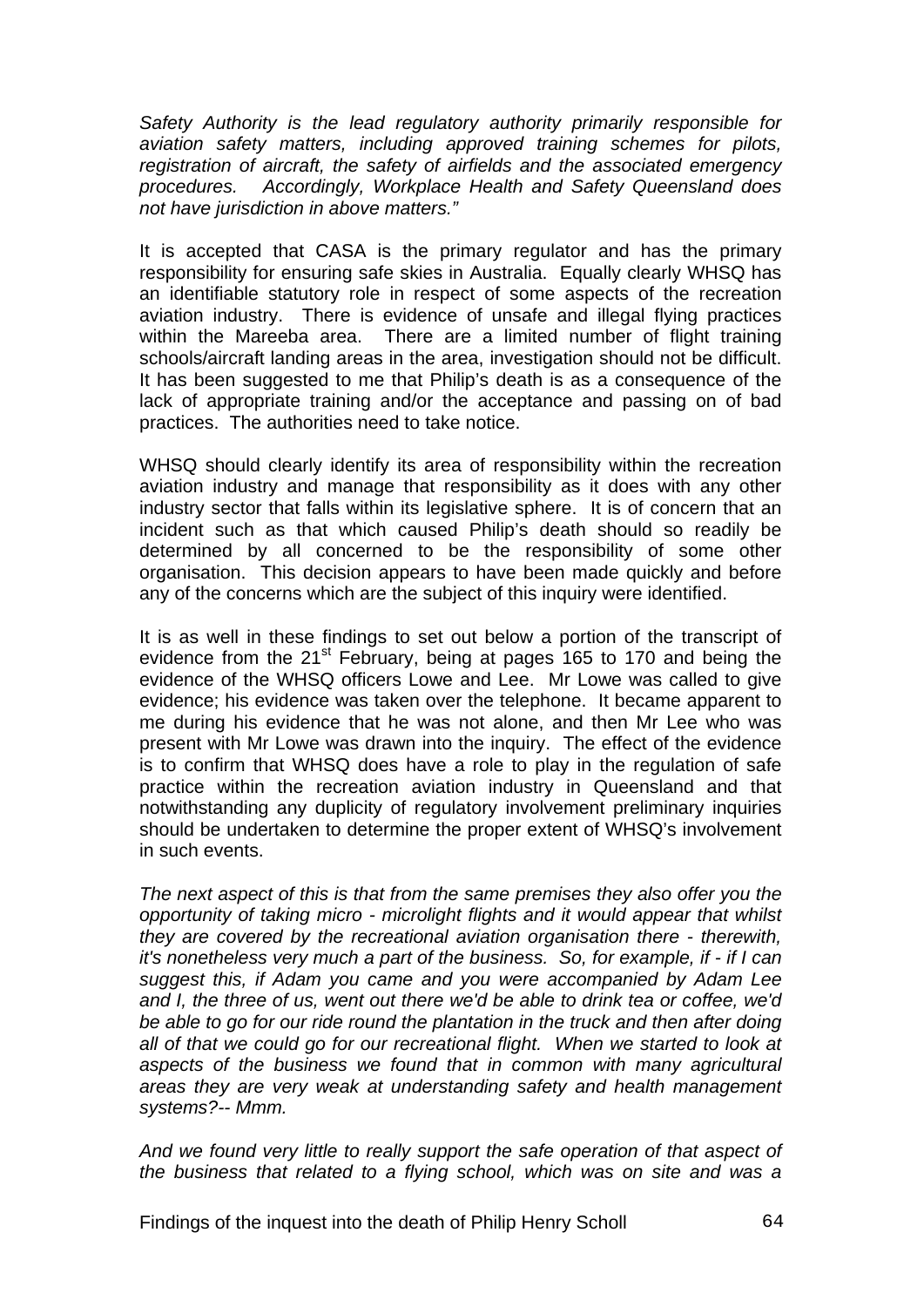*Safety Authority is the lead regulatory authority primarily responsible for aviation safety matters, including approved training schemes for pilots, registration of aircraft, the safety of airfields and the associated emergency procedures. Accordingly, Workplace Health and Safety Queensland does not have jurisdiction in above matters."*

It is accepted that CASA is the primary regulator and has the primary responsibility for ensuring safe skies in Australia. Equally clearly WHSQ has an identifiable statutory role in respect of some aspects of the recreation aviation industry. There is evidence of unsafe and illegal flying practices within the Mareeba area. There are a limited number of flight training schools/aircraft landing areas in the area, investigation should not be difficult. It has been suggested to me that Philip's death is as a consequence of the lack of appropriate training and/or the acceptance and passing on of bad practices. The authorities need to take notice.

WHSQ should clearly identify its area of responsibility within the recreation aviation industry and manage that responsibility as it does with any other industry sector that falls within its legislative sphere. It is of concern that an incident such as that which caused Philip's death should so readily be determined by all concerned to be the responsibility of some other organisation. This decision appears to have been made quickly and before any of the concerns which are the subject of this inquiry were identified.

It is as well in these findings to set out below a portion of the transcript of evidence from the 21st February, being at pages 165 to 170 and being the evidence of the WHSQ officers Lowe and Lee. Mr Lowe was called to give evidence; his evidence was taken over the telephone. It became apparent to me during his evidence that he was not alone, and then Mr Lee who was present with Mr Lowe was drawn into the inquiry. The effect of the evidence is to confirm that WHSQ does have a role to play in the regulation of safe practice within the recreation aviation industry in Queensland and that notwithstanding any duplicity of regulatory involvement preliminary inquiries should be undertaken to determine the proper extent of WHSQ's involvement in such events.

*The next aspect of this is that from the same premises they also offer you the opportunity of taking micro - microlight flights and it would appear that whilst they are covered by the recreational aviation organisation there - therewith, it's nonetheless very much a part of the business. So, for example, if - if I can suggest this, if Adam you came and you were accompanied by Adam Lee and I, the three of us, went out there we'd be able to drink tea or coffee, we'd be able to go for our ride round the plantation in the truck and then after doing all of that we could go for our recreational flight. When we started to look at aspects of the business we found that in common with many agricultural areas they are very weak at understanding safety and health management systems?-- Mmm.*

*And we found very little to really support the safe operation of that aspect of the business that related to a flying school, which was on site and was a*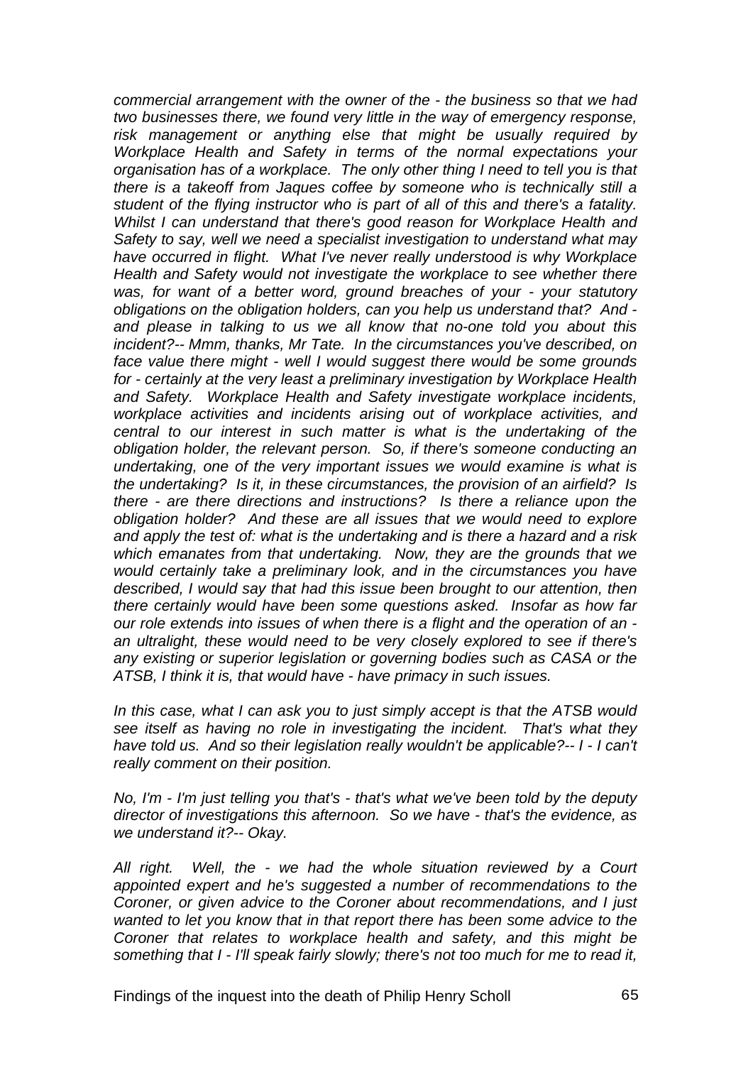*commercial arrangement with the owner of the - the business so that we had two businesses there, we found very little in the way of emergency response, risk management or anything else that might be usually required by Workplace Health and Safety in terms of the normal expectations your organisation has of a workplace. The only other thing I need to tell you is that there is a takeoff from Jaques coffee by someone who is technically still a student of the flying instructor who is part of all of this and there's a fatality. Whilst I can understand that there's good reason for Workplace Health and Safety to say, well we need a specialist investigation to understand what may have occurred in flight. What I've never really understood is why Workplace Health and Safety would not investigate the workplace to see whether there was, for want of a better word, ground breaches of your - your statutory obligations on the obligation holders, can you help us understand that? And - and please in talking to us we all know that no-one told you about this incident?-- Mmm, thanks, Mr Tate. In the circumstances you've described, on face value there might - well I would suggest there would be some grounds for - certainly at the very least a preliminary investigation by Workplace Health and Safety. Workplace Health and Safety investigate workplace incidents, workplace activities and incidents arising out of workplace activities, and central to our interest in such matter is what is the undertaking of the obligation holder, the relevant person. So, if there's someone conducting an undertaking, one of the very important issues we would examine is what is the undertaking? Is it, in these circumstances, the provision of an airfield? Is there - are there directions and instructions? Is there a reliance upon the obligation holder? And these are all issues that we would need to explore and apply the test of: what is the undertaking and is there a hazard and a risk which emanates from that undertaking. Now, they are the grounds that we would certainly take a preliminary look, and in the circumstances you have described, I would say that had this issue been brought to our attention, then there certainly would have been some questions asked. Insofar as how far our role extends into issues of when there is a flight and the operation of an - an ultralight, these would need to be very closely explored to see if there's any existing or superior legislation or governing bodies such as CASA or the ATSB, I think it is, that would have - have primacy in such issues.*

*In this case, what I can ask you to just simply accept is that the ATSB would see itself as having no role in investigating the incident. That's what they have told us. And so their legislation really wouldn't be applicable?-- I - I can't really comment on their position.*

*No, I'm - I'm just telling you that's - that's what we've been told by the deputy director of investigations this afternoon. So we have - that's the evidence, as we understand it?-- Okay.*

*All right. Well, the - we had the whole situation reviewed by a Court appointed expert and he's suggested a number of recommendations to the Coroner, or given advice to the Coroner about recommendations, and I just wanted to let you know that in that report there has been some advice to the Coroner that relates to workplace health and safety, and this might be something that I - I'll speak fairly slowly; there's not too much for me to read it,*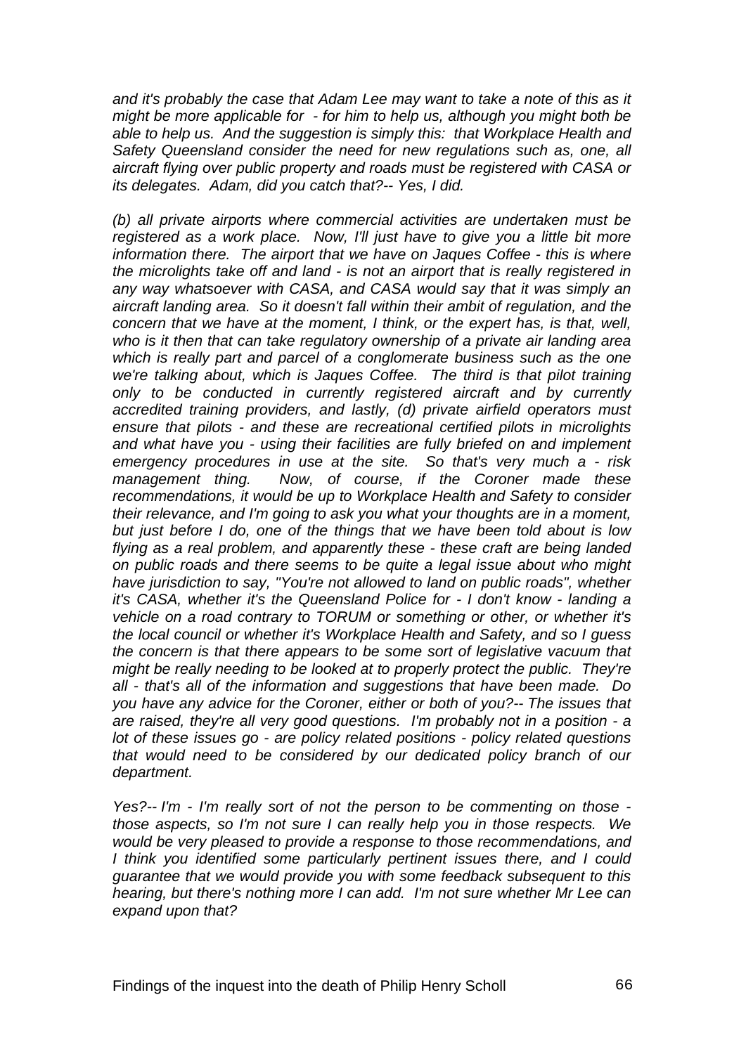*and it's probably the case that Adam Lee may want to take a note of this as it might be more applicable for - for him to help us, although you might both be able to help us. And the suggestion is simply this: that Workplace Health and Safety Queensland consider the need for new regulations such as, one, all aircraft flying over public property and roads must be registered with CASA or its delegates. Adam, did you catch that?-- Yes, I did.*

*(b) all private airports where commercial activities are undertaken must be registered as a work place. Now, I'll just have to give you a little bit more information there. The airport that we have on Jaques Coffee - this is where the microlights take off and land - is not an airport that is really registered in any way whatsoever with CASA, and CASA would say that it was simply an aircraft landing area. So it doesn't fall within their ambit of regulation, and the concern that we have at the moment, I think, or the expert has, is that, well, who is it then that can take regulatory ownership of a private air landing area which is really part and parcel of a conglomerate business such as the one we're talking about, which is Jaques Coffee. The third is that pilot training only to be conducted in currently registered aircraft and by currently accredited training providers, and lastly, (d) private airfield operators must ensure that pilots - and these are recreational certified pilots in microlights and what have you - using their facilities are fully briefed on and implement emergency procedures in use at the site. So that's very much a - risk management thing. Now, of course, if the Coroner made these recommendations, it would be up to Workplace Health and Safety to consider their relevance, and I'm going to ask you what your thoughts are in a moment, but just before I do, one of the things that we have been told about is low flying as a real problem, and apparently these - these craft are being landed on public roads and there seems to be quite a legal issue about who might have jurisdiction to say, "You're not allowed to land on public roads", whether it's CASA, whether it's the Queensland Police for - I don't know - landing a vehicle on a road contrary to TORUM or something or other, or whether it's the local council or whether it's Workplace Health and Safety, and so I guess the concern is that there appears to be some sort of legislative vacuum that might be really needing to be looked at to properly protect the public. They're all - that's all of the information and suggestions that have been made. Do you have any advice for the Coroner, either or both of you?-- The issues that are raised, they're all very good questions. I'm probably not in a position - a lot of these issues go - are policy related positions - policy related questions that would need to be considered by our dedicated policy branch of our department.*

*Yes?-- I'm - I'm really sort of not the person to be commenting on those - those aspects, so I'm not sure I can really help you in those respects. We would be very pleased to provide a response to those recommendations, and I think you identified some particularly pertinent issues there, and I could guarantee that we would provide you with some feedback subsequent to this hearing, but there's nothing more I can add. I'm not sure whether Mr Lee can expand upon that?*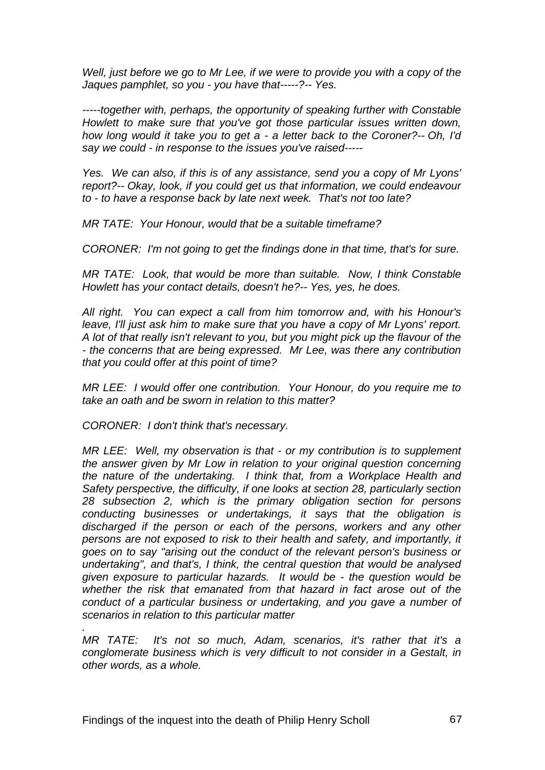*Well, just before we go to Mr Lee, if we were to provide you with a copy of the Jaques pamphlet, so you - you have that-----?-- Yes.*

*-----together with, perhaps, the opportunity of speaking further with Constable Howlett to make sure that you've got those particular issues written down, how long would it take you to get a - a letter back to the Coroner?-- Oh, I'd say we could - in response to the issues you've raised-----*

*Yes. We can also, if this is of any assistance, send you a copy of Mr Lyons' report?-- Okay, look, if you could get us that information, we could endeavour to - to have a response back by late next week. That's not too late?*

*MR TATE: Your Honour, would that be a suitable timeframe?*

*CORONER: I'm not going to get the findings done in that time, that's for sure.*

*MR TATE: Look, that would be more than suitable. Now, I think Constable Howlett has your contact details, doesn't he?-- Yes, yes, he does.*

*All right. You can expect a call from him tomorrow and, with his Honour's leave, I'll just ask him to make sure that you have a copy of Mr Lyons' report. A lot of that really isn't relevant to you, but you might pick up the flavour of the - the concerns that are being expressed. Mr Lee, was there any contribution that you could offer at this point of time?*

*MR LEE: I would offer one contribution. Your Honour, do you require me to take an oath and be sworn in relation to this matter?*

*CORONER: I don't think that's necessary.*

*MR LEE: Well, my observation is that - or my contribution is to supplement the answer given by Mr Low in relation to your original question concerning the nature of the undertaking. I think that, from a Workplace Health and Safety perspective, the difficulty, if one looks at section 28, particularly section 28 subsection 2, which is the primary obligation section for persons conducting businesses or undertakings, it says that the obligation is discharged if the person or each of the persons, workers and any other persons are not exposed to risk to their health and safety, and importantly, it goes on to say "arising out the conduct of the relevant person's business or undertaking", and that's, I think, the central question that would be analysed given exposure to particular hazards. It would be - the question would be whether the risk that emanated from that hazard in fact arose out of the conduct of a particular business or undertaking, and you gave a number of scenarios in relation to this particular matter*

*.*

*MR TATE: It's not so much, Adam, scenarios, it's rather that it's a conglomerate business which is very difficult to not consider in a Gestalt, in other words, as a whole.*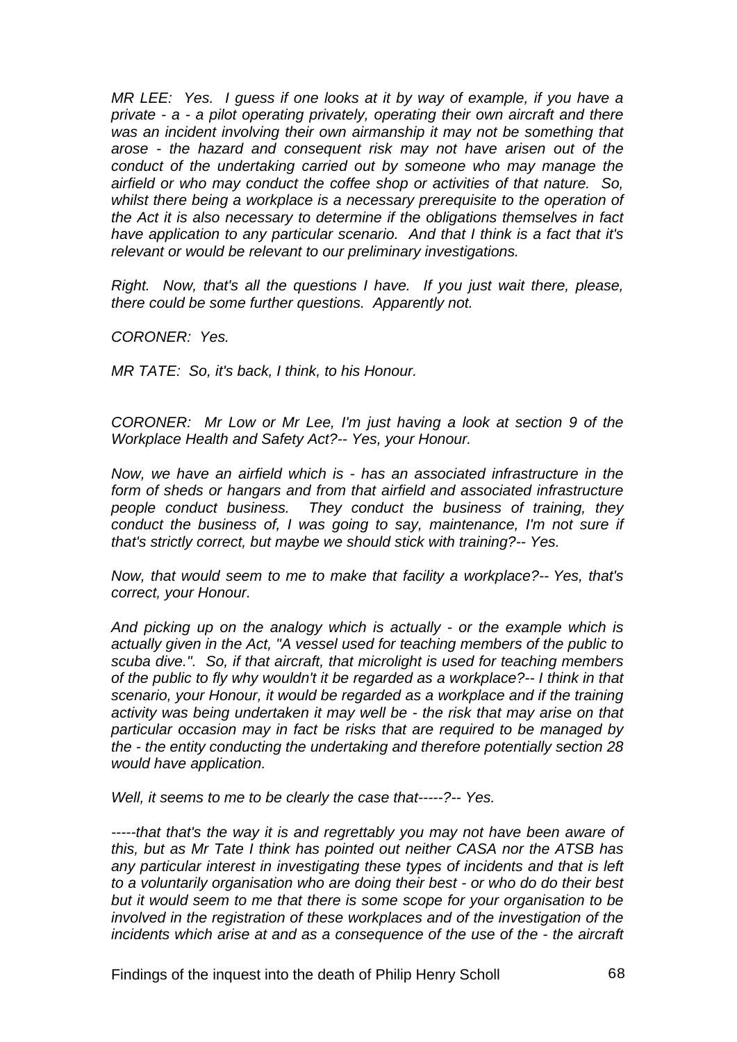*MR LEE: Yes. I guess if one looks at it by way of example, if you have a private - a - a pilot operating privately, operating their own aircraft and there was an incident involving their own airmanship it may not be something that arose - the hazard and consequent risk may not have arisen out of the conduct of the undertaking carried out by someone who may manage the airfield or who may conduct the coffee shop or activities of that nature. So, whilst there being a workplace is a necessary prerequisite to the operation of the Act it is also necessary to determine if the obligations themselves in fact have application to any particular scenario. And that I think is a fact that it's relevant or would be relevant to our preliminary investigations.*

*Right. Now, that's all the questions I have. If you just wait there, please, there could be some further questions. Apparently not.*

*CORONER: Yes.*

*MR TATE: So, it's back, I think, to his Honour.*

*CORONER: Mr Low or Mr Lee, I'm just having a look at section 9 of the Workplace Health and Safety Act?-- Yes, your Honour.*

*Now, we have an airfield which is - has an associated infrastructure in the form of sheds or hangars and from that airfield and associated infrastructure people conduct business. They conduct the business of training, they conduct the business of, I was going to say, maintenance, I'm not sure if that's strictly correct, but maybe we should stick with training?-- Yes.*

*Now, that would seem to me to make that facility a workplace?-- Yes, that's correct, your Honour.*

*And picking up on the analogy which is actually - or the example which is actually given in the Act, "A vessel used for teaching members of the public to scuba dive.". So, if that aircraft, that microlight is used for teaching members of the public to fly why wouldn't it be regarded as a workplace?-- I think in that scenario, your Honour, it would be regarded as a workplace and if the training activity was being undertaken it may well be - the risk that may arise on that particular occasion may in fact be risks that are required to be managed by the - the entity conducting the undertaking and therefore potentially section 28 would have application.*

*Well, it seems to me to be clearly the case that-----?-- Yes.*

*-----that that's the way it is and regrettably you may not have been aware of this, but as Mr Tate I think has pointed out neither CASA nor the ATSB has any particular interest in investigating these types of incidents and that is left to a voluntarily organisation who are doing their best - or who do do their best but it would seem to me that there is some scope for your organisation to be involved in the registration of these workplaces and of the investigation of the incidents which arise at and as a consequence of the use of the - the aircraft*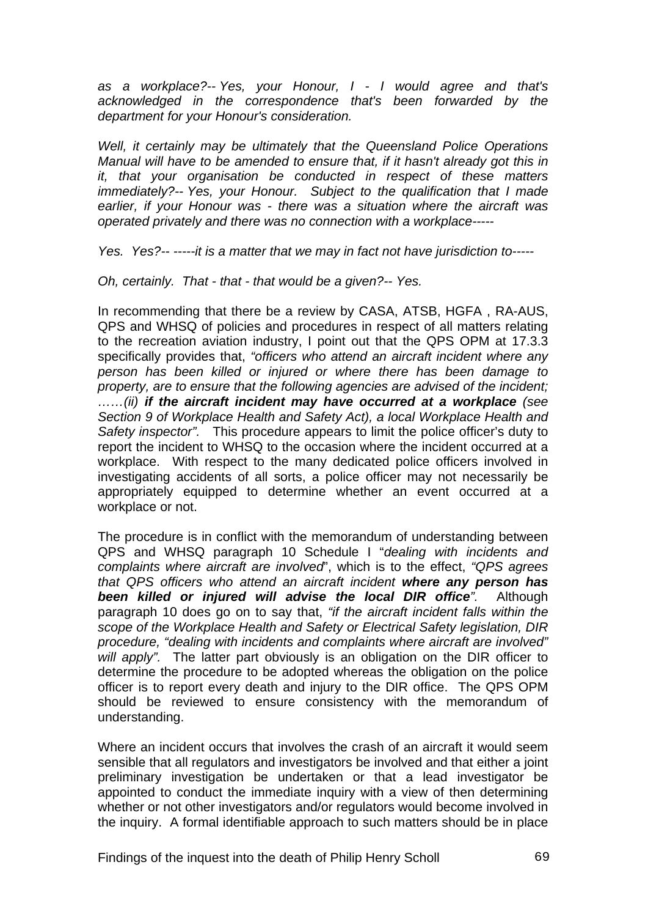*as a workplace?-- Yes, your Honour, I - I would agree and that's acknowledged in the correspondence that's been forwarded by the department for your Honour's consideration.*

*Well, it certainly may be ultimately that the Queensland Police Operations Manual will have to be amended to ensure that, if it hasn't already got this in it, that your organisation be conducted in respect of these matters immediately?-- Yes, your Honour. Subject to the qualification that I made earlier, if your Honour was - there was a situation where the aircraft was operated privately and there was no connection with a workplace-----*

*Yes. Yes?-- -----it is a matter that we may in fact not have jurisdiction to-----*

*Oh, certainly. That - that - that would be a given?-- Yes.*

In recommending that there be a review by CASA, ATSB, HGFA , RA-AUS, QPS and WHSQ of policies and procedures in respect of all matters relating to the recreation aviation industry, I point out that the QPS OPM at 17.3.3 specifically provides that, *"officers who attend an aircraft incident where any person has been killed or injured or where there has been damage to property, are to ensure that the following agencies are advised of the incident; ……(ii)* ***if the aircraft incident may have occurred at a workplace*** *(see Section 9 of Workplace Health and Safety Act), a local Workplace Health and Safety inspector".* This procedure appears to limit the police officer's duty to report the incident to WHSQ to the occasion where the incident occurred at a workplace. With respect to the many dedicated police officers involved in investigating accidents of all sorts, a police officer may not necessarily be appropriately equipped to determine whether an event occurred at a workplace or not.

The procedure is in conflict with the memorandum of understanding between QPS and WHSQ paragraph 10 Schedule I "*dealing with incidents and complaints where aircraft are involved*", which is to the effect, *"QPS agrees that QPS officers who attend an aircraft incident* ***where any person has been killed or injured will advise the local DIR office****".* Although paragraph 10 does go on to say that, *"if the aircraft incident falls within the scope of the Workplace Health and Safety or Electrical Safety legislation, DIR procedure, "dealing with incidents and complaints where aircraft are involved" will apply".* The latter part obviously is an obligation on the DIR officer to determine the procedure to be adopted whereas the obligation on the police officer is to report every death and injury to the DIR office. The QPS OPM should be reviewed to ensure consistency with the memorandum of understanding.

Where an incident occurs that involves the crash of an aircraft it would seem sensible that all regulators and investigators be involved and that either a joint preliminary investigation be undertaken or that a lead investigator be appointed to conduct the immediate inquiry with a view of then determining whether or not other investigators and/or regulators would become involved in the inquiry. A formal identifiable approach to such matters should be in place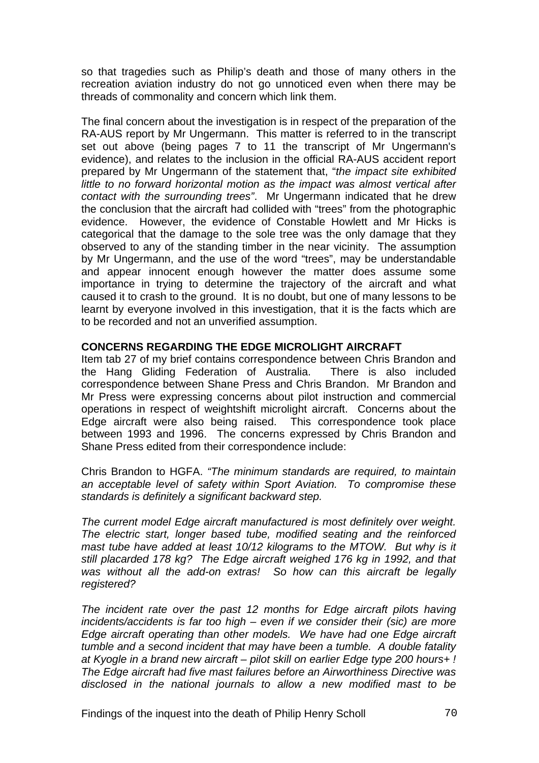so that tragedies such as Philip's death and those of many others in the recreation aviation industry do not go unnoticed even when there may be threads of commonality and concern which link them.

The final concern about the investigation is in respect of the preparation of the RA-AUS report by Mr Ungermann. This matter is referred to in the transcript set out above (being pages 7 to 11 the transcript of Mr Ungermann's evidence), and relates to the inclusion in the official RA-AUS accident report prepared by Mr Ungermann of the statement that, "*the impact site exhibited little to no forward horizontal motion as the impact was almost vertical after contact with the surrounding trees*". Mr Ungermann indicated that he drew the conclusion that the aircraft had collided with "trees" from the photographic evidence. However, the evidence of Constable Howlett and Mr Hicks is categorical that the damage to the sole tree was the only damage that they observed to any of the standing timber in the near vicinity. The assumption by Mr Ungermann, and the use of the word "trees", may be understandable and appear innocent enough however the matter does assume some importance in trying to determine the trajectory of the aircraft and what caused it to crash to the ground. It is no doubt, but one of many lessons to be learnt by everyone involved in this investigation, that it is the facts which are to be recorded and not an unverified assumption.

**CONCERNS REGARDING THE EDGE MICROLIGHT AIRCRAFT**

Item tab 27 of my brief contains correspondence between Chris Brandon and the Hang Gliding Federation of Australia. There is also included correspondence between Shane Press and Chris Brandon. Mr Brandon and Mr Press were expressing concerns about pilot instruction and commercial operations in respect of weightshift microlight aircraft. Concerns about the Edge aircraft were also being raised. This correspondence took place between 1993 and 1996. The concerns expressed by Chris Brandon and Shane Press edited from their correspondence include:

Chris Brandon to HGFA. *"The minimum standards are required, to maintain an acceptable level of safety within Sport Aviation. To compromise these standards is definitely a significant backward step.*

*The current model Edge aircraft manufactured is most definitely over weight. The electric start, longer based tube, modified seating and the reinforced mast tube have added at least 10/12 kilograms to the MTOW. But why is it still placarded 178 kg? The Edge aircraft weighed 176 kg in 1992, and that was without all the add-on extras! So how can this aircraft be legally registered?*

*The incident rate over the past 12 months for Edge aircraft pilots having incidents/accidents is far too high – even if we consider their (sic) are more Edge aircraft operating than other models. We have had one Edge aircraft tumble and a second incident that may have been a tumble. A double fatality at Kyogle in a brand new aircraft – pilot skill on earlier Edge type 200 hours+ ! The Edge aircraft had five mast failures before an Airworthiness Directive was disclosed in the national journals to allow a new modified mast to be*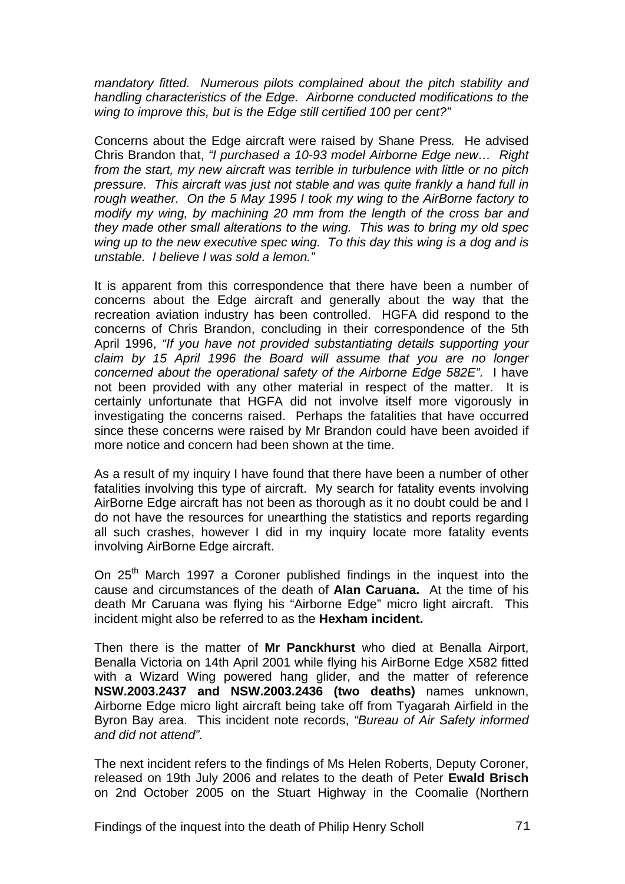*mandatory fitted. Numerous pilots complained about the pitch stability and handling characteristics of the Edge. Airborne conducted modifications to the wing to improve this, but is the Edge still certified 100 per cent?"*

Concerns about the Edge aircraft were raised by Shane Press*.* He advised Chris Brandon that, *"I purchased a 10-93 model Airborne Edge new… Right from the start, my new aircraft was terrible in turbulence with little or no pitch pressure. This aircraft was just not stable and was quite frankly a hand full in rough weather. On the 5 May 1995 I took my wing to the AirBorne factory to modify my wing, by machining 20 mm from the length of the cross bar and they made other small alterations to the wing. This was to bring my old spec wing up to the new executive spec wing. To this day this wing is a dog and is unstable. I believe I was sold a lemon."*

It is apparent from this correspondence that there have been a number of concerns about the Edge aircraft and generally about the way that the recreation aviation industry has been controlled. HGFA did respond to the concerns of Chris Brandon, concluding in their correspondence of the 5th April 1996, *"If you have not provided substantiating details supporting your claim by 15 April 1996 the Board will assume that you are no longer concerned about the operational safety of the Airborne Edge 582E".* I have not been provided with any other material in respect of the matter. It is certainly unfortunate that HGFA did not involve itself more vigorously in investigating the concerns raised. Perhaps the fatalities that have occurred since these concerns were raised by Mr Brandon could have been avoided if more notice and concern had been shown at the time.

As a result of my inquiry I have found that there have been a number of other fatalities involving this type of aircraft. My search for fatality events involving AirBorne Edge aircraft has not been as thorough as it no doubt could be and I do not have the resources for unearthing the statistics and reports regarding all such crashes, however I did in my inquiry locate more fatality events involving AirBorne Edge aircraft.

On 25th March 1997 a Coroner published findings in the inquest into the cause and circumstances of the death of **Alan Caruana.** At the time of his death Mr Caruana was flying his "Airborne Edge" micro light aircraft. This incident might also be referred to as the **Hexham incident.**

Then there is the matter of **Mr Panckhurst** who died at Benalla Airport, Benalla Victoria on 14th April 2001 while flying his AirBorne Edge X582 fitted with a Wizard Wing powered hang glider, and the matter of reference **NSW.2003.2437 and NSW.2003.2436 (two deaths)** names unknown, Airborne Edge micro light aircraft being take off from Tyagarah Airfield in the Byron Bay area. This incident note records, *"Bureau of Air Safety informed and did not attend".*

The next incident refers to the findings of Ms Helen Roberts, Deputy Coroner, released on 19th July 2006 and relates to the death of Peter **Ewald Brisch** on 2nd October 2005 on the Stuart Highway in the Coomalie (Northern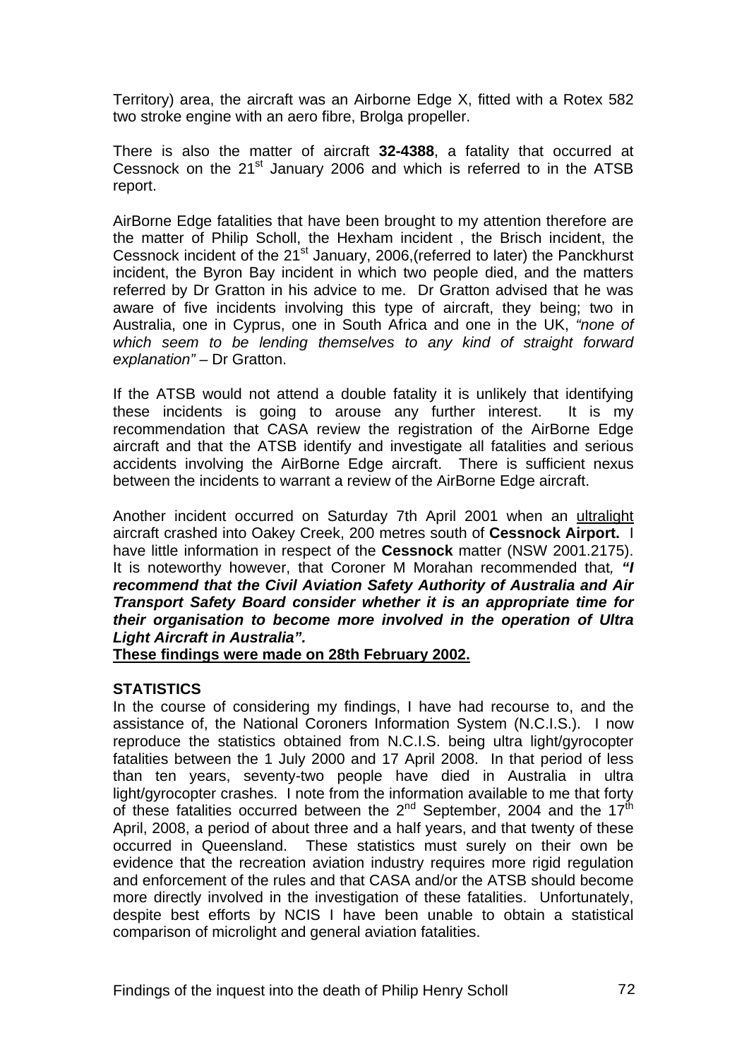Territory) area, the aircraft was an Airborne Edge X, fitted with a Rotex 582 two stroke engine with an aero fibre, Brolga propeller.

There is also the matter of aircraft **32-4388**, a fatality that occurred at Cessnock on the 21st January 2006 and which is referred to in the ATSB report.

AirBorne Edge fatalities that have been brought to my attention therefore are the matter of Philip Scholl, the Hexham incident , the Brisch incident, the Cessnock incident of the 21st January, 2006,(referred to later) the Panckhurst incident, the Byron Bay incident in which two people died, and the matters referred by Dr Gratton in his advice to me. Dr Gratton advised that he was aware of five incidents involving this type of aircraft, they being; two in Australia, one in Cyprus, one in South Africa and one in the UK, *"none of which seem to be lending themselves to any kind of straight forward explanation"* – Dr Gratton.

If the ATSB would not attend a double fatality it is unlikely that identifying these incidents is going to arouse any further interest. It is my recommendation that CASA review the registration of the AirBorne Edge aircraft and that the ATSB identify and investigate all fatalities and serious accidents involving the AirBorne Edge aircraft. There is sufficient nexus between the incidents to warrant a review of the AirBorne Edge aircraft.

Another incident occurred on Saturday 7th April 2001 when an ultralight aircraft crashed into Oakey Creek, 200 metres south of **Cessnock Airport.** I have little information in respect of the **Cessnock** matter (NSW 2001.2175). It is noteworthy however, that Coroner M Morahan recommended that, ***"I recommend that the Civil Aviation Safety Authority of Australia and Air Transport Safety Board consider whether it is an appropriate time for their organisation to become more involved in the operation of Ultra Light Aircraft in Australia".***

**These findings were made on 28th February 2002.**

**STATISTICS**

In the course of considering my findings, I have had recourse to, and the assistance of, the National Coroners Information System (N.C.I.S.). I now reproduce the statistics obtained from N.C.I.S. being ultra light/gyrocopter fatalities between the 1 July 2000 and 17 April 2008. In that period of less than ten years, seventy-two people have died in Australia in ultra light/gyrocopter crashes. I note from the information available to me that forty of these fatalities occurred between the 2nd September, 2004 and the 17th April, 2008, a period of about three and a half years, and that twenty of these occurred in Queensland. These statistics must surely on their own be evidence that the recreation aviation industry requires more rigid regulation and enforcement of the rules and that CASA and/or the ATSB should become more directly involved in the investigation of these fatalities. Unfortunately, despite best efforts by NCIS I have been unable to obtain a statistical comparison of microlight and general aviation fatalities.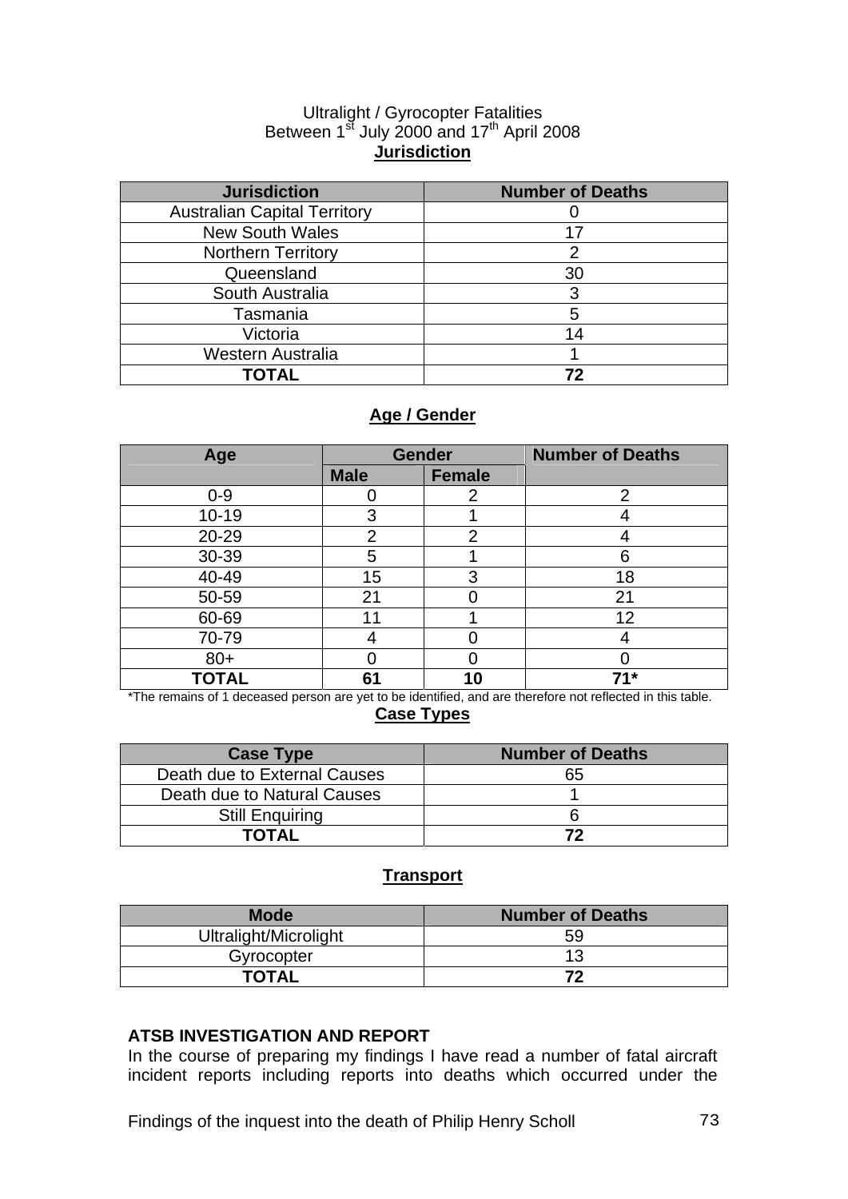Ultralight / Gyrocopter Fatalities
Between 1st July 2000 and 17th April 2008

**Jurisdiction**

| Jurisdiction | Number of Deaths |
|---|---|
| Australian Capital Territory | 0 |
| New South Wales | 17 |
| Northern Territory | 2 |
| Queensland | 30 |
| South Australia | 3 |
| Tasmania | 5 |
| Victoria | 14 |
| Western Australia | 1 |
| **TOTAL** | **72** |

**Age / Gender**

| Age | Gender | | Number of Deaths |
|---|---|---|---|
| | Male | Female | |
| 0-9 | 0 | 2 | 2 |
| 10-19 | 3 | 1 | 4 |
| 20-29 | 2 | 2 | 4 |
| 30-39 | 5 | 1 | 6 |
| 40-49 | 15 | 3 | 18 |
| 50-59 | 21 | 0 | 21 |
| 60-69 | 11 | 1 | 12 |
| 70-79 | 4 | 0 | 4 |
| 80+ | 0 | 0 | 0 |
| **TOTAL** | **61** | **10** | **71*** |

*The remains of 1 deceased person are yet to be identified, and are therefore not reflected in this table.

**Case Types**

| Case Type | Number of Deaths |
|---|---|
| Death due to External Causes | 65 |
| Death due to Natural Causes | 1 |
| Still Enquiring | 6 |
| **TOTAL** | **72** |

**Transport**

| Mode | Number of Deaths |
|---|---|
| Ultralight/Microlight | 59 |
| Gyrocopter | 13 |
| **TOTAL** | **72** |

**ATSB INVESTIGATION AND REPORT**

In the course of preparing my findings I have read a number of fatal aircraft incident reports including reports into deaths which occurred under the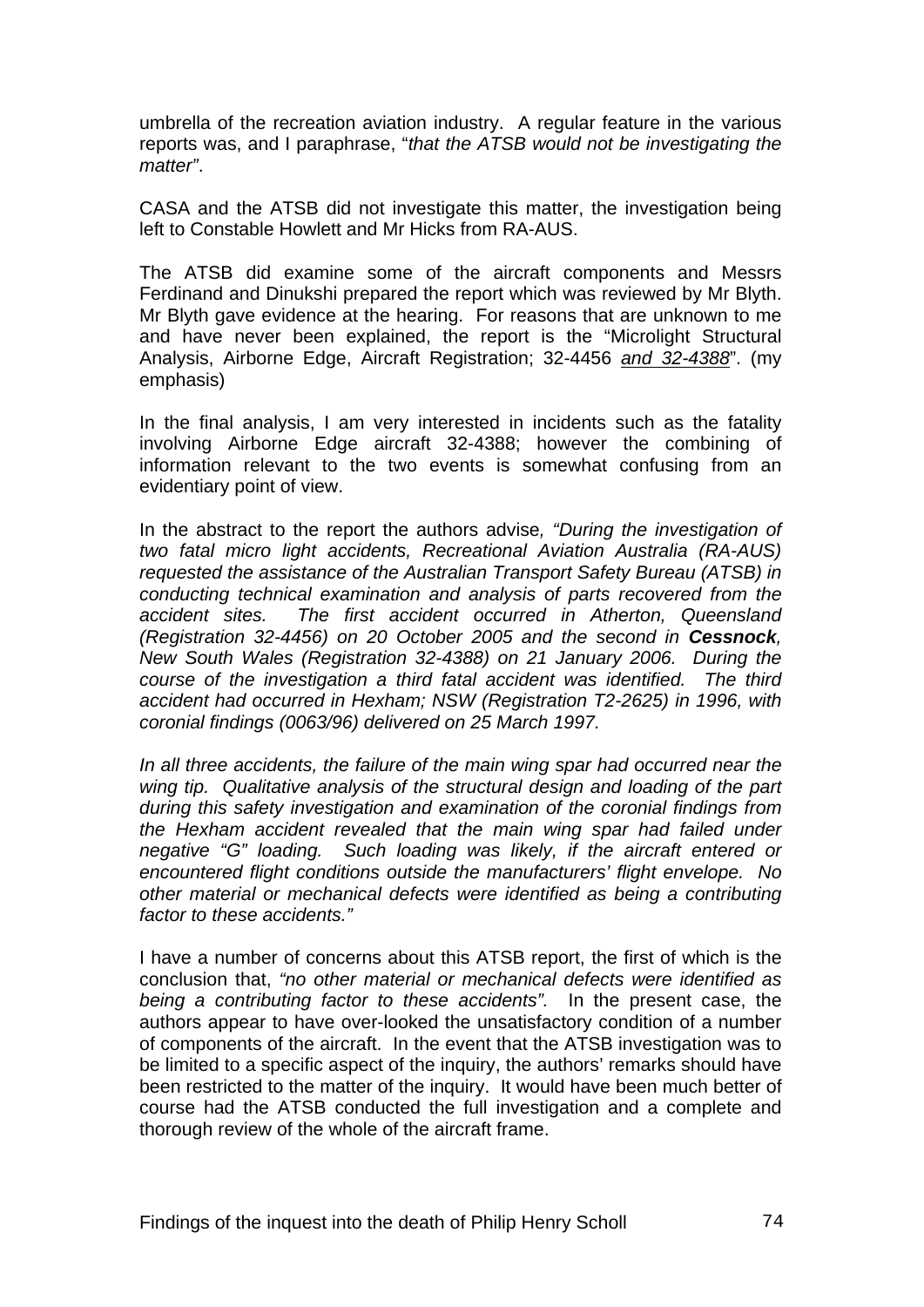umbrella of the recreation aviation industry. A regular feature in the various reports was, and I paraphrase, "*that the ATSB would not be investigating the matter"*.

CASA and the ATSB did not investigate this matter, the investigation being left to Constable Howlett and Mr Hicks from RA-AUS.

The ATSB did examine some of the aircraft components and Messrs Ferdinand and Dinukshi prepared the report which was reviewed by Mr Blyth. Mr Blyth gave evidence at the hearing. For reasons that are unknown to me and have never been explained, the report is the "Microlight Structural Analysis, Airborne Edge, Aircraft Registration; 32-4456 *<u>and 32-4388</u>*". (my emphasis)

In the final analysis, I am very interested in incidents such as the fatality involving Airborne Edge aircraft 32-4388; however the combining of information relevant to the two events is somewhat confusing from an evidentiary point of view.

In the abstract to the report the authors advise*, "During the investigation of two fatal micro light accidents, Recreational Aviation Australia (RA-AUS) requested the assistance of the Australian Transport Safety Bureau (ATSB) in conducting technical examination and analysis of parts recovered from the accident sites. The first accident occurred in Atherton, Queensland (Registration 32-4456) on 20 October 2005 and the second in **Cessnock**, New South Wales (Registration 32-4388) on 21 January 2006. During the course of the investigation a third fatal accident was identified. The third accident had occurred in Hexham; NSW (Registration T2-2625) in 1996, with coronial findings (0063/96) delivered on 25 March 1997.*

*In all three accidents, the failure of the main wing spar had occurred near the wing tip. Qualitative analysis of the structural design and loading of the part during this safety investigation and examination of the coronial findings from the Hexham accident revealed that the main wing spar had failed under negative "G" loading. Such loading was likely, if the aircraft entered or encountered flight conditions outside the manufacturers' flight envelope. No other material or mechanical defects were identified as being a contributing factor to these accidents."*

I have a number of concerns about this ATSB report, the first of which is the conclusion that, *"no other material or mechanical defects were identified as being a contributing factor to these accidents".* In the present case, the authors appear to have over-looked the unsatisfactory condition of a number of components of the aircraft. In the event that the ATSB investigation was to be limited to a specific aspect of the inquiry, the authors' remarks should have been restricted to the matter of the inquiry. It would have been much better of course had the ATSB conducted the full investigation and a complete and thorough review of the whole of the aircraft frame.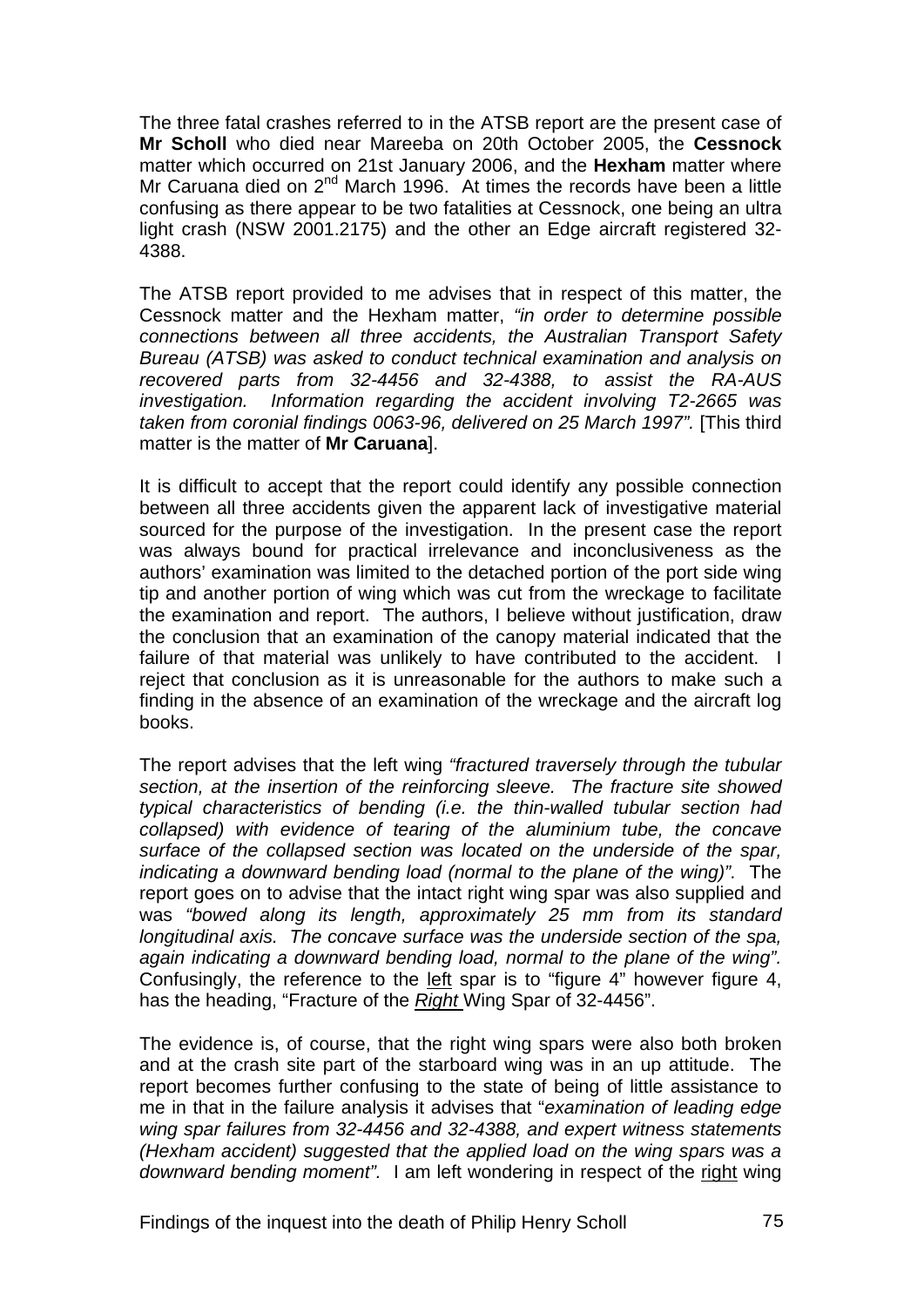The three fatal crashes referred to in the ATSB report are the present case of **Mr Scholl** who died near Mareeba on 20th October 2005, the **Cessnock** matter which occurred on 21st January 2006, and the **Hexham** matter where Mr Caruana died on 2nd March 1996. At times the records have been a little confusing as there appear to be two fatalities at Cessnock, one being an ultra light crash (NSW 2001.2175) and the other an Edge aircraft registered 32-4388.

The ATSB report provided to me advises that in respect of this matter, the Cessnock matter and the Hexham matter, *"in order to determine possible connections between all three accidents, the Australian Transport Safety Bureau (ATSB) was asked to conduct technical examination and analysis on recovered parts from 32-4456 and 32-4388, to assist the RA-AUS investigation. Information regarding the accident involving T2-2665 was taken from coronial findings 0063-96, delivered on 25 March 1997".* [This third matter is the matter of **Mr Caruana**].

It is difficult to accept that the report could identify any possible connection between all three accidents given the apparent lack of investigative material sourced for the purpose of the investigation. In the present case the report was always bound for practical irrelevance and inconclusiveness as the authors' examination was limited to the detached portion of the port side wing tip and another portion of wing which was cut from the wreckage to facilitate the examination and report. The authors, I believe without justification, draw the conclusion that an examination of the canopy material indicated that the failure of that material was unlikely to have contributed to the accident. I reject that conclusion as it is unreasonable for the authors to make such a finding in the absence of an examination of the wreckage and the aircraft log books.

The report advises that the left wing *"fractured traversely through the tubular section, at the insertion of the reinforcing sleeve. The fracture site showed typical characteristics of bending (i.e. the thin-walled tubular section had collapsed) with evidence of tearing of the aluminium tube, the concave surface of the collapsed section was located on the underside of the spar, indicating a downward bending load (normal to the plane of the wing)".* The report goes on to advise that the intact right wing spar was also supplied and was *"bowed along its length, approximately 25 mm from its standard longitudinal axis. The concave surface was the underside section of the spa, again indicating a downward bending load, normal to the plane of the wing".* Confusingly, the reference to the <u>left</u> spar is to "figure 4" however figure 4, has the heading, "Fracture of the <u>*Right*</u> Wing Spar of 32-4456".

The evidence is, of course, that the right wing spars were also both broken and at the crash site part of the starboard wing was in an up attitude. The report becomes further confusing to the state of being of little assistance to me in that in the failure analysis it advises that "*examination of leading edge wing spar failures from 32-4456 and 32-4388, and expert witness statements (Hexham accident) suggested that the applied load on the wing spars was a downward bending moment".* I am left wondering in respect of the <u>right</u> wing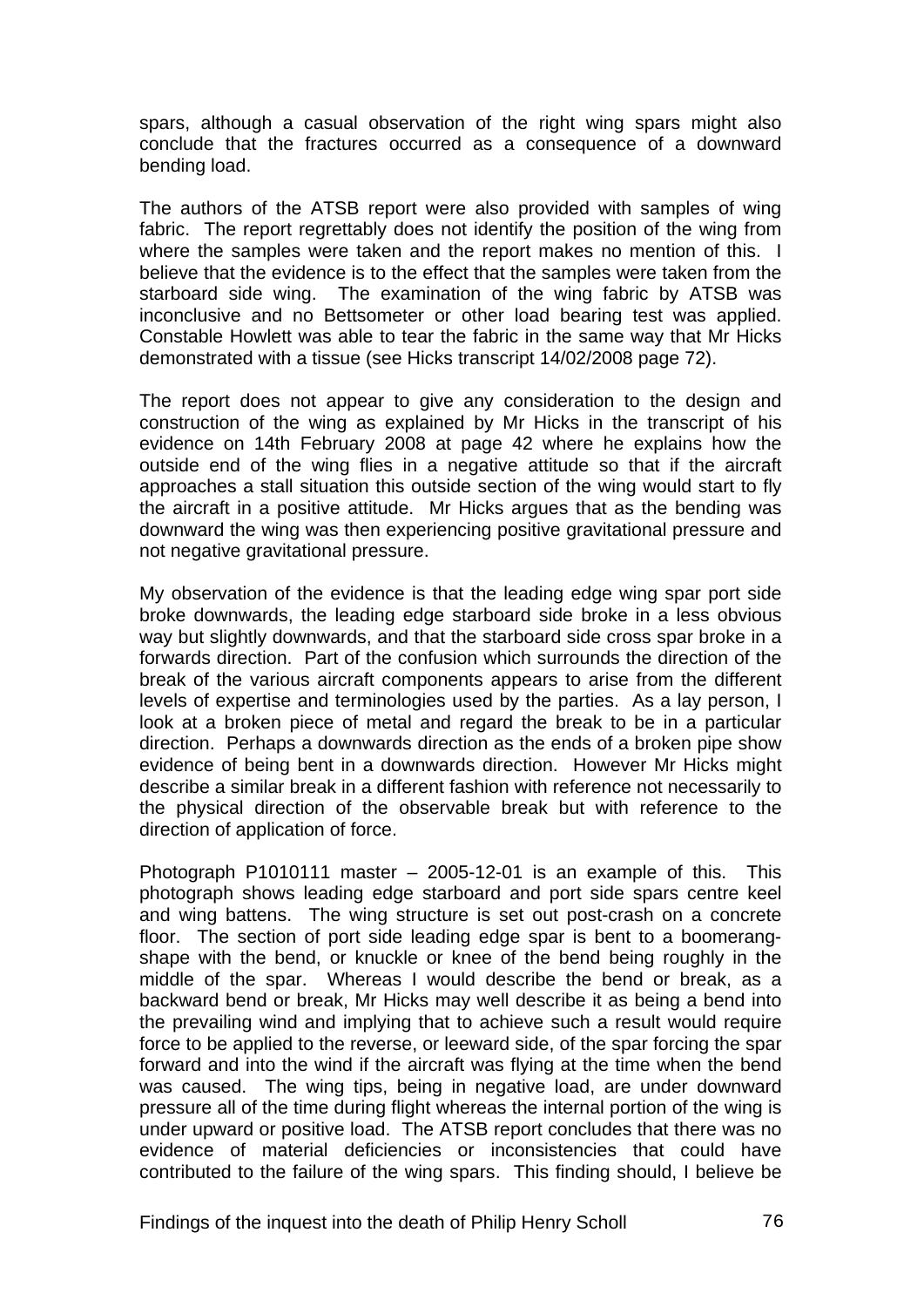spars, although a casual observation of the right wing spars might also conclude that the fractures occurred as a consequence of a downward bending load.

The authors of the ATSB report were also provided with samples of wing fabric. The report regrettably does not identify the position of the wing from where the samples were taken and the report makes no mention of this. I believe that the evidence is to the effect that the samples were taken from the starboard side wing. The examination of the wing fabric by ATSB was inconclusive and no Bettsometer or other load bearing test was applied. Constable Howlett was able to tear the fabric in the same way that Mr Hicks demonstrated with a tissue (see Hicks transcript 14/02/2008 page 72).

The report does not appear to give any consideration to the design and construction of the wing as explained by Mr Hicks in the transcript of his evidence on 14th February 2008 at page 42 where he explains how the outside end of the wing flies in a negative attitude so that if the aircraft approaches a stall situation this outside section of the wing would start to fly the aircraft in a positive attitude. Mr Hicks argues that as the bending was downward the wing was then experiencing positive gravitational pressure and not negative gravitational pressure.

My observation of the evidence is that the leading edge wing spar port side broke downwards, the leading edge starboard side broke in a less obvious way but slightly downwards, and that the starboard side cross spar broke in a forwards direction. Part of the confusion which surrounds the direction of the break of the various aircraft components appears to arise from the different levels of expertise and terminologies used by the parties. As a lay person, I look at a broken piece of metal and regard the break to be in a particular direction. Perhaps a downwards direction as the ends of a broken pipe show evidence of being bent in a downwards direction. However Mr Hicks might describe a similar break in a different fashion with reference not necessarily to the physical direction of the observable break but with reference to the direction of application of force.

Photograph P1010111 master – 2005-12-01 is an example of this. This photograph shows leading edge starboard and port side spars centre keel and wing battens. The wing structure is set out post-crash on a concrete floor. The section of port side leading edge spar is bent to a boomerang-shape with the bend, or knuckle or knee of the bend being roughly in the middle of the spar. Whereas I would describe the bend or break, as a backward bend or break, Mr Hicks may well describe it as being a bend into the prevailing wind and implying that to achieve such a result would require force to be applied to the reverse, or leeward side, of the spar forcing the spar forward and into the wind if the aircraft was flying at the time when the bend was caused. The wing tips, being in negative load, are under downward pressure all of the time during flight whereas the internal portion of the wing is under upward or positive load. The ATSB report concludes that there was no evidence of material deficiencies or inconsistencies that could have contributed to the failure of the wing spars. This finding should, I believe be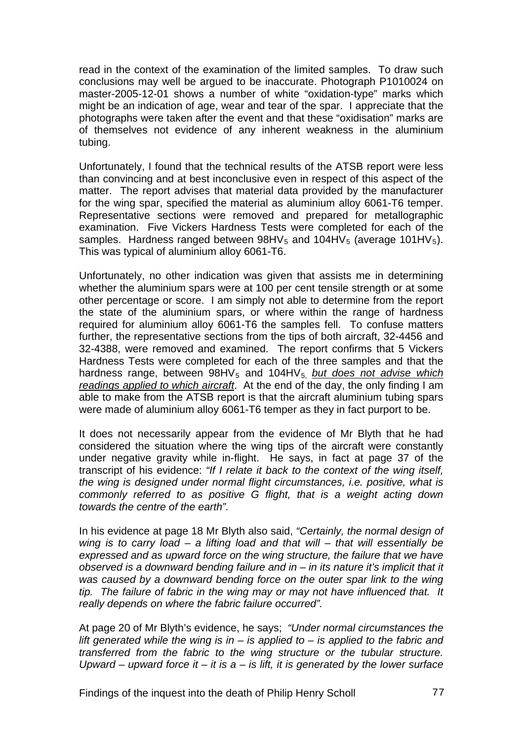read in the context of the examination of the limited samples. To draw such conclusions may well be argued to be inaccurate. Photograph P1010024 on master-2005-12-01 shows a number of white "oxidation-type" marks which might be an indication of age, wear and tear of the spar. I appreciate that the photographs were taken after the event and that these "oxidisation" marks are of themselves not evidence of any inherent weakness in the aluminium tubing.

Unfortunately, I found that the technical results of the ATSB report were less than convincing and at best inconclusive even in respect of this aspect of the matter. The report advises that material data provided by the manufacturer for the wing spar, specified the material as aluminium alloy 6061-T6 temper. Representative sections were removed and prepared for metallographic examination. Five Vickers Hardness Tests were completed for each of the samples. Hardness ranged between $98HV_5$ and $104HV_5$ (average $101HV_5$). This was typical of aluminium alloy 6061-T6.

Unfortunately, no other indication was given that assists me in determining whether the aluminium spars were at 100 per cent tensile strength or at some other percentage or score. I am simply not able to determine from the report the state of the aluminium spars, or where within the range of hardness required for aluminium alloy 6061-T6 the samples fell. To confuse matters further, the representative sections from the tips of both aircraft, 32-4456 and 32-4388, were removed and examined. The report confirms that 5 Vickers Hardness Tests were completed for each of the three samples and that the hardness range, between $98HV_5$ and $104HV_5$, *<u>but does not advise which readings applied to which aircraft</u>*. At the end of the day, the only finding I am able to make from the ATSB report is that the aircraft aluminium tubing spars were made of aluminium alloy 6061-T6 temper as they in fact purport to be.

It does not necessarily appear from the evidence of Mr Blyth that he had considered the situation where the wing tips of the aircraft were constantly under negative gravity while in-flight. He says, in fact at page 37 of the transcript of his evidence: *"If I relate it back to the context of the wing itself, the wing is designed under normal flight circumstances, i.e. positive, what is commonly referred to as positive G flight, that is a weight acting down towards the centre of the earth".*

In his evidence at page 18 Mr Blyth also said, *"Certainly, the normal design of wing is to carry load – a lifting load and that will – that will essentially be expressed and as upward force on the wing structure, the failure that we have observed is a downward bending failure and in – in its nature it's implicit that it was caused by a downward bending force on the outer spar link to the wing tip. The failure of fabric in the wing may or may not have influenced that. It really depends on where the fabric failure occurred".*

At page 20 of Mr Blyth's evidence, he says; *"Under normal circumstances the lift generated while the wing is in – is applied to – is applied to the fabric and transferred from the fabric to the wing structure or the tubular structure. Upward – upward force it – it is a – is lift, it is generated by the lower surface*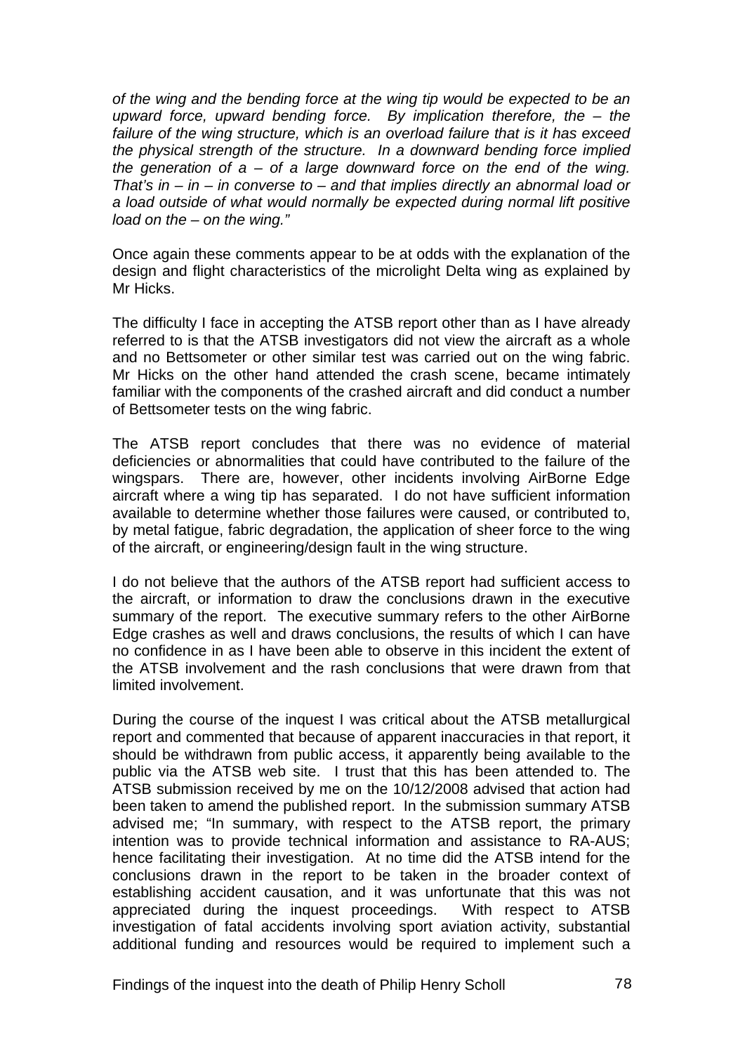*of the wing and the bending force at the wing tip would be expected to be an upward force, upward bending force. By implication therefore, the – the failure of the wing structure, which is an overload failure that is it has exceed the physical strength of the structure. In a downward bending force implied the generation of a – of a large downward force on the end of the wing. That's in – in – in converse to – and that implies directly an abnormal load or a load outside of what would normally be expected during normal lift positive load on the – on the wing."*

Once again these comments appear to be at odds with the explanation of the design and flight characteristics of the microlight Delta wing as explained by Mr Hicks.

The difficulty I face in accepting the ATSB report other than as I have already referred to is that the ATSB investigators did not view the aircraft as a whole and no Bettsometer or other similar test was carried out on the wing fabric. Mr Hicks on the other hand attended the crash scene, became intimately familiar with the components of the crashed aircraft and did conduct a number of Bettsometer tests on the wing fabric.

The ATSB report concludes that there was no evidence of material deficiencies or abnormalities that could have contributed to the failure of the wingspars. There are, however, other incidents involving AirBorne Edge aircraft where a wing tip has separated. I do not have sufficient information available to determine whether those failures were caused, or contributed to, by metal fatigue, fabric degradation, the application of sheer force to the wing of the aircraft, or engineering/design fault in the wing structure.

I do not believe that the authors of the ATSB report had sufficient access to the aircraft, or information to draw the conclusions drawn in the executive summary of the report. The executive summary refers to the other AirBorne Edge crashes as well and draws conclusions, the results of which I can have no confidence in as I have been able to observe in this incident the extent of the ATSB involvement and the rash conclusions that were drawn from that limited involvement.

During the course of the inquest I was critical about the ATSB metallurgical report and commented that because of apparent inaccuracies in that report, it should be withdrawn from public access, it apparently being available to the public via the ATSB web site. I trust that this has been attended to. The ATSB submission received by me on the 10/12/2008 advised that action had been taken to amend the published report. In the submission summary ATSB advised me; "In summary, with respect to the ATSB report, the primary intention was to provide technical information and assistance to RA-AUS; hence facilitating their investigation. At no time did the ATSB intend for the conclusions drawn in the report to be taken in the broader context of establishing accident causation, and it was unfortunate that this was not appreciated during the inquest proceedings. With respect to ATSB investigation of fatal accidents involving sport aviation activity, substantial additional funding and resources would be required to implement such a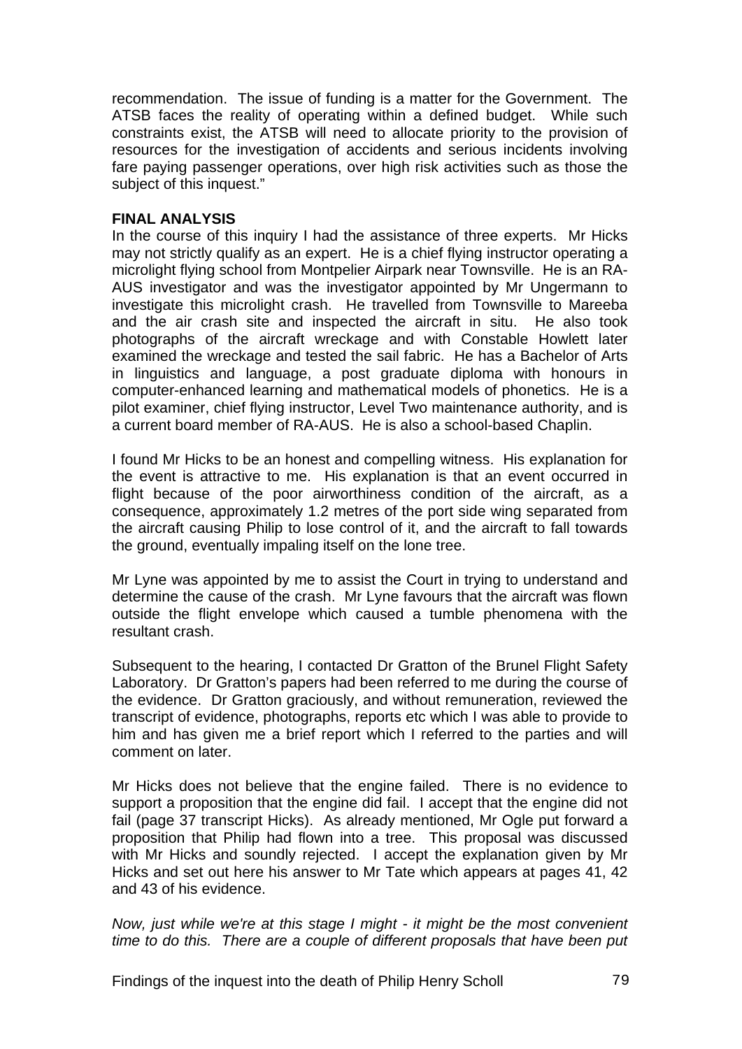recommendation. The issue of funding is a matter for the Government. The ATSB faces the reality of operating within a defined budget. While such constraints exist, the ATSB will need to allocate priority to the provision of resources for the investigation of accidents and serious incidents involving fare paying passenger operations, over high risk activities such as those the subject of this inquest."

**FINAL ANALYSIS**

In the course of this inquiry I had the assistance of three experts. Mr Hicks may not strictly qualify as an expert. He is a chief flying instructor operating a microlight flying school from Montpelier Airpark near Townsville. He is an RA-AUS investigator and was the investigator appointed by Mr Ungermann to investigate this microlight crash. He travelled from Townsville to Mareeba and the air crash site and inspected the aircraft in situ. He also took photographs of the aircraft wreckage and with Constable Howlett later examined the wreckage and tested the sail fabric. He has a Bachelor of Arts in linguistics and language, a post graduate diploma with honours in computer-enhanced learning and mathematical models of phonetics. He is a pilot examiner, chief flying instructor, Level Two maintenance authority, and is a current board member of RA-AUS. He is also a school-based Chaplin.

I found Mr Hicks to be an honest and compelling witness. His explanation for the event is attractive to me. His explanation is that an event occurred in flight because of the poor airworthiness condition of the aircraft, as a consequence, approximately 1.2 metres of the port side wing separated from the aircraft causing Philip to lose control of it, and the aircraft to fall towards the ground, eventually impaling itself on the lone tree.

Mr Lyne was appointed by me to assist the Court in trying to understand and determine the cause of the crash. Mr Lyne favours that the aircraft was flown outside the flight envelope which caused a tumble phenomena with the resultant crash.

Subsequent to the hearing, I contacted Dr Gratton of the Brunel Flight Safety Laboratory. Dr Gratton's papers had been referred to me during the course of the evidence. Dr Gratton graciously, and without remuneration, reviewed the transcript of evidence, photographs, reports etc which I was able to provide to him and has given me a brief report which I referred to the parties and will comment on later.

Mr Hicks does not believe that the engine failed. There is no evidence to support a proposition that the engine did fail. I accept that the engine did not fail (page 37 transcript Hicks). As already mentioned, Mr Ogle put forward a proposition that Philip had flown into a tree. This proposal was discussed with Mr Hicks and soundly rejected. I accept the explanation given by Mr Hicks and set out here his answer to Mr Tate which appears at pages 41, 42 and 43 of his evidence.

*Now, just while we're at this stage I might - it might be the most convenient time to do this. There are a couple of different proposals that have been put*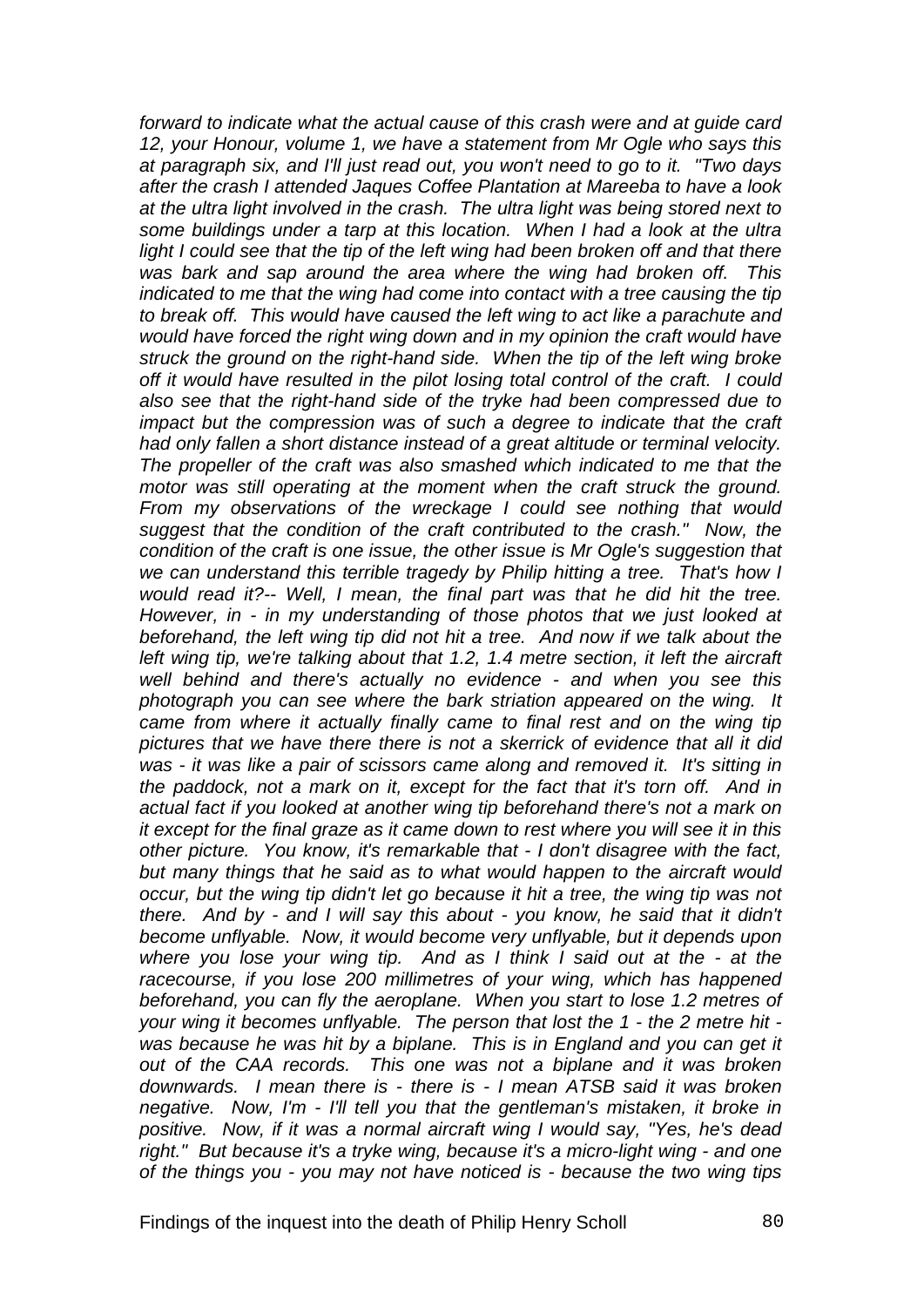*forward to indicate what the actual cause of this crash were and at guide card 12, your Honour, volume 1, we have a statement from Mr Ogle who says this at paragraph six, and I'll just read out, you won't need to go to it. "Two days after the crash I attended Jaques Coffee Plantation at Mareeba to have a look at the ultra light involved in the crash. The ultra light was being stored next to some buildings under a tarp at this location. When I had a look at the ultra light I could see that the tip of the left wing had been broken off and that there was bark and sap around the area where the wing had broken off. This indicated to me that the wing had come into contact with a tree causing the tip to break off. This would have caused the left wing to act like a parachute and would have forced the right wing down and in my opinion the craft would have struck the ground on the right-hand side. When the tip of the left wing broke off it would have resulted in the pilot losing total control of the craft. I could also see that the right-hand side of the tryke had been compressed due to impact but the compression was of such a degree to indicate that the craft had only fallen a short distance instead of a great altitude or terminal velocity. The propeller of the craft was also smashed which indicated to me that the motor was still operating at the moment when the craft struck the ground. From my observations of the wreckage I could see nothing that would suggest that the condition of the craft contributed to the crash." Now, the condition of the craft is one issue, the other issue is Mr Ogle's suggestion that we can understand this terrible tragedy by Philip hitting a tree. That's how I would read it?-- Well, I mean, the final part was that he did hit the tree. However, in - in my understanding of those photos that we just looked at beforehand, the left wing tip did not hit a tree. And now if we talk about the left wing tip, we're talking about that 1.2, 1.4 metre section, it left the aircraft well behind and there's actually no evidence - and when you see this photograph you can see where the bark striation appeared on the wing. It came from where it actually finally came to final rest and on the wing tip pictures that we have there there is not a skerrick of evidence that all it did was - it was like a pair of scissors came along and removed it. It's sitting in the paddock, not a mark on it, except for the fact that it's torn off. And in actual fact if you looked at another wing tip beforehand there's not a mark on it except for the final graze as it came down to rest where you will see it in this other picture. You know, it's remarkable that - I don't disagree with the fact, but many things that he said as to what would happen to the aircraft would occur, but the wing tip didn't let go because it hit a tree, the wing tip was not there. And by - and I will say this about - you know, he said that it didn't become unflyable. Now, it would become very unflyable, but it depends upon where you lose your wing tip. And as I think I said out at the - at the racecourse, if you lose 200 millimetres of your wing, which has happened beforehand, you can fly the aeroplane. When you start to lose 1.2 metres of your wing it becomes unflyable. The person that lost the 1 - the 2 metre hit - was because he was hit by a biplane. This is in England and you can get it out of the CAA records. This one was not a biplane and it was broken downwards. I mean there is - there is - I mean ATSB said it was broken negative. Now, I'm - I'll tell you that the gentleman's mistaken, it broke in positive. Now, if it was a normal aircraft wing I would say, "Yes, he's dead right." But because it's a tryke wing, because it's a micro-light wing - and one of the things you - you may not have noticed is - because the two wing tips*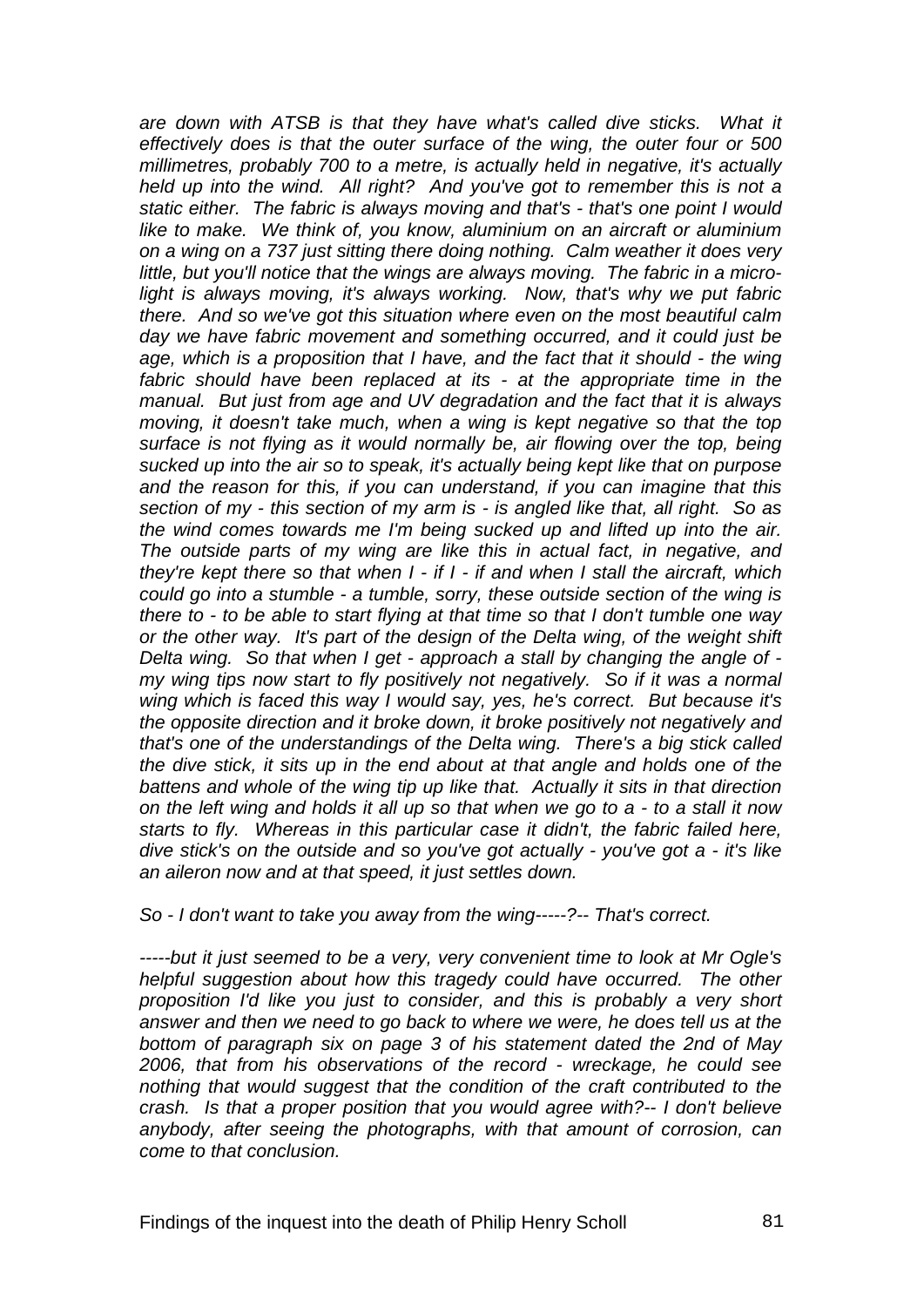*are down with ATSB is that they have what's called dive sticks. What it effectively does is that the outer surface of the wing, the outer four or 500 millimetres, probably 700 to a metre, is actually held in negative, it's actually held up into the wind. All right? And you've got to remember this is not a static either. The fabric is always moving and that's - that's one point I would like to make. We think of, you know, aluminium on an aircraft or aluminium on a wing on a 737 just sitting there doing nothing. Calm weather it does very little, but you'll notice that the wings are always moving. The fabric in a micro-light is always moving, it's always working. Now, that's why we put fabric there. And so we've got this situation where even on the most beautiful calm day we have fabric movement and something occurred, and it could just be age, which is a proposition that I have, and the fact that it should - the wing fabric should have been replaced at its - at the appropriate time in the manual. But just from age and UV degradation and the fact that it is always moving, it doesn't take much, when a wing is kept negative so that the top surface is not flying as it would normally be, air flowing over the top, being sucked up into the air so to speak, it's actually being kept like that on purpose and the reason for this, if you can understand, if you can imagine that this section of my - this section of my arm is - is angled like that, all right. So as the wind comes towards me I'm being sucked up and lifted up into the air. The outside parts of my wing are like this in actual fact, in negative, and they're kept there so that when I - if I - if and when I stall the aircraft, which could go into a stumble - a tumble, sorry, these outside section of the wing is there to - to be able to start flying at that time so that I don't tumble one way or the other way. It's part of the design of the Delta wing, of the weight shift Delta wing. So that when I get - approach a stall by changing the angle of - my wing tips now start to fly positively not negatively. So if it was a normal wing which is faced this way I would say, yes, he's correct. But because it's the opposite direction and it broke down, it broke positively not negatively and that's one of the understandings of the Delta wing. There's a big stick called the dive stick, it sits up in the end about at that angle and holds one of the battens and whole of the wing tip up like that. Actually it sits in that direction on the left wing and holds it all up so that when we go to a - to a stall it now starts to fly. Whereas in this particular case it didn't, the fabric failed here, dive stick's on the outside and so you've got actually - you've got a - it's like an aileron now and at that speed, it just settles down.*

*So - I don't want to take you away from the wing-----?-- That's correct.*

*-----but it just seemed to be a very, very convenient time to look at Mr Ogle's helpful suggestion about how this tragedy could have occurred. The other proposition I'd like you just to consider, and this is probably a very short answer and then we need to go back to where we were, he does tell us at the bottom of paragraph six on page 3 of his statement dated the 2nd of May 2006, that from his observations of the record - wreckage, he could see nothing that would suggest that the condition of the craft contributed to the crash. Is that a proper position that you would agree with?-- I don't believe anybody, after seeing the photographs, with that amount of corrosion, can come to that conclusion.*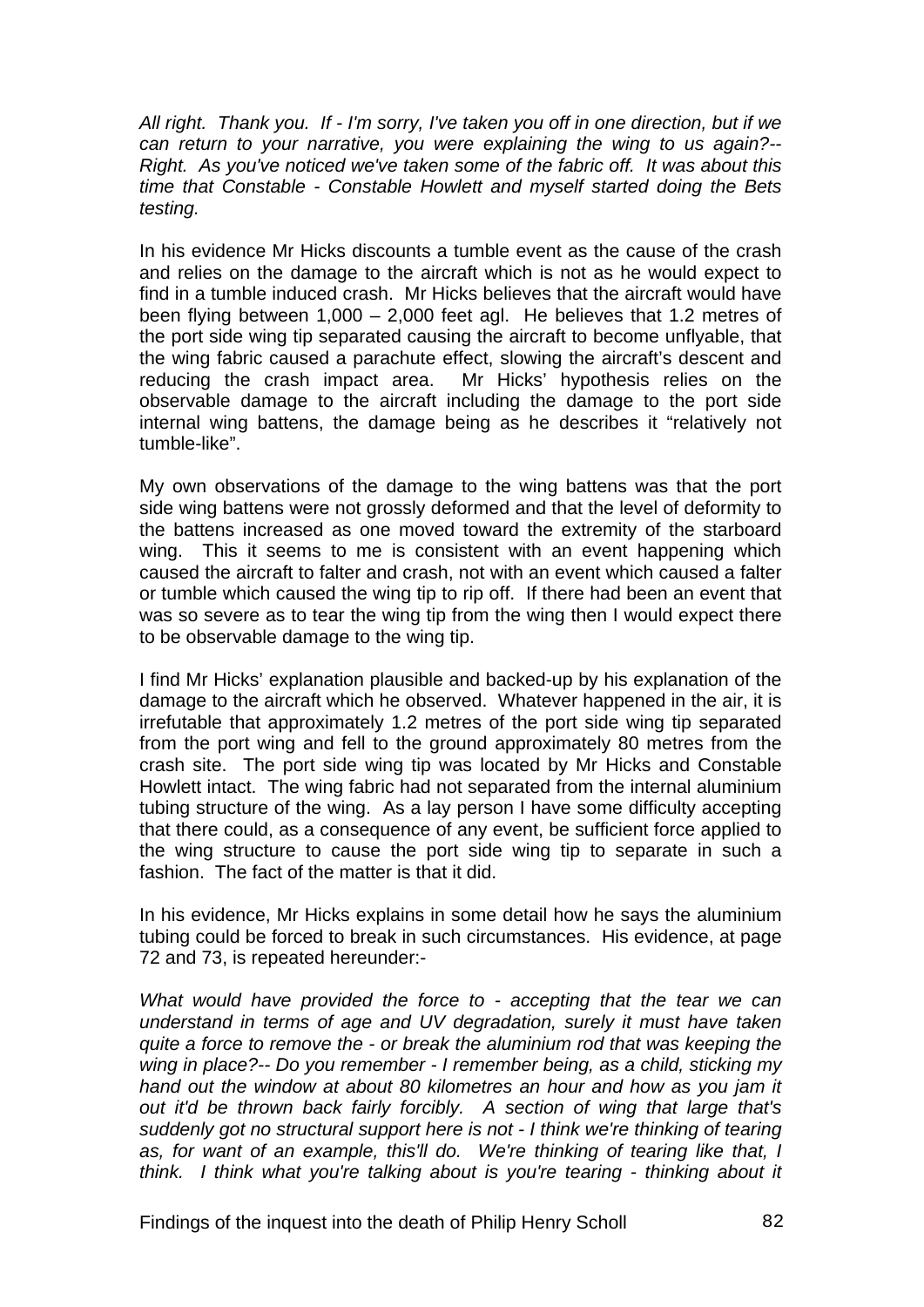*All right. Thank you. If - I'm sorry, I've taken you off in one direction, but if we can return to your narrative, you were explaining the wing to us again?-- Right. As you've noticed we've taken some of the fabric off. It was about this time that Constable - Constable Howlett and myself started doing the Bets testing.*

In his evidence Mr Hicks discounts a tumble event as the cause of the crash and relies on the damage to the aircraft which is not as he would expect to find in a tumble induced crash. Mr Hicks believes that the aircraft would have been flying between 1,000 – 2,000 feet agl. He believes that 1.2 metres of the port side wing tip separated causing the aircraft to become unflyable, that the wing fabric caused a parachute effect, slowing the aircraft's descent and reducing the crash impact area. Mr Hicks' hypothesis relies on the observable damage to the aircraft including the damage to the port side internal wing battens, the damage being as he describes it "relatively not tumble-like".

My own observations of the damage to the wing battens was that the port side wing battens were not grossly deformed and that the level of deformity to the battens increased as one moved toward the extremity of the starboard wing. This it seems to me is consistent with an event happening which caused the aircraft to falter and crash, not with an event which caused a falter or tumble which caused the wing tip to rip off. If there had been an event that was so severe as to tear the wing tip from the wing then I would expect there to be observable damage to the wing tip.

I find Mr Hicks' explanation plausible and backed-up by his explanation of the damage to the aircraft which he observed. Whatever happened in the air, it is irrefutable that approximately 1.2 metres of the port side wing tip separated from the port wing and fell to the ground approximately 80 metres from the crash site. The port side wing tip was located by Mr Hicks and Constable Howlett intact. The wing fabric had not separated from the internal aluminium tubing structure of the wing. As a lay person I have some difficulty accepting that there could, as a consequence of any event, be sufficient force applied to the wing structure to cause the port side wing tip to separate in such a fashion. The fact of the matter is that it did.

In his evidence, Mr Hicks explains in some detail how he says the aluminium tubing could be forced to break in such circumstances. His evidence, at page 72 and 73, is repeated hereunder:-

*What would have provided the force to - accepting that the tear we can understand in terms of age and UV degradation, surely it must have taken quite a force to remove the - or break the aluminium rod that was keeping the wing in place?-- Do you remember - I remember being, as a child, sticking my hand out the window at about 80 kilometres an hour and how as you jam it out it'd be thrown back fairly forcibly. A section of wing that large that's suddenly got no structural support here is not - I think we're thinking of tearing as, for want of an example, this'll do. We're thinking of tearing like that, I think. I think what you're talking about is you're tearing - thinking about it*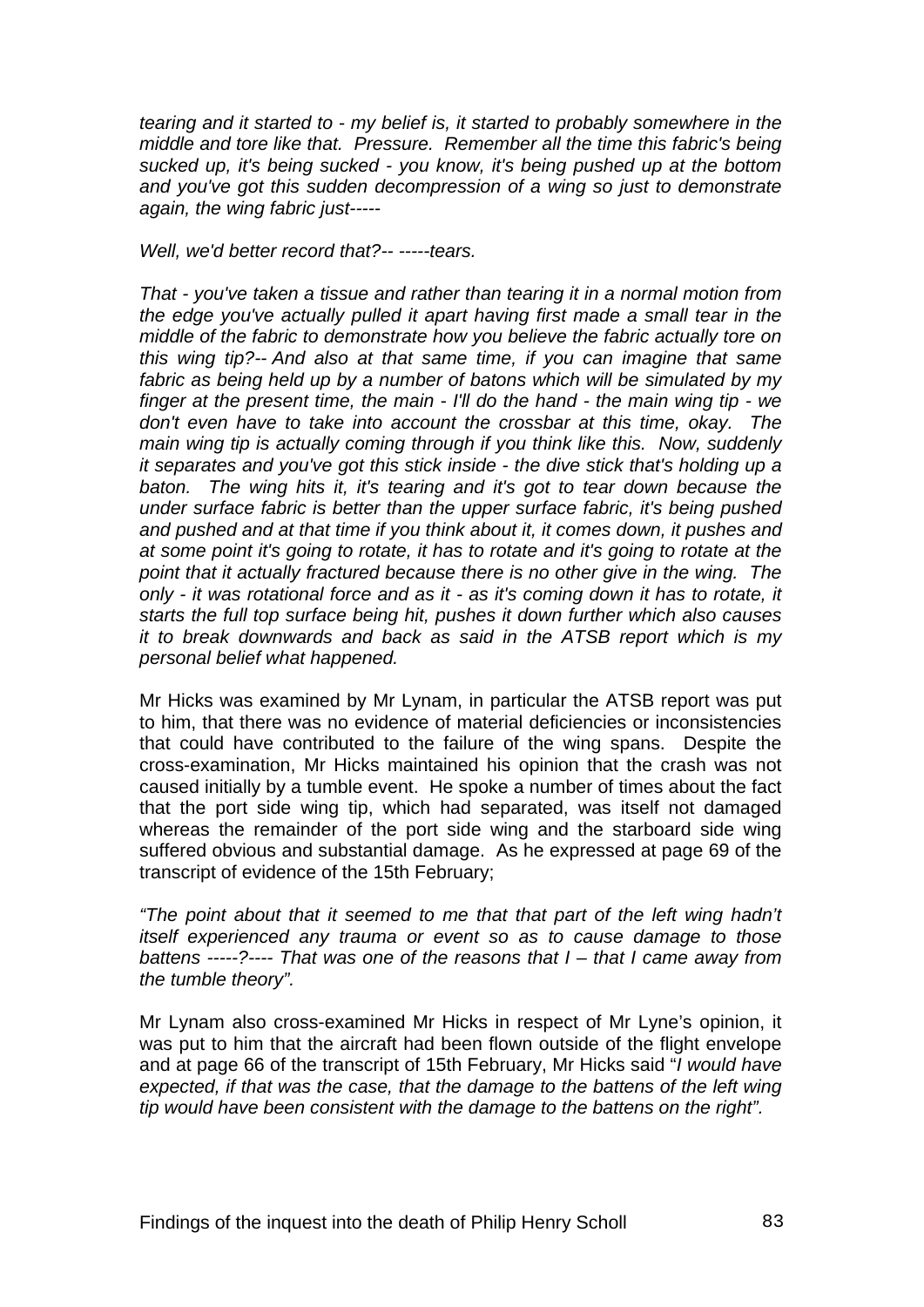*tearing and it started to - my belief is, it started to probably somewhere in the middle and tore like that. Pressure. Remember all the time this fabric's being sucked up, it's being sucked - you know, it's being pushed up at the bottom and you've got this sudden decompression of a wing so just to demonstrate again, the wing fabric just-----*

*Well, we'd better record that?-- -----tears.*

*That - you've taken a tissue and rather than tearing it in a normal motion from the edge you've actually pulled it apart having first made a small tear in the middle of the fabric to demonstrate how you believe the fabric actually tore on this wing tip?-- And also at that same time, if you can imagine that same fabric as being held up by a number of batons which will be simulated by my finger at the present time, the main - I'll do the hand - the main wing tip - we don't even have to take into account the crossbar at this time, okay. The main wing tip is actually coming through if you think like this. Now, suddenly it separates and you've got this stick inside - the dive stick that's holding up a baton. The wing hits it, it's tearing and it's got to tear down because the under surface fabric is better than the upper surface fabric, it's being pushed and pushed and at that time if you think about it, it comes down, it pushes and at some point it's going to rotate, it has to rotate and it's going to rotate at the point that it actually fractured because there is no other give in the wing. The only - it was rotational force and as it - as it's coming down it has to rotate, it starts the full top surface being hit, pushes it down further which also causes it to break downwards and back as said in the ATSB report which is my personal belief what happened.*

Mr Hicks was examined by Mr Lynam, in particular the ATSB report was put to him, that there was no evidence of material deficiencies or inconsistencies that could have contributed to the failure of the wing spans. Despite the cross-examination, Mr Hicks maintained his opinion that the crash was not caused initially by a tumble event. He spoke a number of times about the fact that the port side wing tip, which had separated, was itself not damaged whereas the remainder of the port side wing and the starboard side wing suffered obvious and substantial damage. As he expressed at page 69 of the transcript of evidence of the 15th February;

*"The point about that it seemed to me that that part of the left wing hadn't itself experienced any trauma or event so as to cause damage to those battens -----?---- That was one of the reasons that I – that I came away from the tumble theory".*

Mr Lynam also cross-examined Mr Hicks in respect of Mr Lyne's opinion, it was put to him that the aircraft had been flown outside of the flight envelope and at page 66 of the transcript of 15th February, Mr Hicks said "*I would have expected, if that was the case, that the damage to the battens of the left wing tip would have been consistent with the damage to the battens on the right".*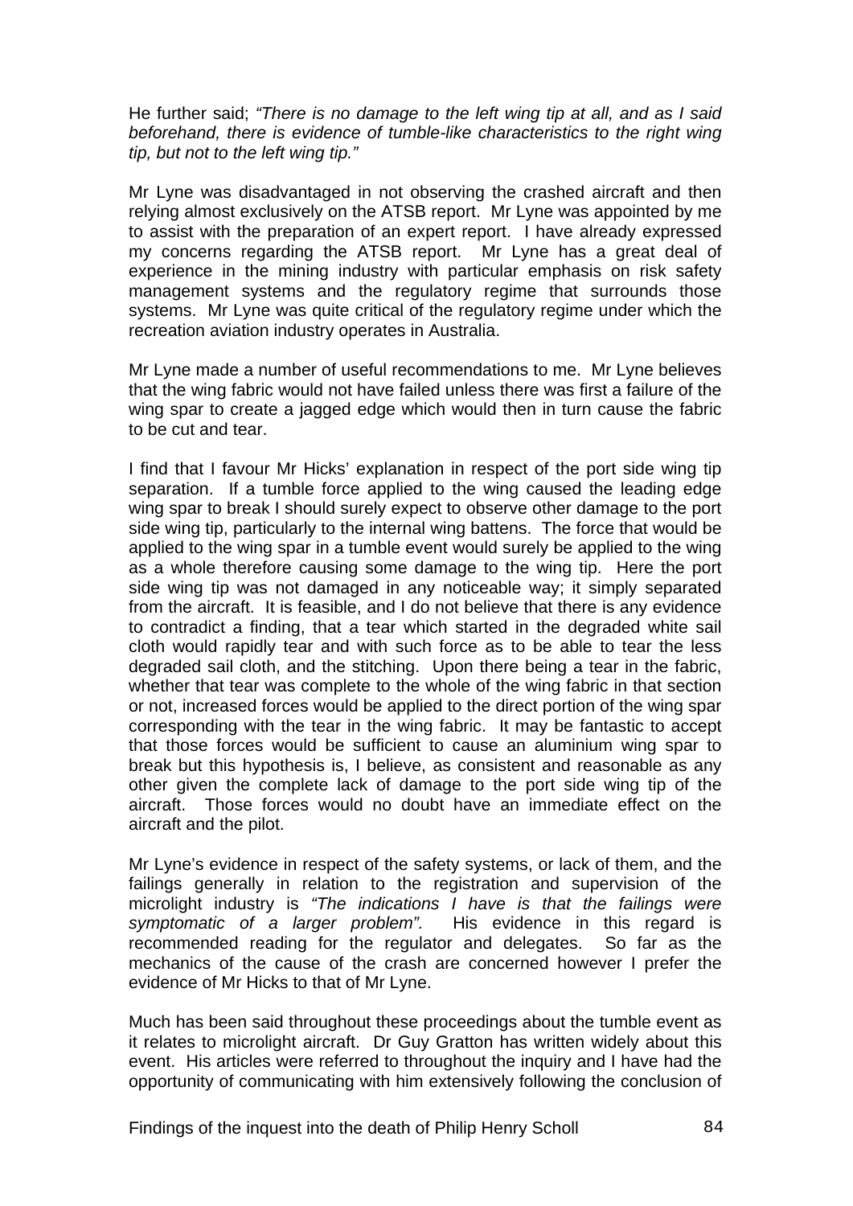He further said; *"There is no damage to the left wing tip at all, and as I said beforehand, there is evidence of tumble-like characteristics to the right wing tip, but not to the left wing tip."*

Mr Lyne was disadvantaged in not observing the crashed aircraft and then relying almost exclusively on the ATSB report. Mr Lyne was appointed by me to assist with the preparation of an expert report. I have already expressed my concerns regarding the ATSB report. Mr Lyne has a great deal of experience in the mining industry with particular emphasis on risk safety management systems and the regulatory regime that surrounds those systems. Mr Lyne was quite critical of the regulatory regime under which the recreation aviation industry operates in Australia.

Mr Lyne made a number of useful recommendations to me. Mr Lyne believes that the wing fabric would not have failed unless there was first a failure of the wing spar to create a jagged edge which would then in turn cause the fabric to be cut and tear.

I find that I favour Mr Hicks' explanation in respect of the port side wing tip separation. If a tumble force applied to the wing caused the leading edge wing spar to break I should surely expect to observe other damage to the port side wing tip, particularly to the internal wing battens. The force that would be applied to the wing spar in a tumble event would surely be applied to the wing as a whole therefore causing some damage to the wing tip. Here the port side wing tip was not damaged in any noticeable way; it simply separated from the aircraft. It is feasible, and I do not believe that there is any evidence to contradict a finding, that a tear which started in the degraded white sail cloth would rapidly tear and with such force as to be able to tear the less degraded sail cloth, and the stitching. Upon there being a tear in the fabric, whether that tear was complete to the whole of the wing fabric in that section or not, increased forces would be applied to the direct portion of the wing spar corresponding with the tear in the wing fabric. It may be fantastic to accept that those forces would be sufficient to cause an aluminium wing spar to break but this hypothesis is, I believe, as consistent and reasonable as any other given the complete lack of damage to the port side wing tip of the aircraft. Those forces would no doubt have an immediate effect on the aircraft and the pilot.

Mr Lyne's evidence in respect of the safety systems, or lack of them, and the failings generally in relation to the registration and supervision of the microlight industry is *"The indications I have is that the failings were symptomatic of a larger problem".* His evidence in this regard is recommended reading for the regulator and delegates. So far as the mechanics of the cause of the crash are concerned however I prefer the evidence of Mr Hicks to that of Mr Lyne.

Much has been said throughout these proceedings about the tumble event as it relates to microlight aircraft. Dr Guy Gratton has written widely about this event. His articles were referred to throughout the inquiry and I have had the opportunity of communicating with him extensively following the conclusion of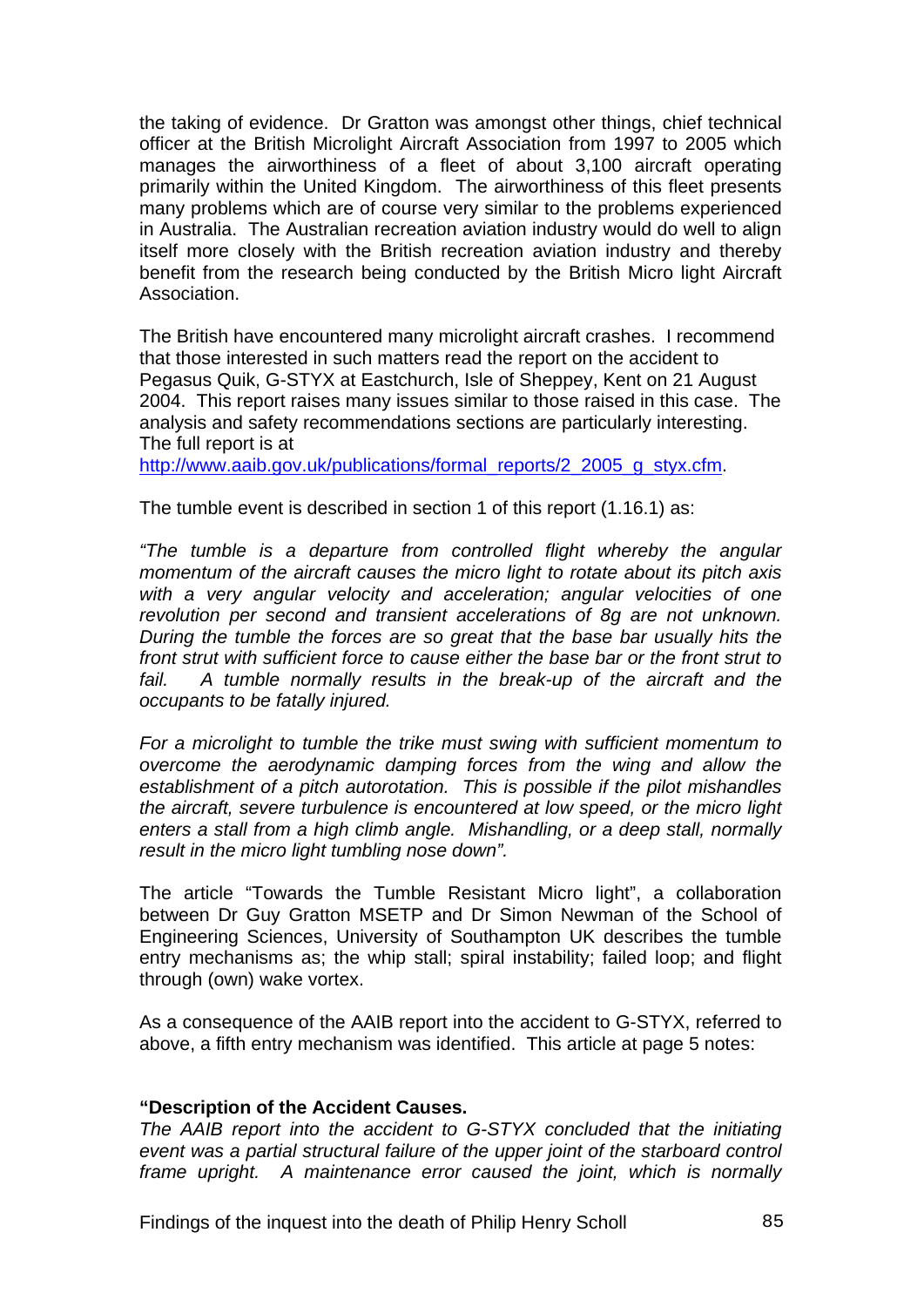the taking of evidence. Dr Gratton was amongst other things, chief technical officer at the British Microlight Aircraft Association from 1997 to 2005 which manages the airworthiness of a fleet of about 3,100 aircraft operating primarily within the United Kingdom. The airworthiness of this fleet presents many problems which are of course very similar to the problems experienced in Australia. The Australian recreation aviation industry would do well to align itself more closely with the British recreation aviation industry and thereby benefit from the research being conducted by the British Micro light Aircraft Association.

The British have encountered many microlight aircraft crashes. I recommend that those interested in such matters read the report on the accident to Pegasus Quik, G-STYX at Eastchurch, Isle of Sheppey, Kent on 21 August 2004. This report raises many issues similar to those raised in this case. The analysis and safety recommendations sections are particularly interesting. The full report is at http://www.aaib.gov.uk/publications/formal_reports/2_2005_g_styx.cfm.

The tumble event is described in section 1 of this report (1.16.1) as:

*"The tumble is a departure from controlled flight whereby the angular momentum of the aircraft causes the micro light to rotate about its pitch axis with a very angular velocity and acceleration; angular velocities of one revolution per second and transient accelerations of 8g are not unknown. During the tumble the forces are so great that the base bar usually hits the front strut with sufficient force to cause either the base bar or the front strut to fail. A tumble normally results in the break-up of the aircraft and the occupants to be fatally injured.*

*For a microlight to tumble the trike must swing with sufficient momentum to overcome the aerodynamic damping forces from the wing and allow the establishment of a pitch autorotation. This is possible if the pilot mishandles the aircraft, severe turbulence is encountered at low speed, or the micro light enters a stall from a high climb angle. Mishandling, or a deep stall, normally result in the micro light tumbling nose down".*

The article "Towards the Tumble Resistant Micro light", a collaboration between Dr Guy Gratton MSETP and Dr Simon Newman of the School of Engineering Sciences, University of Southampton UK describes the tumble entry mechanisms as; the whip stall; spiral instability; failed loop; and flight through (own) wake vortex.

As a consequence of the AAIB report into the accident to G-STYX, referred to above, a fifth entry mechanism was identified. This article at page 5 notes:

**"Description of the Accident Causes.**
*The AAIB report into the accident to G-STYX concluded that the initiating event was a partial structural failure of the upper joint of the starboard control frame upright. A maintenance error caused the joint, which is normally*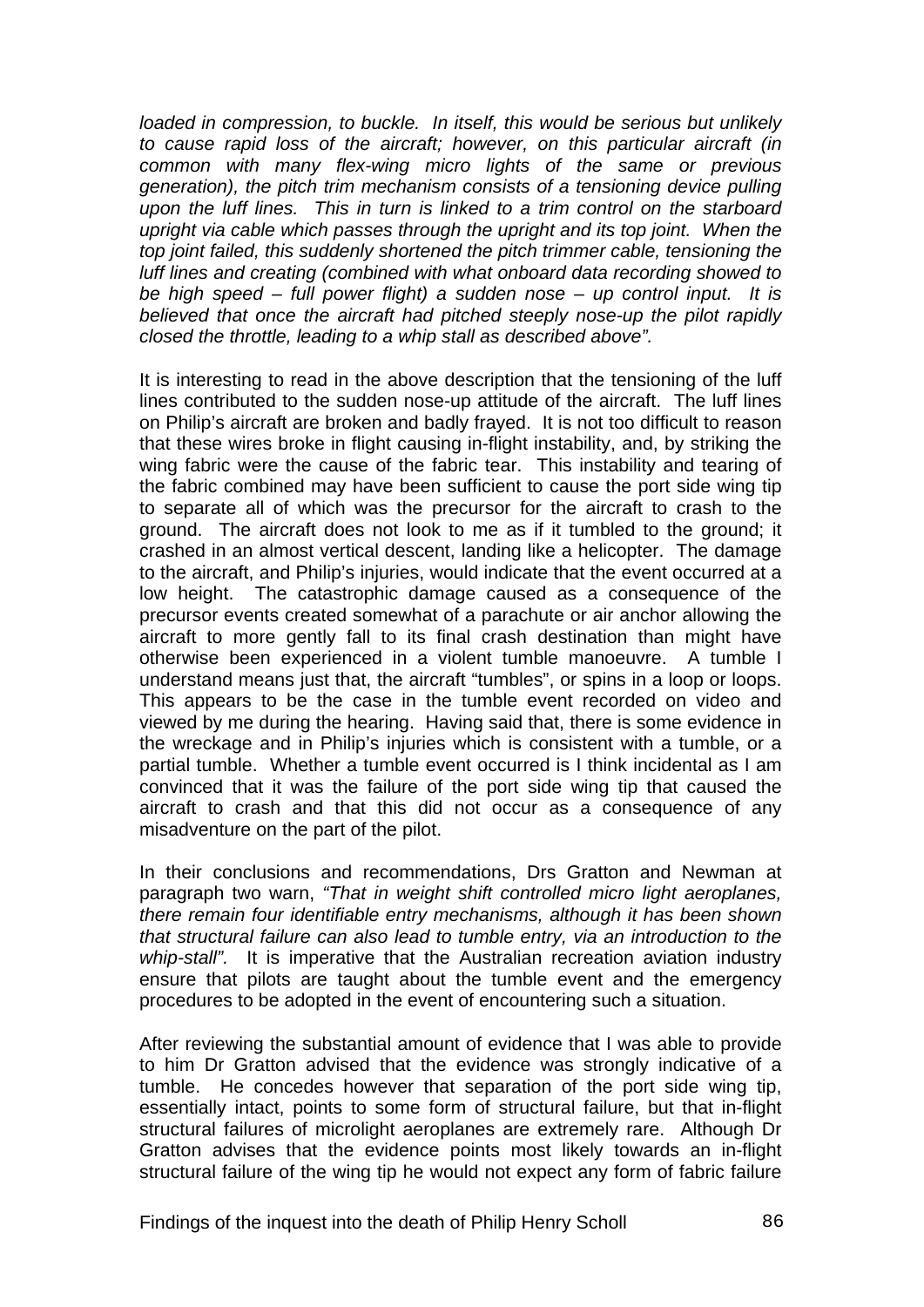*loaded in compression, to buckle. In itself, this would be serious but unlikely to cause rapid loss of the aircraft; however, on this particular aircraft (in common with many flex-wing micro lights of the same or previous generation), the pitch trim mechanism consists of a tensioning device pulling upon the luff lines. This in turn is linked to a trim control on the starboard upright via cable which passes through the upright and its top joint. When the top joint failed, this suddenly shortened the pitch trimmer cable, tensioning the luff lines and creating (combined with what onboard data recording showed to be high speed – full power flight) a sudden nose – up control input. It is believed that once the aircraft had pitched steeply nose-up the pilot rapidly closed the throttle, leading to a whip stall as described above".*

It is interesting to read in the above description that the tensioning of the luff lines contributed to the sudden nose-up attitude of the aircraft. The luff lines on Philip's aircraft are broken and badly frayed. It is not too difficult to reason that these wires broke in flight causing in-flight instability, and, by striking the wing fabric were the cause of the fabric tear. This instability and tearing of the fabric combined may have been sufficient to cause the port side wing tip to separate all of which was the precursor for the aircraft to crash to the ground. The aircraft does not look to me as if it tumbled to the ground; it crashed in an almost vertical descent, landing like a helicopter. The damage to the aircraft, and Philip's injuries, would indicate that the event occurred at a low height. The catastrophic damage caused as a consequence of the precursor events created somewhat of a parachute or air anchor allowing the aircraft to more gently fall to its final crash destination than might have otherwise been experienced in a violent tumble manoeuvre. A tumble I understand means just that, the aircraft "tumbles", or spins in a loop or loops. This appears to be the case in the tumble event recorded on video and viewed by me during the hearing. Having said that, there is some evidence in the wreckage and in Philip's injuries which is consistent with a tumble, or a partial tumble. Whether a tumble event occurred is I think incidental as I am convinced that it was the failure of the port side wing tip that caused the aircraft to crash and that this did not occur as a consequence of any misadventure on the part of the pilot.

In their conclusions and recommendations, Drs Gratton and Newman at paragraph two warn, *"That in weight shift controlled micro light aeroplanes, there remain four identifiable entry mechanisms, although it has been shown that structural failure can also lead to tumble entry, via an introduction to the whip-stall".* It is imperative that the Australian recreation aviation industry ensure that pilots are taught about the tumble event and the emergency procedures to be adopted in the event of encountering such a situation.

After reviewing the substantial amount of evidence that I was able to provide to him Dr Gratton advised that the evidence was strongly indicative of a tumble. He concedes however that separation of the port side wing tip, essentially intact, points to some form of structural failure, but that in-flight structural failures of microlight aeroplanes are extremely rare. Although Dr Gratton advises that the evidence points most likely towards an in-flight structural failure of the wing tip he would not expect any form of fabric failure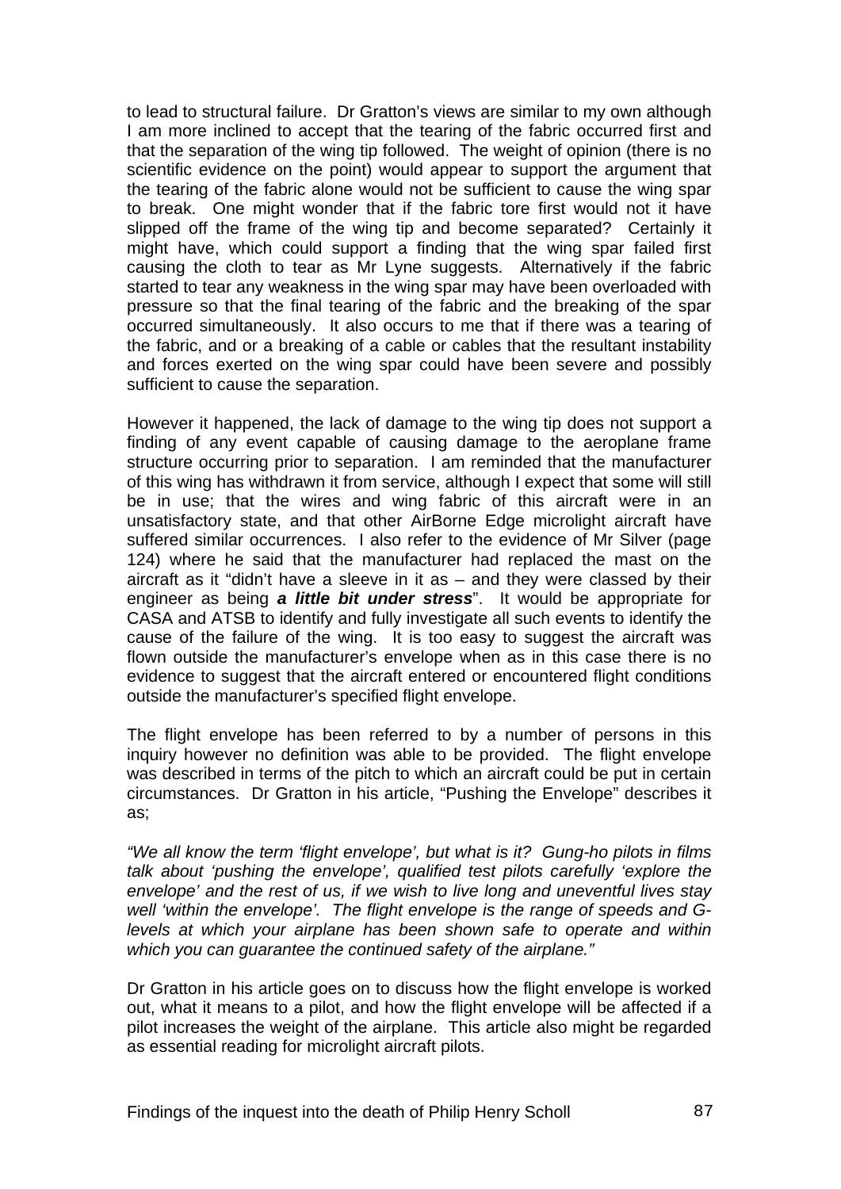to lead to structural failure. Dr Gratton's views are similar to my own although I am more inclined to accept that the tearing of the fabric occurred first and that the separation of the wing tip followed. The weight of opinion (there is no scientific evidence on the point) would appear to support the argument that the tearing of the fabric alone would not be sufficient to cause the wing spar to break. One might wonder that if the fabric tore first would not it have slipped off the frame of the wing tip and become separated? Certainly it might have, which could support a finding that the wing spar failed first causing the cloth to tear as Mr Lyne suggests. Alternatively if the fabric started to tear any weakness in the wing spar may have been overloaded with pressure so that the final tearing of the fabric and the breaking of the spar occurred simultaneously. It also occurs to me that if there was a tearing of the fabric, and or a breaking of a cable or cables that the resultant instability and forces exerted on the wing spar could have been severe and possibly sufficient to cause the separation.

However it happened, the lack of damage to the wing tip does not support a finding of any event capable of causing damage to the aeroplane frame structure occurring prior to separation. I am reminded that the manufacturer of this wing has withdrawn it from service, although I expect that some will still be in use; that the wires and wing fabric of this aircraft were in an unsatisfactory state, and that other AirBorne Edge microlight aircraft have suffered similar occurrences. I also refer to the evidence of Mr Silver (page 124) where he said that the manufacturer had replaced the mast on the aircraft as it "didn't have a sleeve in it as – and they were classed by their engineer as being ***a little bit under stress***". It would be appropriate for CASA and ATSB to identify and fully investigate all such events to identify the cause of the failure of the wing. It is too easy to suggest the aircraft was flown outside the manufacturer's envelope when as in this case there is no evidence to suggest that the aircraft entered or encountered flight conditions outside the manufacturer's specified flight envelope.

The flight envelope has been referred to by a number of persons in this inquiry however no definition was able to be provided. The flight envelope was described in terms of the pitch to which an aircraft could be put in certain circumstances. Dr Gratton in his article, "Pushing the Envelope" describes it as;

*"We all know the term 'flight envelope', but what is it? Gung-ho pilots in films talk about 'pushing the envelope', qualified test pilots carefully 'explore the envelope' and the rest of us, if we wish to live long and uneventful lives stay well 'within the envelope'. The flight envelope is the range of speeds and G-levels at which your airplane has been shown safe to operate and within which you can guarantee the continued safety of the airplane."*

Dr Gratton in his article goes on to discuss how the flight envelope is worked out, what it means to a pilot, and how the flight envelope will be affected if a pilot increases the weight of the airplane. This article also might be regarded as essential reading for microlight aircraft pilots.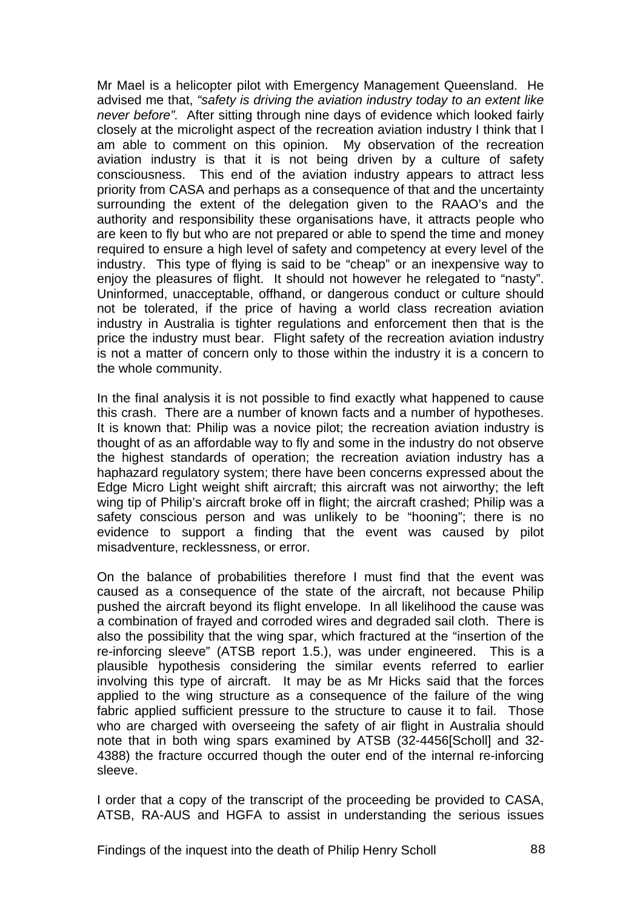Mr Mael is a helicopter pilot with Emergency Management Queensland. He advised me that, *"safety is driving the aviation industry today to an extent like never before".* After sitting through nine days of evidence which looked fairly closely at the microlight aspect of the recreation aviation industry I think that I am able to comment on this opinion. My observation of the recreation aviation industry is that it is not being driven by a culture of safety consciousness. This end of the aviation industry appears to attract less priority from CASA and perhaps as a consequence of that and the uncertainty surrounding the extent of the delegation given to the RAAO's and the authority and responsibility these organisations have, it attracts people who are keen to fly but who are not prepared or able to spend the time and money required to ensure a high level of safety and competency at every level of the industry. This type of flying is said to be "cheap" or an inexpensive way to enjoy the pleasures of flight. It should not however he relegated to "nasty". Uninformed, unacceptable, offhand, or dangerous conduct or culture should not be tolerated, if the price of having a world class recreation aviation industry in Australia is tighter regulations and enforcement then that is the price the industry must bear. Flight safety of the recreation aviation industry is not a matter of concern only to those within the industry it is a concern to the whole community.

In the final analysis it is not possible to find exactly what happened to cause this crash. There are a number of known facts and a number of hypotheses. It is known that: Philip was a novice pilot; the recreation aviation industry is thought of as an affordable way to fly and some in the industry do not observe the highest standards of operation; the recreation aviation industry has a haphazard regulatory system; there have been concerns expressed about the Edge Micro Light weight shift aircraft; this aircraft was not airworthy; the left wing tip of Philip's aircraft broke off in flight; the aircraft crashed; Philip was a safety conscious person and was unlikely to be "hooning"; there is no evidence to support a finding that the event was caused by pilot misadventure, recklessness, or error.

On the balance of probabilities therefore I must find that the event was caused as a consequence of the state of the aircraft, not because Philip pushed the aircraft beyond its flight envelope. In all likelihood the cause was a combination of frayed and corroded wires and degraded sail cloth. There is also the possibility that the wing spar, which fractured at the "insertion of the re-inforcing sleeve" (ATSB report 1.5.), was under engineered. This is a plausible hypothesis considering the similar events referred to earlier involving this type of aircraft. It may be as Mr Hicks said that the forces applied to the wing structure as a consequence of the failure of the wing fabric applied sufficient pressure to the structure to cause it to fail. Those who are charged with overseeing the safety of air flight in Australia should note that in both wing spars examined by ATSB (32-4456[Scholl] and 32-4388) the fracture occurred though the outer end of the internal re-inforcing sleeve.

I order that a copy of the transcript of the proceeding be provided to CASA, ATSB, RA-AUS and HGFA to assist in understanding the serious issues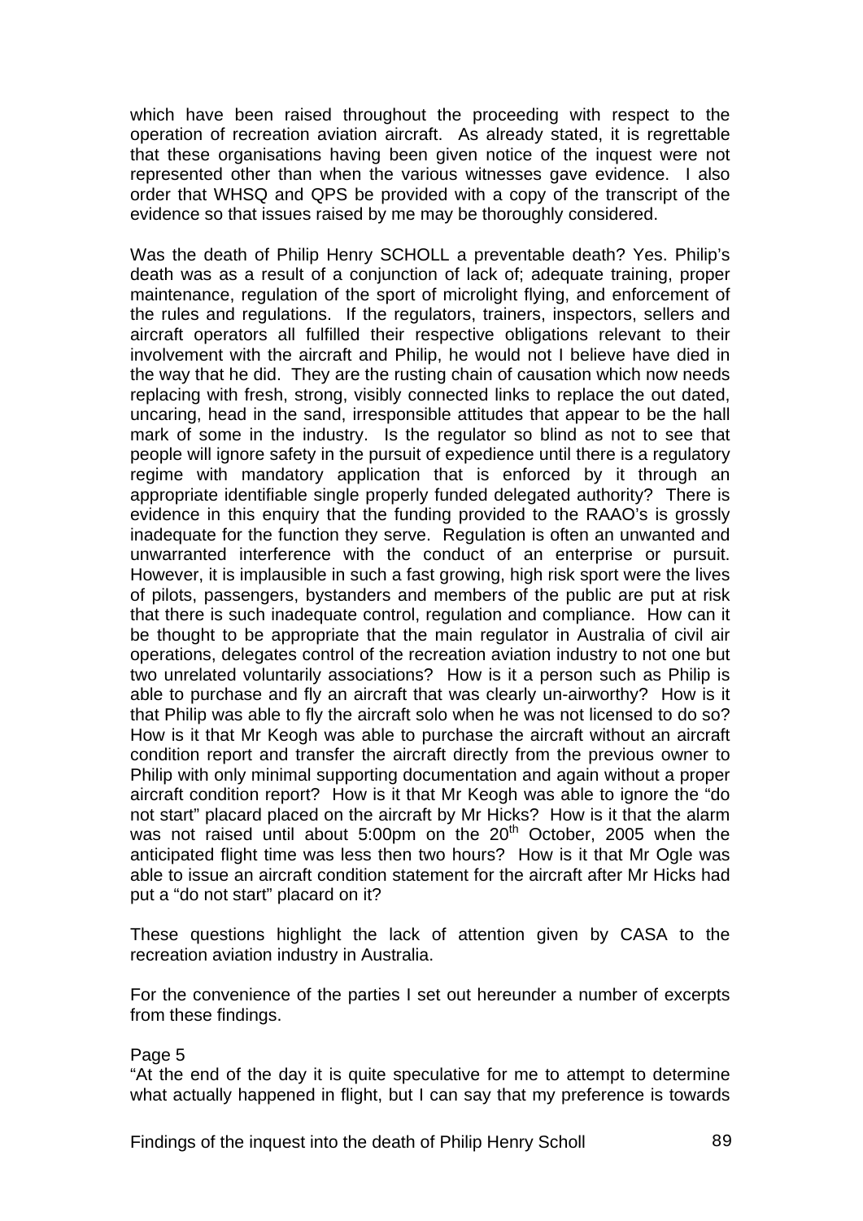which have been raised throughout the proceeding with respect to the operation of recreation aviation aircraft. As already stated, it is regrettable that these organisations having been given notice of the inquest were not represented other than when the various witnesses gave evidence. I also order that WHSQ and QPS be provided with a copy of the transcript of the evidence so that issues raised by me may be thoroughly considered.

Was the death of Philip Henry SCHOLL a preventable death? Yes. Philip's death was as a result of a conjunction of lack of; adequate training, proper maintenance, regulation of the sport of microlight flying, and enforcement of the rules and regulations. If the regulators, trainers, inspectors, sellers and aircraft operators all fulfilled their respective obligations relevant to their involvement with the aircraft and Philip, he would not I believe have died in the way that he did. They are the rusting chain of causation which now needs replacing with fresh, strong, visibly connected links to replace the out dated, uncaring, head in the sand, irresponsible attitudes that appear to be the hall mark of some in the industry. Is the regulator so blind as not to see that people will ignore safety in the pursuit of expedience until there is a regulatory regime with mandatory application that is enforced by it through an appropriate identifiable single properly funded delegated authority? There is evidence in this enquiry that the funding provided to the RAAO's is grossly inadequate for the function they serve. Regulation is often an unwanted and unwarranted interference with the conduct of an enterprise or pursuit. However, it is implausible in such a fast growing, high risk sport were the lives of pilots, passengers, bystanders and members of the public are put at risk that there is such inadequate control, regulation and compliance. How can it be thought to be appropriate that the main regulator in Australia of civil air operations, delegates control of the recreation aviation industry to not one but two unrelated voluntarily associations? How is it a person such as Philip is able to purchase and fly an aircraft that was clearly un-airworthy? How is it that Philip was able to fly the aircraft solo when he was not licensed to do so? How is it that Mr Keogh was able to purchase the aircraft without an aircraft condition report and transfer the aircraft directly from the previous owner to Philip with only minimal supporting documentation and again without a proper aircraft condition report? How is it that Mr Keogh was able to ignore the "do not start" placard placed on the aircraft by Mr Hicks? How is it that the alarm was not raised until about 5:00pm on the 20th October, 2005 when the anticipated flight time was less then two hours? How is it that Mr Ogle was able to issue an aircraft condition statement for the aircraft after Mr Hicks had put a "do not start" placard on it?

These questions highlight the lack of attention given by CASA to the recreation aviation industry in Australia.

For the convenience of the parties I set out hereunder a number of excerpts from these findings.

Page 5

"At the end of the day it is quite speculative for me to attempt to determine what actually happened in flight, but I can say that my preference is towards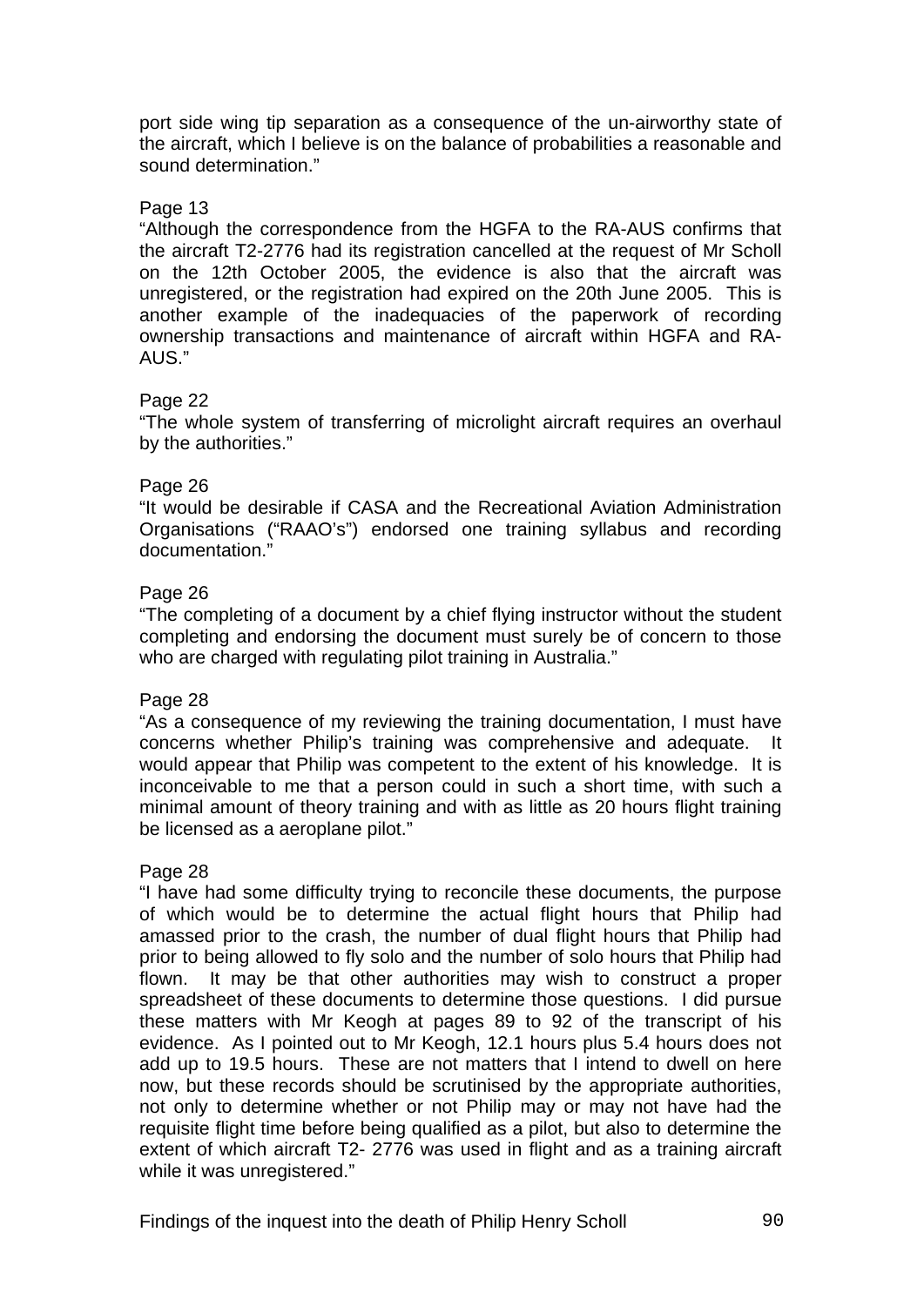port side wing tip separation as a consequence of the un-airworthy state of the aircraft, which I believe is on the balance of probabilities a reasonable and sound determination."

Page 13

"Although the correspondence from the HGFA to the RA-AUS confirms that the aircraft T2-2776 had its registration cancelled at the request of Mr Scholl on the 12th October 2005, the evidence is also that the aircraft was unregistered, or the registration had expired on the 20th June 2005. This is another example of the inadequacies of the paperwork of recording ownership transactions and maintenance of aircraft within HGFA and RA-AUS."

Page 22

"The whole system of transferring of microlight aircraft requires an overhaul by the authorities."

Page 26

"It would be desirable if CASA and the Recreational Aviation Administration Organisations ("RAAO's") endorsed one training syllabus and recording documentation."

Page 26

"The completing of a document by a chief flying instructor without the student completing and endorsing the document must surely be of concern to those who are charged with regulating pilot training in Australia."

Page 28

"As a consequence of my reviewing the training documentation, I must have concerns whether Philip's training was comprehensive and adequate. It would appear that Philip was competent to the extent of his knowledge. It is inconceivable to me that a person could in such a short time, with such a minimal amount of theory training and with as little as 20 hours flight training be licensed as a aeroplane pilot."

Page 28

"I have had some difficulty trying to reconcile these documents, the purpose of which would be to determine the actual flight hours that Philip had amassed prior to the crash, the number of dual flight hours that Philip had prior to being allowed to fly solo and the number of solo hours that Philip had flown. It may be that other authorities may wish to construct a proper spreadsheet of these documents to determine those questions. I did pursue these matters with Mr Keogh at pages 89 to 92 of the transcript of his evidence. As I pointed out to Mr Keogh, 12.1 hours plus 5.4 hours does not add up to 19.5 hours. These are not matters that I intend to dwell on here now, but these records should be scrutinised by the appropriate authorities, not only to determine whether or not Philip may or may not have had the requisite flight time before being qualified as a pilot, but also to determine the extent of which aircraft T2- 2776 was used in flight and as a training aircraft while it was unregistered."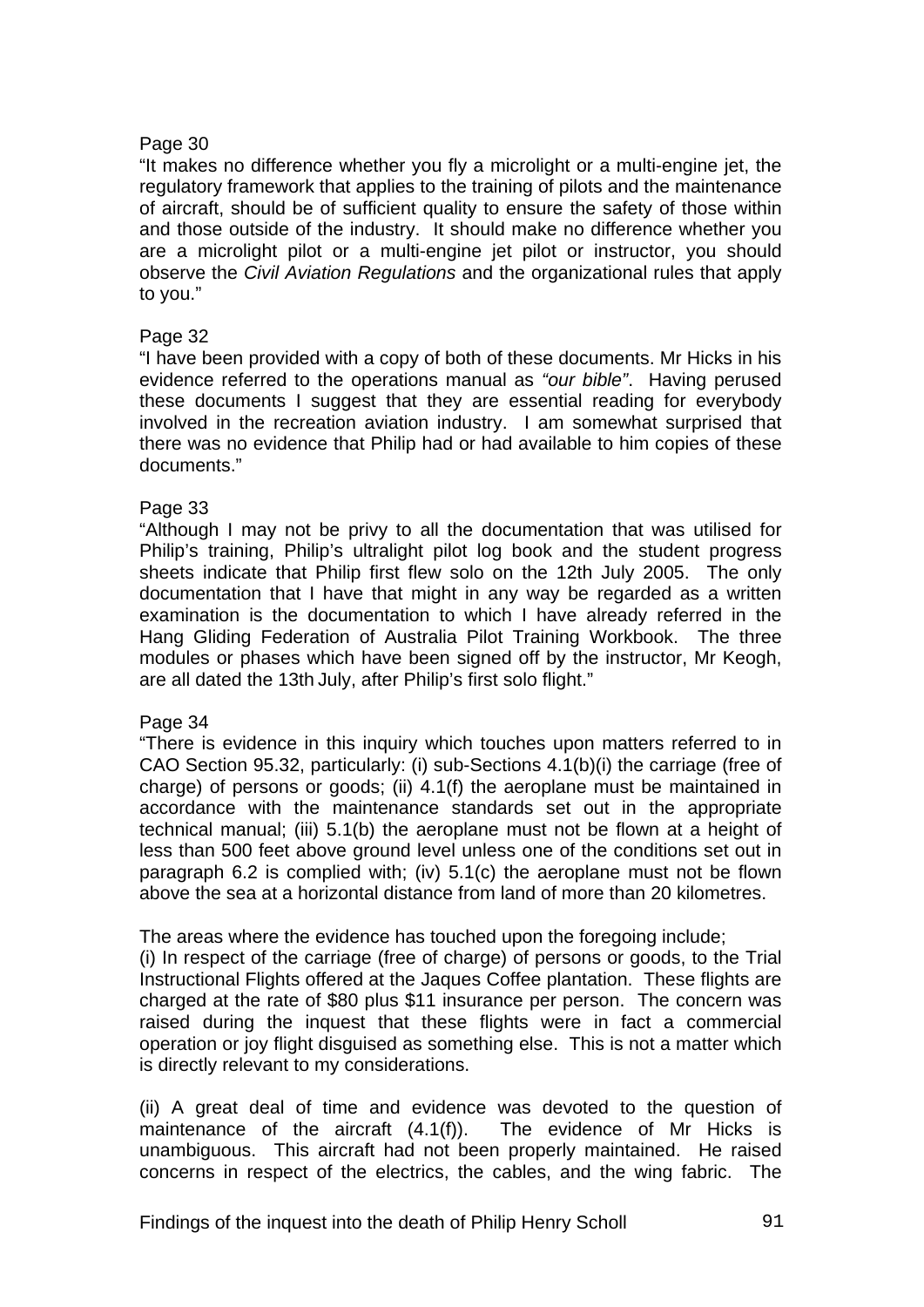Page 30

"It makes no difference whether you fly a microlight or a multi-engine jet, the regulatory framework that applies to the training of pilots and the maintenance of aircraft, should be of sufficient quality to ensure the safety of those within and those outside of the industry. It should make no difference whether you are a microlight pilot or a multi-engine jet pilot or instructor, you should observe the *Civil Aviation Regulations* and the organizational rules that apply to you."

Page 32

"I have been provided with a copy of both of these documents. Mr Hicks in his evidence referred to the operations manual as *"our bible"*. Having perused these documents I suggest that they are essential reading for everybody involved in the recreation aviation industry. I am somewhat surprised that there was no evidence that Philip had or had available to him copies of these documents."

Page 33

"Although I may not be privy to all the documentation that was utilised for Philip's training, Philip's ultralight pilot log book and the student progress sheets indicate that Philip first flew solo on the 12th July 2005. The only documentation that I have that might in any way be regarded as a written examination is the documentation to which I have already referred in the Hang Gliding Federation of Australia Pilot Training Workbook. The three modules or phases which have been signed off by the instructor, Mr Keogh, are all dated the 13th July, after Philip's first solo flight."

Page 34

"There is evidence in this inquiry which touches upon matters referred to in CAO Section 95.32, particularly: (i) sub-Sections 4.1(b)(i) the carriage (free of charge) of persons or goods; (ii) 4.1(f) the aeroplane must be maintained in accordance with the maintenance standards set out in the appropriate technical manual; (iii) 5.1(b) the aeroplane must not be flown at a height of less than 500 feet above ground level unless one of the conditions set out in paragraph 6.2 is complied with; (iv) 5.1(c) the aeroplane must not be flown above the sea at a horizontal distance from land of more than 20 kilometres.

The areas where the evidence has touched upon the foregoing include;

(i) In respect of the carriage (free of charge) of persons or goods, to the Trial Instructional Flights offered at the Jaques Coffee plantation. These flights are charged at the rate of $80 plus $11 insurance per person. The concern was raised during the inquest that these flights were in fact a commercial operation or joy flight disguised as something else. This is not a matter which is directly relevant to my considerations.

(ii) A great deal of time and evidence was devoted to the question of maintenance of the aircraft (4.1(f)). The evidence of Mr Hicks is unambiguous. This aircraft had not been properly maintained. He raised concerns in respect of the electrics, the cables, and the wing fabric. The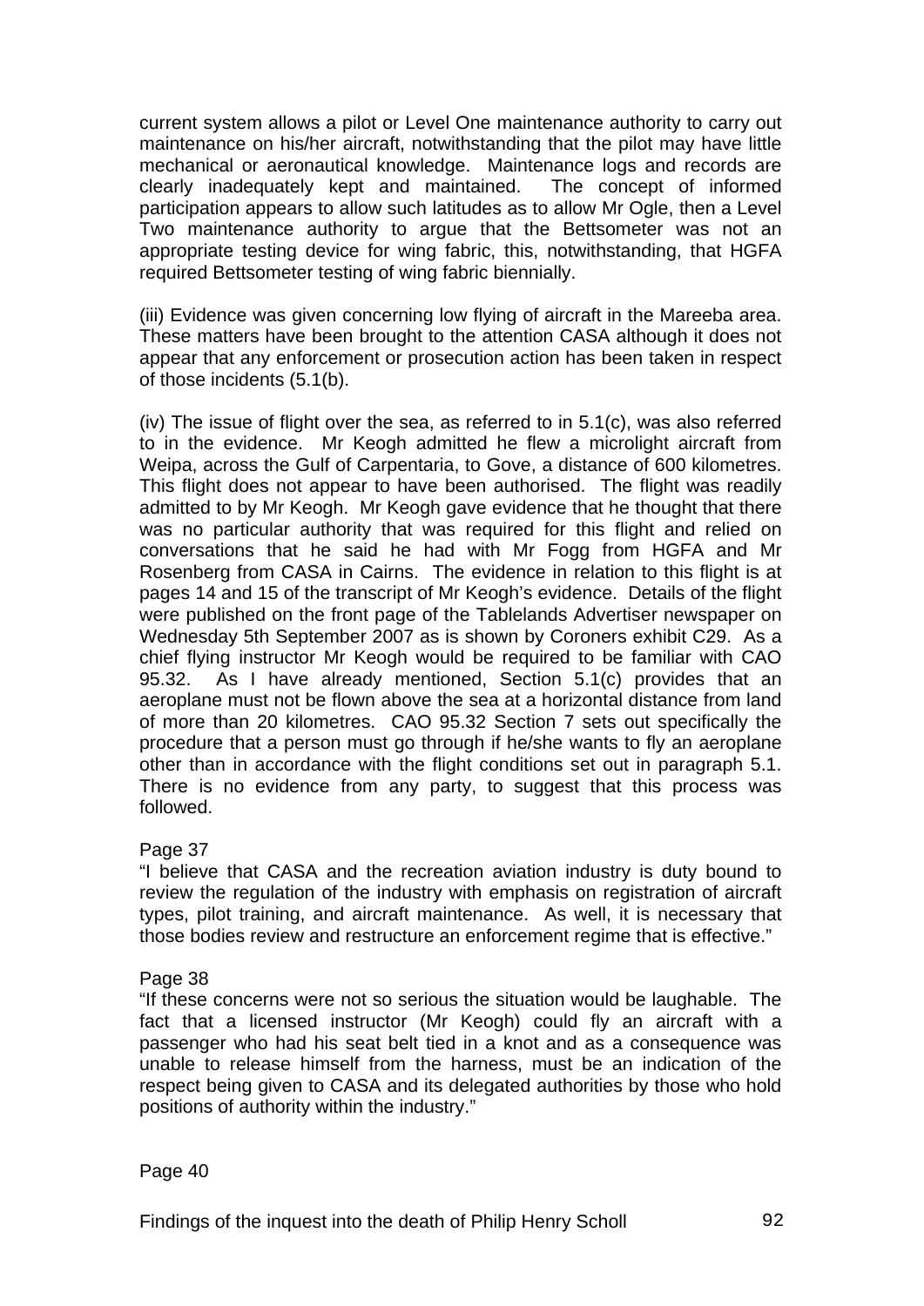current system allows a pilot or Level One maintenance authority to carry out maintenance on his/her aircraft, notwithstanding that the pilot may have little mechanical or aeronautical knowledge. Maintenance logs and records are clearly inadequately kept and maintained. The concept of informed participation appears to allow such latitudes as to allow Mr Ogle, then a Level Two maintenance authority to argue that the Bettsometer was not an appropriate testing device for wing fabric, this, notwithstanding, that HGFA required Bettsometer testing of wing fabric biennially.

(iii) Evidence was given concerning low flying of aircraft in the Mareeba area. These matters have been brought to the attention CASA although it does not appear that any enforcement or prosecution action has been taken in respect of those incidents (5.1(b).

(iv) The issue of flight over the sea, as referred to in 5.1(c), was also referred to in the evidence. Mr Keogh admitted he flew a microlight aircraft from Weipa, across the Gulf of Carpentaria, to Gove, a distance of 600 kilometres. This flight does not appear to have been authorised. The flight was readily admitted to by Mr Keogh. Mr Keogh gave evidence that he thought that there was no particular authority that was required for this flight and relied on conversations that he said he had with Mr Fogg from HGFA and Mr Rosenberg from CASA in Cairns. The evidence in relation to this flight is at pages 14 and 15 of the transcript of Mr Keogh's evidence. Details of the flight were published on the front page of the Tablelands Advertiser newspaper on Wednesday 5th September 2007 as is shown by Coroners exhibit C29. As a chief flying instructor Mr Keogh would be required to be familiar with CAO 95.32. As I have already mentioned, Section 5.1(c) provides that an aeroplane must not be flown above the sea at a horizontal distance from land of more than 20 kilometres. CAO 95.32 Section 7 sets out specifically the procedure that a person must go through if he/she wants to fly an aeroplane other than in accordance with the flight conditions set out in paragraph 5.1. There is no evidence from any party, to suggest that this process was followed.

Page 37

"I believe that CASA and the recreation aviation industry is duty bound to review the regulation of the industry with emphasis on registration of aircraft types, pilot training, and aircraft maintenance. As well, it is necessary that those bodies review and restructure an enforcement regime that is effective."

Page 38

"If these concerns were not so serious the situation would be laughable. The fact that a licensed instructor (Mr Keogh) could fly an aircraft with a passenger who had his seat belt tied in a knot and as a consequence was unable to release himself from the harness, must be an indication of the respect being given to CASA and its delegated authorities by those who hold positions of authority within the industry."

Page 40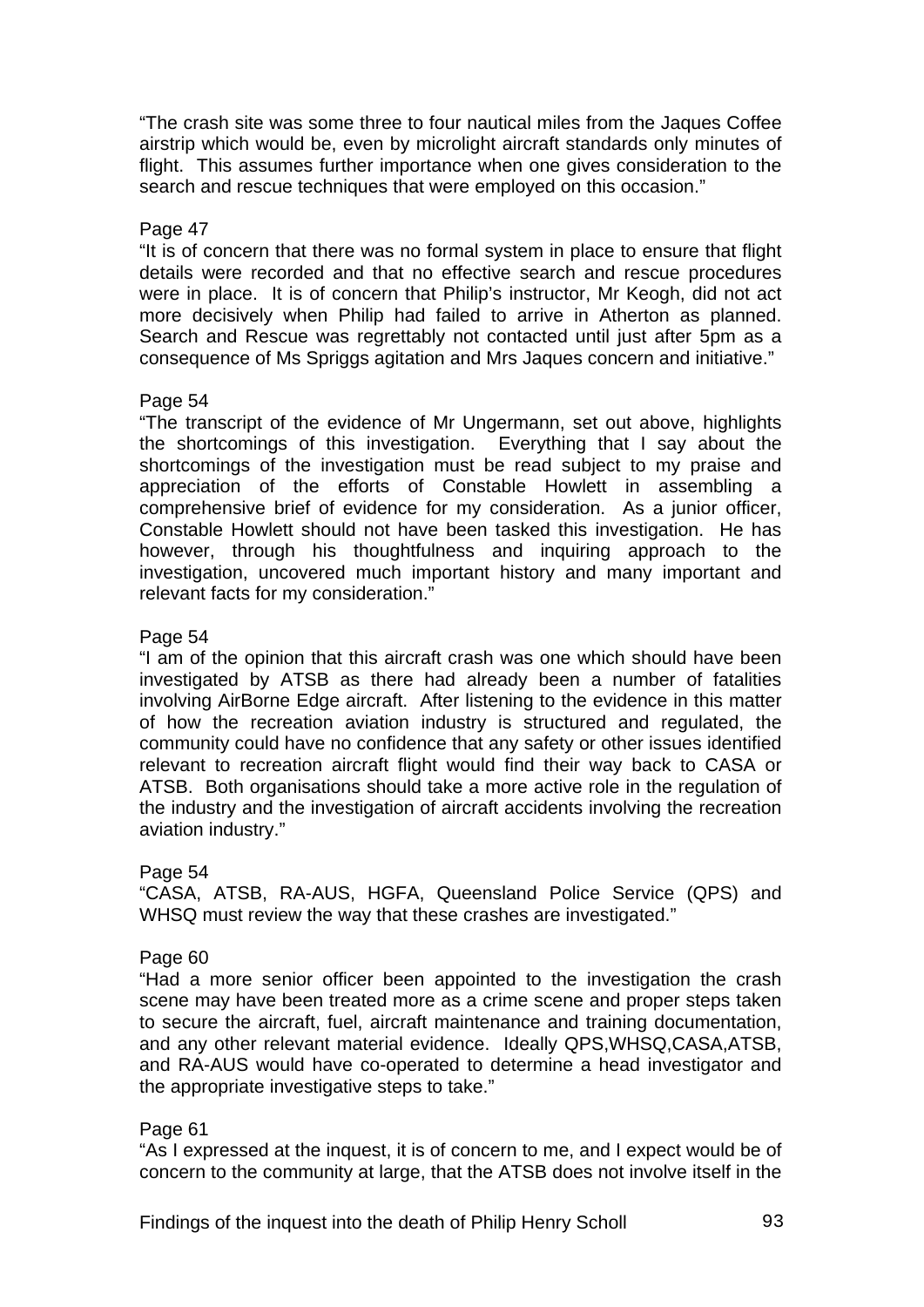"The crash site was some three to four nautical miles from the Jaques Coffee airstrip which would be, even by microlight aircraft standards only minutes of flight. This assumes further importance when one gives consideration to the search and rescue techniques that were employed on this occasion."

Page 47

"It is of concern that there was no formal system in place to ensure that flight details were recorded and that no effective search and rescue procedures were in place. It is of concern that Philip's instructor, Mr Keogh, did not act more decisively when Philip had failed to arrive in Atherton as planned. Search and Rescue was regrettably not contacted until just after 5pm as a consequence of Ms Spriggs agitation and Mrs Jaques concern and initiative."

Page 54

"The transcript of the evidence of Mr Ungermann, set out above, highlights the shortcomings of this investigation. Everything that I say about the shortcomings of the investigation must be read subject to my praise and appreciation of the efforts of Constable Howlett in assembling a comprehensive brief of evidence for my consideration. As a junior officer, Constable Howlett should not have been tasked this investigation. He has however, through his thoughtfulness and inquiring approach to the investigation, uncovered much important history and many important and relevant facts for my consideration."

Page 54

"I am of the opinion that this aircraft crash was one which should have been investigated by ATSB as there had already been a number of fatalities involving AirBorne Edge aircraft. After listening to the evidence in this matter of how the recreation aviation industry is structured and regulated, the community could have no confidence that any safety or other issues identified relevant to recreation aircraft flight would find their way back to CASA or ATSB. Both organisations should take a more active role in the regulation of the industry and the investigation of aircraft accidents involving the recreation aviation industry."

Page 54

"CASA, ATSB, RA-AUS, HGFA, Queensland Police Service (QPS) and WHSQ must review the way that these crashes are investigated."

Page 60

"Had a more senior officer been appointed to the investigation the crash scene may have been treated more as a crime scene and proper steps taken to secure the aircraft, fuel, aircraft maintenance and training documentation, and any other relevant material evidence. Ideally QPS,WHSQ,CASA,ATSB, and RA-AUS would have co-operated to determine a head investigator and the appropriate investigative steps to take."

Page 61

"As I expressed at the inquest, it is of concern to me, and I expect would be of concern to the community at large, that the ATSB does not involve itself in the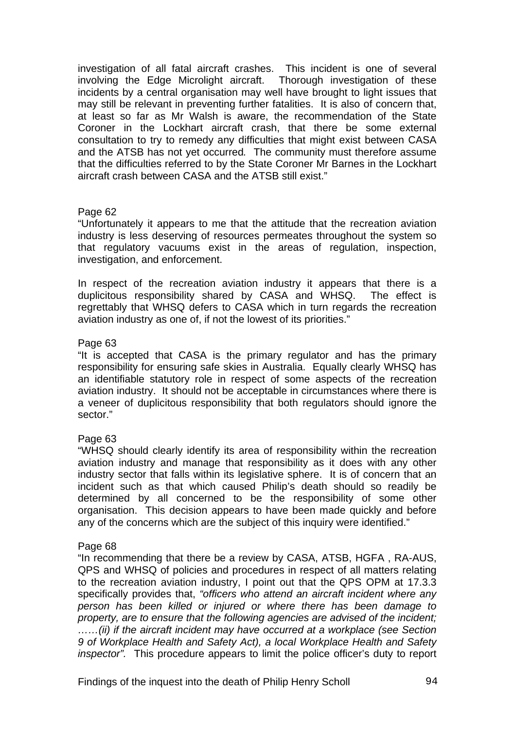investigation of all fatal aircraft crashes. This incident is one of several involving the Edge Microlight aircraft. Thorough investigation of these incidents by a central organisation may well have brought to light issues that may still be relevant in preventing further fatalities. It is also of concern that, at least so far as Mr Walsh is aware, the recommendation of the State Coroner in the Lockhart aircraft crash, that there be some external consultation to try to remedy any difficulties that might exist between CASA and the ATSB has not yet occurred*.* The community must therefore assume that the difficulties referred to by the State Coroner Mr Barnes in the Lockhart aircraft crash between CASA and the ATSB still exist."

Page 62

"Unfortunately it appears to me that the attitude that the recreation aviation industry is less deserving of resources permeates throughout the system so that regulatory vacuums exist in the areas of regulation, inspection, investigation, and enforcement.

In respect of the recreation aviation industry it appears that there is a duplicitous responsibility shared by CASA and WHSQ. The effect is regrettably that WHSQ defers to CASA which in turn regards the recreation aviation industry as one of, if not the lowest of its priorities."

Page 63

"It is accepted that CASA is the primary regulator and has the primary responsibility for ensuring safe skies in Australia. Equally clearly WHSQ has an identifiable statutory role in respect of some aspects of the recreation aviation industry. It should not be acceptable in circumstances where there is a veneer of duplicitous responsibility that both regulators should ignore the sector."

Page 63

"WHSQ should clearly identify its area of responsibility within the recreation aviation industry and manage that responsibility as it does with any other industry sector that falls within its legislative sphere. It is of concern that an incident such as that which caused Philip's death should so readily be determined by all concerned to be the responsibility of some other organisation. This decision appears to have been made quickly and before any of the concerns which are the subject of this inquiry were identified."

Page 68

"In recommending that there be a review by CASA, ATSB, HGFA , RA-AUS, QPS and WHSQ of policies and procedures in respect of all matters relating to the recreation aviation industry, I point out that the QPS OPM at 17.3.3 specifically provides that, *"officers who attend an aircraft incident where any person has been killed or injured or where there has been damage to property, are to ensure that the following agencies are advised of the incident; ……(ii) if the aircraft incident may have occurred at a workplace (see Section 9 of Workplace Health and Safety Act), a local Workplace Health and Safety inspector".* This procedure appears to limit the police officer's duty to report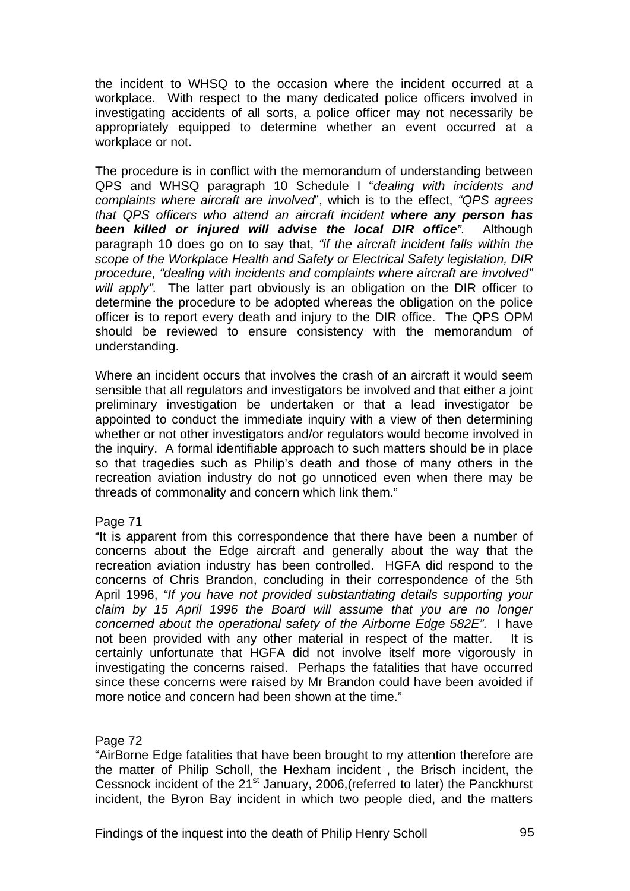the incident to WHSQ to the occasion where the incident occurred at a workplace. With respect to the many dedicated police officers involved in investigating accidents of all sorts, a police officer may not necessarily be appropriately equipped to determine whether an event occurred at a workplace or not.

The procedure is in conflict with the memorandum of understanding between QPS and WHSQ paragraph 10 Schedule I "*dealing with incidents and complaints where aircraft are involved*", which is to the effect, *"QPS agrees that QPS officers who attend an aircraft incident* ***where any person has been killed or injured will advise the local DIR office****".* Although paragraph 10 does go on to say that, *"if the aircraft incident falls within the scope of the Workplace Health and Safety or Electrical Safety legislation, DIR procedure, "dealing with incidents and complaints where aircraft are involved" will apply".* The latter part obviously is an obligation on the DIR officer to determine the procedure to be adopted whereas the obligation on the police officer is to report every death and injury to the DIR office. The QPS OPM should be reviewed to ensure consistency with the memorandum of understanding.

Where an incident occurs that involves the crash of an aircraft it would seem sensible that all regulators and investigators be involved and that either a joint preliminary investigation be undertaken or that a lead investigator be appointed to conduct the immediate inquiry with a view of then determining whether or not other investigators and/or regulators would become involved in the inquiry. A formal identifiable approach to such matters should be in place so that tragedies such as Philip's death and those of many others in the recreation aviation industry do not go unnoticed even when there may be threads of commonality and concern which link them."

Page 71

"It is apparent from this correspondence that there have been a number of concerns about the Edge aircraft and generally about the way that the recreation aviation industry has been controlled. HGFA did respond to the concerns of Chris Brandon, concluding in their correspondence of the 5th April 1996, *"If you have not provided substantiating details supporting your claim by 15 April 1996 the Board will assume that you are no longer concerned about the operational safety of the Airborne Edge 582E".* I have not been provided with any other material in respect of the matter. It is certainly unfortunate that HGFA did not involve itself more vigorously in investigating the concerns raised. Perhaps the fatalities that have occurred since these concerns were raised by Mr Brandon could have been avoided if more notice and concern had been shown at the time."

Page 72

"AirBorne Edge fatalities that have been brought to my attention therefore are the matter of Philip Scholl, the Hexham incident , the Brisch incident, the Cessnock incident of the 21st January, 2006,(referred to later) the Panckhurst incident, the Byron Bay incident in which two people died, and the matters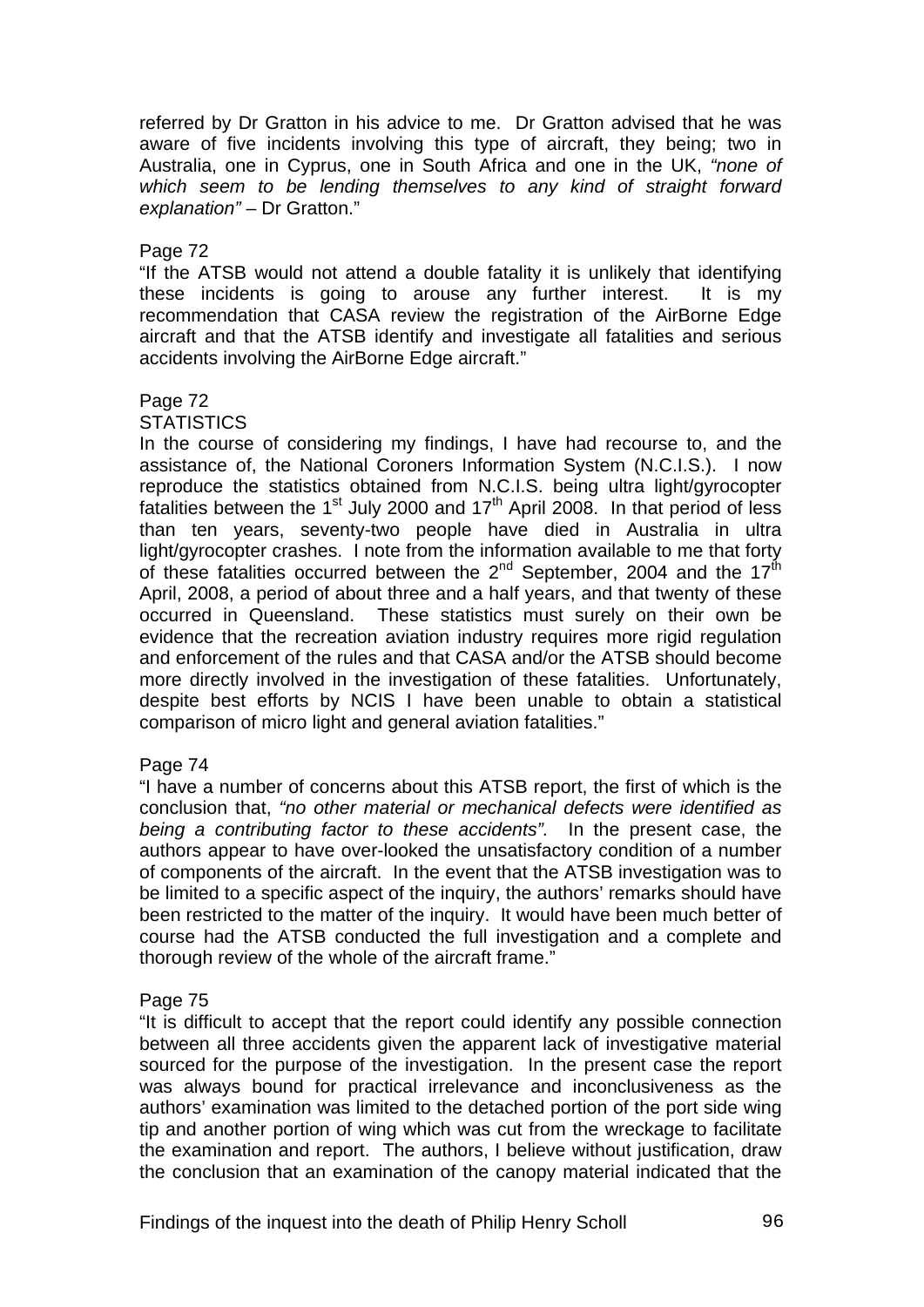referred by Dr Gratton in his advice to me. Dr Gratton advised that he was aware of five incidents involving this type of aircraft, they being; two in Australia, one in Cyprus, one in South Africa and one in the UK, *"none of which seem to be lending themselves to any kind of straight forward explanation"* – Dr Gratton."

Page 72

"If the ATSB would not attend a double fatality it is unlikely that identifying these incidents is going to arouse any further interest. It is my recommendation that CASA review the registration of the AirBorne Edge aircraft and that the ATSB identify and investigate all fatalities and serious accidents involving the AirBorne Edge aircraft."

Page 72

STATISTICS

In the course of considering my findings, I have had recourse to, and the assistance of, the National Coroners Information System (N.C.I.S.). I now reproduce the statistics obtained from N.C.I.S. being ultra light/gyrocopter fatalities between the 1st July 2000 and 17th April 2008. In that period of less than ten years, seventy-two people have died in Australia in ultra light/gyrocopter crashes. I note from the information available to me that forty of these fatalities occurred between the 2nd September, 2004 and the 17th April, 2008, a period of about three and a half years, and that twenty of these occurred in Queensland. These statistics must surely on their own be evidence that the recreation aviation industry requires more rigid regulation and enforcement of the rules and that CASA and/or the ATSB should become more directly involved in the investigation of these fatalities. Unfortunately, despite best efforts by NCIS I have been unable to obtain a statistical comparison of micro light and general aviation fatalities."

Page 74

"I have a number of concerns about this ATSB report, the first of which is the conclusion that, *"no other material or mechanical defects were identified as being a contributing factor to these accidents".* In the present case, the authors appear to have over-looked the unsatisfactory condition of a number of components of the aircraft. In the event that the ATSB investigation was to be limited to a specific aspect of the inquiry, the authors' remarks should have been restricted to the matter of the inquiry. It would have been much better of course had the ATSB conducted the full investigation and a complete and thorough review of the whole of the aircraft frame."

Page 75

"It is difficult to accept that the report could identify any possible connection between all three accidents given the apparent lack of investigative material sourced for the purpose of the investigation. In the present case the report was always bound for practical irrelevance and inconclusiveness as the authors' examination was limited to the detached portion of the port side wing tip and another portion of wing which was cut from the wreckage to facilitate the examination and report. The authors, I believe without justification, draw the conclusion that an examination of the canopy material indicated that the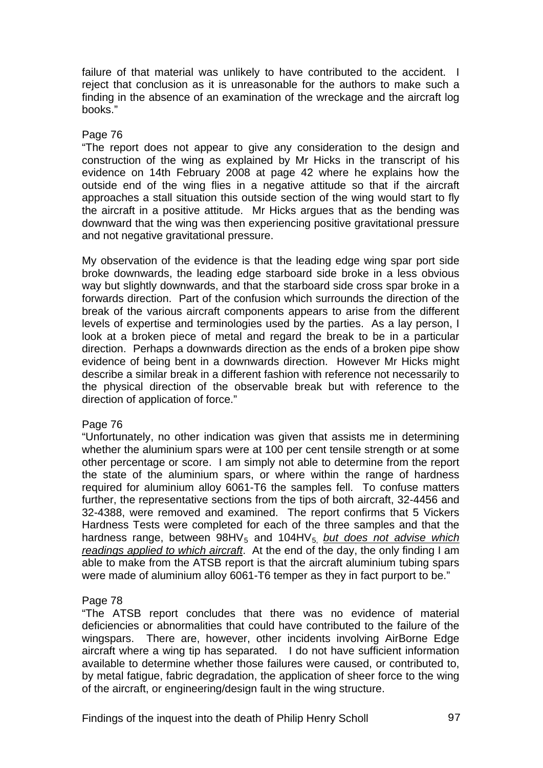failure of that material was unlikely to have contributed to the accident. I reject that conclusion as it is unreasonable for the authors to make such a finding in the absence of an examination of the wreckage and the aircraft log books."

Page 76

"The report does not appear to give any consideration to the design and construction of the wing as explained by Mr Hicks in the transcript of his evidence on 14th February 2008 at page 42 where he explains how the outside end of the wing flies in a negative attitude so that if the aircraft approaches a stall situation this outside section of the wing would start to fly the aircraft in a positive attitude. Mr Hicks argues that as the bending was downward that the wing was then experiencing positive gravitational pressure and not negative gravitational pressure.

My observation of the evidence is that the leading edge wing spar port side broke downwards, the leading edge starboard side broke in a less obvious way but slightly downwards, and that the starboard side cross spar broke in a forwards direction. Part of the confusion which surrounds the direction of the break of the various aircraft components appears to arise from the different levels of expertise and terminologies used by the parties. As a lay person, I look at a broken piece of metal and regard the break to be in a particular direction. Perhaps a downwards direction as the ends of a broken pipe show evidence of being bent in a downwards direction. However Mr Hicks might describe a similar break in a different fashion with reference not necessarily to the physical direction of the observable break but with reference to the direction of application of force."

Page 76

"Unfortunately, no other indication was given that assists me in determining whether the aluminium spars were at 100 per cent tensile strength or at some other percentage or score. I am simply not able to determine from the report the state of the aluminium spars, or where within the range of hardness required for aluminium alloy 6061-T6 the samples fell. To confuse matters further, the representative sections from the tips of both aircraft, 32-4456 and 32-4388, were removed and examined. The report confirms that 5 Vickers Hardness Tests were completed for each of the three samples and that the hardness range, between $98HV_5$ and $104HV_5$, *but does not advise which readings applied to which aircraft*. At the end of the day, the only finding I am able to make from the ATSB report is that the aircraft aluminium tubing spars were made of aluminium alloy 6061-T6 temper as they in fact purport to be."

Page 78

"The ATSB report concludes that there was no evidence of material deficiencies or abnormalities that could have contributed to the failure of the wingspars. There are, however, other incidents involving AirBorne Edge aircraft where a wing tip has separated. I do not have sufficient information available to determine whether those failures were caused, or contributed to, by metal fatigue, fabric degradation, the application of sheer force to the wing of the aircraft, or engineering/design fault in the wing structure.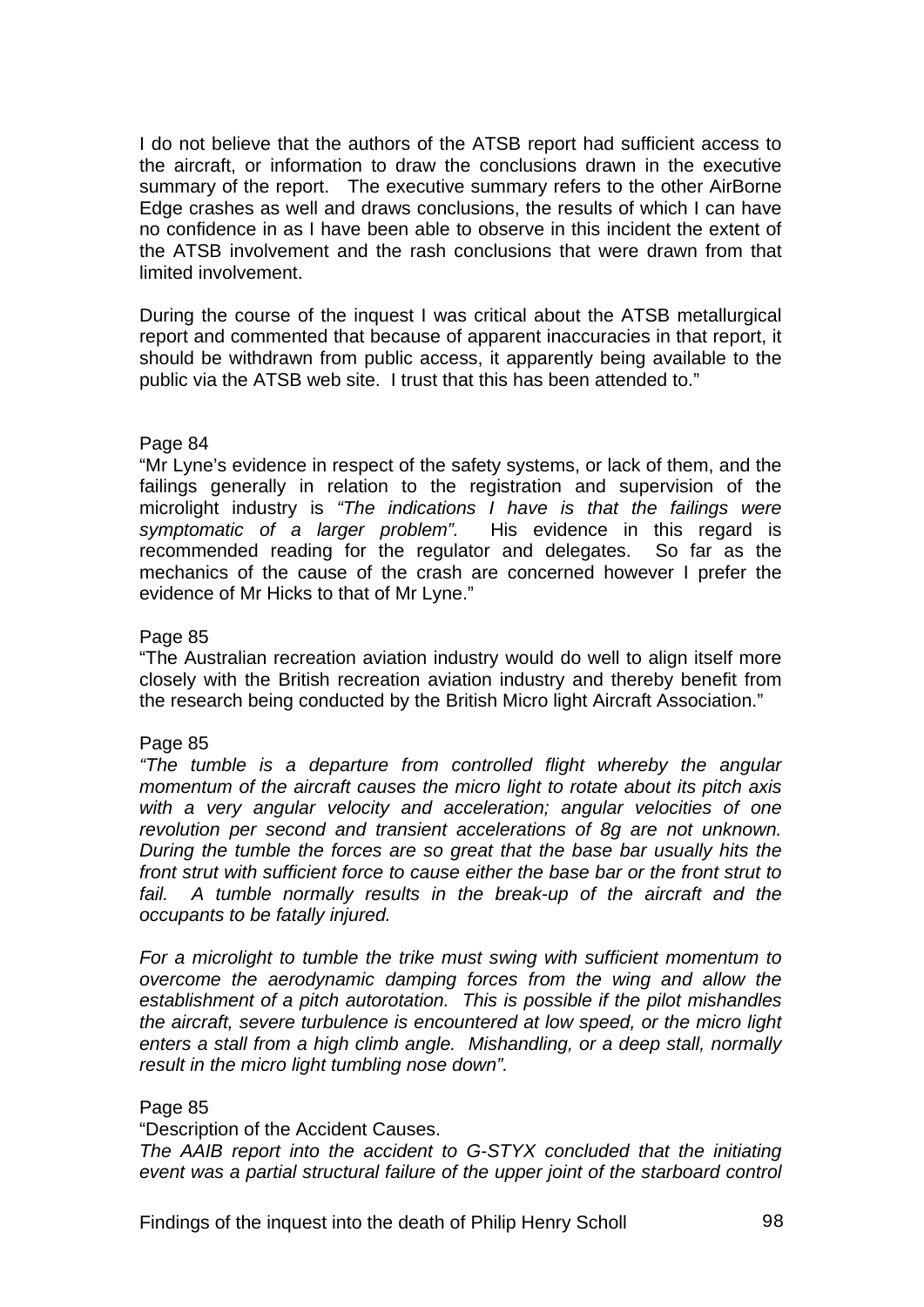I do not believe that the authors of the ATSB report had sufficient access to the aircraft, or information to draw the conclusions drawn in the executive summary of the report. The executive summary refers to the other AirBorne Edge crashes as well and draws conclusions, the results of which I can have no confidence in as I have been able to observe in this incident the extent of the ATSB involvement and the rash conclusions that were drawn from that limited involvement.

During the course of the inquest I was critical about the ATSB metallurgical report and commented that because of apparent inaccuracies in that report, it should be withdrawn from public access, it apparently being available to the public via the ATSB web site. I trust that this has been attended to."

Page 84

"Mr Lyne's evidence in respect of the safety systems, or lack of them, and the failings generally in relation to the registration and supervision of the microlight industry is *"The indications I have is that the failings were symptomatic of a larger problem".* His evidence in this regard is recommended reading for the regulator and delegates. So far as the mechanics of the cause of the crash are concerned however I prefer the evidence of Mr Hicks to that of Mr Lyne."

Page 85

"The Australian recreation aviation industry would do well to align itself more closely with the British recreation aviation industry and thereby benefit from the research being conducted by the British Micro light Aircraft Association."

Page 85

*"The tumble is a departure from controlled flight whereby the angular momentum of the aircraft causes the micro light to rotate about its pitch axis with a very angular velocity and acceleration; angular velocities of one revolution per second and transient accelerations of 8g are not unknown. During the tumble the forces are so great that the base bar usually hits the front strut with sufficient force to cause either the base bar or the front strut to fail. A tumble normally results in the break-up of the aircraft and the occupants to be fatally injured.*

*For a microlight to tumble the trike must swing with sufficient momentum to overcome the aerodynamic damping forces from the wing and allow the establishment of a pitch autorotation. This is possible if the pilot mishandles the aircraft, severe turbulence is encountered at low speed, or the micro light enters a stall from a high climb angle. Mishandling, or a deep stall, normally result in the micro light tumbling nose down".*

Page 85

"Description of the Accident Causes.

*The AAIB report into the accident to G-STYX concluded that the initiating event was a partial structural failure of the upper joint of the starboard control*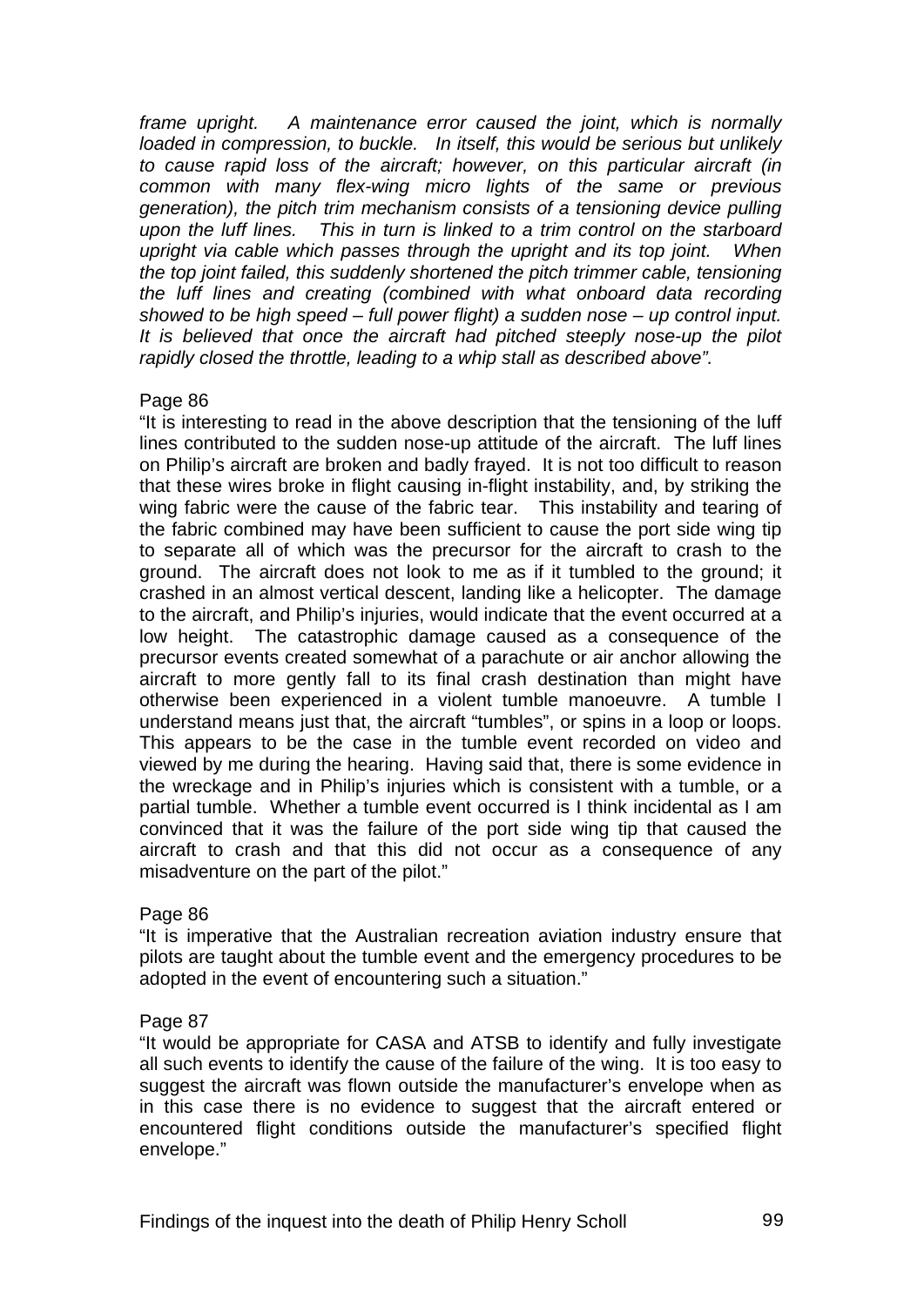*frame upright. A maintenance error caused the joint, which is normally loaded in compression, to buckle. In itself, this would be serious but unlikely to cause rapid loss of the aircraft; however, on this particular aircraft (in common with many flex-wing micro lights of the same or previous generation), the pitch trim mechanism consists of a tensioning device pulling upon the luff lines. This in turn is linked to a trim control on the starboard upright via cable which passes through the upright and its top joint. When the top joint failed, this suddenly shortened the pitch trimmer cable, tensioning the luff lines and creating (combined with what onboard data recording showed to be high speed – full power flight) a sudden nose – up control input. It is believed that once the aircraft had pitched steeply nose-up the pilot rapidly closed the throttle, leading to a whip stall as described above".*

Page 86

"It is interesting to read in the above description that the tensioning of the luff lines contributed to the sudden nose-up attitude of the aircraft. The luff lines on Philip's aircraft are broken and badly frayed. It is not too difficult to reason that these wires broke in flight causing in-flight instability, and, by striking the wing fabric were the cause of the fabric tear. This instability and tearing of the fabric combined may have been sufficient to cause the port side wing tip to separate all of which was the precursor for the aircraft to crash to the ground. The aircraft does not look to me as if it tumbled to the ground; it crashed in an almost vertical descent, landing like a helicopter. The damage to the aircraft, and Philip's injuries, would indicate that the event occurred at a low height. The catastrophic damage caused as a consequence of the precursor events created somewhat of a parachute or air anchor allowing the aircraft to more gently fall to its final crash destination than might have otherwise been experienced in a violent tumble manoeuvre. A tumble I understand means just that, the aircraft "tumbles", or spins in a loop or loops. This appears to be the case in the tumble event recorded on video and viewed by me during the hearing. Having said that, there is some evidence in the wreckage and in Philip's injuries which is consistent with a tumble, or a partial tumble. Whether a tumble event occurred is I think incidental as I am convinced that it was the failure of the port side wing tip that caused the aircraft to crash and that this did not occur as a consequence of any misadventure on the part of the pilot."

Page 86

"It is imperative that the Australian recreation aviation industry ensure that pilots are taught about the tumble event and the emergency procedures to be adopted in the event of encountering such a situation."

Page 87

"It would be appropriate for CASA and ATSB to identify and fully investigate all such events to identify the cause of the failure of the wing. It is too easy to suggest the aircraft was flown outside the manufacturer's envelope when as in this case there is no evidence to suggest that the aircraft entered or encountered flight conditions outside the manufacturer's specified flight envelope."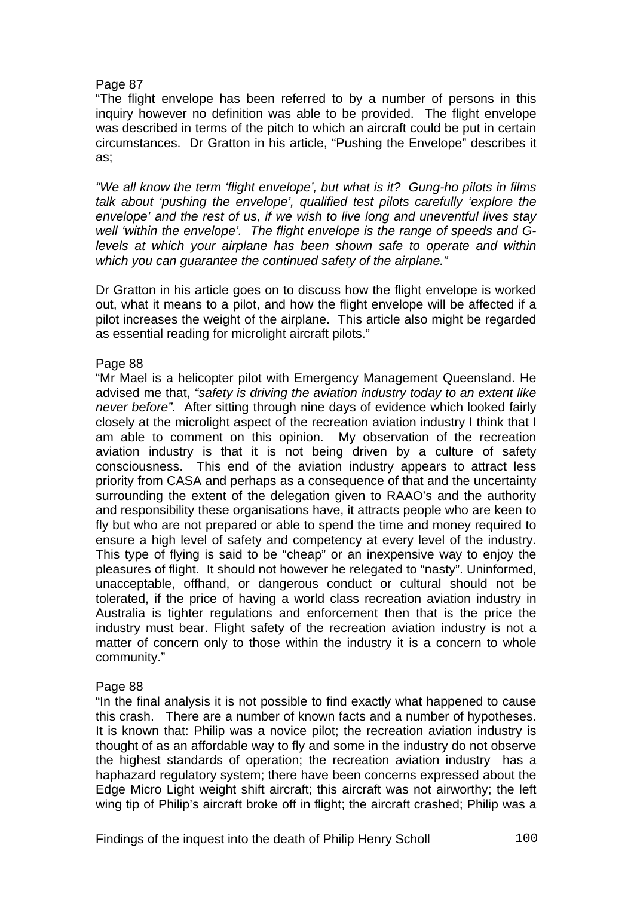Page 87

"The flight envelope has been referred to by a number of persons in this inquiry however no definition was able to be provided. The flight envelope was described in terms of the pitch to which an aircraft could be put in certain circumstances. Dr Gratton in his article, "Pushing the Envelope" describes it as;

*"We all know the term 'flight envelope', but what is it? Gung-ho pilots in films talk about 'pushing the envelope', qualified test pilots carefully 'explore the envelope' and the rest of us, if we wish to live long and uneventful lives stay well 'within the envelope'. The flight envelope is the range of speeds and G-levels at which your airplane has been shown safe to operate and within which you can guarantee the continued safety of the airplane."*

Dr Gratton in his article goes on to discuss how the flight envelope is worked out, what it means to a pilot, and how the flight envelope will be affected if a pilot increases the weight of the airplane. This article also might be regarded as essential reading for microlight aircraft pilots."

Page 88

"Mr Mael is a helicopter pilot with Emergency Management Queensland. He advised me that, *"safety is driving the aviation industry today to an extent like never before".* After sitting through nine days of evidence which looked fairly closely at the microlight aspect of the recreation aviation industry I think that I am able to comment on this opinion. My observation of the recreation aviation industry is that it is not being driven by a culture of safety consciousness. This end of the aviation industry appears to attract less priority from CASA and perhaps as a consequence of that and the uncertainty surrounding the extent of the delegation given to RAAO's and the authority and responsibility these organisations have, it attracts people who are keen to fly but who are not prepared or able to spend the time and money required to ensure a high level of safety and competency at every level of the industry. This type of flying is said to be "cheap" or an inexpensive way to enjoy the pleasures of flight. It should not however he relegated to "nasty". Uninformed, unacceptable, offhand, or dangerous conduct or cultural should not be tolerated, if the price of having a world class recreation aviation industry in Australia is tighter regulations and enforcement then that is the price the industry must bear. Flight safety of the recreation aviation industry is not a matter of concern only to those within the industry it is a concern to whole community."

Page 88

"In the final analysis it is not possible to find exactly what happened to cause this crash. There are a number of known facts and a number of hypotheses. It is known that: Philip was a novice pilot; the recreation aviation industry is thought of as an affordable way to fly and some in the industry do not observe the highest standards of operation; the recreation aviation industry has a haphazard regulatory system; there have been concerns expressed about the Edge Micro Light weight shift aircraft; this aircraft was not airworthy; the left wing tip of Philip's aircraft broke off in flight; the aircraft crashed; Philip was a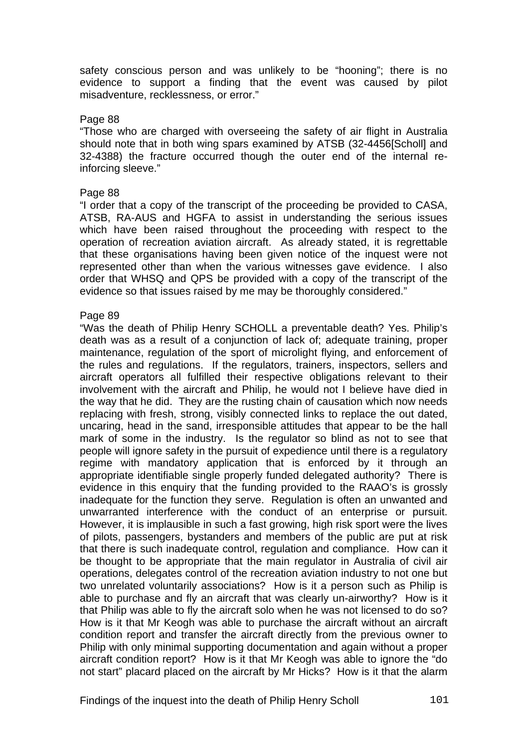safety conscious person and was unlikely to be "hooning"; there is no evidence to support a finding that the event was caused by pilot misadventure, recklessness, or error."

Page 88

"Those who are charged with overseeing the safety of air flight in Australia should note that in both wing spars examined by ATSB (32-4456[Scholl] and 32-4388) the fracture occurred though the outer end of the internal re-inforcing sleeve."

Page 88

"I order that a copy of the transcript of the proceeding be provided to CASA, ATSB, RA-AUS and HGFA to assist in understanding the serious issues which have been raised throughout the proceeding with respect to the operation of recreation aviation aircraft. As already stated, it is regrettable that these organisations having been given notice of the inquest were not represented other than when the various witnesses gave evidence. I also order that WHSQ and QPS be provided with a copy of the transcript of the evidence so that issues raised by me may be thoroughly considered."

Page 89

"Was the death of Philip Henry SCHOLL a preventable death? Yes. Philip's death was as a result of a conjunction of lack of; adequate training, proper maintenance, regulation of the sport of microlight flying, and enforcement of the rules and regulations. If the regulators, trainers, inspectors, sellers and aircraft operators all fulfilled their respective obligations relevant to their involvement with the aircraft and Philip, he would not I believe have died in the way that he did. They are the rusting chain of causation which now needs replacing with fresh, strong, visibly connected links to replace the out dated, uncaring, head in the sand, irresponsible attitudes that appear to be the hall mark of some in the industry. Is the regulator so blind as not to see that people will ignore safety in the pursuit of expedience until there is a regulatory regime with mandatory application that is enforced by it through an appropriate identifiable single properly funded delegated authority? There is evidence in this enquiry that the funding provided to the RAAO's is grossly inadequate for the function they serve. Regulation is often an unwanted and unwarranted interference with the conduct of an enterprise or pursuit. However, it is implausible in such a fast growing, high risk sport were the lives of pilots, passengers, bystanders and members of the public are put at risk that there is such inadequate control, regulation and compliance. How can it be thought to be appropriate that the main regulator in Australia of civil air operations, delegates control of the recreation aviation industry to not one but two unrelated voluntarily associations? How is it a person such as Philip is able to purchase and fly an aircraft that was clearly un-airworthy? How is it that Philip was able to fly the aircraft solo when he was not licensed to do so? How is it that Mr Keogh was able to purchase the aircraft without an aircraft condition report and transfer the aircraft directly from the previous owner to Philip with only minimal supporting documentation and again without a proper aircraft condition report? How is it that Mr Keogh was able to ignore the "do not start" placard placed on the aircraft by Mr Hicks? How is it that the alarm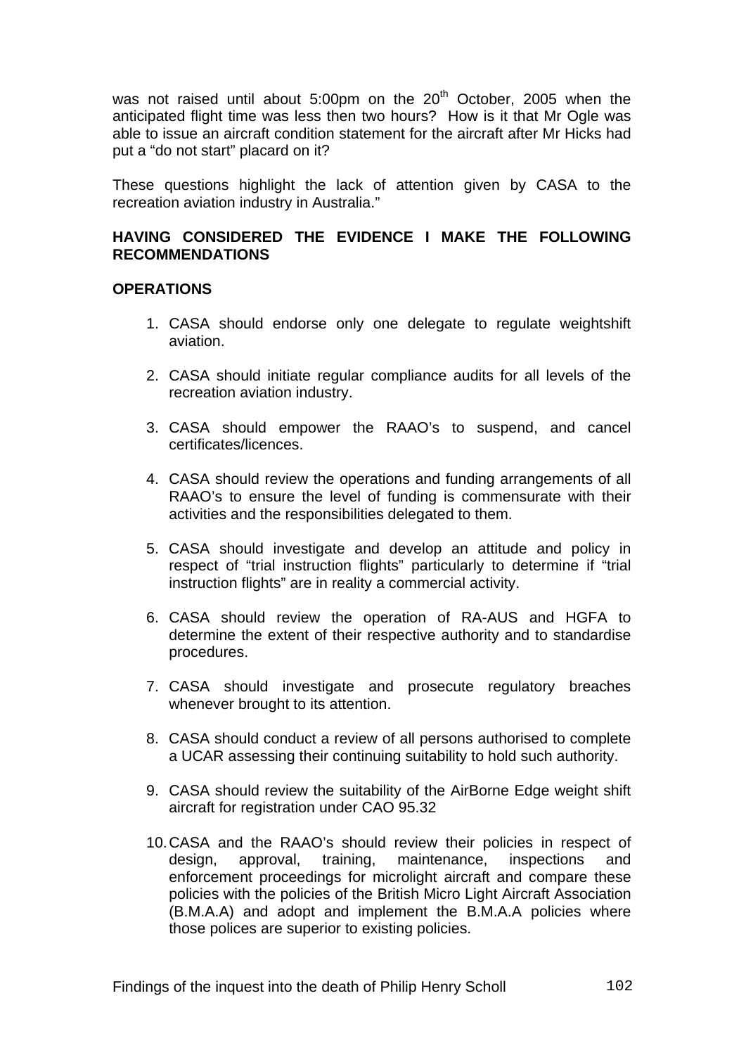was not raised until about 5:00pm on the 20th October, 2005 when the anticipated flight time was less then two hours? How is it that Mr Ogle was able to issue an aircraft condition statement for the aircraft after Mr Hicks had put a "do not start" placard on it?

These questions highlight the lack of attention given by CASA to the recreation aviation industry in Australia."

**HAVING CONSIDERED THE EVIDENCE I MAKE THE FOLLOWING RECOMMENDATIONS**

**OPERATIONS**

1. CASA should endorse only one delegate to regulate weightshift aviation.

2. CASA should initiate regular compliance audits for all levels of the recreation aviation industry.

3. CASA should empower the RAAO's to suspend, and cancel certificates/licences.

4. CASA should review the operations and funding arrangements of all RAAO's to ensure the level of funding is commensurate with their activities and the responsibilities delegated to them.

5. CASA should investigate and develop an attitude and policy in respect of "trial instruction flights" particularly to determine if "trial instruction flights" are in reality a commercial activity.

6. CASA should review the operation of RA-AUS and HGFA to determine the extent of their respective authority and to standardise procedures.

7. CASA should investigate and prosecute regulatory breaches whenever brought to its attention.

8. CASA should conduct a review of all persons authorised to complete a UCAR assessing their continuing suitability to hold such authority.

9. CASA should review the suitability of the AirBorne Edge weight shift aircraft for registration under CAO 95.32

10. CASA and the RAAO's should review their policies in respect of design, approval, training, maintenance, inspections and enforcement proceedings for microlight aircraft and compare these policies with the policies of the British Micro Light Aircraft Association (B.M.A.A) and adopt and implement the B.M.A.A policies where those polices are superior to existing policies.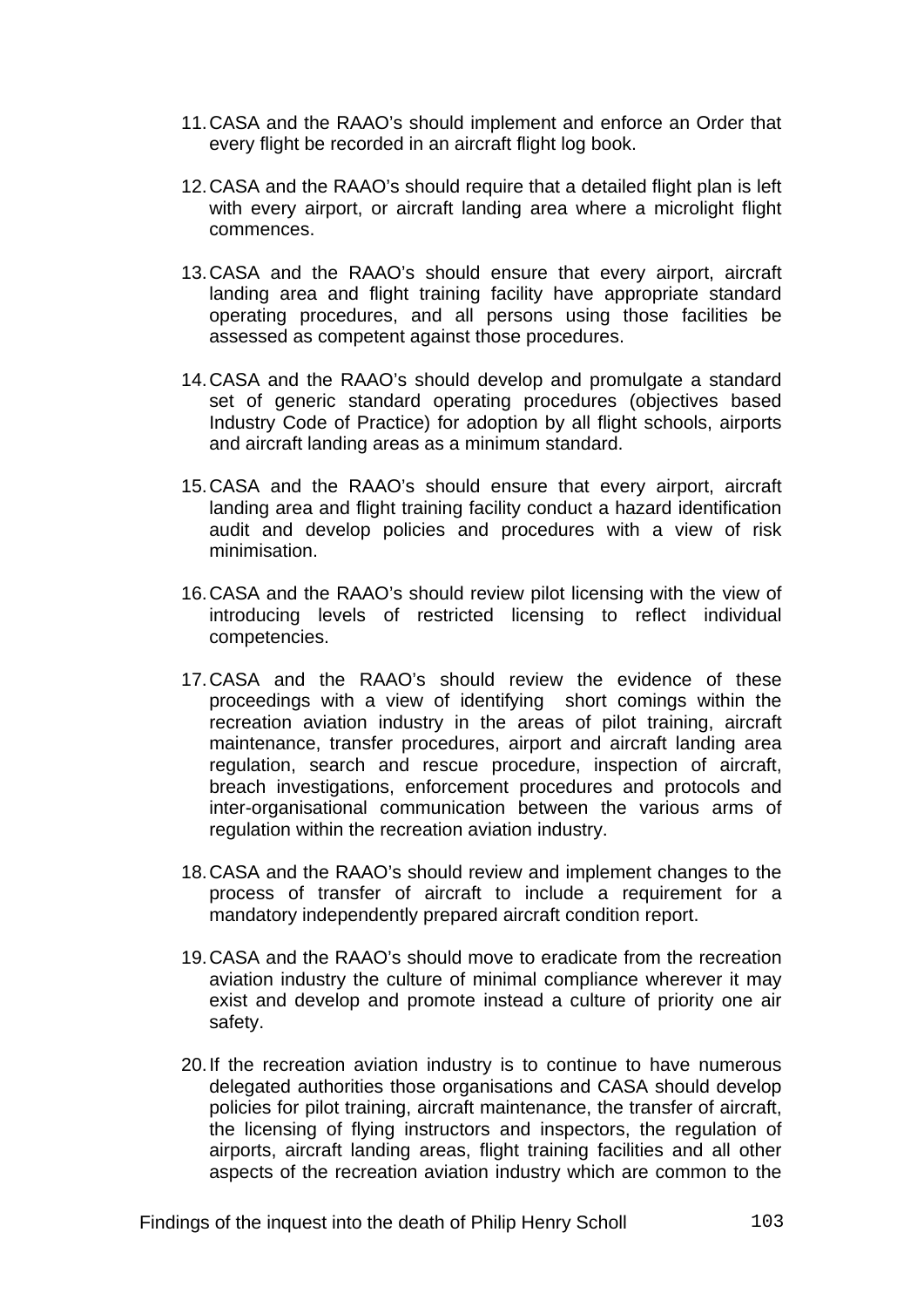11. CASA and the RAAO's should implement and enforce an Order that every flight be recorded in an aircraft flight log book.

12. CASA and the RAAO's should require that a detailed flight plan is left with every airport, or aircraft landing area where a microlight flight commences.

13. CASA and the RAAO's should ensure that every airport, aircraft landing area and flight training facility have appropriate standard operating procedures, and all persons using those facilities be assessed as competent against those procedures.

14. CASA and the RAAO's should develop and promulgate a standard set of generic standard operating procedures (objectives based Industry Code of Practice) for adoption by all flight schools, airports and aircraft landing areas as a minimum standard.

15. CASA and the RAAO's should ensure that every airport, aircraft landing area and flight training facility conduct a hazard identification audit and develop policies and procedures with a view of risk minimisation.

16. CASA and the RAAO's should review pilot licensing with the view of introducing levels of restricted licensing to reflect individual competencies.

17. CASA and the RAAO's should review the evidence of these proceedings with a view of identifying short comings within the recreation aviation industry in the areas of pilot training, aircraft maintenance, transfer procedures, airport and aircraft landing area regulation, search and rescue procedure, inspection of aircraft, breach investigations, enforcement procedures and protocols and inter-organisational communication between the various arms of regulation within the recreation aviation industry.

18. CASA and the RAAO's should review and implement changes to the process of transfer of aircraft to include a requirement for a mandatory independently prepared aircraft condition report.

19. CASA and the RAAO's should move to eradicate from the recreation aviation industry the culture of minimal compliance wherever it may exist and develop and promote instead a culture of priority one air safety.

20. If the recreation aviation industry is to continue to have numerous delegated authorities those organisations and CASA should develop policies for pilot training, aircraft maintenance, the transfer of aircraft, the licensing of flying instructors and inspectors, the regulation of airports, aircraft landing areas, flight training facilities and all other aspects of the recreation aviation industry which are common to the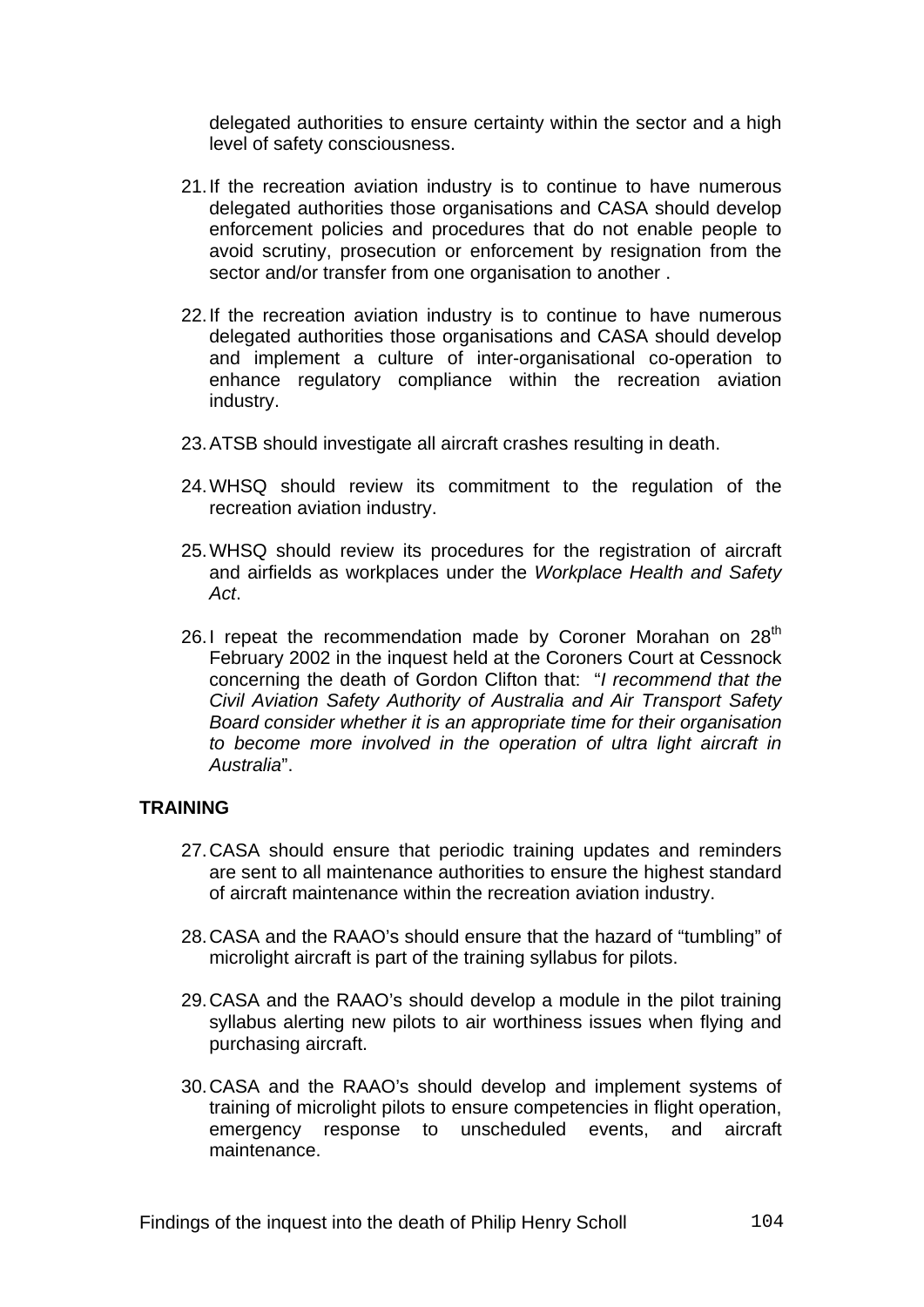delegated authorities to ensure certainty within the sector and a high level of safety consciousness.

21. If the recreation aviation industry is to continue to have numerous delegated authorities those organisations and CASA should develop enforcement policies and procedures that do not enable people to avoid scrutiny, prosecution or enforcement by resignation from the sector and/or transfer from one organisation to another .

22. If the recreation aviation industry is to continue to have numerous delegated authorities those organisations and CASA should develop and implement a culture of inter-organisational co-operation to enhance regulatory compliance within the recreation aviation industry.

23. ATSB should investigate all aircraft crashes resulting in death.

24. WHSQ should review its commitment to the regulation of the recreation aviation industry.

25. WHSQ should review its procedures for the registration of aircraft and airfields as workplaces under the *Workplace Health and Safety Act*.

26. I repeat the recommendation made by Coroner Morahan on 28th February 2002 in the inquest held at the Coroners Court at Cessnock concerning the death of Gordon Clifton that: "*I recommend that the Civil Aviation Safety Authority of Australia and Air Transport Safety Board consider whether it is an appropriate time for their organisation to become more involved in the operation of ultra light aircraft in Australia*".

**TRAINING**

27. CASA should ensure that periodic training updates and reminders are sent to all maintenance authorities to ensure the highest standard of aircraft maintenance within the recreation aviation industry.

28. CASA and the RAAO's should ensure that the hazard of "tumbling" of microlight aircraft is part of the training syllabus for pilots.

29. CASA and the RAAO's should develop a module in the pilot training syllabus alerting new pilots to air worthiness issues when flying and purchasing aircraft.

30. CASA and the RAAO's should develop and implement systems of training of microlight pilots to ensure competencies in flight operation, emergency response to unscheduled events, and aircraft maintenance.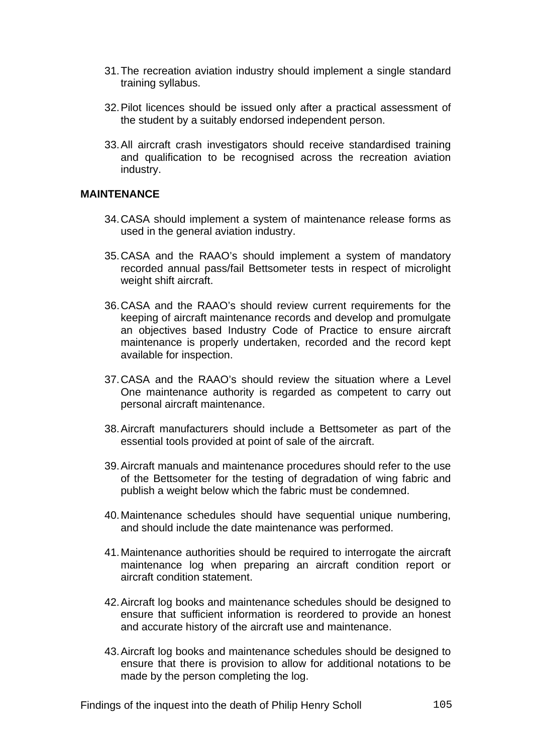31. The recreation aviation industry should implement a single standard training syllabus.

32. Pilot licences should be issued only after a practical assessment of the student by a suitably endorsed independent person.

33. All aircraft crash investigators should receive standardised training and qualification to be recognised across the recreation aviation industry.

**MAINTENANCE**

34. CASA should implement a system of maintenance release forms as used in the general aviation industry.

35. CASA and the RAAO's should implement a system of mandatory recorded annual pass/fail Bettsometer tests in respect of microlight weight shift aircraft.

36. CASA and the RAAO's should review current requirements for the keeping of aircraft maintenance records and develop and promulgate an objectives based Industry Code of Practice to ensure aircraft maintenance is properly undertaken, recorded and the record kept available for inspection.

37. CASA and the RAAO's should review the situation where a Level One maintenance authority is regarded as competent to carry out personal aircraft maintenance.

38. Aircraft manufacturers should include a Bettsometer as part of the essential tools provided at point of sale of the aircraft.

39. Aircraft manuals and maintenance procedures should refer to the use of the Bettsometer for the testing of degradation of wing fabric and publish a weight below which the fabric must be condemned.

40. Maintenance schedules should have sequential unique numbering, and should include the date maintenance was performed.

41. Maintenance authorities should be required to interrogate the aircraft maintenance log when preparing an aircraft condition report or aircraft condition statement.

42. Aircraft log books and maintenance schedules should be designed to ensure that sufficient information is reordered to provide an honest and accurate history of the aircraft use and maintenance.

43. Aircraft log books and maintenance schedules should be designed to ensure that there is provision to allow for additional notations to be made by the person completing the log.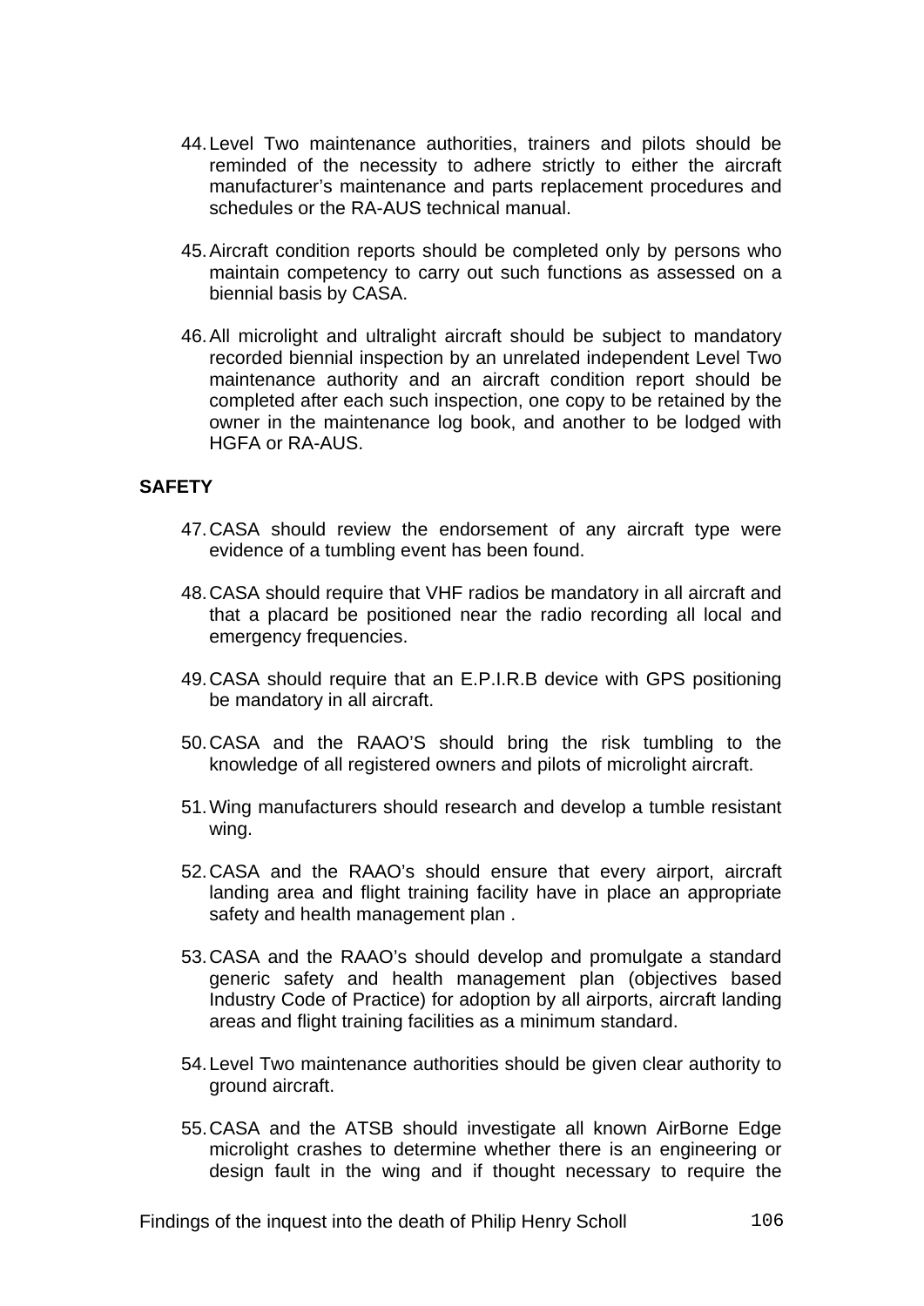44. Level Two maintenance authorities, trainers and pilots should be reminded of the necessity to adhere strictly to either the aircraft manufacturer's maintenance and parts replacement procedures and schedules or the RA-AUS technical manual.

45. Aircraft condition reports should be completed only by persons who maintain competency to carry out such functions as assessed on a biennial basis by CASA.

46. All microlight and ultralight aircraft should be subject to mandatory recorded biennial inspection by an unrelated independent Level Two maintenance authority and an aircraft condition report should be completed after each such inspection, one copy to be retained by the owner in the maintenance log book, and another to be lodged with HGFA or RA-AUS.

**SAFETY**

47. CASA should review the endorsement of any aircraft type were evidence of a tumbling event has been found.

48. CASA should require that VHF radios be mandatory in all aircraft and that a placard be positioned near the radio recording all local and emergency frequencies.

49. CASA should require that an E.P.I.R.B device with GPS positioning be mandatory in all aircraft.

50. CASA and the RAAO'S should bring the risk tumbling to the knowledge of all registered owners and pilots of microlight aircraft.

51. Wing manufacturers should research and develop a tumble resistant wing.

52. CASA and the RAAO's should ensure that every airport, aircraft landing area and flight training facility have in place an appropriate safety and health management plan .

53. CASA and the RAAO's should develop and promulgate a standard generic safety and health management plan (objectives based Industry Code of Practice) for adoption by all airports, aircraft landing areas and flight training facilities as a minimum standard.

54. Level Two maintenance authorities should be given clear authority to ground aircraft.

55. CASA and the ATSB should investigate all known AirBorne Edge microlight crashes to determine whether there is an engineering or design fault in the wing and if thought necessary to require the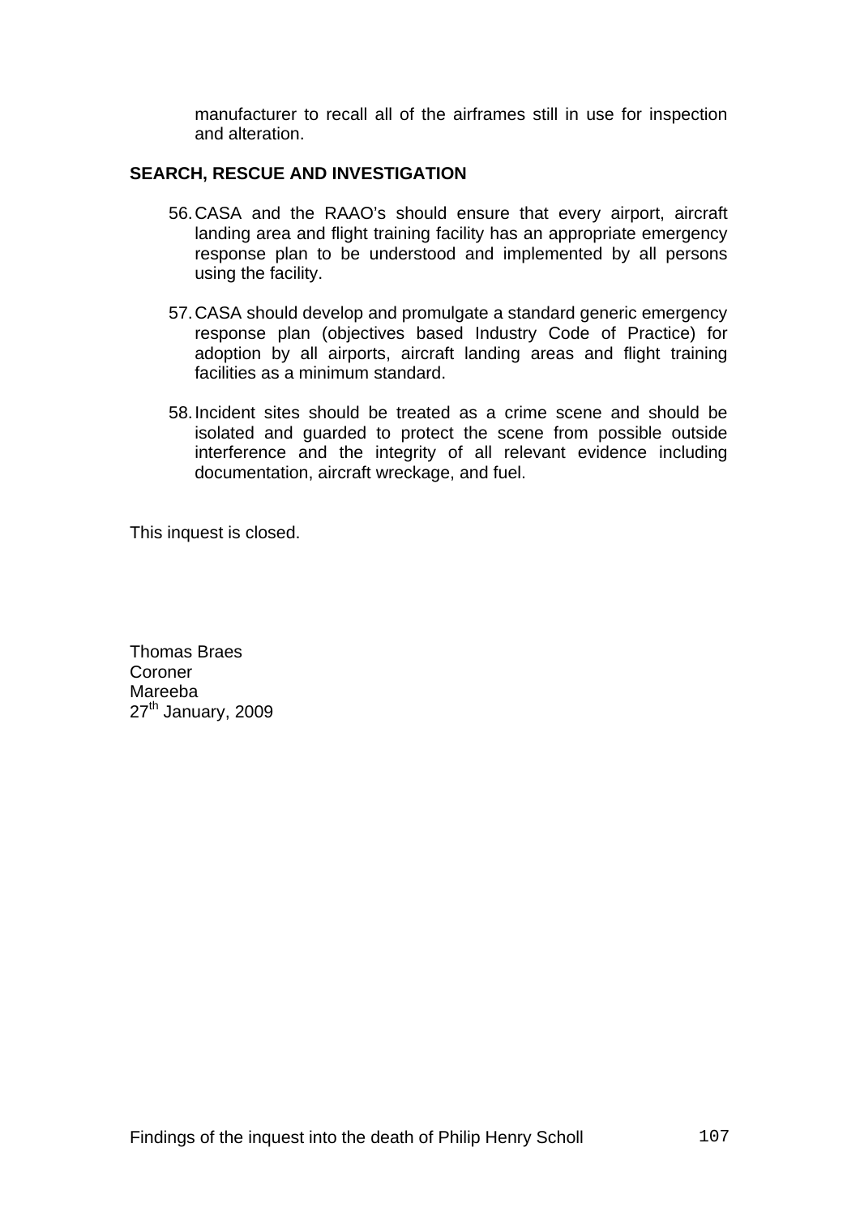manufacturer to recall all of the airframes still in use for inspection and alteration.

**SEARCH, RESCUE AND INVESTIGATION**

56. CASA and the RAAO's should ensure that every airport, aircraft landing area and flight training facility has an appropriate emergency response plan to be understood and implemented by all persons using the facility.

57. CASA should develop and promulgate a standard generic emergency response plan (objectives based Industry Code of Practice) for adoption by all airports, aircraft landing areas and flight training facilities as a minimum standard.

58. Incident sites should be treated as a crime scene and should be isolated and guarded to protect the scene from possible outside interference and the integrity of all relevant evidence including documentation, aircraft wreckage, and fuel.

This inquest is closed.

Thomas Braes
Coroner
Mareeba
27th January, 2009